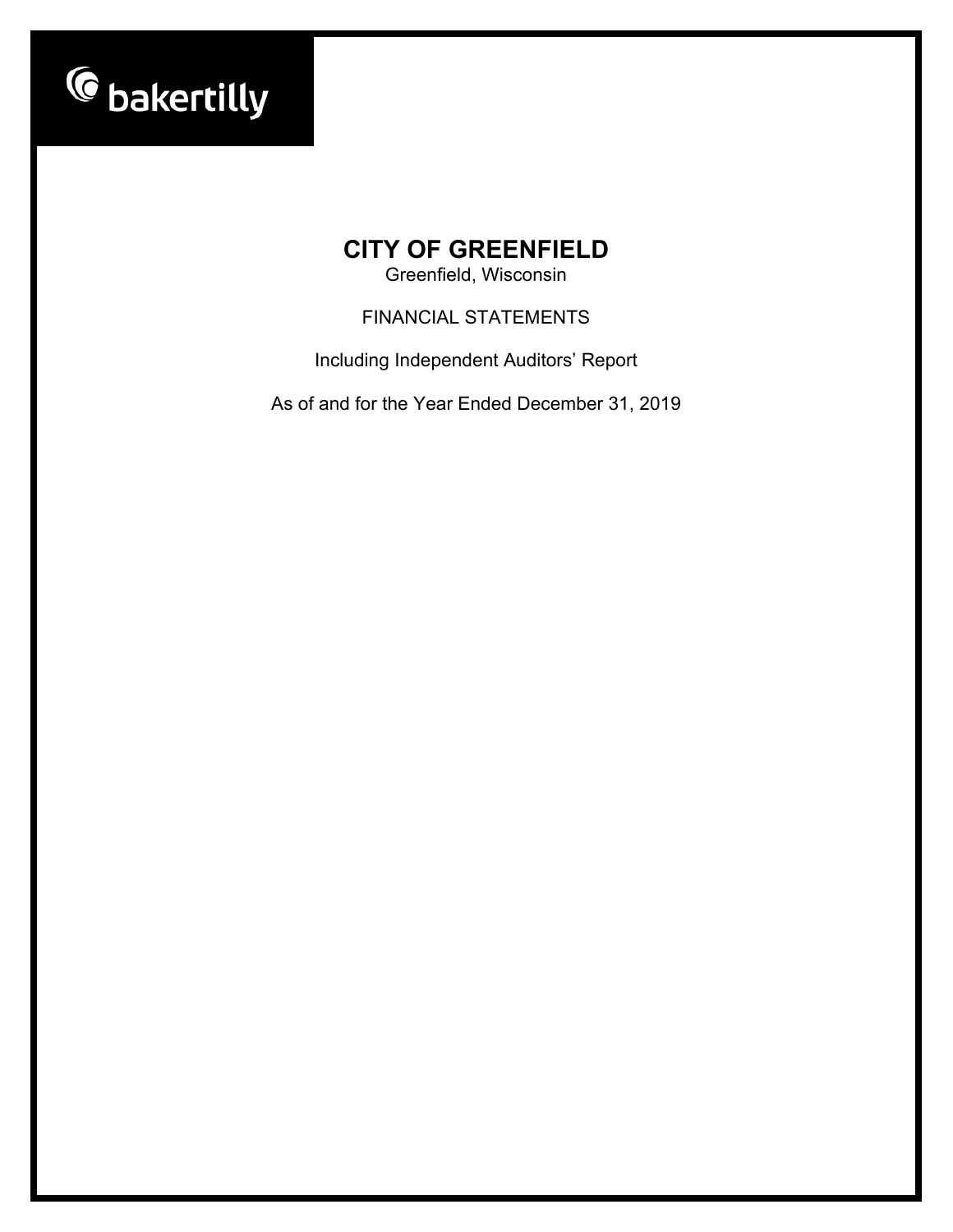bakertilly

# CITY OF GREENFIELD

Greenfield, Wisconsin

FINANCIAL STATEMENTS

Including Independent Auditors' Report

As of and for the Year Ended December 31, 2019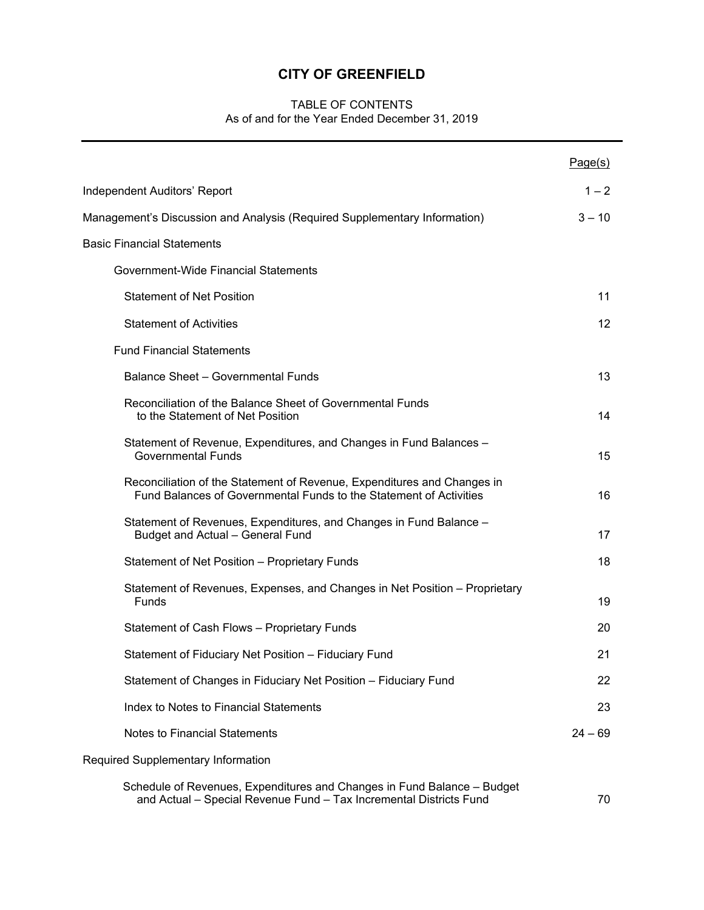# CITY OF GREENFIELD

TABLE OF CONTENTS
As of and for the Year Ended December 31, 2019

| | Page(s) |
|---|---|
| Independent Auditors' Report | 1 – 2 |
| Management's Discussion and Analysis (Required Supplementary Information) | 3 – 10 |
| Basic Financial Statements | |
| Government-Wide Financial Statements | |
| Statement of Net Position | 11 |
| Statement of Activities | 12 |
| Fund Financial Statements | |
| Balance Sheet – Governmental Funds | 13 |
| Reconciliation of the Balance Sheet of Governmental Funds to the Statement of Net Position | 14 |
| Statement of Revenue, Expenditures, and Changes in Fund Balances – Governmental Funds | 15 |
| Reconciliation of the Statement of Revenue, Expenditures and Changes in Fund Balances of Governmental Funds to the Statement of Activities | 16 |
| Statement of Revenues, Expenditures, and Changes in Fund Balance – Budget and Actual – General Fund | 17 |
| Statement of Net Position – Proprietary Funds | 18 |
| Statement of Revenues, Expenses, and Changes in Net Position – Proprietary Funds | 19 |
| Statement of Cash Flows – Proprietary Funds | 20 |
| Statement of Fiduciary Net Position – Fiduciary Fund | 21 |
| Statement of Changes in Fiduciary Net Position – Fiduciary Fund | 22 |
| Index to Notes to Financial Statements | 23 |
| Notes to Financial Statements | 24 – 69 |
| Required Supplementary Information | |
| Schedule of Revenues, Expenditures and Changes in Fund Balance – Budget and Actual – Special Revenue Fund – Tax Incremental Districts Fund | 70 |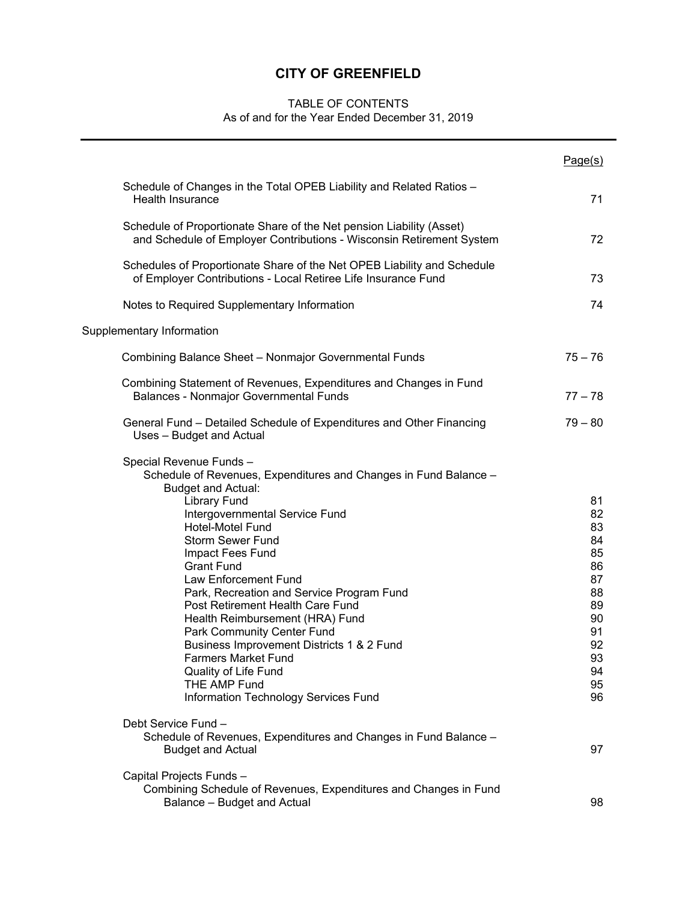# CITY OF GREENFIELD

TABLE OF CONTENTS
As of and for the Year Ended December 31, 2019

| | Page(s) |
|---|---|
| Schedule of Changes in the Total OPEB Liability and Related Ratios – Health Insurance | 71 |
| Schedule of Proportionate Share of the Net pension Liability (Asset) and Schedule of Employer Contributions - Wisconsin Retirement System | 72 |
| Schedules of Proportionate Share of the Net OPEB Liability and Schedule of Employer Contributions - Local Retiree Life Insurance Fund | 73 |
| Notes to Required Supplementary Information | 74 |
| **Supplementary Information** | |
| Combining Balance Sheet – Nonmajor Governmental Funds | 75 – 76 |
| Combining Statement of Revenues, Expenditures and Changes in Fund Balances - Nonmajor Governmental Funds | 77 – 78 |
| General Fund – Detailed Schedule of Expenditures and Other Financing Uses – Budget and Actual | 79 – 80 |
| Special Revenue Funds – Schedule of Revenues, Expenditures and Changes in Fund Balance – Budget and Actual: | |
| Library Fund | 81 |
| Intergovernmental Service Fund | 82 |
| Hotel-Motel Fund | 83 |
| Storm Sewer Fund | 84 |
| Impact Fees Fund | 85 |
| Grant Fund | 86 |
| Law Enforcement Fund | 87 |
| Park, Recreation and Service Program Fund | 88 |
| Post Retirement Health Care Fund | 89 |
| Health Reimbursement (HRA) Fund | 90 |
| Park Community Center Fund | 91 |
| Business Improvement Districts 1 & 2 Fund | 92 |
| Farmers Market Fund | 93 |
| Quality of Life Fund | 94 |
| THE AMP Fund | 95 |
| Information Technology Services Fund | 96 |
| Debt Service Fund – Schedule of Revenues, Expenditures and Changes in Fund Balance – Budget and Actual | 97 |
| Capital Projects Funds – Combining Schedule of Revenues, Expenditures and Changes in Fund Balance – Budget and Actual | 98 |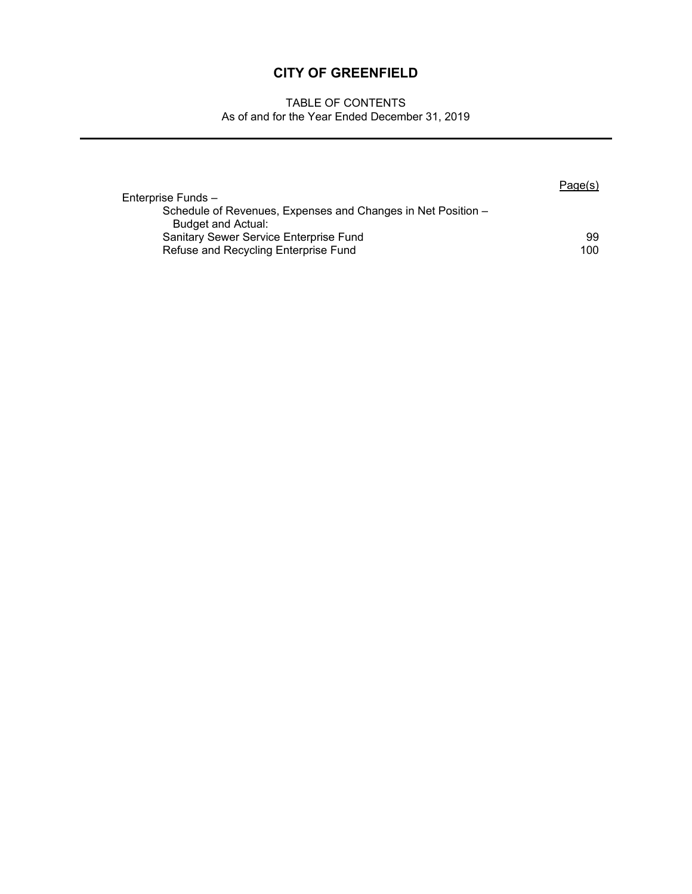# CITY OF GREENFIELD

TABLE OF CONTENTS
As of and for the Year Ended December 31, 2019

| | Page(s) |
|---|---|
| Enterprise Funds – | |
| Schedule of Revenues, Expenses and Changes in Net Position – Budget and Actual: | |
| Sanitary Sewer Service Enterprise Fund | 99 |
| Refuse and Recycling Enterprise Fund | 100 |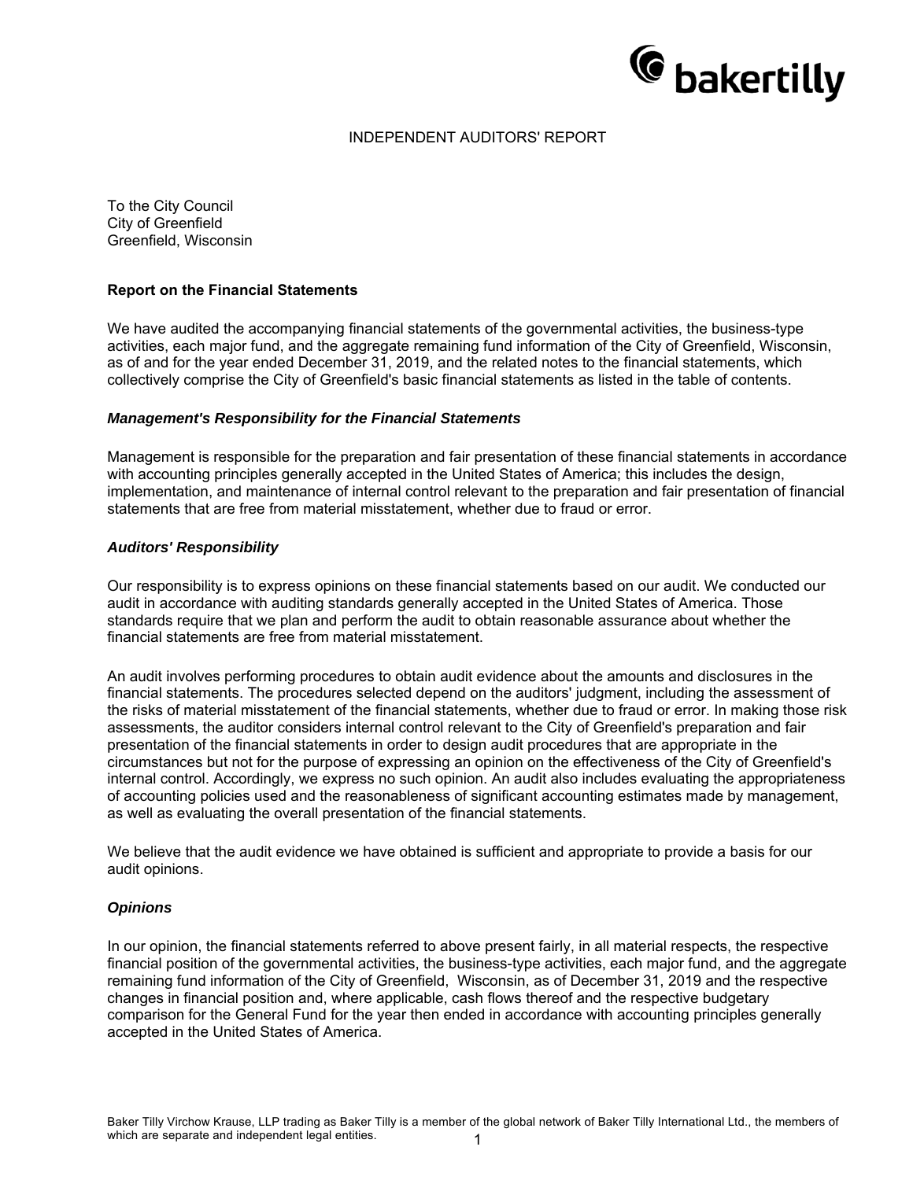INDEPENDENT AUDITORS' REPORT

To the City Council
City of Greenfield
Greenfield, Wisconsin

**Report on the Financial Statements**

We have audited the accompanying financial statements of the governmental activities, the business-type activities, each major fund, and the aggregate remaining fund information of the City of Greenfield, Wisconsin, as of and for the year ended December 31, 2019, and the related notes to the financial statements, which collectively comprise the City of Greenfield's basic financial statements as listed in the table of contents.

***Management's Responsibility for the Financial Statements***

Management is responsible for the preparation and fair presentation of these financial statements in accordance with accounting principles generally accepted in the United States of America; this includes the design, implementation, and maintenance of internal control relevant to the preparation and fair presentation of financial statements that are free from material misstatement, whether due to fraud or error.

***Auditors' Responsibility***

Our responsibility is to express opinions on these financial statements based on our audit. We conducted our audit in accordance with auditing standards generally accepted in the United States of America. Those standards require that we plan and perform the audit to obtain reasonable assurance about whether the financial statements are free from material misstatement.

An audit involves performing procedures to obtain audit evidence about the amounts and disclosures in the financial statements. The procedures selected depend on the auditors' judgment, including the assessment of the risks of material misstatement of the financial statements, whether due to fraud or error. In making those risk assessments, the auditor considers internal control relevant to the City of Greenfield's preparation and fair presentation of the financial statements in order to design audit procedures that are appropriate in the circumstances but not for the purpose of expressing an opinion on the effectiveness of the City of Greenfield's internal control. Accordingly, we express no such opinion. An audit also includes evaluating the appropriateness of accounting policies used and the reasonableness of significant accounting estimates made by management, as well as evaluating the overall presentation of the financial statements.

We believe that the audit evidence we have obtained is sufficient and appropriate to provide a basis for our audit opinions.

***Opinions***

In our opinion, the financial statements referred to above present fairly, in all material respects, the respective financial position of the governmental activities, the business-type activities, each major fund, and the aggregate remaining fund information of the City of Greenfield, Wisconsin, as of December 31, 2019 and the respective changes in financial position and, where applicable, cash flows thereof and the respective budgetary comparison for the General Fund for the year then ended in accordance with accounting principles generally accepted in the United States of America.

Baker Tilly Virchow Krause, LLP trading as Baker Tilly is a member of the global network of Baker Tilly International Ltd., the members of which are separate and independent legal entities.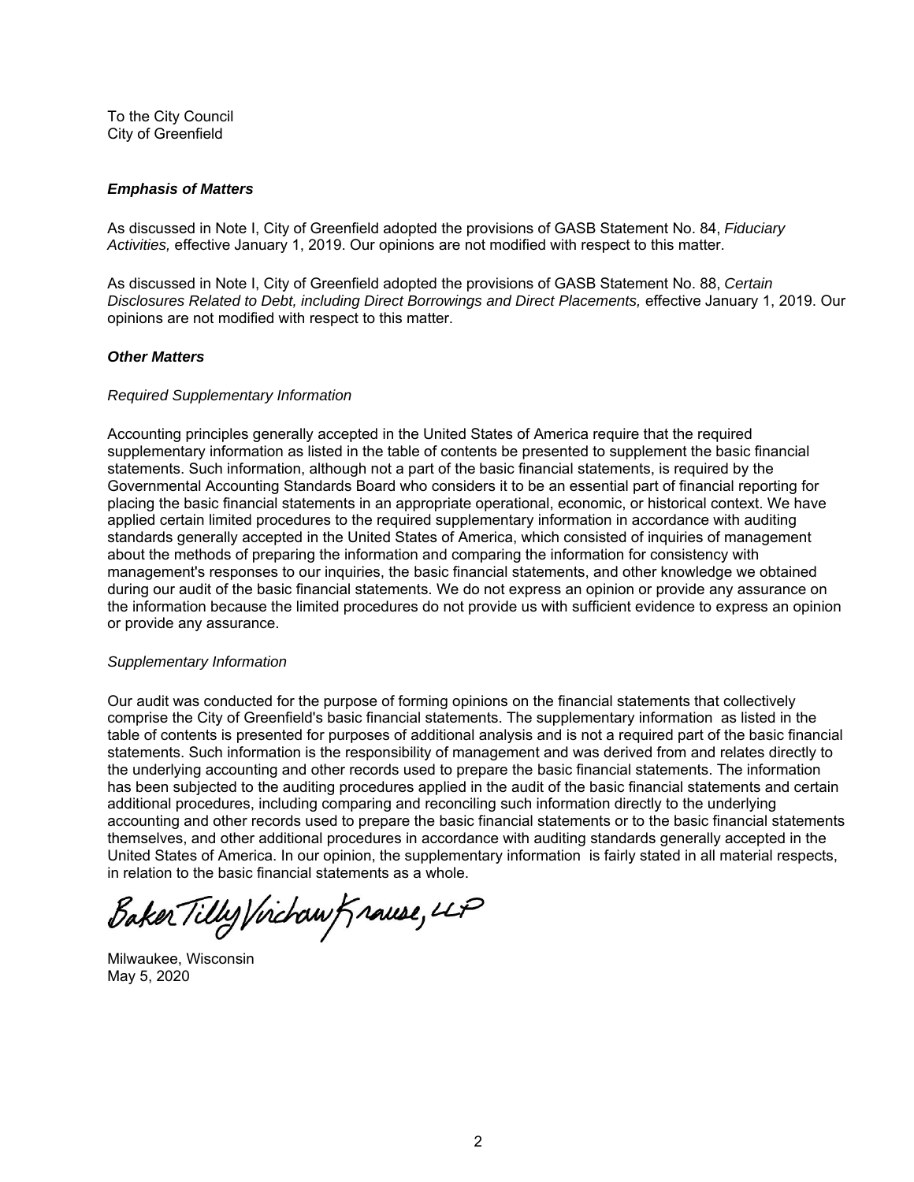To the City Council
City of Greenfield

***Emphasis of Matters***

As discussed in Note I, City of Greenfield adopted the provisions of GASB Statement No. 84, *Fiduciary Activities,* effective January 1, 2019. Our opinions are not modified with respect to this matter.

As discussed in Note I, City of Greenfield adopted the provisions of GASB Statement No. 88, *Certain Disclosures Related to Debt, including Direct Borrowings and Direct Placements,* effective January 1, 2019. Our opinions are not modified with respect to this matter.

***Other Matters***

*Required Supplementary Information*

Accounting principles generally accepted in the United States of America require that the required supplementary information as listed in the table of contents be presented to supplement the basic financial statements. Such information, although not a part of the basic financial statements, is required by the Governmental Accounting Standards Board who considers it to be an essential part of financial reporting for placing the basic financial statements in an appropriate operational, economic, or historical context. We have applied certain limited procedures to the required supplementary information in accordance with auditing standards generally accepted in the United States of America, which consisted of inquiries of management about the methods of preparing the information and comparing the information for consistency with management's responses to our inquiries, the basic financial statements, and other knowledge we obtained during our audit of the basic financial statements. We do not express an opinion or provide any assurance on the information because the limited procedures do not provide us with sufficient evidence to express an opinion or provide any assurance.

*Supplementary Information*

Our audit was conducted for the purpose of forming opinions on the financial statements that collectively comprise the City of Greenfield's basic financial statements. The supplementary information as listed in the table of contents is presented for purposes of additional analysis and is not a required part of the basic financial statements. Such information is the responsibility of management and was derived from and relates directly to the underlying accounting and other records used to prepare the basic financial statements. The information has been subjected to the auditing procedures applied in the audit of the basic financial statements and certain additional procedures, including comparing and reconciling such information directly to the underlying accounting and other records used to prepare the basic financial statements or to the basic financial statements themselves, and other additional procedures in accordance with auditing standards generally accepted in the United States of America. In our opinion, the supplementary information is fairly stated in all material respects, in relation to the basic financial statements as a whole.

Baker Tilly Virchow Krause, LLP

Milwaukee, Wisconsin
May 5, 2020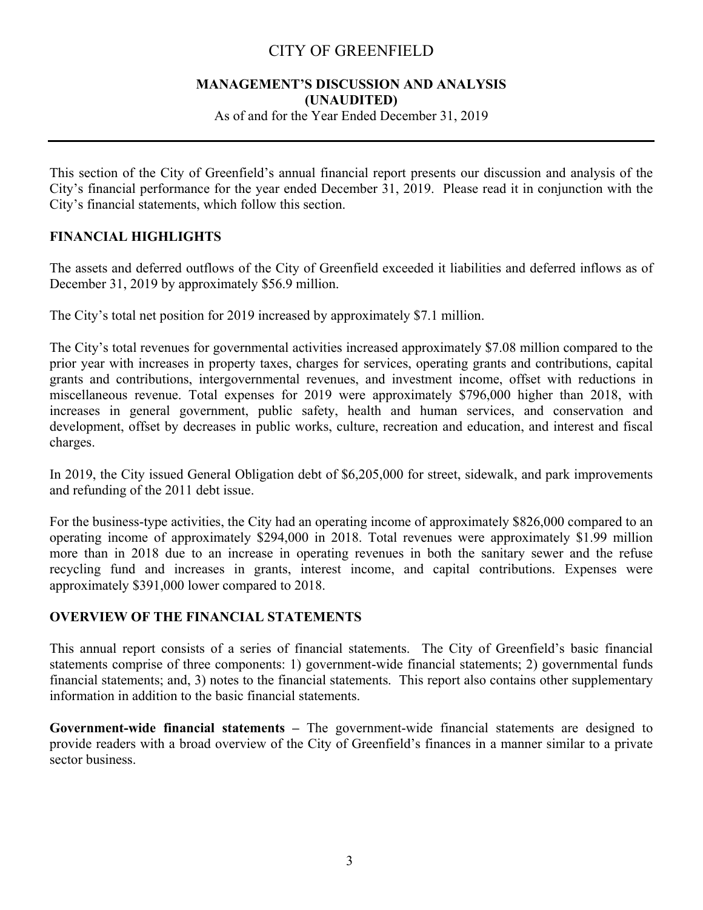# CITY OF GREENFIELD

## MANAGEMENT'S DISCUSSION AND ANALYSIS (UNAUDITED)

As of and for the Year Ended December 31, 2019

This section of the City of Greenfield's annual financial report presents our discussion and analysis of the City's financial performance for the year ended December 31, 2019. Please read it in conjunction with the City's financial statements, which follow this section.

### FINANCIAL HIGHLIGHTS

The assets and deferred outflows of the City of Greenfield exceeded it liabilities and deferred inflows as of December 31, 2019 by approximately $56.9 million.

The City's total net position for 2019 increased by approximately $7.1 million.

The City's total revenues for governmental activities increased approximately $7.08 million compared to the prior year with increases in property taxes, charges for services, operating grants and contributions, capital grants and contributions, intergovernmental revenues, and investment income, offset with reductions in miscellaneous revenue. Total expenses for 2019 were approximately $796,000 higher than 2018, with increases in general government, public safety, health and human services, and conservation and development, offset by decreases in public works, culture, recreation and education, and interest and fiscal charges.

In 2019, the City issued General Obligation debt of $6,205,000 for street, sidewalk, and park improvements and refunding of the 2011 debt issue.

For the business-type activities, the City had an operating income of approximately $826,000 compared to an operating income of approximately $294,000 in 2018. Total revenues were approximately $1.99 million more than in 2018 due to an increase in operating revenues in both the sanitary sewer and the refuse recycling fund and increases in grants, interest income, and capital contributions. Expenses were approximately $391,000 lower compared to 2018.

### OVERVIEW OF THE FINANCIAL STATEMENTS

This annual report consists of a series of financial statements. The City of Greenfield's basic financial statements comprise of three components: 1) government-wide financial statements; 2) governmental funds financial statements; and, 3) notes to the financial statements. This report also contains other supplementary information in addition to the basic financial statements.

**Government-wide financial statements –** The government-wide financial statements are designed to provide readers with a broad overview of the City of Greenfield's finances in a manner similar to a private sector business.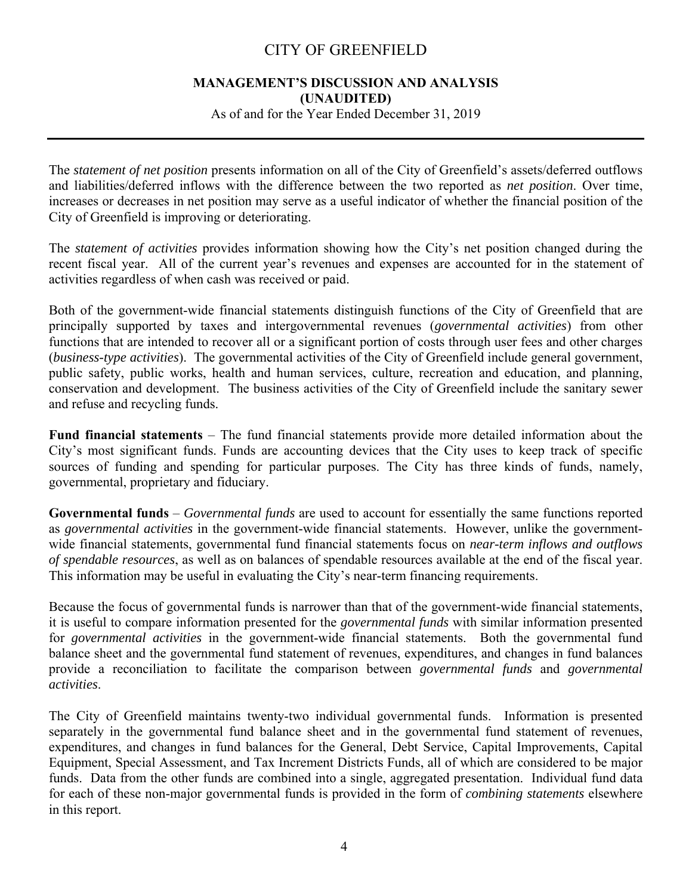The *statement of net position* presents information on all of the City of Greenfield's assets/deferred outflows and liabilities/deferred inflows with the difference between the two reported as *net position*. Over time, increases or decreases in net position may serve as a useful indicator of whether the financial position of the City of Greenfield is improving or deteriorating.

The *statement of activities* provides information showing how the City's net position changed during the recent fiscal year. All of the current year's revenues and expenses are accounted for in the statement of activities regardless of when cash was received or paid.

Both of the government-wide financial statements distinguish functions of the City of Greenfield that are principally supported by taxes and intergovernmental revenues (*governmental activities*) from other functions that are intended to recover all or a significant portion of costs through user fees and other charges (*business-type activities*). The governmental activities of the City of Greenfield include general government, public safety, public works, health and human services, culture, recreation and education, and planning, conservation and development. The business activities of the City of Greenfield include the sanitary sewer and refuse and recycling funds.

**Fund financial statements** – The fund financial statements provide more detailed information about the City's most significant funds. Funds are accounting devices that the City uses to keep track of specific sources of funding and spending for particular purposes. The City has three kinds of funds, namely, governmental, proprietary and fiduciary.

**Governmental funds** – *Governmental funds* are used to account for essentially the same functions reported as *governmental activities* in the government-wide financial statements. However, unlike the government-wide financial statements, governmental fund financial statements focus on *near-term inflows and outflows of spendable resources*, as well as on balances of spendable resources available at the end of the fiscal year. This information may be useful in evaluating the City's near-term financing requirements.

Because the focus of governmental funds is narrower than that of the government-wide financial statements, it is useful to compare information presented for the *governmental funds* with similar information presented for *governmental activities* in the government-wide financial statements. Both the governmental fund balance sheet and the governmental fund statement of revenues, expenditures, and changes in fund balances provide a reconciliation to facilitate the comparison between *governmental funds* and *governmental activities*.

The City of Greenfield maintains twenty-two individual governmental funds. Information is presented separately in the governmental fund balance sheet and in the governmental fund statement of revenues, expenditures, and changes in fund balances for the General, Debt Service, Capital Improvements, Capital Equipment, Special Assessment, and Tax Increment Districts Funds, all of which are considered to be major funds. Data from the other funds are combined into a single, aggregated presentation. Individual fund data for each of these non-major governmental funds is provided in the form of *combining statements* elsewhere in this report.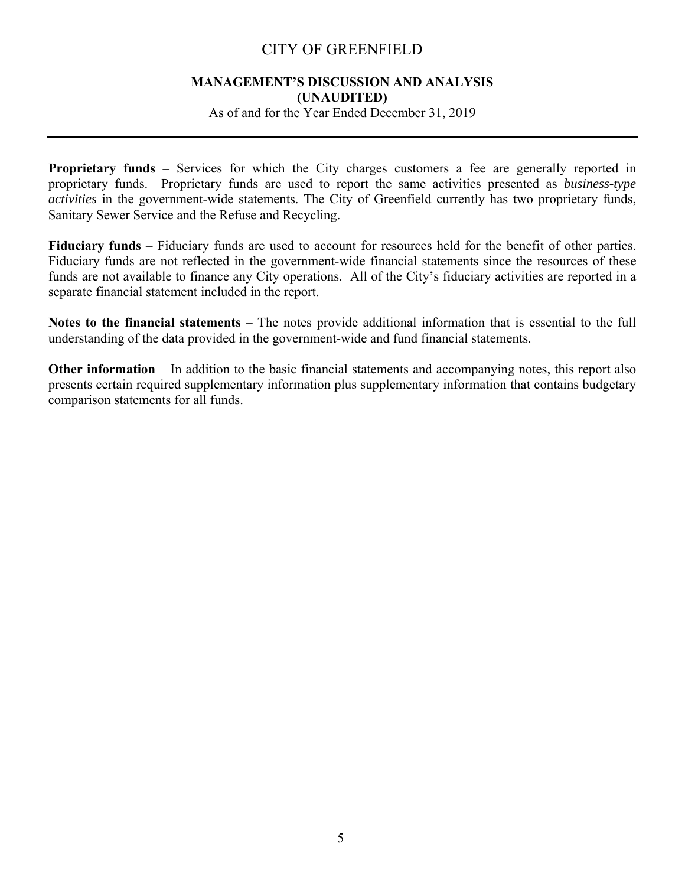**Proprietary funds** – Services for which the City charges customers a fee are generally reported in proprietary funds. Proprietary funds are used to report the same activities presented as *business-type activities* in the government-wide statements. The City of Greenfield currently has two proprietary funds, Sanitary Sewer Service and the Refuse and Recycling.

**Fiduciary funds** – Fiduciary funds are used to account for resources held for the benefit of other parties. Fiduciary funds are not reflected in the government-wide financial statements since the resources of these funds are not available to finance any City operations. All of the City's fiduciary activities are reported in a separate financial statement included in the report.

**Notes to the financial statements** – The notes provide additional information that is essential to the full understanding of the data provided in the government-wide and fund financial statements.

**Other information** – In addition to the basic financial statements and accompanying notes, this report also presents certain required supplementary information plus supplementary information that contains budgetary comparison statements for all funds.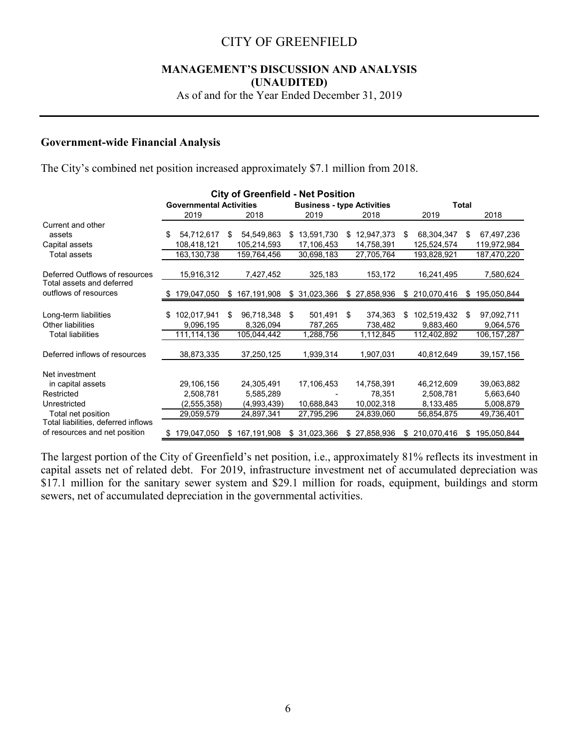## Government-wide Financial Analysis

The City's combined net position increased approximately $7.1 million from 2018.

**City of Greenfield - Net Position**

| | Governmental Activities | | Business - type Activities | | Total | |
|---|---|---|---|---|---|---|
| | 2019 | 2018 | 2019 | 2018 | 2019 | 2018 |
| Current and other assets | $ 54,712,617 | $ 54,549,863 | $ 13,591,730 | $ 12,947,373 | $ 68,304,347 | $ 67,497,236 |
| Capital assets | 108,418,121 | 105,214,593 | 17,106,453 | 14,758,391 | 125,524,574 | 119,972,984 |
| Total assets | 163,130,738 | 159,764,456 | 30,698,183 | 27,705,764 | 193,828,921 | 187,470,220 |
| Deferred Outflows of resources | 15,916,312 | 7,427,452 | 325,183 | 153,172 | 16,241,495 | 7,580,624 |
| Total assets and deferred outflows of resources | $ 179,047,050 | $ 167,191,908 | $ 31,023,366 | $ 27,858,936 | $ 210,070,416 | $ 195,050,844 |
| Long-term liabilities | $ 102,017,941 | $ 96,718,348 | $ 501,491 | $ 374,363 | $ 102,519,432 | $ 97,092,711 |
| Other liabilities | 9,096,195 | 8,326,094 | 787,265 | 738,482 | 9,883,460 | 9,064,576 |
| Total liabilities | 111,114,136 | 105,044,442 | 1,288,756 | 1,112,845 | 112,402,892 | 106,157,287 |
| Deferred inflows of resources | 38,873,335 | 37,250,125 | 1,939,314 | 1,907,031 | 40,812,649 | 39,157,156 |
| Net investment in capital assets | 29,106,156 | 24,305,491 | 17,106,453 | 14,758,391 | 46,212,609 | 39,063,882 |
| Restricted | 2,508,781 | 5,585,289 | - | 78,351 | 2,508,781 | 5,663,640 |
| Unrestricted | (2,555,358) | (4,993,439) | 10,688,843 | 10,002,318 | 8,133,485 | 5,008,879 |
| Total net position | 29,059,579 | 24,897,341 | 27,795,296 | 24,839,060 | 56,854,875 | 49,736,401 |
| Total liabilities, deferred inflows of resources and net position | $ 179,047,050 | $ 167,191,908 | $ 31,023,366 | $ 27,858,936 | $ 210,070,416 | $ 195,050,844 |

The largest portion of the City of Greenfield's net position, i.e., approximately 81% reflects its investment in capital assets net of related debt. For 2019, infrastructure investment net of accumulated depreciation was $17.1 million for the sanitary sewer system and $29.1 million for roads, equipment, buildings and storm sewers, net of accumulated depreciation in the governmental activities.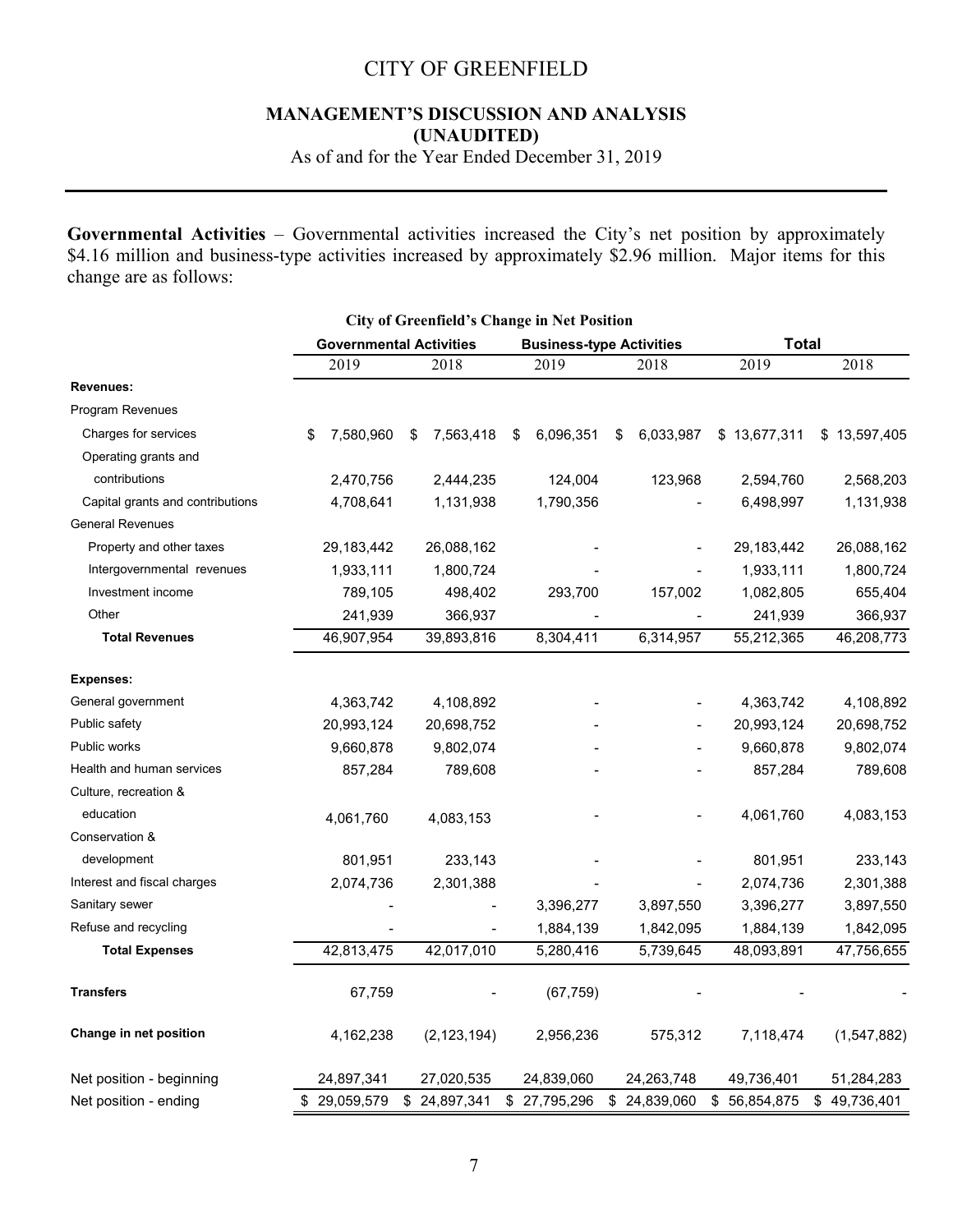# CITY OF GREENFIELD

## MANAGEMENT'S DISCUSSION AND ANALYSIS (UNAUDITED)

As of and for the Year Ended December 31, 2019

**Governmental Activities** – Governmental activities increased the City's net position by approximately $4.16 million and business-type activities increased by approximately $2.96 million. Major items for this change are as follows:

**City of Greenfield's Change in Net Position**

| | Governmental Activities | | Business-type Activities | | Total | |
|---|---|---|---|---|---|---|
| | 2019 | 2018 | 2019 | 2018 | 2019 | 2018 |
| **Revenues:** | | | | | | |
| Program Revenues | | | | | | |
| Charges for services | $ 7,580,960 | $ 7,563,418 | $ 6,096,351 | $ 6,033,987 | $ 13,677,311 | $ 13,597,405 |
| Operating grants and contributions | 2,470,756 | 2,444,235 | 124,004 | 123,968 | 2,594,760 | 2,568,203 |
| Capital grants and contributions | 4,708,641 | 1,131,938 | 1,790,356 | - | 6,498,997 | 1,131,938 |
| General Revenues | | | | | | |
| Property and other taxes | 29,183,442 | 26,088,162 | - | - | 29,183,442 | 26,088,162 |
| Intergovernmental revenues | 1,933,111 | 1,800,724 | - | - | 1,933,111 | 1,800,724 |
| Investment income | 789,105 | 498,402 | 293,700 | 157,002 | 1,082,805 | 655,404 |
| Other | 241,939 | 366,937 | - | - | 241,939 | 366,937 |
| **Total Revenues** | 46,907,954 | 39,893,816 | 8,304,411 | 6,314,957 | 55,212,365 | 46,208,773 |
| **Expenses:** | | | | | | |
| General government | 4,363,742 | 4,108,892 | - | - | 4,363,742 | 4,108,892 |
| Public safety | 20,993,124 | 20,698,752 | - | - | 20,993,124 | 20,698,752 |
| Public works | 9,660,878 | 9,802,074 | - | - | 9,660,878 | 9,802,074 |
| Health and human services | 857,284 | 789,608 | - | - | 857,284 | 789,608 |
| Culture, recreation & education | 4,061,760 | 4,083,153 | - | - | 4,061,760 | 4,083,153 |
| Conservation & development | 801,951 | 233,143 | - | - | 801,951 | 233,143 |
| Interest and fiscal charges | 2,074,736 | 2,301,388 | - | - | 2,074,736 | 2,301,388 |
| Sanitary sewer | - | - | 3,396,277 | 3,897,550 | 3,396,277 | 3,897,550 |
| Refuse and recycling | - | - | 1,884,139 | 1,842,095 | 1,884,139 | 1,842,095 |
| **Total Expenses** | 42,813,475 | 42,017,010 | 5,280,416 | 5,739,645 | 48,093,891 | 47,756,655 |
| **Transfers** | 67,759 | - | (67,759) | - | - | - |
| **Change in net position** | 4,162,238 | (2,123,194) | 2,956,236 | 575,312 | 7,118,474 | (1,547,882) |
| Net position - beginning | 24,897,341 | 27,020,535 | 24,839,060 | 24,263,748 | 49,736,401 | 51,284,283 |
| Net position - ending | $ 29,059,579 | $ 24,897,341 | $ 27,795,296 | $ 24,839,060 | $ 56,854,875 | $ 49,736,401 |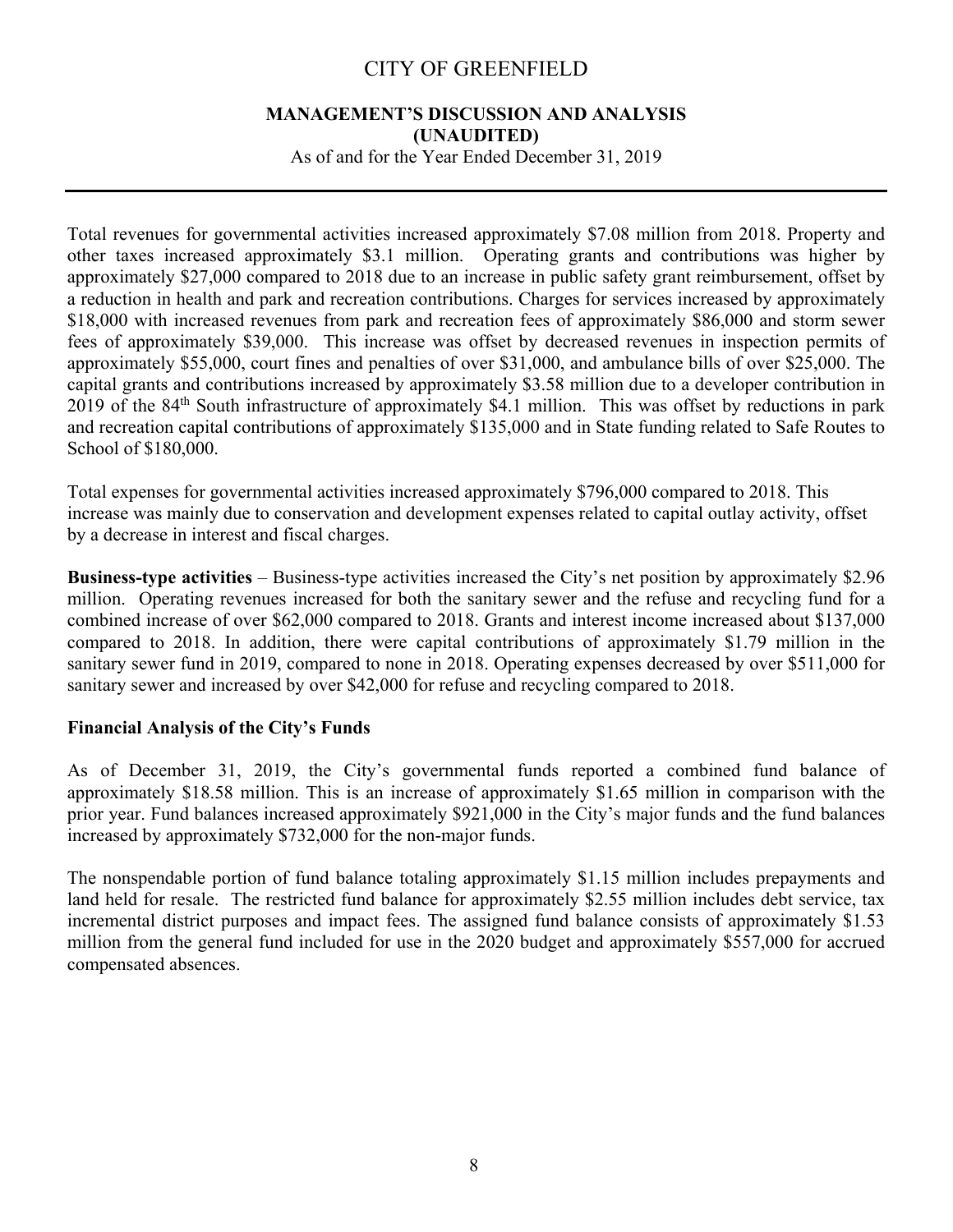Total revenues for governmental activities increased approximately $7.08 million from 2018. Property and other taxes increased approximately $3.1 million. Operating grants and contributions was higher by approximately $27,000 compared to 2018 due to an increase in public safety grant reimbursement, offset by a reduction in health and park and recreation contributions. Charges for services increased by approximately $18,000 with increased revenues from park and recreation fees of approximately $86,000 and storm sewer fees of approximately $39,000. This increase was offset by decreased revenues in inspection permits of approximately $55,000, court fines and penalties of over $31,000, and ambulance bills of over $25,000. The capital grants and contributions increased by approximately $3.58 million due to a developer contribution in 2019 of the 84th South infrastructure of approximately $4.1 million. This was offset by reductions in park and recreation capital contributions of approximately $135,000 and in State funding related to Safe Routes to School of $180,000.

Total expenses for governmental activities increased approximately $796,000 compared to 2018. This increase was mainly due to conservation and development expenses related to capital outlay activity, offset by a decrease in interest and fiscal charges.

**Business-type activities** – Business-type activities increased the City's net position by approximately $2.96 million. Operating revenues increased for both the sanitary sewer and the refuse and recycling fund for a combined increase of over $62,000 compared to 2018. Grants and interest income increased about $137,000 compared to 2018. In addition, there were capital contributions of approximately $1.79 million in the sanitary sewer fund in 2019, compared to none in 2018. Operating expenses decreased by over $511,000 for sanitary sewer and increased by over $42,000 for refuse and recycling compared to 2018.

## Financial Analysis of the City's Funds

As of December 31, 2019, the City's governmental funds reported a combined fund balance of approximately $18.58 million. This is an increase of approximately $1.65 million in comparison with the prior year. Fund balances increased approximately $921,000 in the City's major funds and the fund balances increased by approximately $732,000 for the non-major funds.

The nonspendable portion of fund balance totaling approximately $1.15 million includes prepayments and land held for resale. The restricted fund balance for approximately $2.55 million includes debt service, tax incremental district purposes and impact fees. The assigned fund balance consists of approximately $1.53 million from the general fund included for use in the 2020 budget and approximately $557,000 for accrued compensated absences.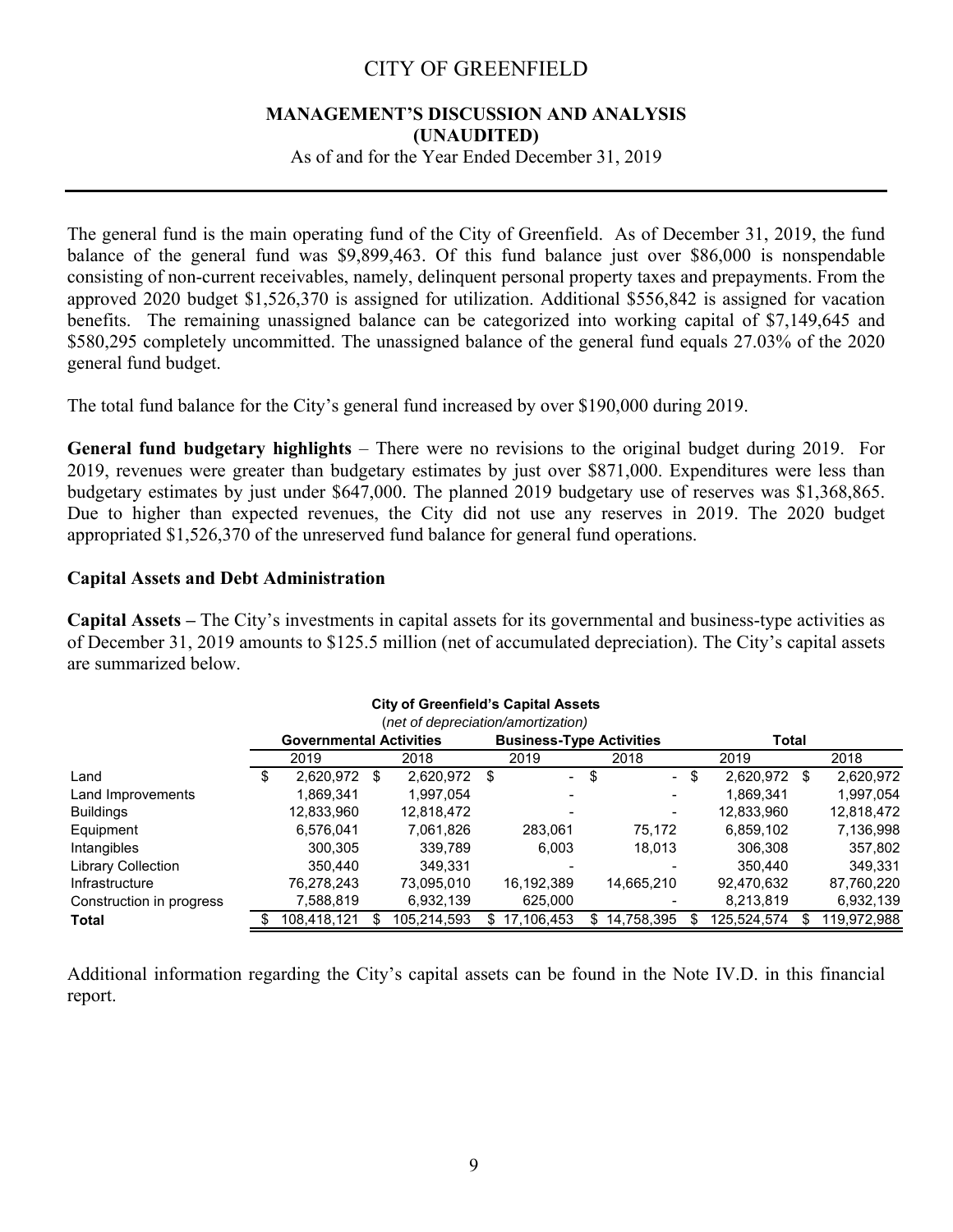The general fund is the main operating fund of the City of Greenfield. As of December 31, 2019, the fund balance of the general fund was $9,899,463. Of this fund balance just over $86,000 is nonspendable consisting of non-current receivables, namely, delinquent personal property taxes and prepayments. From the approved 2020 budget $1,526,370 is assigned for utilization. Additional $556,842 is assigned for vacation benefits. The remaining unassigned balance can be categorized into working capital of $7,149,645 and $580,295 completely uncommitted. The unassigned balance of the general fund equals 27.03% of the 2020 general fund budget.

The total fund balance for the City's general fund increased by over $190,000 during 2019.

**General fund budgetary highlights** – There were no revisions to the original budget during 2019. For 2019, revenues were greater than budgetary estimates by just over $871,000. Expenditures were less than budgetary estimates by just under $647,000. The planned 2019 budgetary use of reserves was $1,368,865. Due to higher than expected revenues, the City did not use any reserves in 2019. The 2020 budget appropriated $1,526,370 of the unreserved fund balance for general fund operations.

### Capital Assets and Debt Administration

**Capital Assets –** The City's investments in capital assets for its governmental and business-type activities as of December 31, 2019 amounts to $125.5 million (net of accumulated depreciation). The City's capital assets are summarized below.

**City of Greenfield's Capital Assets**
*(net of depreciation/amortization)*

| | Governmental Activities | | Business-Type Activities | | Total | |
|---|---|---|---|---|---|---|
| | 2019 | 2018 | 2019 | 2018 | 2019 | 2018 |
| Land | $ 2,620,972 | $ 2,620,972 | $ - | $ - | $ 2,620,972 | $ 2,620,972 |
| Land Improvements | 1,869,341 | 1,997,054 | - | - | 1,869,341 | 1,997,054 |
| Buildings | 12,833,960 | 12,818,472 | - | - | 12,833,960 | 12,818,472 |
| Equipment | 6,576,041 | 7,061,826 | 283,061 | 75,172 | 6,859,102 | 7,136,998 |
| Intangibles | 300,305 | 339,789 | 6,003 | 18,013 | 306,308 | 357,802 |
| Library Collection | 350,440 | 349,331 | - | - | 350,440 | 349,331 |
| Infrastructure | 76,278,243 | 73,095,010 | 16,192,389 | 14,665,210 | 92,470,632 | 87,760,220 |
| Construction in progress | 7,588,819 | 6,932,139 | 625,000 | - | 8,213,819 | 6,932,139 |
| **Total** | $ 108,418,121 | $ 105,214,593 | $ 17,106,453 | $ 14,758,395 | $ 125,524,574 | $ 119,972,988 |

Additional information regarding the City's capital assets can be found in the Note IV.D. in this financial report.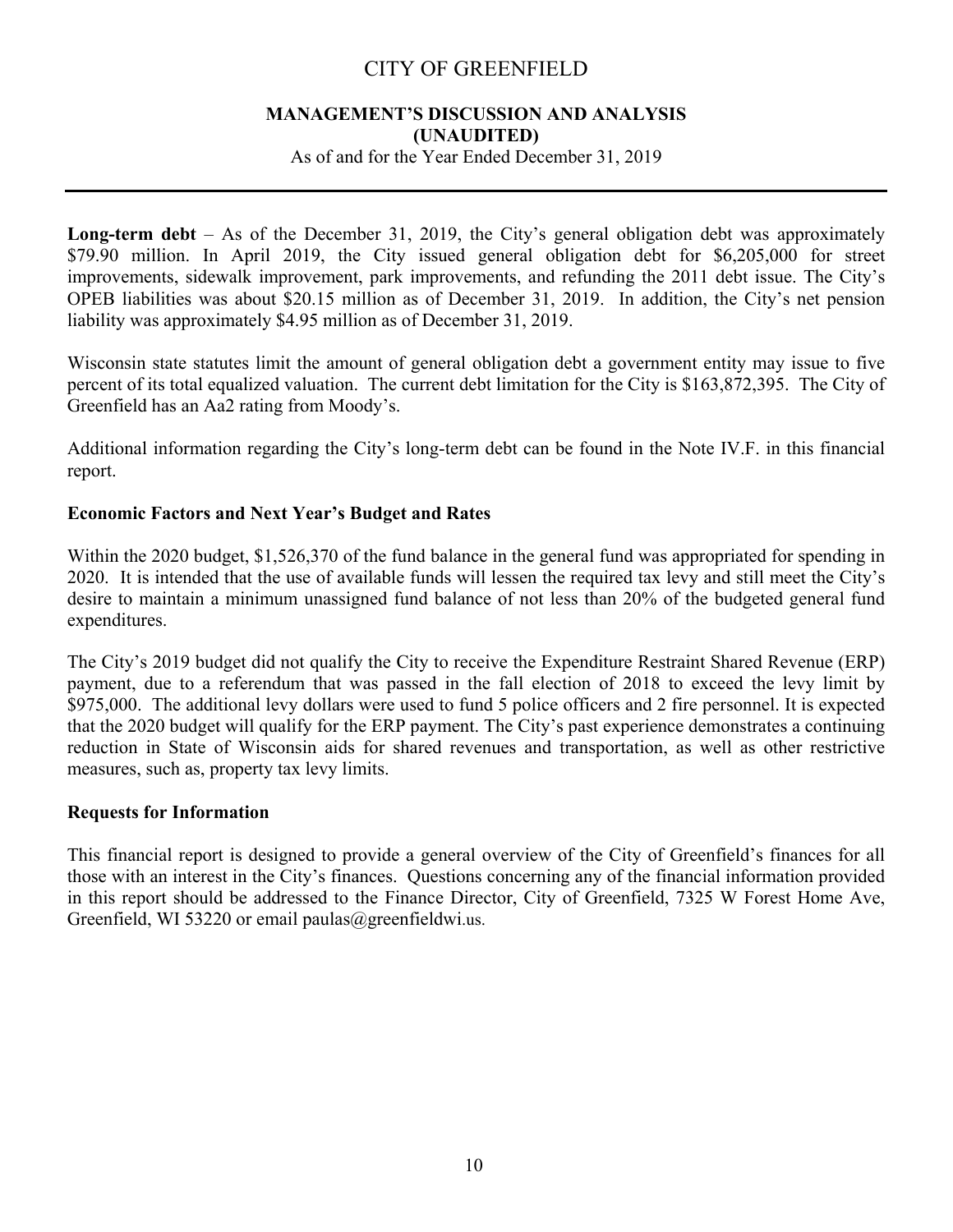**Long-term debt** – As of the December 31, 2019, the City's general obligation debt was approximately \$79.90 million. In April 2019, the City issued general obligation debt for \$6,205,000 for street improvements, sidewalk improvement, park improvements, and refunding the 2011 debt issue. The City's OPEB liabilities was about \$20.15 million as of December 31, 2019. In addition, the City's net pension liability was approximately \$4.95 million as of December 31, 2019.

Wisconsin state statutes limit the amount of general obligation debt a government entity may issue to five percent of its total equalized valuation. The current debt limitation for the City is \$163,872,395. The City of Greenfield has an Aa2 rating from Moody's.

Additional information regarding the City's long-term debt can be found in the Note IV.F. in this financial report.

### Economic Factors and Next Year's Budget and Rates

Within the 2020 budget, \$1,526,370 of the fund balance in the general fund was appropriated for spending in 2020. It is intended that the use of available funds will lessen the required tax levy and still meet the City's desire to maintain a minimum unassigned fund balance of not less than 20% of the budgeted general fund expenditures.

The City's 2019 budget did not qualify the City to receive the Expenditure Restraint Shared Revenue (ERP) payment, due to a referendum that was passed in the fall election of 2018 to exceed the levy limit by \$975,000. The additional levy dollars were used to fund 5 police officers and 2 fire personnel. It is expected that the 2020 budget will qualify for the ERP payment. The City's past experience demonstrates a continuing reduction in State of Wisconsin aids for shared revenues and transportation, as well as other restrictive measures, such as, property tax levy limits.

### Requests for Information

This financial report is designed to provide a general overview of the City of Greenfield's finances for all those with an interest in the City's finances. Questions concerning any of the financial information provided in this report should be addressed to the Finance Director, City of Greenfield, 7325 W Forest Home Ave, Greenfield, WI 53220 or email paulas@greenfieldwi.us.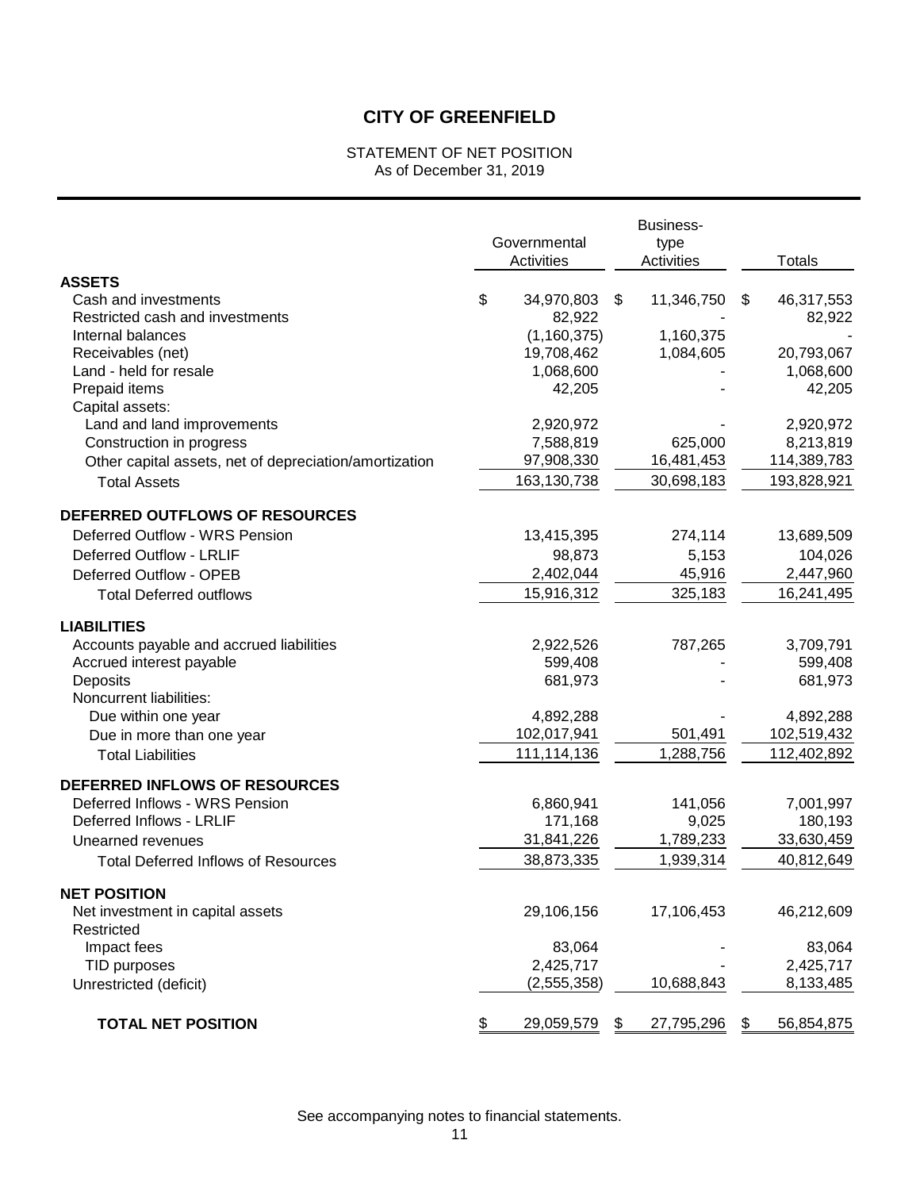# CITY OF GREENFIELD

STATEMENT OF NET POSITION
As of December 31, 2019

| | Governmental Activities | Business-type Activities | Totals |
|---|---|---|---|
| **ASSETS** | | | |
| Cash and investments | $ 34,970,803 | $ 11,346,750 | $ 46,317,553 |
| Restricted cash and investments | 82,922 | - | 82,922 |
| Internal balances | (1,160,375) | 1,160,375 | - |
| Receivables (net) | 19,708,462 | 1,084,605 | 20,793,067 |
| Land - held for resale | 1,068,600 | - | 1,068,600 |
| Prepaid items | 42,205 | - | 42,205 |
| Capital assets: | | | |
| Land and land improvements | 2,920,972 | - | 2,920,972 |
| Construction in progress | 7,588,819 | 625,000 | 8,213,819 |
| Other capital assets, net of depreciation/amortization | 97,908,330 | 16,481,453 | 114,389,783 |
| Total Assets | 163,130,738 | 30,698,183 | 193,828,921 |
| **DEFERRED OUTFLOWS OF RESOURCES** | | | |
| Deferred Outflow - WRS Pension | 13,415,395 | 274,114 | 13,689,509 |
| Deferred Outflow - LRLIF | 98,873 | 5,153 | 104,026 |
| Deferred Outflow - OPEB | 2,402,044 | 45,916 | 2,447,960 |
| Total Deferred outflows | 15,916,312 | 325,183 | 16,241,495 |
| **LIABILITIES** | | | |
| Accounts payable and accrued liabilities | 2,922,526 | 787,265 | 3,709,791 |
| Accrued interest payable | 599,408 | - | 599,408 |
| Deposits | 681,973 | - | 681,973 |
| Noncurrent liabilities: | | | |
| Due within one year | 4,892,288 | - | 4,892,288 |
| Due in more than one year | 102,017,941 | 501,491 | 102,519,432 |
| Total Liabilities | 111,114,136 | 1,288,756 | 112,402,892 |
| **DEFERRED INFLOWS OF RESOURCES** | | | |
| Deferred Inflows - WRS Pension | 6,860,941 | 141,056 | 7,001,997 |
| Deferred Inflows - LRLIF | 171,168 | 9,025 | 180,193 |
| Unearned revenues | 31,841,226 | 1,789,233 | 33,630,459 |
| Total Deferred Inflows of Resources | 38,873,335 | 1,939,314 | 40,812,649 |
| **NET POSITION** | | | |
| Net investment in capital assets | 29,106,156 | 17,106,453 | 46,212,609 |
| Restricted | | | |
| Impact fees | 83,064 | - | 83,064 |
| TID purposes | 2,425,717 | - | 2,425,717 |
| Unrestricted (deficit) | (2,555,358) | 10,688,843 | 8,133,485 |
| **TOTAL NET POSITION** | $ 29,059,579 | $ 27,795,296 | $ 56,854,875 |

See accompanying notes to financial statements.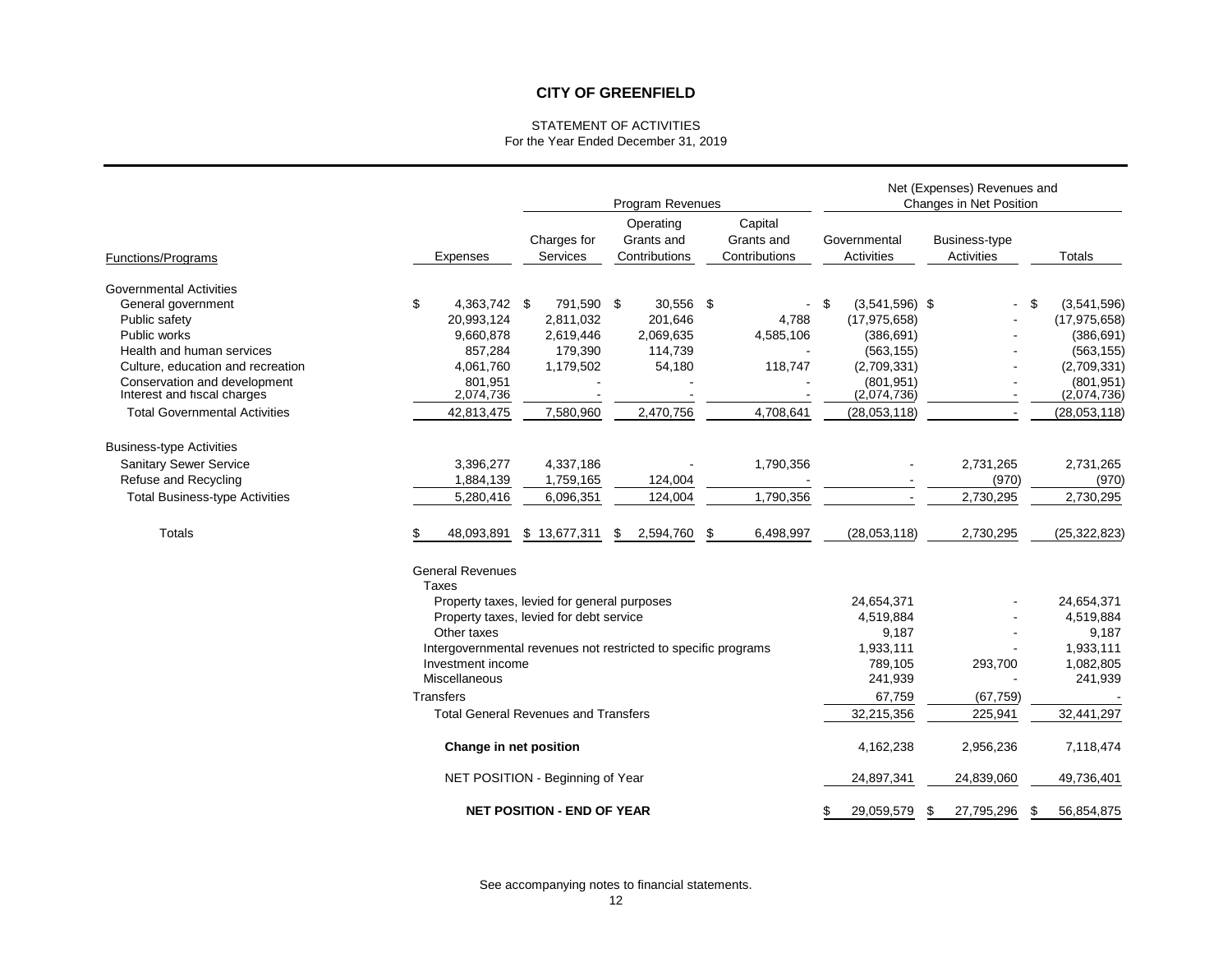# CITY OF GREENFIELD

STATEMENT OF ACTIVITIES
For the Year Ended December 31, 2019

| | | Program Revenues | | | Net (Expenses) Revenues and Changes in Net Position | | |
|---|---|---|---|---|---|---|---|
| Functions/Programs | Expenses | Charges for Services | Operating Grants and Contributions | Capital Grants and Contributions | Governmental Activities | Business-type Activities | Totals |
| **Governmental Activities** | | | | | | | |
| General government | $ 4,363,742 | $ 791,590 | $ 30,556 | $ - | $ (3,541,596) | $ - | $ (3,541,596) |
| Public safety | 20,993,124 | 2,811,032 | 201,646 | 4,788 | (17,975,658) | - | (17,975,658) |
| Public works | 9,660,878 | 2,619,446 | 2,069,635 | 4,585,106 | (386,691) | - | (386,691) |
| Health and human services | 857,284 | 179,390 | 114,739 | - | (563,155) | - | (563,155) |
| Culture, education and recreation | 4,061,760 | 1,179,502 | 54,180 | 118,747 | (2,709,331) | - | (2,709,331) |
| Conservation and development | 801,951 | - | - | - | (801,951) | - | (801,951) |
| Interest and fiscal charges | 2,074,736 | - | - | - | (2,074,736) | - | (2,074,736) |
| Total Governmental Activities | 42,813,475 | 7,580,960 | 2,470,756 | 4,708,641 | (28,053,118) | - | (28,053,118) |
| **Business-type Activities** | | | | | | | |
| Sanitary Sewer Service | 3,396,277 | 4,337,186 | - | 1,790,356 | - | 2,731,265 | 2,731,265 |
| Refuse and Recycling | 1,884,139 | 1,759,165 | 124,004 | - | - | (970) | (970) |
| Total Business-type Activities | 5,280,416 | 6,096,351 | 124,004 | 1,790,356 | - | 2,730,295 | 2,730,295 |
| Totals | $ 48,093,891 | $ 13,677,311 | $ 2,594,760 | $ 6,498,997 | (28,053,118) | 2,730,295 | (25,322,823) |
| **General Revenues** | | | | | | | |
| Taxes | | | | | | | |
| Property taxes, levied for general purposes | | | | | 24,654,371 | - | 24,654,371 |
| Property taxes, levied for debt service | | | | | 4,519,884 | - | 4,519,884 |
| Other taxes | | | | | 9,187 | - | 9,187 |
| Intergovernmental revenues not restricted to specific programs | | | | | 1,933,111 | - | 1,933,111 |
| Investment income | | | | | 789,105 | 293,700 | 1,082,805 |
| Miscellaneous | | | | | 241,939 | - | 241,939 |
| Transfers | | | | | 67,759 | (67,759) | - |
| Total General Revenues and Transfers | | | | | 32,215,356 | 225,941 | 32,441,297 |
| **Change in net position** | | | | | 4,162,238 | 2,956,236 | 7,118,474 |
| NET POSITION - Beginning of Year | | | | | 24,897,341 | 24,839,060 | 49,736,401 |
| **NET POSITION - END OF YEAR** | | | | | $ 29,059,579 | $ 27,795,296 | $ 56,854,875 |

See accompanying notes to financial statements.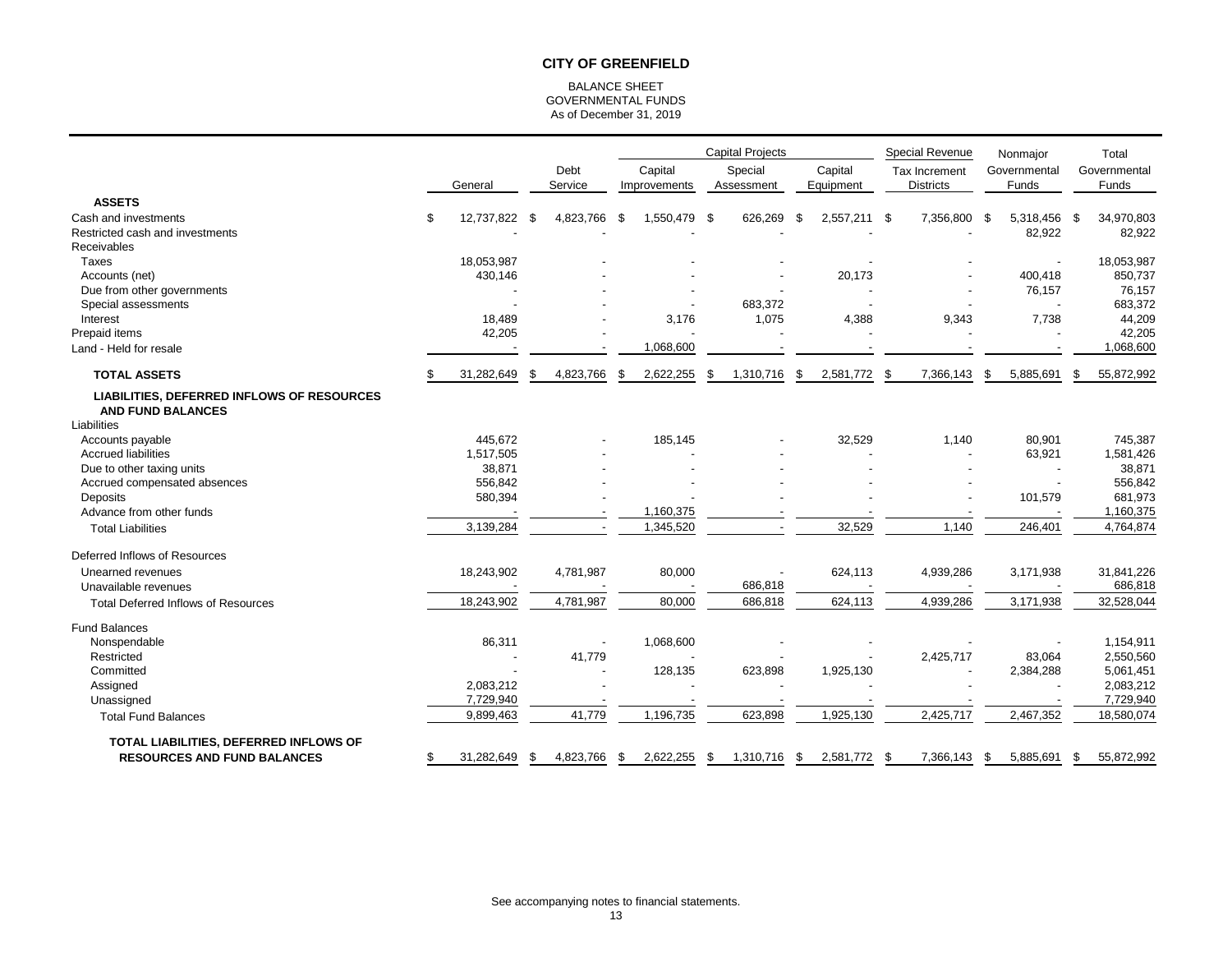# CITY OF GREENFIELD

BALANCE SHEET
GOVERNMENTAL FUNDS
As of December 31, 2019

| | General | Debt Service | Capital Projects: Capital Improvements | Capital Projects: Special Assessment | Capital Projects: Capital Equipment | Special Revenue: Tax Increment Districts | Nonmajor Governmental Funds | Total Governmental Funds |
|---|---|---|---|---|---|---|---|---|
| **ASSETS** | | | | | | | | |
| Cash and investments | $ 12,737,822 | $ 4,823,766 | $ 1,550,479 | $ 626,269 | $ 2,557,211 | $ 7,356,800 | $ 5,318,456 | $ 34,970,803 |
| Restricted cash and investments | - | - | - | - | - | - | 82,922 | 82,922 |
| Receivables | | | | | | | | |
| Taxes | 18,053,987 | - | - | - | - | - | - | 18,053,987 |
| Accounts (net) | 430,146 | - | - | - | 20,173 | - | 400,418 | 850,737 |
| Due from other governments | - | - | - | - | - | - | 76,157 | 76,157 |
| Special assessments | - | - | - | 683,372 | - | - | - | 683,372 |
| Interest | 18,489 | - | 3,176 | 1,075 | 4,388 | 9,343 | 7,738 | 44,209 |
| Prepaid items | 42,205 | - | - | - | - | - | - | 42,205 |
| Land - Held for resale | - | - | 1,068,600 | - | - | - | - | 1,068,600 |
| **TOTAL ASSETS** | $ 31,282,649 | $ 4,823,766 | $ 2,622,255 | $ 1,310,716 | $ 2,581,772 | $ 7,366,143 | $ 5,885,691 | $ 55,872,992 |
| **LIABILITIES, DEFERRED INFLOWS OF RESOURCES AND FUND BALANCES** | | | | | | | | |
| Liabilities | | | | | | | | |
| Accounts payable | 445,672 | - | 185,145 | - | 32,529 | 1,140 | 80,901 | 745,387 |
| Accrued liabilities | 1,517,505 | - | - | - | - | - | 63,921 | 1,581,426 |
| Due to other taxing units | 38,871 | - | - | - | - | - | - | 38,871 |
| Accrued compensated absences | 556,842 | - | - | - | - | - | - | 556,842 |
| Deposits | 580,394 | - | - | - | - | - | 101,579 | 681,973 |
| Advance from other funds | - | - | 1,160,375 | - | - | - | - | 1,160,375 |
| Total Liabilities | 3,139,284 | - | 1,345,520 | - | 32,529 | 1,140 | 246,401 | 4,764,874 |
| Deferred Inflows of Resources | | | | | | | | |
| Unearned revenues | 18,243,902 | 4,781,987 | 80,000 | - | 624,113 | 4,939,286 | 3,171,938 | 31,841,226 |
| Unavailable revenues | - | - | - | 686,818 | - | - | - | 686,818 |
| Total Deferred Inflows of Resources | 18,243,902 | 4,781,987 | 80,000 | 686,818 | 624,113 | 4,939,286 | 3,171,938 | 32,528,044 |
| Fund Balances | | | | | | | | |
| Nonspendable | 86,311 | - | 1,068,600 | - | - | - | - | 1,154,911 |
| Restricted | - | 41,779 | - | - | - | 2,425,717 | 83,064 | 2,550,560 |
| Committed | - | - | 128,135 | 623,898 | 1,925,130 | - | 2,384,288 | 5,061,451 |
| Assigned | 2,083,212 | - | - | - | - | - | - | 2,083,212 |
| Unassigned | 7,729,940 | - | - | - | - | - | - | 7,729,940 |
| Total Fund Balances | 9,899,463 | 41,779 | 1,196,735 | 623,898 | 1,925,130 | 2,425,717 | 2,467,352 | 18,580,074 |
| **TOTAL LIABILITIES, DEFERRED INFLOWS OF RESOURCES AND FUND BALANCES** | $ 31,282,649 | $ 4,823,766 | $ 2,622,255 | $ 1,310,716 | $ 2,581,772 | $ 7,366,143 | $ 5,885,691 | $ 55,872,992 |

See accompanying notes to financial statements.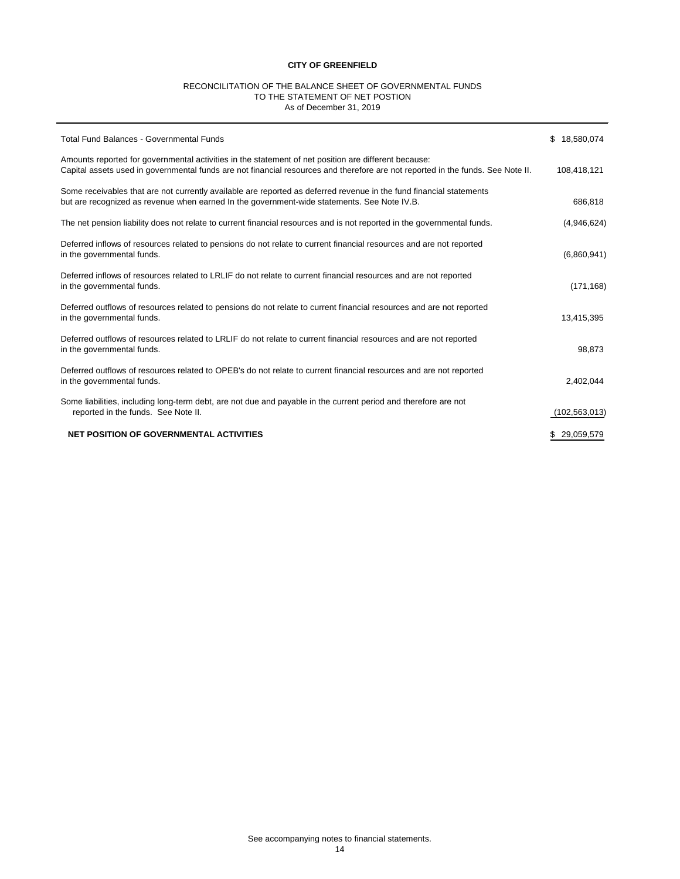**CITY OF GREENFIELD**

RECONCILITATION OF THE BALANCE SHEET OF GOVERNMENTAL FUNDS
TO THE STATEMENT OF NET POSTION
As of December 31, 2019

| | |
|---|---|
| Total Fund Balances - Governmental Funds | $ 18,580,074 |
| Amounts reported for governmental activities in the statement of net position are different because:<br>Capital assets used in governmental funds are not financial resources and therefore are not reported in the funds. See Note II. | 108,418,121 |
| Some receivables that are not currently available are reported as deferred revenue in the fund financial statements but are recognized as revenue when earned In the government-wide statements. See Note IV.B. | 686,818 |
| The net pension liability does not relate to current financial resources and is not reported in the governmental funds. | (4,946,624) |
| Deferred inflows of resources related to pensions do not relate to current financial resources and are not reported in the governmental funds. | (6,860,941) |
| Deferred inflows of resources related to LRLIF do not relate to current financial resources and are not reported in the governmental funds. | (171,168) |
| Deferred outflows of resources related to pensions do not relate to current financial resources and are not reported in the governmental funds. | 13,415,395 |
| Deferred outflows of resources related to LRLIF do not relate to current financial resources and are not reported in the governmental funds. | 98,873 |
| Deferred outflows of resources related to OPEB's do not relate to current financial resources and are not reported in the governmental funds. | 2,402,044 |
| Some liabilities, including long-term debt, are not due and payable in the current period and therefore are not reported in the funds. See Note II. | (102,563,013) |
| **NET POSITION OF GOVERNMENTAL ACTIVITIES** | $ 29,059,579 |

See accompanying notes to financial statements.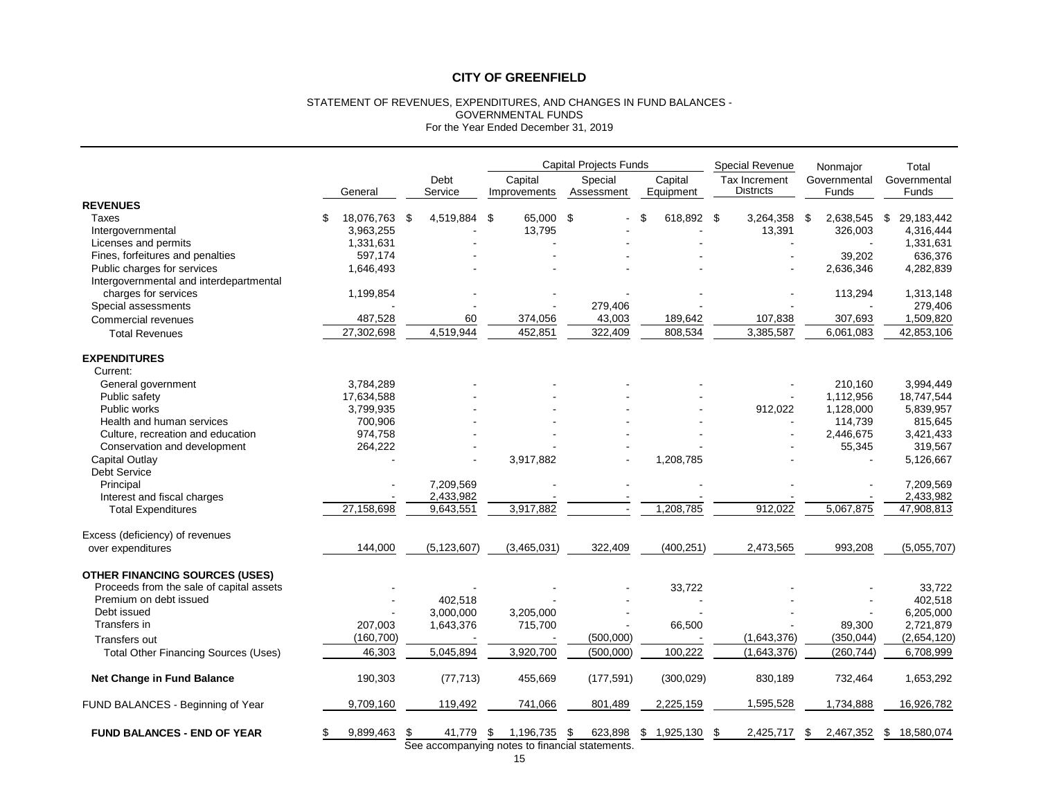# CITY OF GREENFIELD

STATEMENT OF REVENUES, EXPENDITURES, AND CHANGES IN FUND BALANCES - GOVERNMENTAL FUNDS
For the Year Ended December 31, 2019

| | | | Capital Projects Funds | | | Special Revenue | | |
|---|---|---|---|---|---|---|---|---|
| | General | Debt Service | Capital Improvements | Special Assessment | Capital Equipment | Tax Increment Districts | Nonmajor Governmental Funds | Total Governmental Funds |
| **REVENUES** | | | | | | | | |
| Taxes | $ 18,076,763 | $ 4,519,884 | $ 65,000 | $ - | $ 618,892 | $ 3,264,358 | $ 2,638,545 | $ 29,183,442 |
| Intergovernmental | 3,963,255 | - | 13,795 | - | - | 13,391 | 326,003 | 4,316,444 |
| Licenses and permits | 1,331,631 | - | - | - | - | - | - | 1,331,631 |
| Fines, forfeitures and penalties | 597,174 | - | - | - | - | - | 39,202 | 636,376 |
| Public charges for services | 1,646,493 | - | - | - | - | - | 2,636,346 | 4,282,839 |
| Intergovernmental and interdepartmental charges for services | 1,199,854 | - | - | - | - | - | 113,294 | 1,313,148 |
| Special assessments | - | - | - | 279,406 | - | - | - | 279,406 |
| Commercial revenues | 487,528 | 60 | 374,056 | 43,003 | 189,642 | 107,838 | 307,693 | 1,509,820 |
| Total Revenues | 27,302,698 | 4,519,944 | 452,851 | 322,409 | 808,534 | 3,385,587 | 6,061,083 | 42,853,106 |
| **EXPENDITURES** | | | | | | | | |
| Current: | | | | | | | | |
| General government | 3,784,289 | - | - | - | - | - | 210,160 | 3,994,449 |
| Public safety | 17,634,588 | - | - | - | - | - | 1,112,956 | 18,747,544 |
| Public works | 3,799,935 | - | - | - | - | 912,022 | 1,128,000 | 5,839,957 |
| Health and human services | 700,906 | - | - | - | - | - | 114,739 | 815,645 |
| Culture, recreation and education | 974,758 | - | - | - | - | - | 2,446,675 | 3,421,433 |
| Conservation and development | 264,222 | - | - | - | - | - | 55,345 | 319,567 |
| Capital Outlay | - | - | 3,917,882 | - | 1,208,785 | - | - | 5,126,667 |
| Debt Service | | | | | | | | |
| Principal | - | 7,209,569 | - | - | - | - | - | 7,209,569 |
| Interest and fiscal charges | - | 2,433,982 | - | - | - | - | - | 2,433,982 |
| Total Expenditures | 27,158,698 | 9,643,551 | 3,917,882 | - | 1,208,785 | 912,022 | 5,067,875 | 47,908,813 |
| Excess (deficiency) of revenues over expenditures | 144,000 | (5,123,607) | (3,465,031) | 322,409 | (400,251) | 2,473,565 | 993,208 | (5,055,707) |
| **OTHER FINANCING SOURCES (USES)** | | | | | | | | |
| Proceeds from the sale of capital assets | - | - | - | - | 33,722 | - | - | 33,722 |
| Premium on debt issued | - | 402,518 | - | - | - | - | - | 402,518 |
| Debt issued | - | 3,000,000 | 3,205,000 | - | - | - | - | 6,205,000 |
| Transfers in | 207,003 | 1,643,376 | 715,700 | - | 66,500 | - | 89,300 | 2,721,879 |
| Transfers out | (160,700) | - | - | (500,000) | - | (1,643,376) | (350,044) | (2,654,120) |
| Total Other Financing Sources (Uses) | 46,303 | 5,045,894 | 3,920,700 | (500,000) | 100,222 | (1,643,376) | (260,744) | 6,708,999 |
| **Net Change in Fund Balance** | 190,303 | (77,713) | 455,669 | (177,591) | (300,029) | 830,189 | 732,464 | 1,653,292 |
| FUND BALANCES - Beginning of Year | 9,709,160 | 119,492 | 741,066 | 801,489 | 2,225,159 | 1,595,528 | 1,734,888 | 16,926,782 |
| **FUND BALANCES - END OF YEAR** | $ 9,899,463 | $ 41,779 | $ 1,196,735 | $ 623,898 | $ 1,925,130 | $ 2,425,717 | $ 2,467,352 | $ 18,580,074 |

See accompanying notes to financial statements.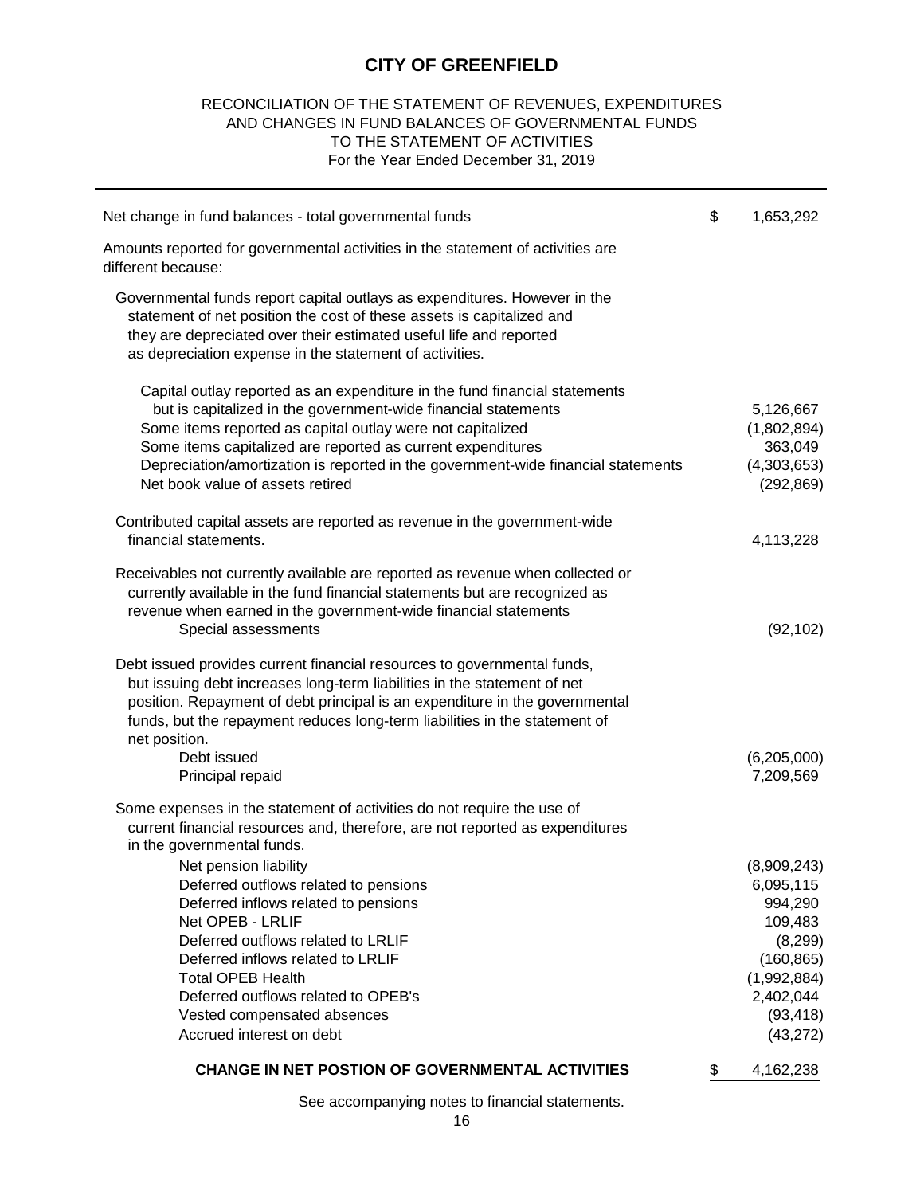# CITY OF GREENFIELD

## RECONCILIATION OF THE STATEMENT OF REVENUES, EXPENDITURES AND CHANGES IN FUND BALANCES OF GOVERNMENTAL FUNDS TO THE STATEMENT OF ACTIVITIES

For the Year Ended December 31, 2019

| | | |
|---|---|---|
| Net change in fund balances - total governmental funds | $ | 1,653,292 |
| Amounts reported for governmental activities in the statement of activities are different because: | | |
| Governmental funds report capital outlays as expenditures. However in the statement of net position the cost of these assets is capitalized and they are depreciated over their estimated useful life and reported as depreciation expense in the statement of activities. | | |
| Capital outlay reported as an expenditure in the fund financial statements but is capitalized in the government-wide financial statements | | 5,126,667 |
| Some items reported as capital outlay were not capitalized | | (1,802,894) |
| Some items capitalized are reported as current expenditures | | 363,049 |
| Depreciation/amortization is reported in the government-wide financial statements | | (4,303,653) |
| Net book value of assets retired | | (292,869) |
| Contributed capital assets are reported as revenue in the government-wide financial statements. | | 4,113,228 |
| Receivables not currently available are reported as revenue when collected or currently available in the fund financial statements but are recognized as revenue when earned in the government-wide financial statements | | |
| Special assessments | | (92,102) |
| Debt issued provides current financial resources to governmental funds, but issuing debt increases long-term liabilities in the statement of net position. Repayment of debt principal is an expenditure in the governmental funds, but the repayment reduces long-term liabilities in the statement of net position. | | |
| Debt issued | | (6,205,000) |
| Principal repaid | | 7,209,569 |
| Some expenses in the statement of activities do not require the use of current financial resources and, therefore, are not reported as expenditures in the governmental funds. | | |
| Net pension liability | | (8,909,243) |
| Deferred outflows related to pensions | | 6,095,115 |
| Deferred inflows related to pensions | | 994,290 |
| Net OPEB - LRLIF | | 109,483 |
| Deferred outflows related to LRLIF | | (8,299) |
| Deferred inflows related to LRLIF | | (160,865) |
| Total OPEB Health | | (1,992,884) |
| Deferred outflows related to OPEB's | | 2,402,044 |
| Vested compensated absences | | (93,418) |
| Accrued interest on debt | | (43,272) |
| **CHANGE IN NET POSTION OF GOVERNMENTAL ACTIVITIES** | $ | 4,162,238 |

See accompanying notes to financial statements.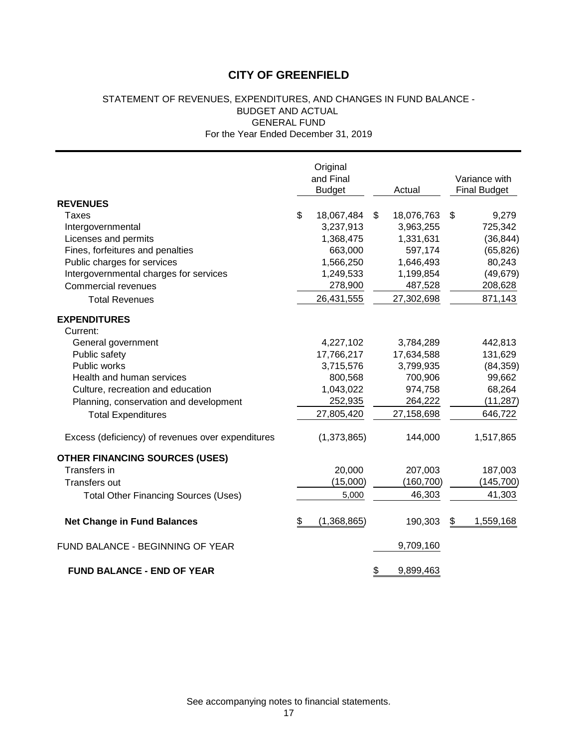# CITY OF GREENFIELD

STATEMENT OF REVENUES, EXPENDITURES, AND CHANGES IN FUND BALANCE -
BUDGET AND ACTUAL
GENERAL FUND
For the Year Ended December 31, 2019

| | Original and Final Budget | Actual | Variance with Final Budget |
|---|---|---|---|
| **REVENUES** | | | |
| Taxes | $ 18,067,484 | $ 18,076,763 | $ 9,279 |
| Intergovernmental | 3,237,913 | 3,963,255 | 725,342 |
| Licenses and permits | 1,368,475 | 1,331,631 | (36,844) |
| Fines, forfeitures and penalties | 663,000 | 597,174 | (65,826) |
| Public charges for services | 1,566,250 | 1,646,493 | 80,243 |
| Intergovernmental charges for services | 1,249,533 | 1,199,854 | (49,679) |
| Commercial revenues | 278,900 | 487,528 | 208,628 |
| Total Revenues | 26,431,555 | 27,302,698 | 871,143 |
| **EXPENDITURES** | | | |
| Current: | | | |
| General government | 4,227,102 | 3,784,289 | 442,813 |
| Public safety | 17,766,217 | 17,634,588 | 131,629 |
| Public works | 3,715,576 | 3,799,935 | (84,359) |
| Health and human services | 800,568 | 700,906 | 99,662 |
| Culture, recreation and education | 1,043,022 | 974,758 | 68,264 |
| Planning, conservation and development | 252,935 | 264,222 | (11,287) |
| Total Expenditures | 27,805,420 | 27,158,698 | 646,722 |
| Excess (deficiency) of revenues over expenditures | (1,373,865) | 144,000 | 1,517,865 |
| **OTHER FINANCING SOURCES (USES)** | | | |
| Transfers in | 20,000 | 207,003 | 187,003 |
| Transfers out | (15,000) | (160,700) | (145,700) |
| Total Other Financing Sources (Uses) | 5,000 | 46,303 | 41,303 |
| **Net Change in Fund Balances** | $ (1,368,865) | 190,303 | $ 1,559,168 |
| FUND BALANCE - BEGINNING OF YEAR | | 9,709,160 | |
| **FUND BALANCE - END OF YEAR** | | $ 9,899,463 | |

See accompanying notes to financial statements.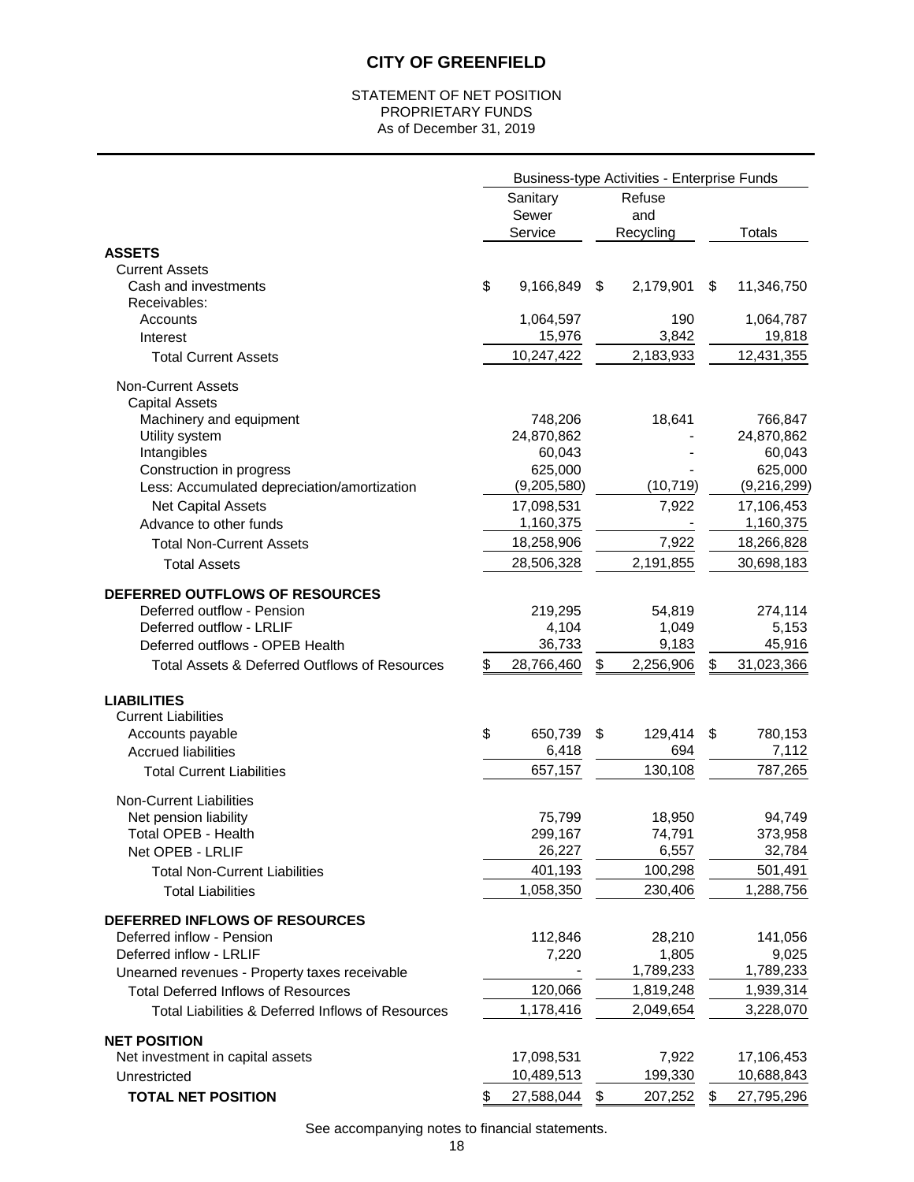# CITY OF GREENFIELD

STATEMENT OF NET POSITION
PROPRIETARY FUNDS
As of December 31, 2019

| | Business-type Activities - Enterprise Funds | | |
|---|---|---|---|
| | Sanitary Sewer Service | Refuse and Recycling | Totals |
| **ASSETS** | | | |
| Current Assets | | | |
| Cash and investments | $ 9,166,849 | $ 2,179,901 | $ 11,346,750 |
| Receivables: | | | |
| Accounts | 1,064,597 | 190 | 1,064,787 |
| Interest | 15,976 | 3,842 | 19,818 |
| Total Current Assets | 10,247,422 | 2,183,933 | 12,431,355 |
| Non-Current Assets | | | |
| Capital Assets | | | |
| Machinery and equipment | 748,206 | 18,641 | 766,847 |
| Utility system | 24,870,862 | - | 24,870,862 |
| Intangibles | 60,043 | - | 60,043 |
| Construction in progress | 625,000 | - | 625,000 |
| Less: Accumulated depreciation/amortization | (9,205,580) | (10,719) | (9,216,299) |
| Net Capital Assets | 17,098,531 | 7,922 | 17,106,453 |
| Advance to other funds | 1,160,375 | - | 1,160,375 |
| Total Non-Current Assets | 18,258,906 | 7,922 | 18,266,828 |
| Total Assets | 28,506,328 | 2,191,855 | 30,698,183 |
| **DEFERRED OUTFLOWS OF RESOURCES** | | | |
| Deferred outflow - Pension | 219,295 | 54,819 | 274,114 |
| Deferred outflow - LRLIF | 4,104 | 1,049 | 5,153 |
| Deferred outflows - OPEB Health | 36,733 | 9,183 | 45,916 |
| Total Assets & Deferred Outflows of Resources | $ 28,766,460 | $ 2,256,906 | $ 31,023,366 |
| **LIABILITIES** | | | |
| Current Liabilities | | | |
| Accounts payable | $ 650,739 | $ 129,414 | $ 780,153 |
| Accrued liabilities | 6,418 | 694 | 7,112 |
| Total Current Liabilities | 657,157 | 130,108 | 787,265 |
| Non-Current Liabilities | | | |
| Net pension liability | 75,799 | 18,950 | 94,749 |
| Total OPEB - Health | 299,167 | 74,791 | 373,958 |
| Net OPEB - LRLIF | 26,227 | 6,557 | 32,784 |
| Total Non-Current Liabilities | 401,193 | 100,298 | 501,491 |
| Total Liabilities | 1,058,350 | 230,406 | 1,288,756 |
| **DEFERRED INFLOWS OF RESOURCES** | | | |
| Deferred inflow - Pension | 112,846 | 28,210 | 141,056 |
| Deferred inflow - LRLIF | 7,220 | 1,805 | 9,025 |
| Unearned revenues - Property taxes receivable | - | 1,789,233 | 1,789,233 |
| Total Deferred Inflows of Resources | 120,066 | 1,819,248 | 1,939,314 |
| Total Liabilities & Deferred Inflows of Resources | 1,178,416 | 2,049,654 | 3,228,070 |
| **NET POSITION** | | | |
| Net investment in capital assets | 17,098,531 | 7,922 | 17,106,453 |
| Unrestricted | 10,489,513 | 199,330 | 10,688,843 |
| **TOTAL NET POSITION** | $ 27,588,044 | $ 207,252 | $ 27,795,296 |

See accompanying notes to financial statements.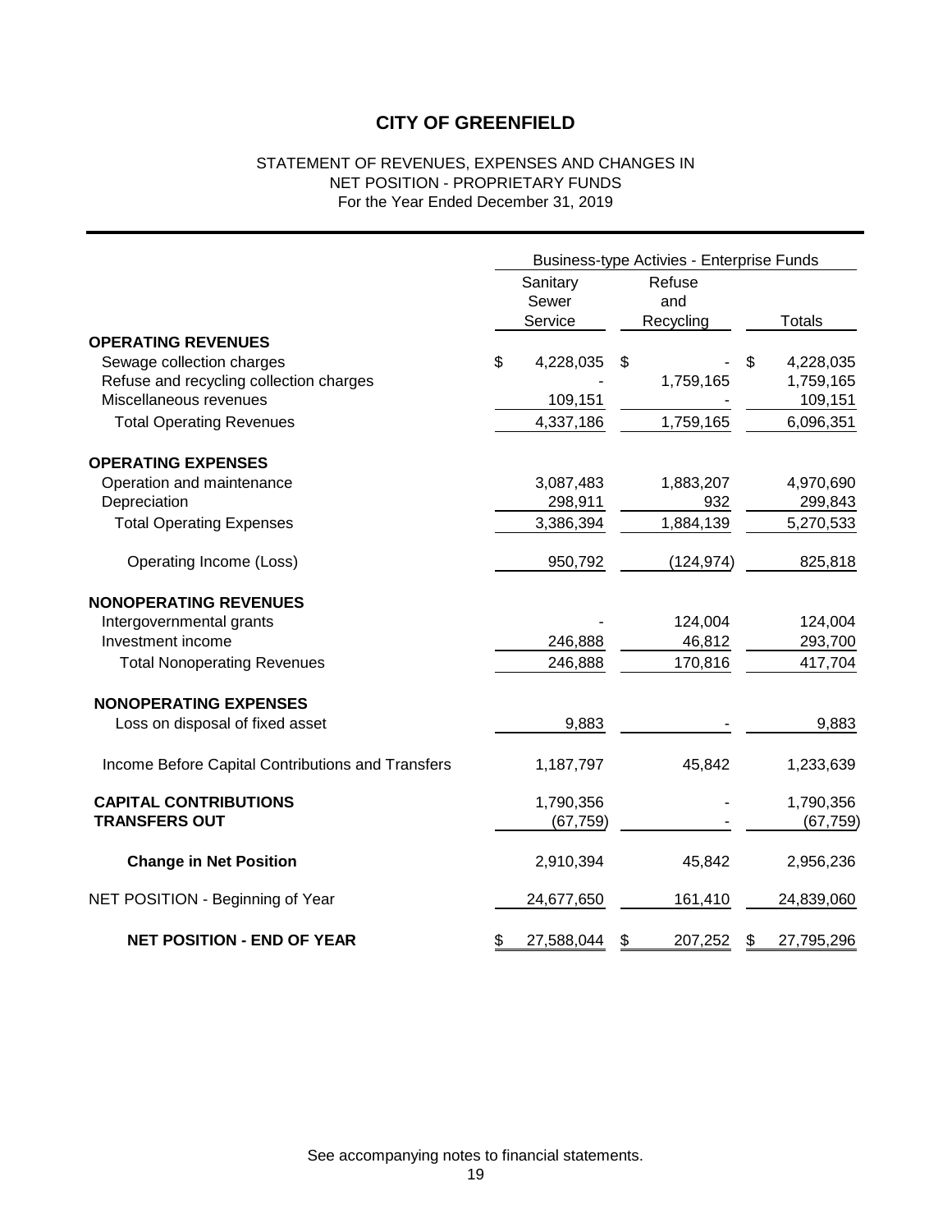# CITY OF GREENFIELD

STATEMENT OF REVENUES, EXPENSES AND CHANGES IN
NET POSITION - PROPRIETARY FUNDS
For the Year Ended December 31, 2019

| | Business-type Activies - Enterprise Funds | | |
|---|---|---|---|
| | Sanitary Sewer Service | Refuse and Recycling | Totals |
| **OPERATING REVENUES** | | | |
| Sewage collection charges | $ 4,228,035 | $ - | $ 4,228,035 |
| Refuse and recycling collection charges | - | 1,759,165 | 1,759,165 |
| Miscellaneous revenues | 109,151 | - | 109,151 |
| Total Operating Revenues | 4,337,186 | 1,759,165 | 6,096,351 |
| **OPERATING EXPENSES** | | | |
| Operation and maintenance | 3,087,483 | 1,883,207 | 4,970,690 |
| Depreciation | 298,911 | 932 | 299,843 |
| Total Operating Expenses | 3,386,394 | 1,884,139 | 5,270,533 |
| Operating Income (Loss) | 950,792 | (124,974) | 825,818 |
| **NONOPERATING REVENUES** | | | |
| Intergovernmental grants | - | 124,004 | 124,004 |
| Investment income | 246,888 | 46,812 | 293,700 |
| Total Nonoperating Revenues | 246,888 | 170,816 | 417,704 |
| **NONOPERATING EXPENSES** | | | |
| Loss on disposal of fixed asset | 9,883 | - | 9,883 |
| Income Before Capital Contributions and Transfers | 1,187,797 | 45,842 | 1,233,639 |
| **CAPITAL CONTRIBUTIONS** | 1,790,356 | - | 1,790,356 |
| **TRANSFERS OUT** | (67,759) | - | (67,759) |
| **Change in Net Position** | 2,910,394 | 45,842 | 2,956,236 |
| NET POSITION - Beginning of Year | 24,677,650 | 161,410 | 24,839,060 |
| **NET POSITION - END OF YEAR** | $ 27,588,044 | $ 207,252 | $ 27,795,296 |

See accompanying notes to financial statements.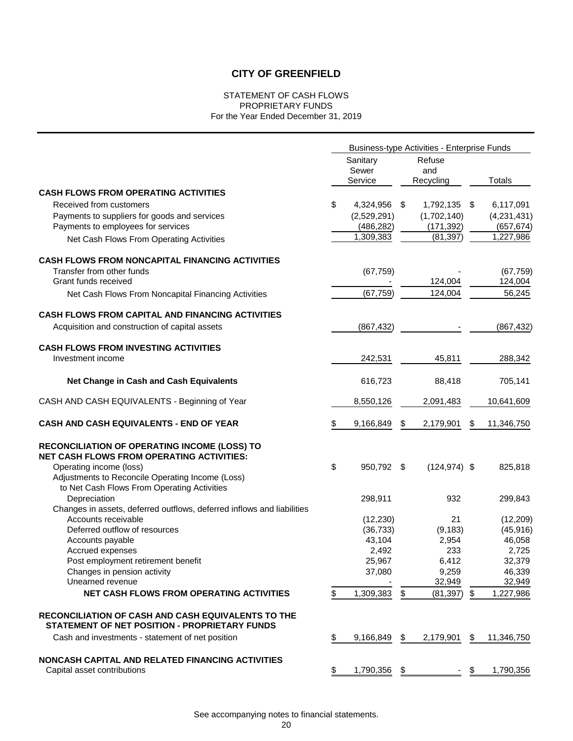# CITY OF GREENFIELD

STATEMENT OF CASH FLOWS
PROPRIETARY FUNDS
For the Year Ended December 31, 2019

| | Business-type Activities - Enterprise Funds | | |
|---|---|---|---|
| | Sanitary Sewer Service | Refuse and Recycling | Totals |
| **CASH FLOWS FROM OPERATING ACTIVITIES** | | | |
| Received from customers | $ 4,324,956 | $ 1,792,135 | $ 6,117,091 |
| Payments to suppliers for goods and services | (2,529,291) | (1,702,140) | (4,231,431) |
| Payments to employees for services | (486,282) | (171,392) | (657,674) |
| Net Cash Flows From Operating Activities | 1,309,383 | (81,397) | 1,227,986 |
| **CASH FLOWS FROM NONCAPITAL FINANCING ACTIVITIES** | | | |
| Transfer from other funds | (67,759) | - | (67,759) |
| Grant funds received | - | 124,004 | 124,004 |
| Net Cash Flows From Noncapital Financing Activities | (67,759) | 124,004 | 56,245 |
| **CASH FLOWS FROM CAPITAL AND FINANCING ACTIVITIES** | | | |
| Acquisition and construction of capital assets | (867,432) | - | (867,432) |
| **CASH FLOWS FROM INVESTING ACTIVITIES** | | | |
| Investment income | 242,531 | 45,811 | 288,342 |
| **Net Change in Cash and Cash Equivalents** | 616,723 | 88,418 | 705,141 |
| CASH AND CASH EQUIVALENTS - Beginning of Year | 8,550,126 | 2,091,483 | 10,641,609 |
| **CASH AND CASH EQUIVALENTS - END OF YEAR** | $ 9,166,849 | $ 2,179,901 | $ 11,346,750 |
| **RECONCILIATION OF OPERATING INCOME (LOSS) TO NET CASH FLOWS FROM OPERATING ACTIVITIES:** | | | |
| Operating income (loss) | $ 950,792 | $ (124,974) | $ 825,818 |
| Adjustments to Reconcile Operating Income (Loss) to Net Cash Flows From Operating Activities | | | |
| Depreciation | 298,911 | 932 | 299,843 |
| Changes in assets, deferred outflows, deferred inflows and liabilities | | | |
| Accounts receivable | (12,230) | 21 | (12,209) |
| Deferred outflow of resources | (36,733) | (9,183) | (45,916) |
| Accounts payable | 43,104 | 2,954 | 46,058 |
| Accrued expenses | 2,492 | 233 | 2,725 |
| Post employment retirement benefit | 25,967 | 6,412 | 32,379 |
| Changes in pension activity | 37,080 | 9,259 | 46,339 |
| Unearned revenue | - | 32,949 | 32,949 |
| **NET CASH FLOWS FROM OPERATING ACTIVITIES** | $ 1,309,383 | $ (81,397) | $ 1,227,986 |
| **RECONCILIATION OF CASH AND CASH EQUIVALENTS TO THE STATEMENT OF NET POSITION - PROPRIETARY FUNDS** | | | |
| Cash and investments - statement of net position | $ 9,166,849 | $ 2,179,901 | $ 11,346,750 |
| **NONCASH CAPITAL AND RELATED FINANCING ACTIVITIES** | | | |
| Capital asset contributions | $ 1,790,356 | $ - | $ 1,790,356 |

See accompanying notes to financial statements.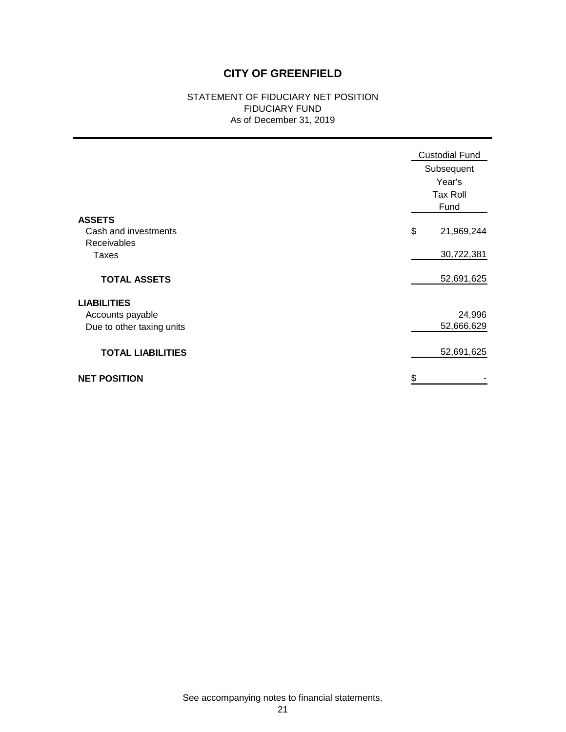# CITY OF GREENFIELD

STATEMENT OF FIDUCIARY NET POSITION
FIDUCIARY FUND
As of December 31, 2019

| | Custodial Fund |
|---|---|
| | Subsequent Year's Tax Roll Fund |
| **ASSETS** | |
| Cash and investments | $ 21,969,244 |
| Receivables | |
| Taxes | 30,722,381 |
| **TOTAL ASSETS** | 52,691,625 |
| **LIABILITIES** | |
| Accounts payable | 24,996 |
| Due to other taxing units | 52,666,629 |
| **TOTAL LIABILITIES** | 52,691,625 |
| **NET POSITION** | $ - |

See accompanying notes to financial statements.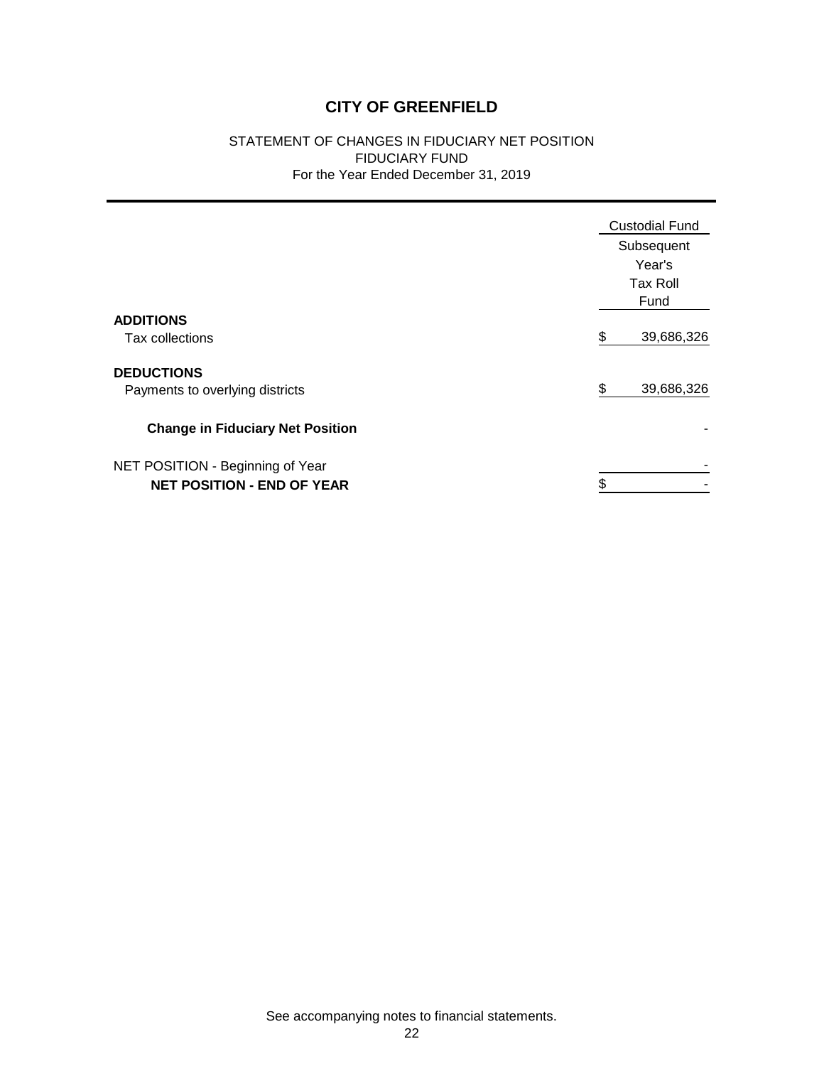# CITY OF GREENFIELD

STATEMENT OF CHANGES IN FIDUCIARY NET POSITION
FIDUCIARY FUND
For the Year Ended December 31, 2019

| | Custodial Fund |
|---|---|
| | Subsequent Year's Tax Roll Fund |
| **ADDITIONS** | |
| Tax collections | $ 39,686,326 |
| **DEDUCTIONS** | |
| Payments to overlying districts | $ 39,686,326 |
| **Change in Fiduciary Net Position** | - |
| NET POSITION - Beginning of Year | - |
| **NET POSITION - END OF YEAR** | $ - |

See accompanying notes to financial statements.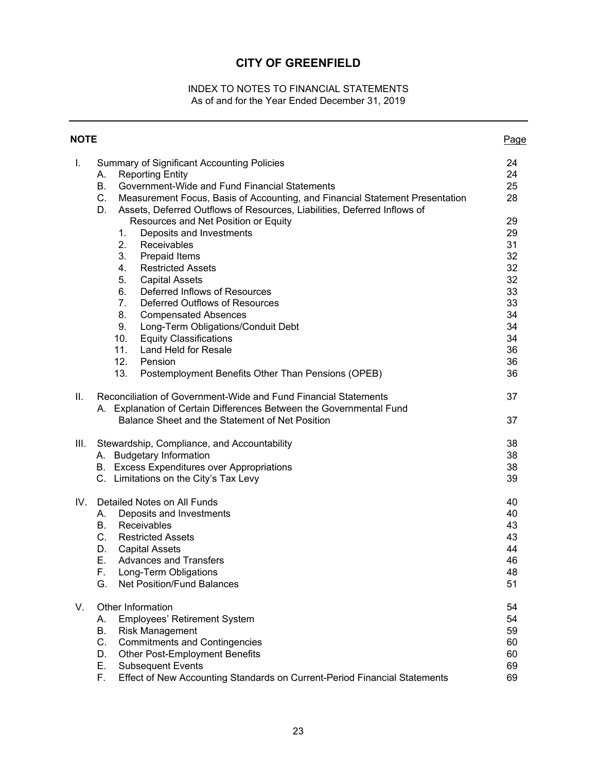# CITY OF GREENFIELD

INDEX TO NOTES TO FINANCIAL STATEMENTS
As of and for the Year Ended December 31, 2019

| NOTE | | Page |
|---|---|---|
| I. | Summary of Significant Accounting Policies | 24 |
| | A. Reporting Entity | 24 |
| | B. Government-Wide and Fund Financial Statements | 25 |
| | C. Measurement Focus, Basis of Accounting, and Financial Statement Presentation | 28 |
| | D. Assets, Deferred Outflows of Resources, Liabilities, Deferred Inflows of Resources and Net Position or Equity | 29 |
| | 1. Deposits and Investments | 29 |
| | 2. Receivables | 31 |
| | 3. Prepaid Items | 32 |
| | 4. Restricted Assets | 32 |
| | 5. Capital Assets | 32 |
| | 6. Deferred Inflows of Resources | 33 |
| | 7. Deferred Outflows of Resources | 33 |
| | 8. Compensated Absences | 34 |
| | 9. Long-Term Obligations/Conduit Debt | 34 |
| | 10. Equity Classifications | 34 |
| | 11. Land Held for Resale | 36 |
| | 12. Pension | 36 |
| | 13. Postemployment Benefits Other Than Pensions (OPEB) | 36 |
| II. | Reconciliation of Government-Wide and Fund Financial Statements | 37 |
| | A. Explanation of Certain Differences Between the Governmental Fund Balance Sheet and the Statement of Net Position | 37 |
| III. | Stewardship, Compliance, and Accountability | 38 |
| | A. Budgetary Information | 38 |
| | B. Excess Expenditures over Appropriations | 38 |
| | C. Limitations on the City's Tax Levy | 39 |
| IV. | Detailed Notes on All Funds | 40 |
| | A. Deposits and Investments | 40 |
| | B. Receivables | 43 |
| | C. Restricted Assets | 43 |
| | D. Capital Assets | 44 |
| | E. Advances and Transfers | 46 |
| | F. Long-Term Obligations | 48 |
| | G. Net Position/Fund Balances | 51 |
| V. | Other Information | 54 |
| | A. Employees' Retirement System | 54 |
| | B. Risk Management | 59 |
| | C. Commitments and Contingencies | 60 |
| | D. Other Post-Employment Benefits | 60 |
| | E. Subsequent Events | 69 |
| | F. Effect of New Accounting Standards on Current-Period Financial Statements | 69 |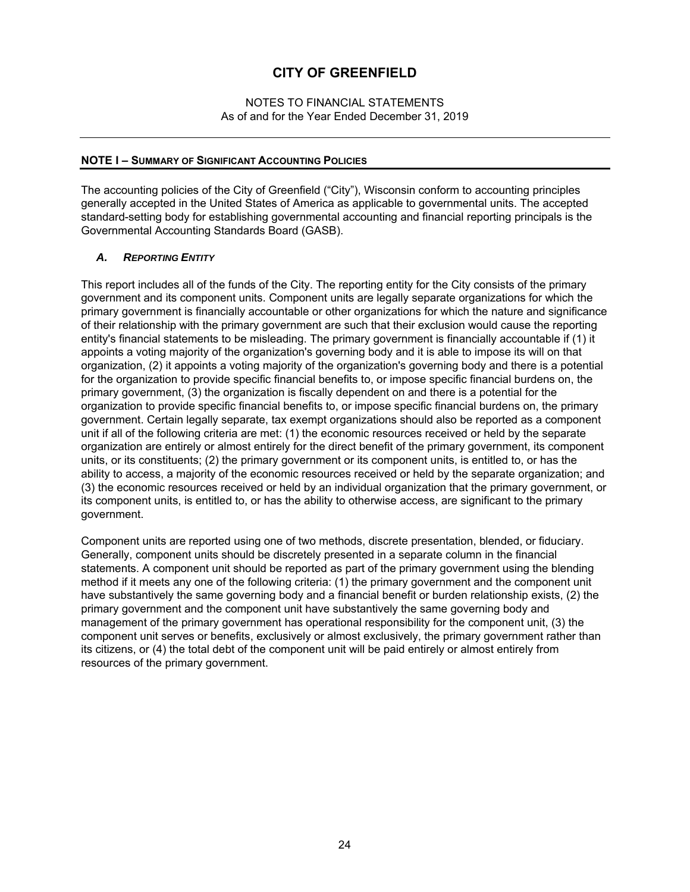# CITY OF GREENFIELD

NOTES TO FINANCIAL STATEMENTS
As of and for the Year Ended December 31, 2019

## NOTE I – SUMMARY OF SIGNIFICANT ACCOUNTING POLICIES

The accounting policies of the City of Greenfield ("City"), Wisconsin conform to accounting principles generally accepted in the United States of America as applicable to governmental units. The accepted standard-setting body for establishing governmental accounting and financial reporting principals is the Governmental Accounting Standards Board (GASB).

### *A. Reporting Entity*

This report includes all of the funds of the City. The reporting entity for the City consists of the primary government and its component units. Component units are legally separate organizations for which the primary government is financially accountable or other organizations for which the nature and significance of their relationship with the primary government are such that their exclusion would cause the reporting entity's financial statements to be misleading. The primary government is financially accountable if (1) it appoints a voting majority of the organization's governing body and it is able to impose its will on that organization, (2) it appoints a voting majority of the organization's governing body and there is a potential for the organization to provide specific financial benefits to, or impose specific financial burdens on, the primary government, (3) the organization is fiscally dependent on and there is a potential for the organization to provide specific financial benefits to, or impose specific financial burdens on, the primary government. Certain legally separate, tax exempt organizations should also be reported as a component unit if all of the following criteria are met: (1) the economic resources received or held by the separate organization are entirely or almost entirely for the direct benefit of the primary government, its component units, or its constituents; (2) the primary government or its component units, is entitled to, or has the ability to access, a majority of the economic resources received or held by the separate organization; and (3) the economic resources received or held by an individual organization that the primary government, or its component units, is entitled to, or has the ability to otherwise access, are significant to the primary government.

Component units are reported using one of two methods, discrete presentation, blended, or fiduciary. Generally, component units should be discretely presented in a separate column in the financial statements. A component unit should be reported as part of the primary government using the blending method if it meets any one of the following criteria: (1) the primary government and the component unit have substantively the same governing body and a financial benefit or burden relationship exists, (2) the primary government and the component unit have substantively the same governing body and management of the primary government has operational responsibility for the component unit, (3) the component unit serves or benefits, exclusively or almost exclusively, the primary government rather than its citizens, or (4) the total debt of the component unit will be paid entirely or almost entirely from resources of the primary government.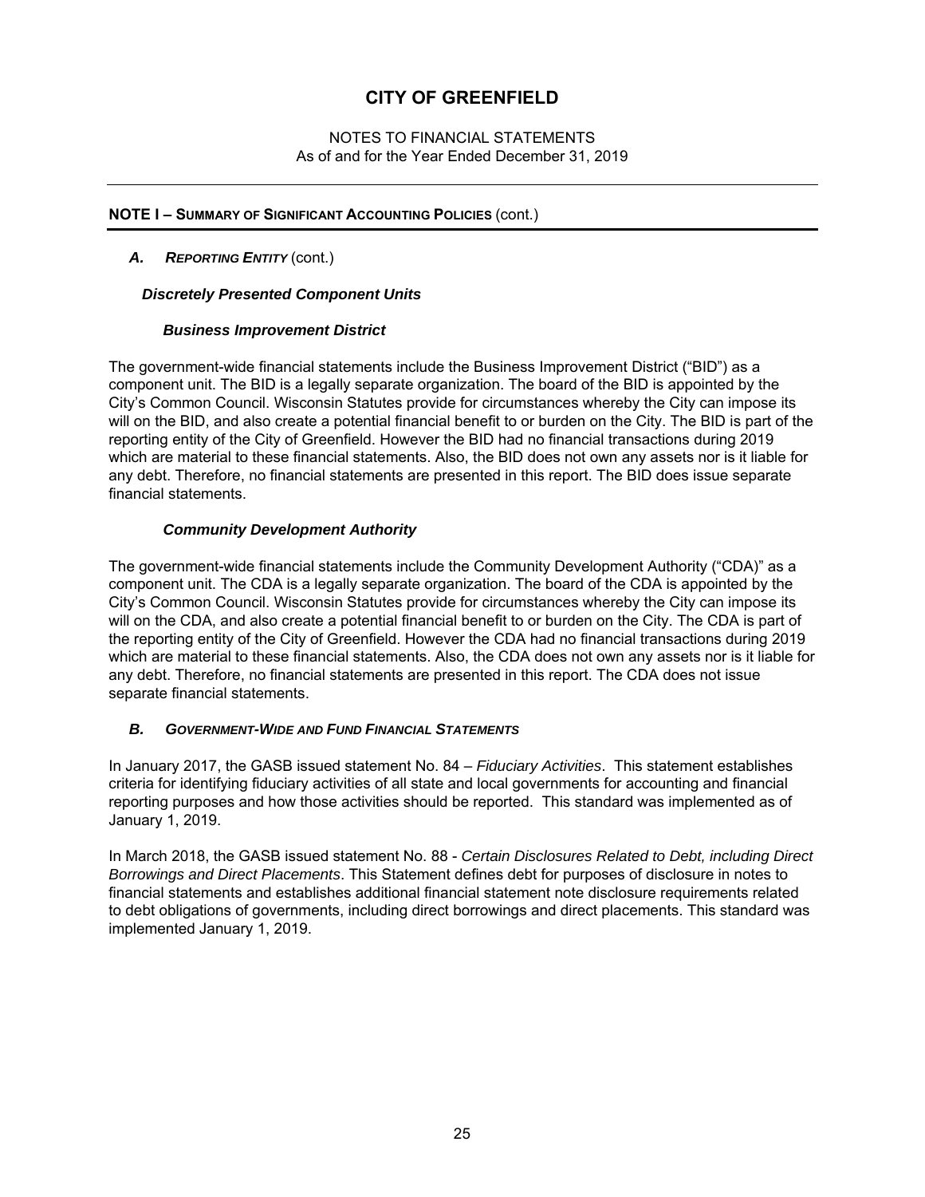# CITY OF GREENFIELD

NOTES TO FINANCIAL STATEMENTS
As of and for the Year Ended December 31, 2019

## NOTE I – SUMMARY OF SIGNIFICANT ACCOUNTING POLICIES (cont.)

### *A. REPORTING ENTITY* (cont.)

#### *Discretely Presented Component Units*

##### *Business Improvement District*

The government-wide financial statements include the Business Improvement District ("BID") as a component unit. The BID is a legally separate organization. The board of the BID is appointed by the City's Common Council. Wisconsin Statutes provide for circumstances whereby the City can impose its will on the BID, and also create a potential financial benefit to or burden on the City. The BID is part of the reporting entity of the City of Greenfield. However the BID had no financial transactions during 2019 which are material to these financial statements. Also, the BID does not own any assets nor is it liable for any debt. Therefore, no financial statements are presented in this report. The BID does issue separate financial statements.

##### *Community Development Authority*

The government-wide financial statements include the Community Development Authority ("CDA)" as a component unit. The CDA is a legally separate organization. The board of the CDA is appointed by the City's Common Council. Wisconsin Statutes provide for circumstances whereby the City can impose its will on the CDA, and also create a potential financial benefit to or burden on the City. The CDA is part of the reporting entity of the City of Greenfield. However the CDA had no financial transactions during 2019 which are material to these financial statements. Also, the CDA does not own any assets nor is it liable for any debt. Therefore, no financial statements are presented in this report. The CDA does not issue separate financial statements.

### *B. GOVERNMENT-WIDE AND FUND FINANCIAL STATEMENTS*

In January 2017, the GASB issued statement No. 84 – *Fiduciary Activities*. This statement establishes criteria for identifying fiduciary activities of all state and local governments for accounting and financial reporting purposes and how those activities should be reported. This standard was implemented as of January 1, 2019.

In March 2018, the GASB issued statement No. 88 - *Certain Disclosures Related to Debt, including Direct Borrowings and Direct Placements*. This Statement defines debt for purposes of disclosure in notes to financial statements and establishes additional financial statement note disclosure requirements related to debt obligations of governments, including direct borrowings and direct placements. This standard was implemented January 1, 2019.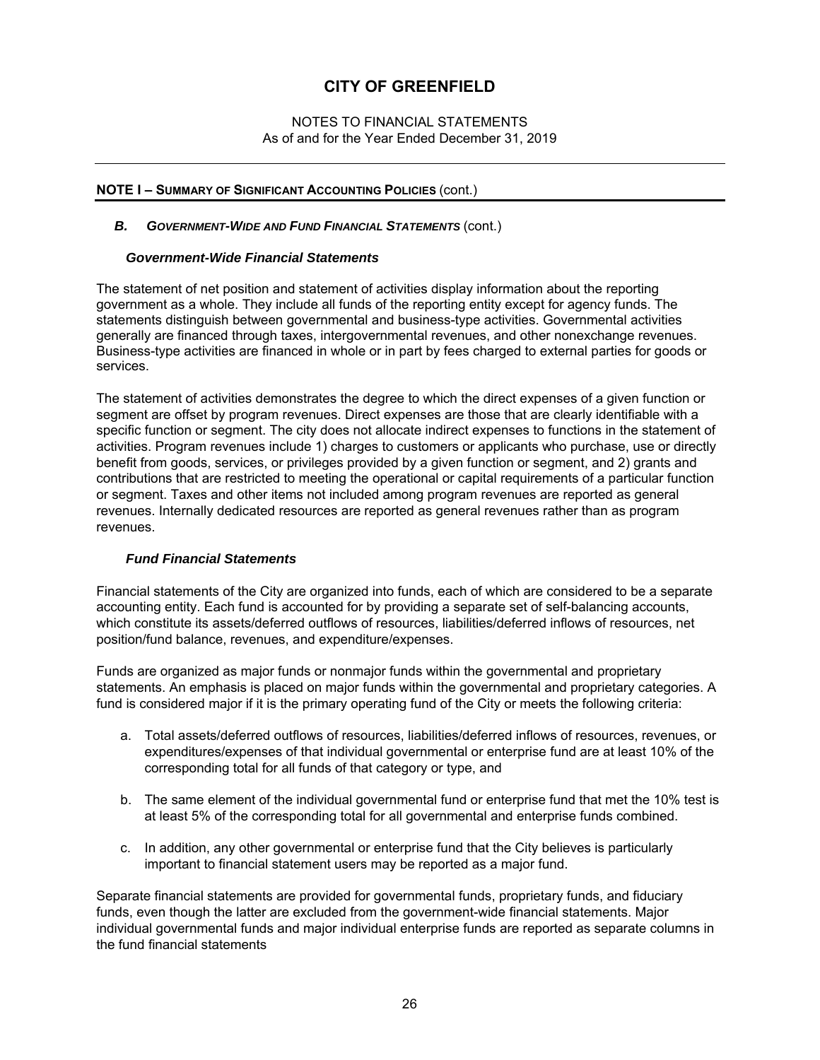# CITY OF GREENFIELD

NOTES TO FINANCIAL STATEMENTS
As of and for the Year Ended December 31, 2019

## NOTE I – SUMMARY OF SIGNIFICANT ACCOUNTING POLICIES (cont.)

### *B. GOVERNMENT-WIDE AND FUND FINANCIAL STATEMENTS* (cont.)

#### *Government-Wide Financial Statements*

The statement of net position and statement of activities display information about the reporting government as a whole. They include all funds of the reporting entity except for agency funds. The statements distinguish between governmental and business-type activities. Governmental activities generally are financed through taxes, intergovernmental revenues, and other nonexchange revenues. Business-type activities are financed in whole or in part by fees charged to external parties for goods or services.

The statement of activities demonstrates the degree to which the direct expenses of a given function or segment are offset by program revenues. Direct expenses are those that are clearly identifiable with a specific function or segment. The city does not allocate indirect expenses to functions in the statement of activities. Program revenues include 1) charges to customers or applicants who purchase, use or directly benefit from goods, services, or privileges provided by a given function or segment, and 2) grants and contributions that are restricted to meeting the operational or capital requirements of a particular function or segment. Taxes and other items not included among program revenues are reported as general revenues. Internally dedicated resources are reported as general revenues rather than as program revenues.

#### *Fund Financial Statements*

Financial statements of the City are organized into funds, each of which are considered to be a separate accounting entity. Each fund is accounted for by providing a separate set of self-balancing accounts, which constitute its assets/deferred outflows of resources, liabilities/deferred inflows of resources, net position/fund balance, revenues, and expenditure/expenses.

Funds are organized as major funds or nonmajor funds within the governmental and proprietary statements. An emphasis is placed on major funds within the governmental and proprietary categories. A fund is considered major if it is the primary operating fund of the City or meets the following criteria:

a. Total assets/deferred outflows of resources, liabilities/deferred inflows of resources, revenues, or expenditures/expenses of that individual governmental or enterprise fund are at least 10% of the corresponding total for all funds of that category or type, and

b. The same element of the individual governmental fund or enterprise fund that met the 10% test is at least 5% of the corresponding total for all governmental and enterprise funds combined.

c. In addition, any other governmental or enterprise fund that the City believes is particularly important to financial statement users may be reported as a major fund.

Separate financial statements are provided for governmental funds, proprietary funds, and fiduciary funds, even though the latter are excluded from the government-wide financial statements. Major individual governmental funds and major individual enterprise funds are reported as separate columns in the fund financial statements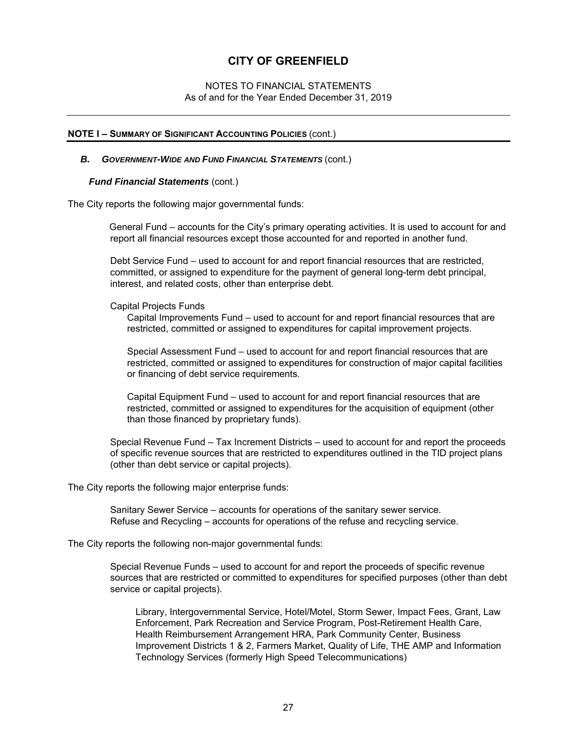# CITY OF GREENFIELD

NOTES TO FINANCIAL STATEMENTS
As of and for the Year Ended December 31, 2019

---

## NOTE I – SUMMARY OF SIGNIFICANT ACCOUNTING POLICIES (cont.)

### *B. GOVERNMENT-WIDE AND FUND FINANCIAL STATEMENTS* (cont.)

#### *Fund Financial Statements* (cont.)

The City reports the following major governmental funds:

General Fund – accounts for the City's primary operating activities. It is used to account for and report all financial resources except those accounted for and reported in another fund.

Debt Service Fund – used to account for and report financial resources that are restricted, committed, or assigned to expenditure for the payment of general long-term debt principal, interest, and related costs, other than enterprise debt.

Capital Projects Funds

Capital Improvements Fund – used to account for and report financial resources that are restricted, committed or assigned to expenditures for capital improvement projects.

Special Assessment Fund – used to account for and report financial resources that are restricted, committed or assigned to expenditures for construction of major capital facilities or financing of debt service requirements.

Capital Equipment Fund – used to account for and report financial resources that are restricted, committed or assigned to expenditures for the acquisition of equipment (other than those financed by proprietary funds).

Special Revenue Fund – Tax Increment Districts – used to account for and report the proceeds of specific revenue sources that are restricted to expenditures outlined in the TID project plans (other than debt service or capital projects).

The City reports the following major enterprise funds:

Sanitary Sewer Service – accounts for operations of the sanitary sewer service.
Refuse and Recycling – accounts for operations of the refuse and recycling service.

The City reports the following non-major governmental funds:

Special Revenue Funds – used to account for and report the proceeds of specific revenue sources that are restricted or committed to expenditures for specified purposes (other than debt service or capital projects).

Library, Intergovernmental Service, Hotel/Motel, Storm Sewer, Impact Fees, Grant, Law Enforcement, Park Recreation and Service Program, Post-Retirement Health Care, Health Reimbursement Arrangement HRA, Park Community Center, Business Improvement Districts 1 & 2, Farmers Market, Quality of Life, THE AMP and Information Technology Services (formerly High Speed Telecommunications)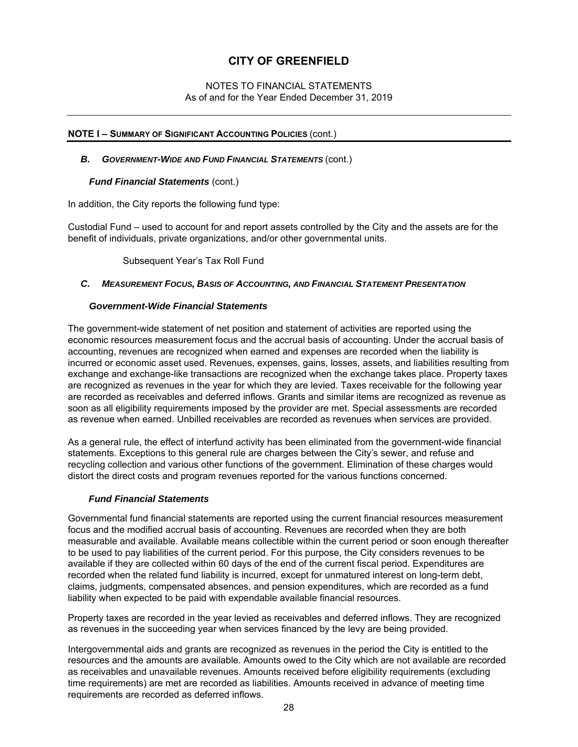# CITY OF GREENFIELD

NOTES TO FINANCIAL STATEMENTS
As of and for the Year Ended December 31, 2019

## NOTE I – SUMMARY OF SIGNIFICANT ACCOUNTING POLICIES (cont.)

### *B. GOVERNMENT-WIDE AND FUND FINANCIAL STATEMENTS* (cont.)

#### *Fund Financial Statements* (cont.)

In addition, the City reports the following fund type:

Custodial Fund – used to account for and report assets controlled by the City and the assets are for the benefit of individuals, private organizations, and/or other governmental units.

Subsequent Year's Tax Roll Fund

### *C. MEASUREMENT FOCUS, BASIS OF ACCOUNTING, AND FINANCIAL STATEMENT PRESENTATION*

#### *Government-Wide Financial Statements*

The government-wide statement of net position and statement of activities are reported using the economic resources measurement focus and the accrual basis of accounting. Under the accrual basis of accounting, revenues are recognized when earned and expenses are recorded when the liability is incurred or economic asset used. Revenues, expenses, gains, losses, assets, and liabilities resulting from exchange and exchange-like transactions are recognized when the exchange takes place. Property taxes are recognized as revenues in the year for which they are levied. Taxes receivable for the following year are recorded as receivables and deferred inflows. Grants and similar items are recognized as revenue as soon as all eligibility requirements imposed by the provider are met. Special assessments are recorded as revenue when earned. Unbilled receivables are recorded as revenues when services are provided.

As a general rule, the effect of interfund activity has been eliminated from the government-wide financial statements. Exceptions to this general rule are charges between the City's sewer, and refuse and recycling collection and various other functions of the government. Elimination of these charges would distort the direct costs and program revenues reported for the various functions concerned.

#### *Fund Financial Statements*

Governmental fund financial statements are reported using the current financial resources measurement focus and the modified accrual basis of accounting. Revenues are recorded when they are both measurable and available. Available means collectible within the current period or soon enough thereafter to be used to pay liabilities of the current period. For this purpose, the City considers revenues to be available if they are collected within 60 days of the end of the current fiscal period. Expenditures are recorded when the related fund liability is incurred, except for unmatured interest on long-term debt, claims, judgments, compensated absences, and pension expenditures, which are recorded as a fund liability when expected to be paid with expendable available financial resources.

Property taxes are recorded in the year levied as receivables and deferred inflows. They are recognized as revenues in the succeeding year when services financed by the levy are being provided.

Intergovernmental aids and grants are recognized as revenues in the period the City is entitled to the resources and the amounts are available. Amounts owed to the City which are not available are recorded as receivables and unavailable revenues. Amounts received before eligibility requirements (excluding time requirements) are met are recorded as liabilities. Amounts received in advance of meeting time requirements are recorded as deferred inflows.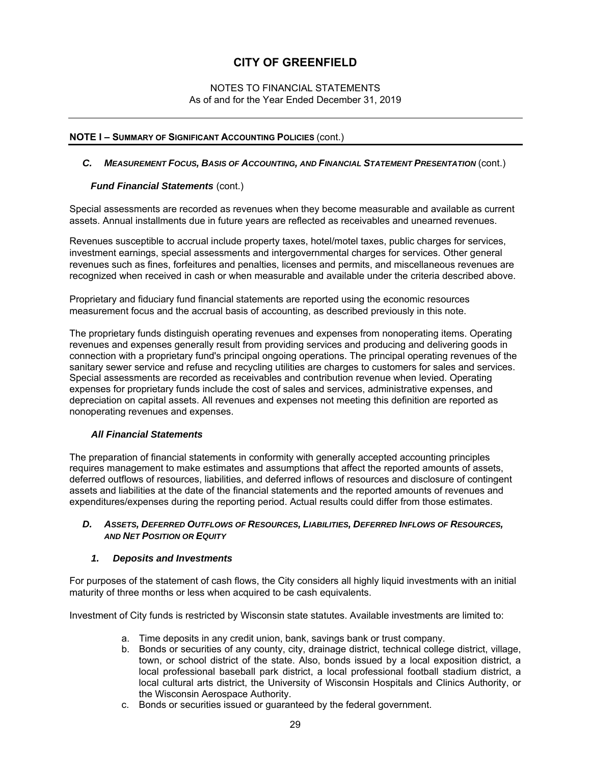# CITY OF GREENFIELD

NOTES TO FINANCIAL STATEMENTS
As of and for the Year Ended December 31, 2019

## NOTE I – SUMMARY OF SIGNIFICANT ACCOUNTING POLICIES (cont.)

### *C. MEASUREMENT FOCUS, BASIS OF ACCOUNTING, AND FINANCIAL STATEMENT PRESENTATION* (cont.)

#### *Fund Financial Statements* (cont.)

Special assessments are recorded as revenues when they become measurable and available as current assets. Annual installments due in future years are reflected as receivables and unearned revenues.

Revenues susceptible to accrual include property taxes, hotel/motel taxes, public charges for services, investment earnings, special assessments and intergovernmental charges for services. Other general revenues such as fines, forfeitures and penalties, licenses and permits, and miscellaneous revenues are recognized when received in cash or when measurable and available under the criteria described above.

Proprietary and fiduciary fund financial statements are reported using the economic resources measurement focus and the accrual basis of accounting, as described previously in this note.

The proprietary funds distinguish operating revenues and expenses from nonoperating items. Operating revenues and expenses generally result from providing services and producing and delivering goods in connection with a proprietary fund's principal ongoing operations. The principal operating revenues of the sanitary sewer service and refuse and recycling utilities are charges to customers for sales and services. Special assessments are recorded as receivables and contribution revenue when levied. Operating expenses for proprietary funds include the cost of sales and services, administrative expenses, and depreciation on capital assets. All revenues and expenses not meeting this definition are reported as nonoperating revenues and expenses.

#### *All Financial Statements*

The preparation of financial statements in conformity with generally accepted accounting principles requires management to make estimates and assumptions that affect the reported amounts of assets, deferred outflows of resources, liabilities, and deferred inflows of resources and disclosure of contingent assets and liabilities at the date of the financial statements and the reported amounts of revenues and expenditures/expenses during the reporting period. Actual results could differ from those estimates.

### *D. ASSETS, DEFERRED OUTFLOWS OF RESOURCES, LIABILITIES, DEFERRED INFLOWS OF RESOURCES, AND NET POSITION OR EQUITY*

#### *1. Deposits and Investments*

For purposes of the statement of cash flows, the City considers all highly liquid investments with an initial maturity of three months or less when acquired to be cash equivalents.

Investment of City funds is restricted by Wisconsin state statutes. Available investments are limited to:

a. Time deposits in any credit union, bank, savings bank or trust company.
b. Bonds or securities of any county, city, drainage district, technical college district, village, town, or school district of the state. Also, bonds issued by a local exposition district, a local professional baseball park district, a local professional football stadium district, a local cultural arts district, the University of Wisconsin Hospitals and Clinics Authority, or the Wisconsin Aerospace Authority.
c. Bonds or securities issued or guaranteed by the federal government.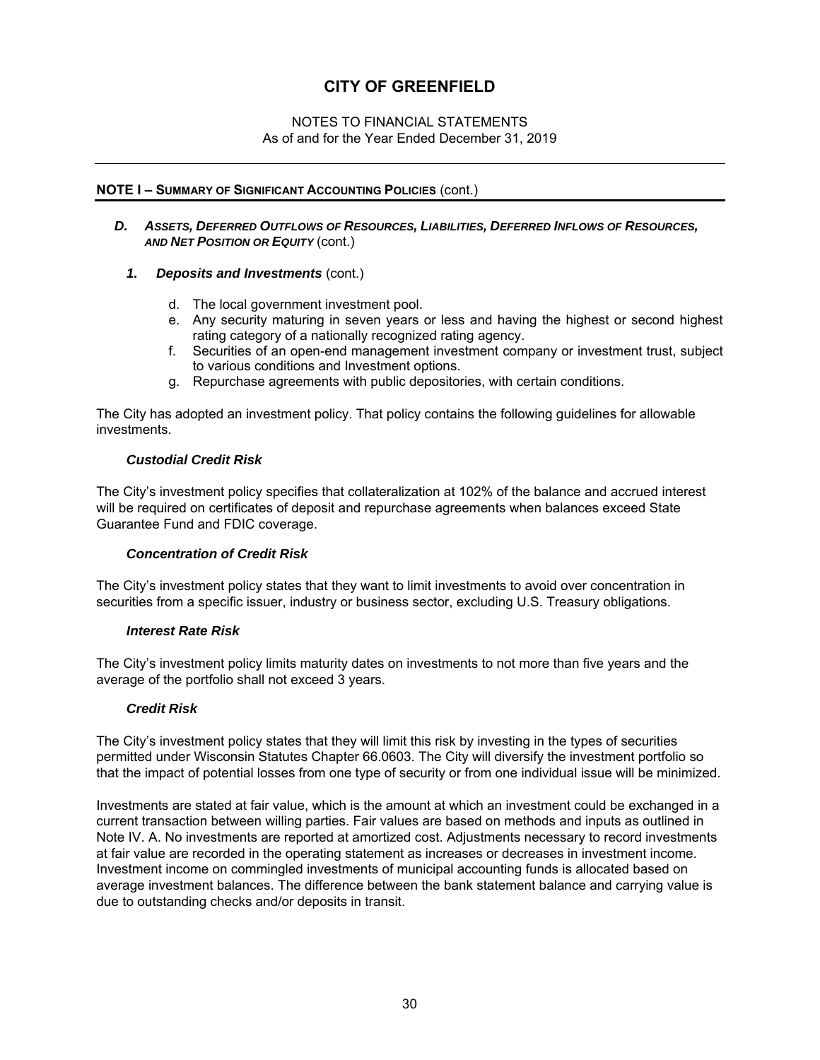## NOTE I – SUMMARY OF SIGNIFICANT ACCOUNTING POLICIES (cont.)

### *D. ASSETS, DEFERRED OUTFLOWS OF RESOURCES, LIABILITIES, DEFERRED INFLOWS OF RESOURCES, AND NET POSITION OR EQUITY* (cont.)

#### *1. Deposits and Investments* (cont.)

d. The local government investment pool.

e. Any security maturing in seven years or less and having the highest or second highest rating category of a nationally recognized rating agency.

f. Securities of an open-end management investment company or investment trust, subject to various conditions and Investment options.

g. Repurchase agreements with public depositories, with certain conditions.

The City has adopted an investment policy. That policy contains the following guidelines for allowable investments.

***Custodial Credit Risk***

The City's investment policy specifies that collateralization at 102% of the balance and accrued interest will be required on certificates of deposit and repurchase agreements when balances exceed State Guarantee Fund and FDIC coverage.

***Concentration of Credit Risk***

The City's investment policy states that they want to limit investments to avoid over concentration in securities from a specific issuer, industry or business sector, excluding U.S. Treasury obligations.

***Interest Rate Risk***

The City's investment policy limits maturity dates on investments to not more than five years and the average of the portfolio shall not exceed 3 years.

***Credit Risk***

The City's investment policy states that they will limit this risk by investing in the types of securities permitted under Wisconsin Statutes Chapter 66.0603. The City will diversify the investment portfolio so that the impact of potential losses from one type of security or from one individual issue will be minimized.

Investments are stated at fair value, which is the amount at which an investment could be exchanged in a current transaction between willing parties. Fair values are based on methods and inputs as outlined in Note IV. A. No investments are reported at amortized cost. Adjustments necessary to record investments at fair value are recorded in the operating statement as increases or decreases in investment income. Investment income on commingled investments of municipal accounting funds is allocated based on average investment balances. The difference between the bank statement balance and carrying value is due to outstanding checks and/or deposits in transit.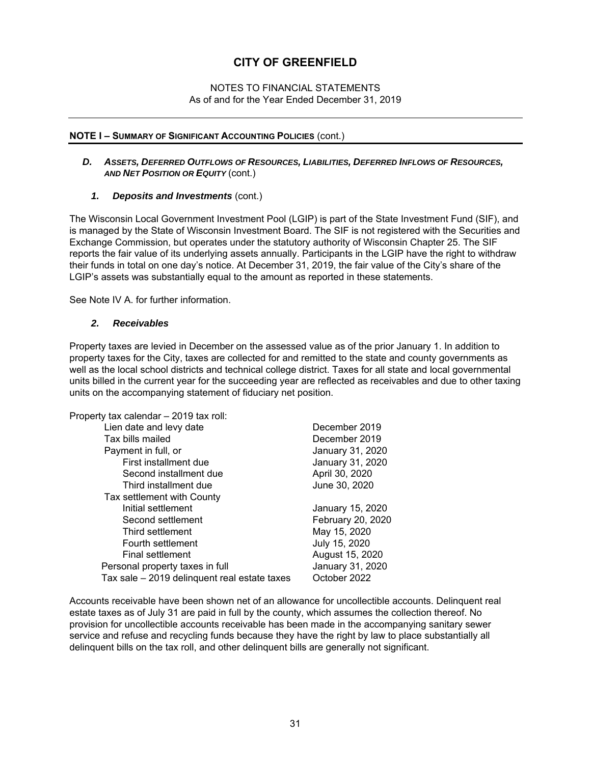# CITY OF GREENFIELD

NOTES TO FINANCIAL STATEMENTS
As of and for the Year Ended December 31, 2019

## NOTE I – SUMMARY OF SIGNIFICANT ACCOUNTING POLICIES (cont.)

### *D. ASSETS, DEFERRED OUTFLOWS OF RESOURCES, LIABILITIES, DEFERRED INFLOWS OF RESOURCES, AND NET POSITION OR EQUITY* (cont.)

#### *1. Deposits and Investments* (cont.)

The Wisconsin Local Government Investment Pool (LGIP) is part of the State Investment Fund (SIF), and is managed by the State of Wisconsin Investment Board. The SIF is not registered with the Securities and Exchange Commission, but operates under the statutory authority of Wisconsin Chapter 25. The SIF reports the fair value of its underlying assets annually. Participants in the LGIP have the right to withdraw their funds in total on one day's notice. At December 31, 2019, the fair value of the City's share of the LGIP's assets was substantially equal to the amount as reported in these statements.

See Note IV A. for further information.

#### *2. Receivables*

Property taxes are levied in December on the assessed value as of the prior January 1. In addition to property taxes for the City, taxes are collected for and remitted to the state and county governments as well as the local school districts and technical college district. Taxes for all state and local governmental units billed in the current year for the succeeding year are reflected as receivables and due to other taxing units on the accompanying statement of fiduciary net position.

Property tax calendar – 2019 tax roll:

| | |
|---|---|
| Lien date and levy date | December 2019 |
| Tax bills mailed | December 2019 |
| Payment in full, or | January 31, 2020 |
| First installment due | January 31, 2020 |
| Second installment due | April 30, 2020 |
| Third installment due | June 30, 2020 |
| Tax settlement with County | |
| Initial settlement | January 15, 2020 |
| Second settlement | February 20, 2020 |
| Third settlement | May 15, 2020 |
| Fourth settlement | July 15, 2020 |
| Final settlement | August 15, 2020 |
| Personal property taxes in full | January 31, 2020 |
| Tax sale – 2019 delinquent real estate taxes | October 2022 |

Accounts receivable have been shown net of an allowance for uncollectible accounts. Delinquent real estate taxes as of July 31 are paid in full by the county, which assumes the collection thereof. No provision for uncollectible accounts receivable has been made in the accompanying sanitary sewer service and refuse and recycling funds because they have the right by law to place substantially all delinquent bills on the tax roll, and other delinquent bills are generally not significant.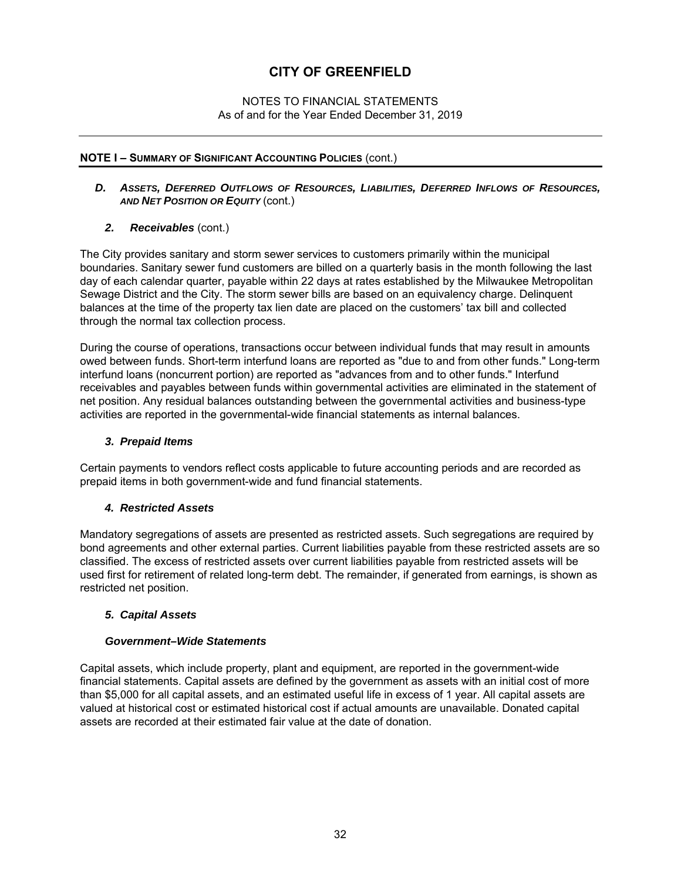## NOTE I – SUMMARY OF SIGNIFICANT ACCOUNTING POLICIES (cont.)

### *D. ASSETS, DEFERRED OUTFLOWS OF RESOURCES, LIABILITIES, DEFERRED INFLOWS OF RESOURCES, AND NET POSITION OR EQUITY* (cont.)

#### *2. Receivables* (cont.)

The City provides sanitary and storm sewer services to customers primarily within the municipal boundaries. Sanitary sewer fund customers are billed on a quarterly basis in the month following the last day of each calendar quarter, payable within 22 days at rates established by the Milwaukee Metropolitan Sewage District and the City. The storm sewer bills are based on an equivalency charge. Delinquent balances at the time of the property tax lien date are placed on the customers' tax bill and collected through the normal tax collection process.

During the course of operations, transactions occur between individual funds that may result in amounts owed between funds. Short-term interfund loans are reported as "due to and from other funds." Long-term interfund loans (noncurrent portion) are reported as "advances from and to other funds." Interfund receivables and payables between funds within governmental activities are eliminated in the statement of net position. Any residual balances outstanding between the governmental activities and business-type activities are reported in the governmental-wide financial statements as internal balances.

#### *3. Prepaid Items*

Certain payments to vendors reflect costs applicable to future accounting periods and are recorded as prepaid items in both government-wide and fund financial statements.

#### *4. Restricted Assets*

Mandatory segregations of assets are presented as restricted assets. Such segregations are required by bond agreements and other external parties. Current liabilities payable from these restricted assets are so classified. The excess of restricted assets over current liabilities payable from restricted assets will be used first for retirement of related long-term debt. The remainder, if generated from earnings, is shown as restricted net position.

#### *5. Capital Assets*

***Government–Wide Statements***

Capital assets, which include property, plant and equipment, are reported in the government-wide financial statements. Capital assets are defined by the government as assets with an initial cost of more than $5,000 for all capital assets, and an estimated useful life in excess of 1 year. All capital assets are valued at historical cost or estimated historical cost if actual amounts are unavailable. Donated capital assets are recorded at their estimated fair value at the date of donation.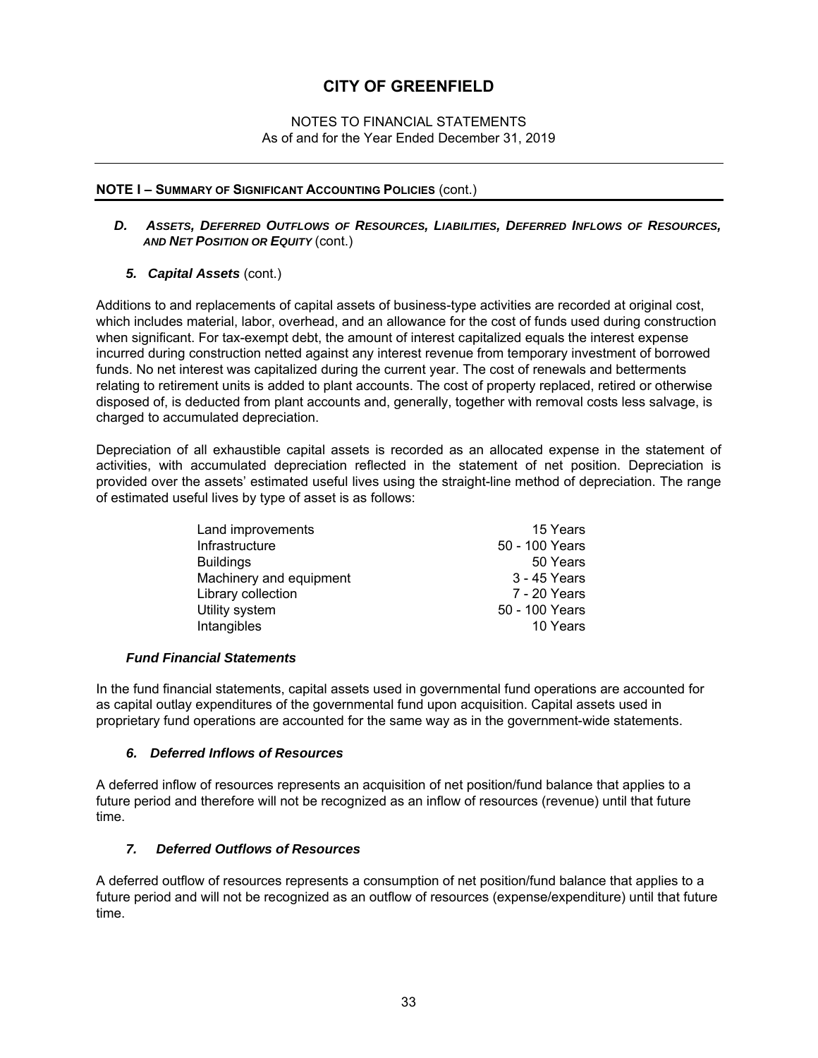# CITY OF GREENFIELD

NOTES TO FINANCIAL STATEMENTS
As of and for the Year Ended December 31, 2019

## NOTE I – SUMMARY OF SIGNIFICANT ACCOUNTING POLICIES (cont.)

### *D. ASSETS, DEFERRED OUTFLOWS OF RESOURCES, LIABILITIES, DEFERRED INFLOWS OF RESOURCES, AND NET POSITION OR EQUITY* (cont.)

#### *5. Capital Assets* (cont.)

Additions to and replacements of capital assets of business-type activities are recorded at original cost, which includes material, labor, overhead, and an allowance for the cost of funds used during construction when significant. For tax-exempt debt, the amount of interest capitalized equals the interest expense incurred during construction netted against any interest revenue from temporary investment of borrowed funds. No net interest was capitalized during the current year. The cost of renewals and betterments relating to retirement units is added to plant accounts. The cost of property replaced, retired or otherwise disposed of, is deducted from plant accounts and, generally, together with removal costs less salvage, is charged to accumulated depreciation.

Depreciation of all exhaustible capital assets is recorded as an allocated expense in the statement of activities, with accumulated depreciation reflected in the statement of net position. Depreciation is provided over the assets' estimated useful lives using the straight-line method of depreciation. The range of estimated useful lives by type of asset is as follows:

| | |
|---|---|
| Land improvements | 15 Years |
| Infrastructure | 50 - 100 Years |
| Buildings | 50 Years |
| Machinery and equipment | 3 - 45 Years |
| Library collection | 7 - 20 Years |
| Utility system | 50 - 100 Years |
| Intangibles | 10 Years |

#### *Fund Financial Statements*

In the fund financial statements, capital assets used in governmental fund operations are accounted for as capital outlay expenditures of the governmental fund upon acquisition. Capital assets used in proprietary fund operations are accounted for the same way as in the government-wide statements.

#### *6. Deferred Inflows of Resources*

A deferred inflow of resources represents an acquisition of net position/fund balance that applies to a future period and therefore will not be recognized as an inflow of resources (revenue) until that future time.

#### *7. Deferred Outflows of Resources*

A deferred outflow of resources represents a consumption of net position/fund balance that applies to a future period and will not be recognized as an outflow of resources (expense/expenditure) until that future time.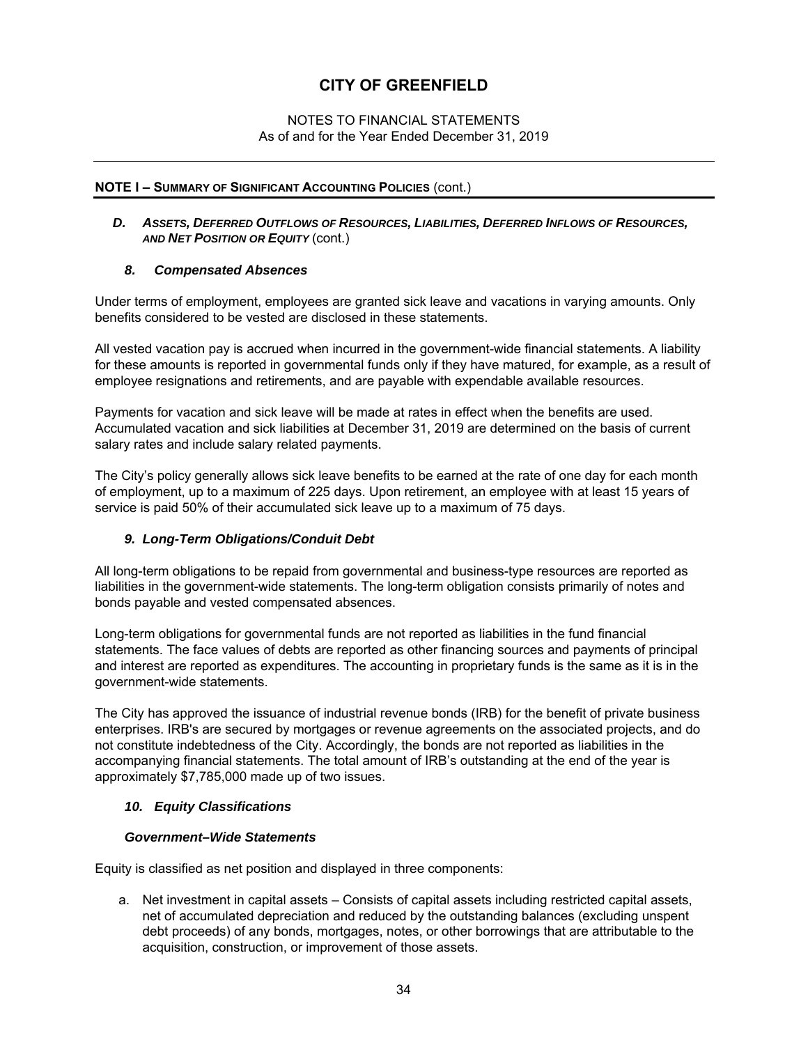# CITY OF GREENFIELD

NOTES TO FINANCIAL STATEMENTS
As of and for the Year Ended December 31, 2019

---

## NOTE I – SUMMARY OF SIGNIFICANT ACCOUNTING POLICIES (cont.)

### *D. ASSETS, DEFERRED OUTFLOWS OF RESOURCES, LIABILITIES, DEFERRED INFLOWS OF RESOURCES, AND NET POSITION OR EQUITY* (cont.)

#### *8. Compensated Absences*

Under terms of employment, employees are granted sick leave and vacations in varying amounts. Only benefits considered to be vested are disclosed in these statements.

All vested vacation pay is accrued when incurred in the government-wide financial statements. A liability for these amounts is reported in governmental funds only if they have matured, for example, as a result of employee resignations and retirements, and are payable with expendable available resources.

Payments for vacation and sick leave will be made at rates in effect when the benefits are used. Accumulated vacation and sick liabilities at December 31, 2019 are determined on the basis of current salary rates and include salary related payments.

The City's policy generally allows sick leave benefits to be earned at the rate of one day for each month of employment, up to a maximum of 225 days. Upon retirement, an employee with at least 15 years of service is paid 50% of their accumulated sick leave up to a maximum of 75 days.

#### *9. Long-Term Obligations/Conduit Debt*

All long-term obligations to be repaid from governmental and business-type resources are reported as liabilities in the government-wide statements. The long-term obligation consists primarily of notes and bonds payable and vested compensated absences.

Long-term obligations for governmental funds are not reported as liabilities in the fund financial statements. The face values of debts are reported as other financing sources and payments of principal and interest are reported as expenditures. The accounting in proprietary funds is the same as it is in the government-wide statements.

The City has approved the issuance of industrial revenue bonds (IRB) for the benefit of private business enterprises. IRB's are secured by mortgages or revenue agreements on the associated projects, and do not constitute indebtedness of the City. Accordingly, the bonds are not reported as liabilities in the accompanying financial statements. The total amount of IRB's outstanding at the end of the year is approximately $7,785,000 made up of two issues.

#### *10. Equity Classifications*

***Government–Wide Statements***

Equity is classified as net position and displayed in three components:

a. Net investment in capital assets – Consists of capital assets including restricted capital assets, net of accumulated depreciation and reduced by the outstanding balances (excluding unspent debt proceeds) of any bonds, mortgages, notes, or other borrowings that are attributable to the acquisition, construction, or improvement of those assets.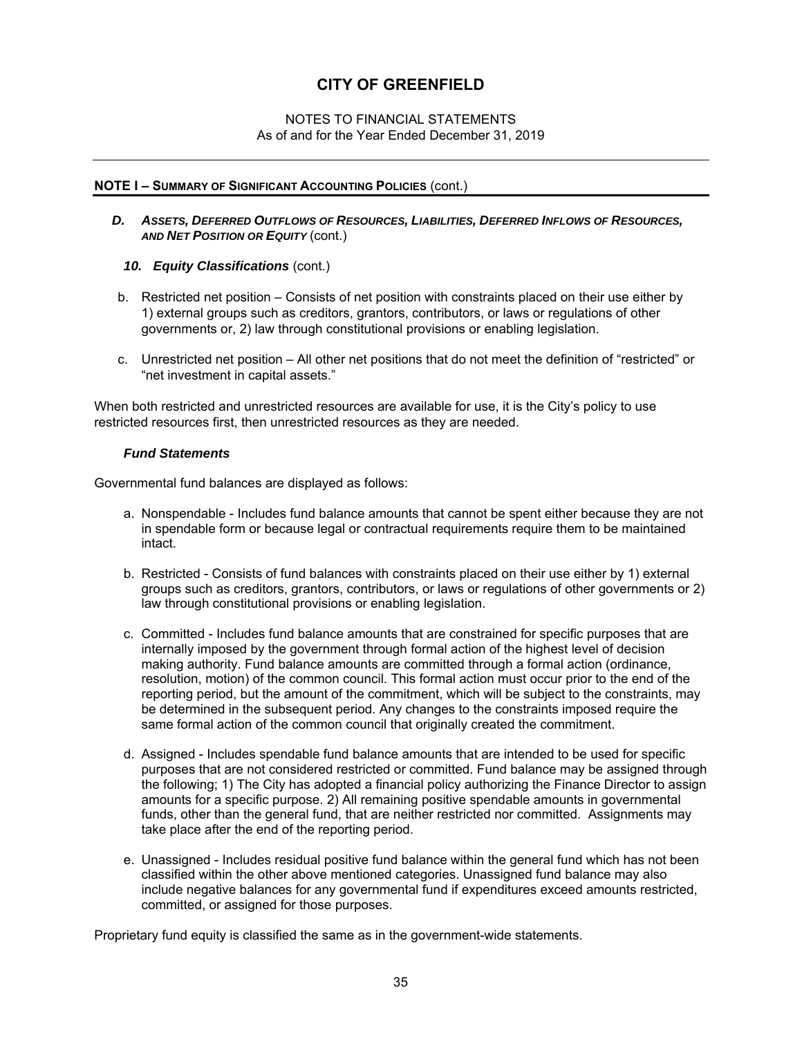**NOTE I – SUMMARY OF SIGNIFICANT ACCOUNTING POLICIES** (cont.)

### *D. ASSETS, DEFERRED OUTFLOWS OF RESOURCES, LIABILITIES, DEFERRED INFLOWS OF RESOURCES, AND NET POSITION OR EQUITY* (cont.)

#### *10. Equity Classifications* (cont.)

b. Restricted net position – Consists of net position with constraints placed on their use either by 1) external groups such as creditors, grantors, contributors, or laws or regulations of other governments or, 2) law through constitutional provisions or enabling legislation.

c. Unrestricted net position – All other net positions that do not meet the definition of "restricted" or "net investment in capital assets."

When both restricted and unrestricted resources are available for use, it is the City's policy to use restricted resources first, then unrestricted resources as they are needed.

***Fund Statements***

Governmental fund balances are displayed as follows:

a. Nonspendable - Includes fund balance amounts that cannot be spent either because they are not in spendable form or because legal or contractual requirements require them to be maintained intact.

b. Restricted - Consists of fund balances with constraints placed on their use either by 1) external groups such as creditors, grantors, contributors, or laws or regulations of other governments or 2) law through constitutional provisions or enabling legislation.

c. Committed - Includes fund balance amounts that are constrained for specific purposes that are internally imposed by the government through formal action of the highest level of decision making authority. Fund balance amounts are committed through a formal action (ordinance, resolution, motion) of the common council. This formal action must occur prior to the end of the reporting period, but the amount of the commitment, which will be subject to the constraints, may be determined in the subsequent period. Any changes to the constraints imposed require the same formal action of the common council that originally created the commitment.

d. Assigned - Includes spendable fund balance amounts that are intended to be used for specific purposes that are not considered restricted or committed. Fund balance may be assigned through the following; 1) The City has adopted a financial policy authorizing the Finance Director to assign amounts for a specific purpose. 2) All remaining positive spendable amounts in governmental funds, other than the general fund, that are neither restricted nor committed. Assignments may take place after the end of the reporting period.

e. Unassigned - Includes residual positive fund balance within the general fund which has not been classified within the other above mentioned categories. Unassigned fund balance may also include negative balances for any governmental fund if expenditures exceed amounts restricted, committed, or assigned for those purposes.

Proprietary fund equity is classified the same as in the government-wide statements.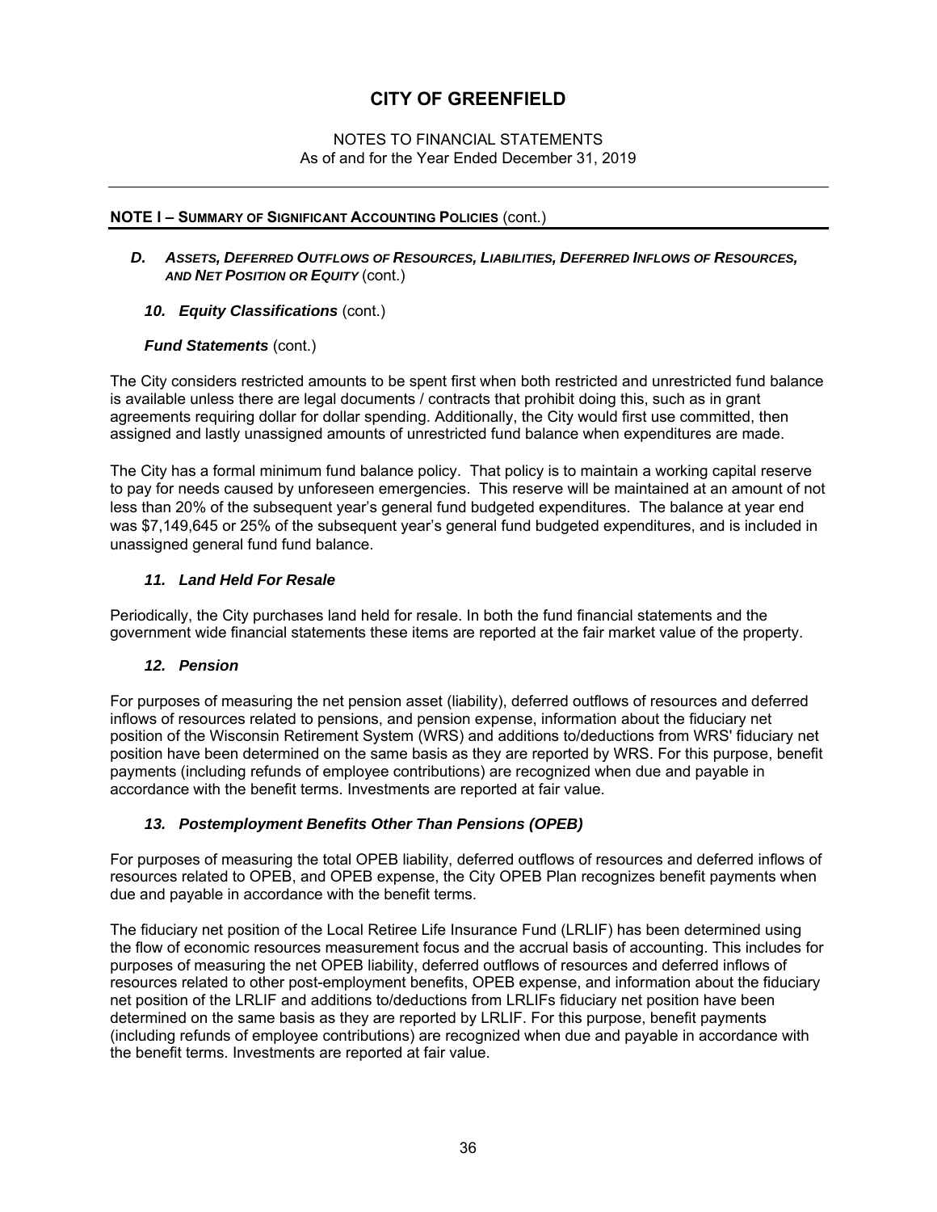# CITY OF GREENFIELD

NOTES TO FINANCIAL STATEMENTS
As of and for the Year Ended December 31, 2019

## NOTE I – SUMMARY OF SIGNIFICANT ACCOUNTING POLICIES (cont.)

### *D. ASSETS, DEFERRED OUTFLOWS OF RESOURCES, LIABILITIES, DEFERRED INFLOWS OF RESOURCES, AND NET POSITION OR EQUITY* (cont.)

#### *10. Equity Classifications* (cont.)

***Fund Statements*** (cont.)

The City considers restricted amounts to be spent first when both restricted and unrestricted fund balance is available unless there are legal documents / contracts that prohibit doing this, such as in grant agreements requiring dollar for dollar spending. Additionally, the City would first use committed, then assigned and lastly unassigned amounts of unrestricted fund balance when expenditures are made.

The City has a formal minimum fund balance policy. That policy is to maintain a working capital reserve to pay for needs caused by unforeseen emergencies. This reserve will be maintained at an amount of not less than 20% of the subsequent year's general fund budgeted expenditures. The balance at year end was $7,149,645 or 25% of the subsequent year's general fund budgeted expenditures, and is included in unassigned general fund fund balance.

#### *11. Land Held For Resale*

Periodically, the City purchases land held for resale. In both the fund financial statements and the government wide financial statements these items are reported at the fair market value of the property.

#### *12. Pension*

For purposes of measuring the net pension asset (liability), deferred outflows of resources and deferred inflows of resources related to pensions, and pension expense, information about the fiduciary net position of the Wisconsin Retirement System (WRS) and additions to/deductions from WRS' fiduciary net position have been determined on the same basis as they are reported by WRS. For this purpose, benefit payments (including refunds of employee contributions) are recognized when due and payable in accordance with the benefit terms. Investments are reported at fair value.

#### *13. Postemployment Benefits Other Than Pensions (OPEB)*

For purposes of measuring the total OPEB liability, deferred outflows of resources and deferred inflows of resources related to OPEB, and OPEB expense, the City OPEB Plan recognizes benefit payments when due and payable in accordance with the benefit terms.

The fiduciary net position of the Local Retiree Life Insurance Fund (LRLIF) has been determined using the flow of economic resources measurement focus and the accrual basis of accounting. This includes for purposes of measuring the net OPEB liability, deferred outflows of resources and deferred inflows of resources related to other post-employment benefits, OPEB expense, and information about the fiduciary net position of the LRLIF and additions to/deductions from LRLIFs fiduciary net position have been determined on the same basis as they are reported by LRLIF. For this purpose, benefit payments (including refunds of employee contributions) are recognized when due and payable in accordance with the benefit terms. Investments are reported at fair value.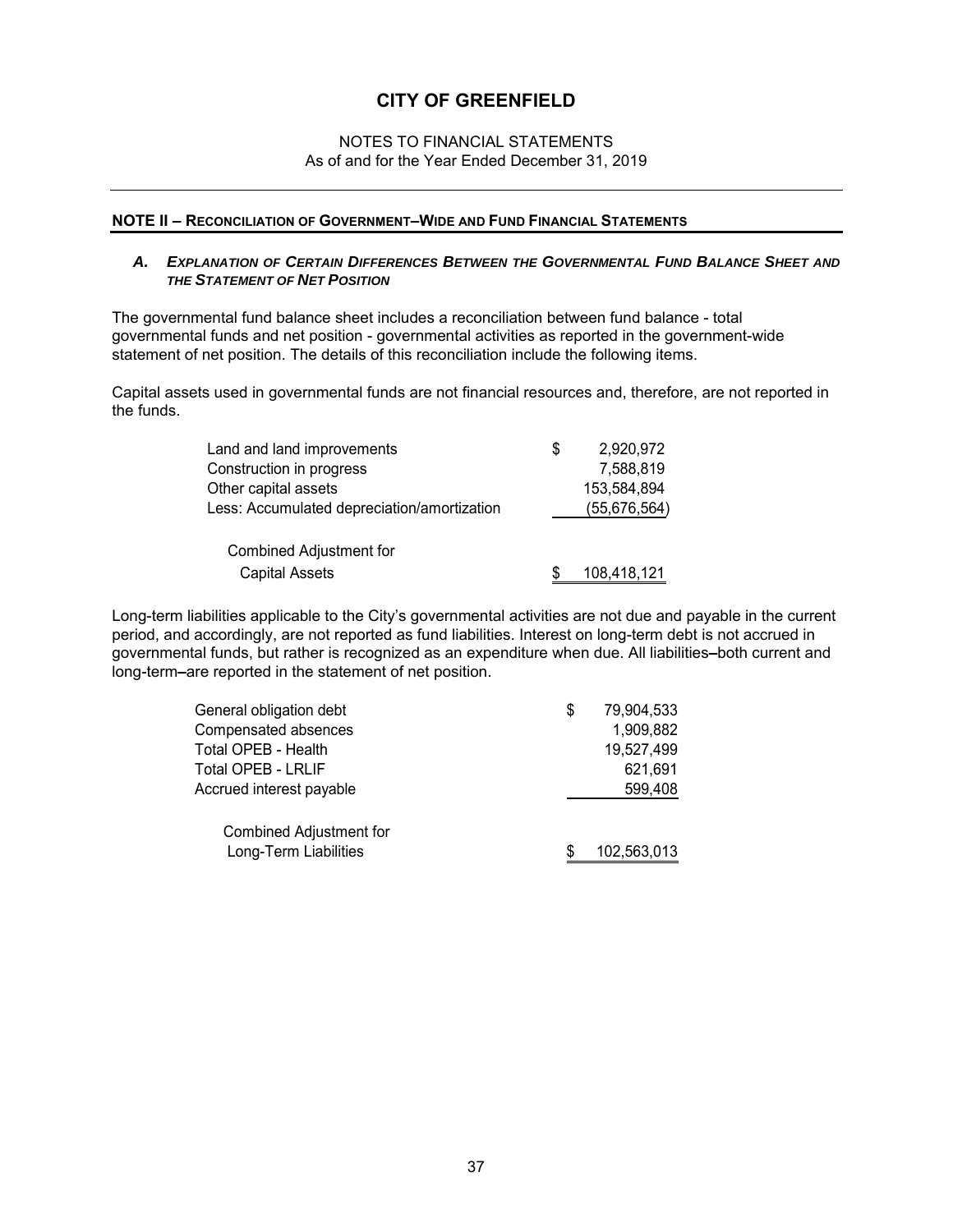# CITY OF GREENFIELD

NOTES TO FINANCIAL STATEMENTS
As of and for the Year Ended December 31, 2019

## NOTE II – RECONCILIATION OF GOVERNMENT–WIDE AND FUND FINANCIAL STATEMENTS

### *A. EXPLANATION OF CERTAIN DIFFERENCES BETWEEN THE GOVERNMENTAL FUND BALANCE SHEET AND THE STATEMENT OF NET POSITION*

The governmental fund balance sheet includes a reconciliation between fund balance - total governmental funds and net position - governmental activities as reported in the government-wide statement of net position. The details of this reconciliation include the following items.

Capital assets used in governmental funds are not financial resources and, therefore, are not reported in the funds.

| | |
|---|---|
| Land and land improvements | $ 2,920,972 |
| Construction in progress | 7,588,819 |
| Other capital assets | 153,584,894 |
| Less: Accumulated depreciation/amortization | (55,676,564) |
| Combined Adjustment for Capital Assets | $ 108,418,121 |

Long-term liabilities applicable to the City's governmental activities are not due and payable in the current period, and accordingly, are not reported as fund liabilities. Interest on long-term debt is not accrued in governmental funds, but rather is recognized as an expenditure when due. All liabilities–both current and long-term–are reported in the statement of net position.

| | |
|---|---|
| General obligation debt | $ 79,904,533 |
| Compensated absences | 1,909,882 |
| Total OPEB - Health | 19,527,499 |
| Total OPEB - LRLIF | 621,691 |
| Accrued interest payable | 599,408 |
| Combined Adjustment for Long-Term Liabilities | $ 102,563,013 |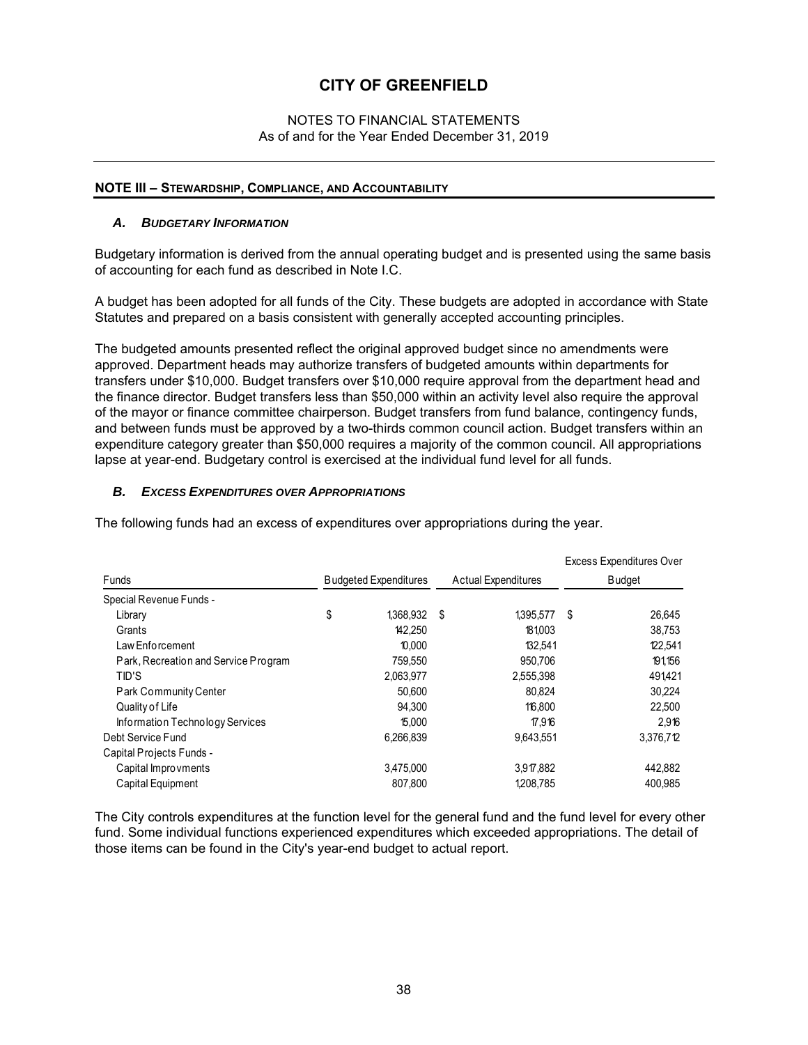# CITY OF GREENFIELD

NOTES TO FINANCIAL STATEMENTS
As of and for the Year Ended December 31, 2019

## NOTE III – STEWARDSHIP, COMPLIANCE, AND ACCOUNTABILITY

### *A. BUDGETARY INFORMATION*

Budgetary information is derived from the annual operating budget and is presented using the same basis of accounting for each fund as described in Note I.C.

A budget has been adopted for all funds of the City. These budgets are adopted in accordance with State Statutes and prepared on a basis consistent with generally accepted accounting principles.

The budgeted amounts presented reflect the original approved budget since no amendments were approved. Department heads may authorize transfers of budgeted amounts within departments for transfers under $10,000. Budget transfers over $10,000 require approval from the department head and the finance director. Budget transfers less than $50,000 within an activity level also require the approval of the mayor or finance committee chairperson. Budget transfers from fund balance, contingency funds, and between funds must be approved by a two-thirds common council action. Budget transfers within an expenditure category greater than $50,000 requires a majority of the common council. All appropriations lapse at year-end. Budgetary control is exercised at the individual fund level for all funds.

### *B. EXCESS EXPENDITURES OVER APPROPRIATIONS*

The following funds had an excess of expenditures over appropriations during the year.

| Funds | Budgeted Expenditures | Actual Expenditures | Excess Expenditures Over Budget |
|---|---|---|---|
| Special Revenue Funds - | | | |
| Library | $ 1,368,932 | $ 1,395,577 | $ 26,645 |
| Grants | 142,250 | 181,003 | 38,753 |
| Law Enforcement | 10,000 | 132,541 | 122,541 |
| Park, Recreation and Service Program | 759,550 | 950,706 | 191,156 |
| TID'S | 2,063,977 | 2,555,398 | 491,421 |
| Park Community Center | 50,600 | 80,824 | 30,224 |
| Quality of Life | 94,300 | 116,800 | 22,500 |
| Information Technology Services | 15,000 | 17,916 | 2,916 |
| Debt Service Fund | 6,266,839 | 9,643,551 | 3,376,712 |
| Capital Projects Funds - | | | |
| Capital Improvments | 3,475,000 | 3,917,882 | 442,882 |
| Capital Equipment | 807,800 | 1,208,785 | 400,985 |

The City controls expenditures at the function level for the general fund and the fund level for every other fund. Some individual functions experienced expenditures which exceeded appropriations. The detail of those items can be found in the City's year-end budget to actual report.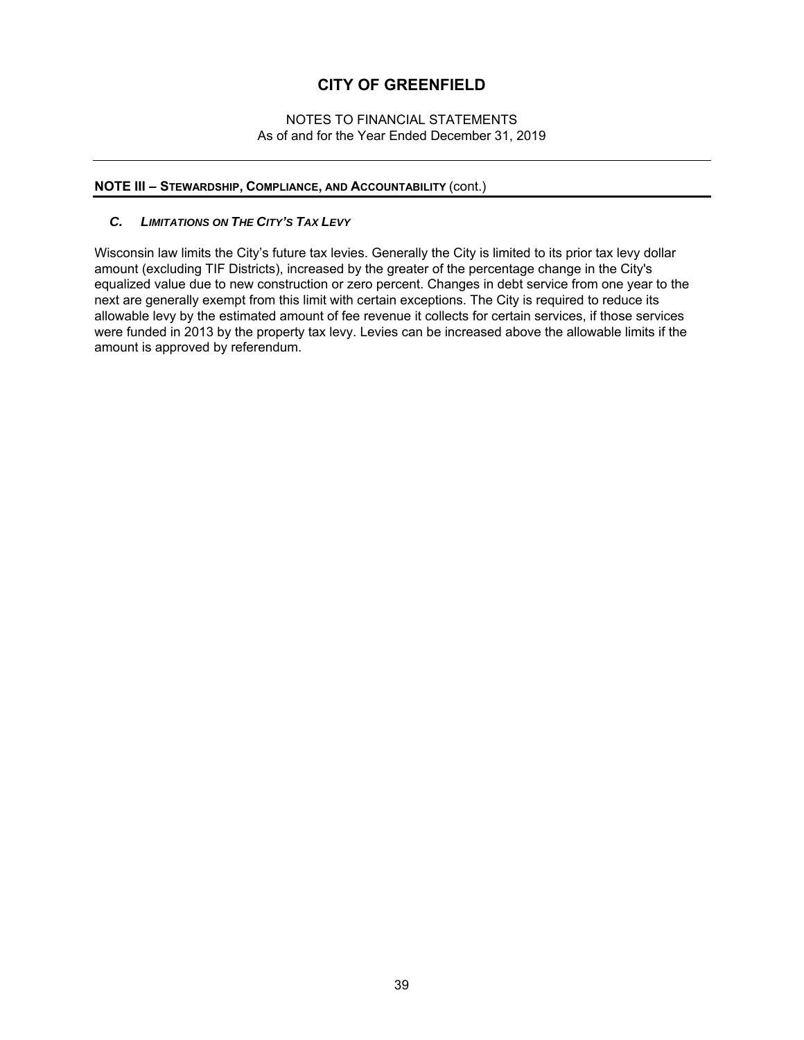# CITY OF GREENFIELD

NOTES TO FINANCIAL STATEMENTS
As of and for the Year Ended December 31, 2019

## NOTE III – STEWARDSHIP, COMPLIANCE, AND ACCOUNTABILITY (cont.)

### *C. LIMITATIONS ON THE CITY'S TAX LEVY*

Wisconsin law limits the City's future tax levies. Generally the City is limited to its prior tax levy dollar amount (excluding TIF Districts), increased by the greater of the percentage change in the City's equalized value due to new construction or zero percent. Changes in debt service from one year to the next are generally exempt from this limit with certain exceptions. The City is required to reduce its allowable levy by the estimated amount of fee revenue it collects for certain services, if those services were funded in 2013 by the property tax levy. Levies can be increased above the allowable limits if the amount is approved by referendum.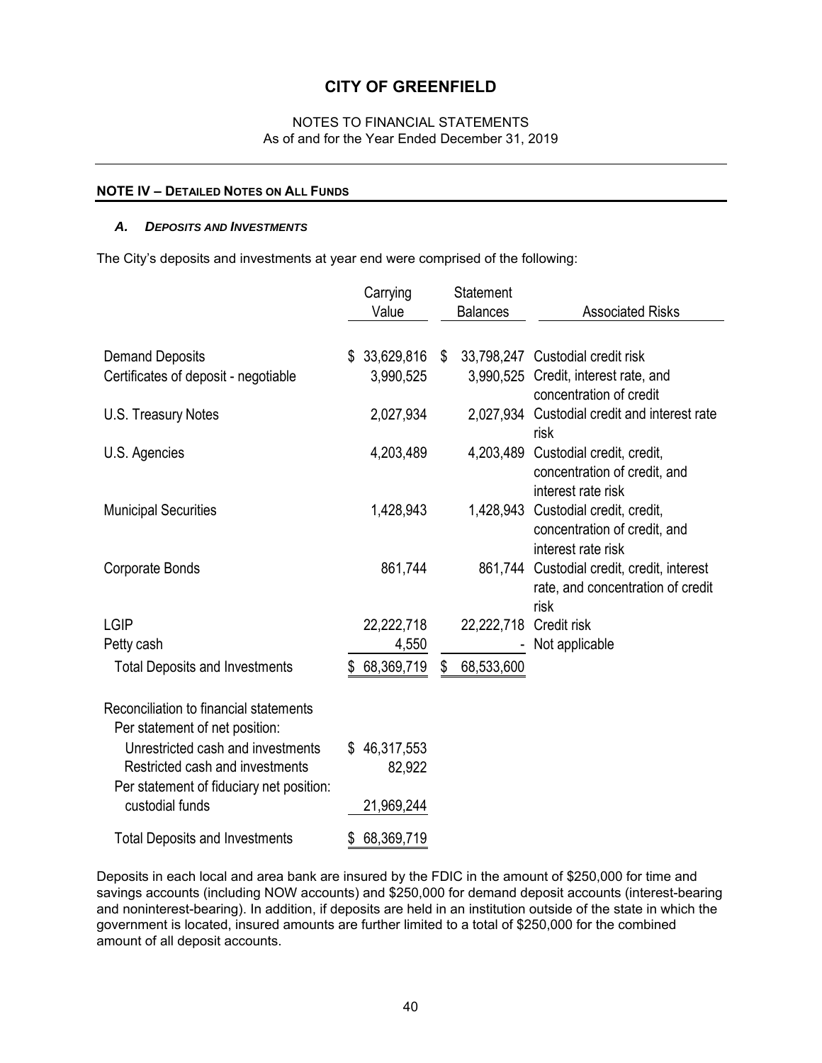# CITY OF GREENFIELD

NOTES TO FINANCIAL STATEMENTS
As of and for the Year Ended December 31, 2019

## NOTE IV – DETAILED NOTES ON ALL FUNDS

### *A. DEPOSITS AND INVESTMENTS*

The City's deposits and investments at year end were comprised of the following:

| | Carrying Value | Statement Balances | Associated Risks |
|---|---|---|---|
| Demand Deposits | $ 33,629,816 | $ 33,798,247 | Custodial credit risk |
| Certificates of deposit - negotiable | 3,990,525 | 3,990,525 | Credit, interest rate, and concentration of credit |
| U.S. Treasury Notes | 2,027,934 | 2,027,934 | Custodial credit and interest rate risk |
| U.S. Agencies | 4,203,489 | 4,203,489 | Custodial credit, credit, concentration of credit, and interest rate risk |
| Municipal Securities | 1,428,943 | 1,428,943 | Custodial credit, credit, concentration of credit, and interest rate risk |
| Corporate Bonds | 861,744 | 861,744 | Custodial credit, credit, interest rate, and concentration of credit risk |
| LGIP | 22,222,718 | 22,222,718 | Credit risk |
| Petty cash | 4,550 | - | Not applicable |
| Total Deposits and Investments | $ 68,369,719 | $ 68,533,600 | |

| | |
|---|---|
| Reconciliation to financial statements | |
| Per statement of net position: | |
| Unrestricted cash and investments | $ 46,317,553 |
| Restricted cash and investments | 82,922 |
| Per statement of fiduciary net position: | |
| custodial funds | 21,969,244 |
| Total Deposits and Investments | $ 68,369,719 |

Deposits in each local and area bank are insured by the FDIC in the amount of $250,000 for time and savings accounts (including NOW accounts) and $250,000 for demand deposit accounts (interest-bearing and noninterest-bearing). In addition, if deposits are held in an institution outside of the state in which the government is located, insured amounts are further limited to a total of $250,000 for the combined amount of all deposit accounts.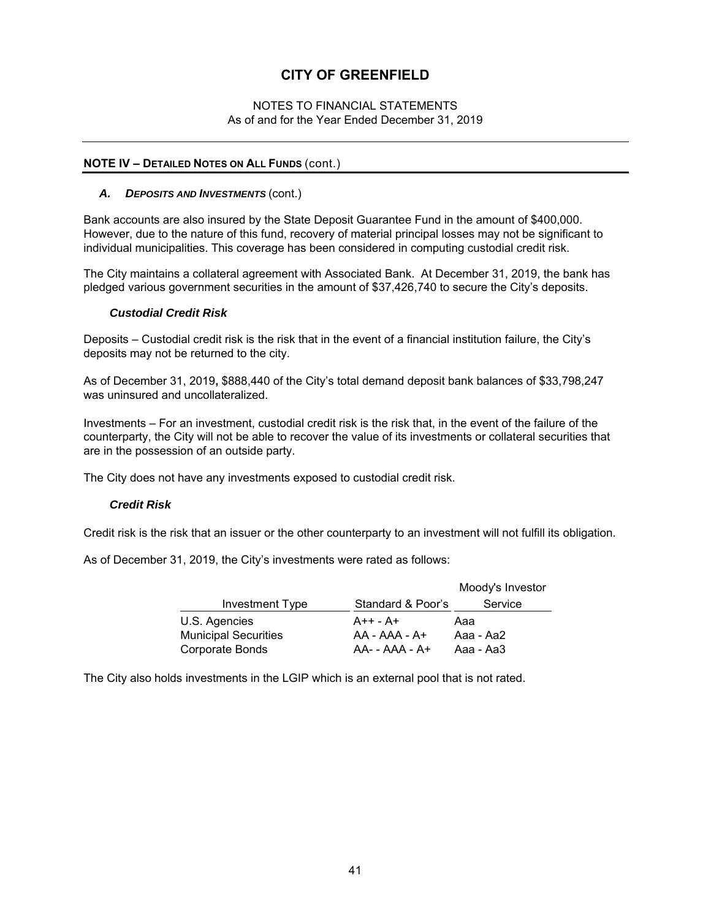# CITY OF GREENFIELD

NOTES TO FINANCIAL STATEMENTS
As of and for the Year Ended December 31, 2019

## NOTE IV – DETAILED NOTES ON ALL FUNDS (cont.)

### *A. DEPOSITS AND INVESTMENTS* (cont.)

Bank accounts are also insured by the State Deposit Guarantee Fund in the amount of $400,000. However, due to the nature of this fund, recovery of material principal losses may not be significant to individual municipalities. This coverage has been considered in computing custodial credit risk.

The City maintains a collateral agreement with Associated Bank. At December 31, 2019, the bank has pledged various government securities in the amount of $37,426,740 to secure the City's deposits.

#### *Custodial Credit Risk*

Deposits – Custodial credit risk is the risk that in the event of a financial institution failure, the City's deposits may not be returned to the city.

As of December 31, 2019**,** $888,440 of the City's total demand deposit bank balances of $33,798,247 was uninsured and uncollateralized.

Investments – For an investment, custodial credit risk is the risk that, in the event of the failure of the counterparty, the City will not be able to recover the value of its investments or collateral securities that are in the possession of an outside party.

The City does not have any investments exposed to custodial credit risk.

#### *Credit Risk*

Credit risk is the risk that an issuer or the other counterparty to an investment will not fulfill its obligation.

As of December 31, 2019, the City's investments were rated as follows:

| Investment Type | Standard & Poor's | Moody's Investor Service |
|---|---|---|
| U.S. Agencies | A++ - A+ | Aaa |
| Municipal Securities | AA - AAA - A+ | Aaa - Aa2 |
| Corporate Bonds | AA- - AAA - A+ | Aaa - Aa3 |

The City also holds investments in the LGIP which is an external pool that is not rated.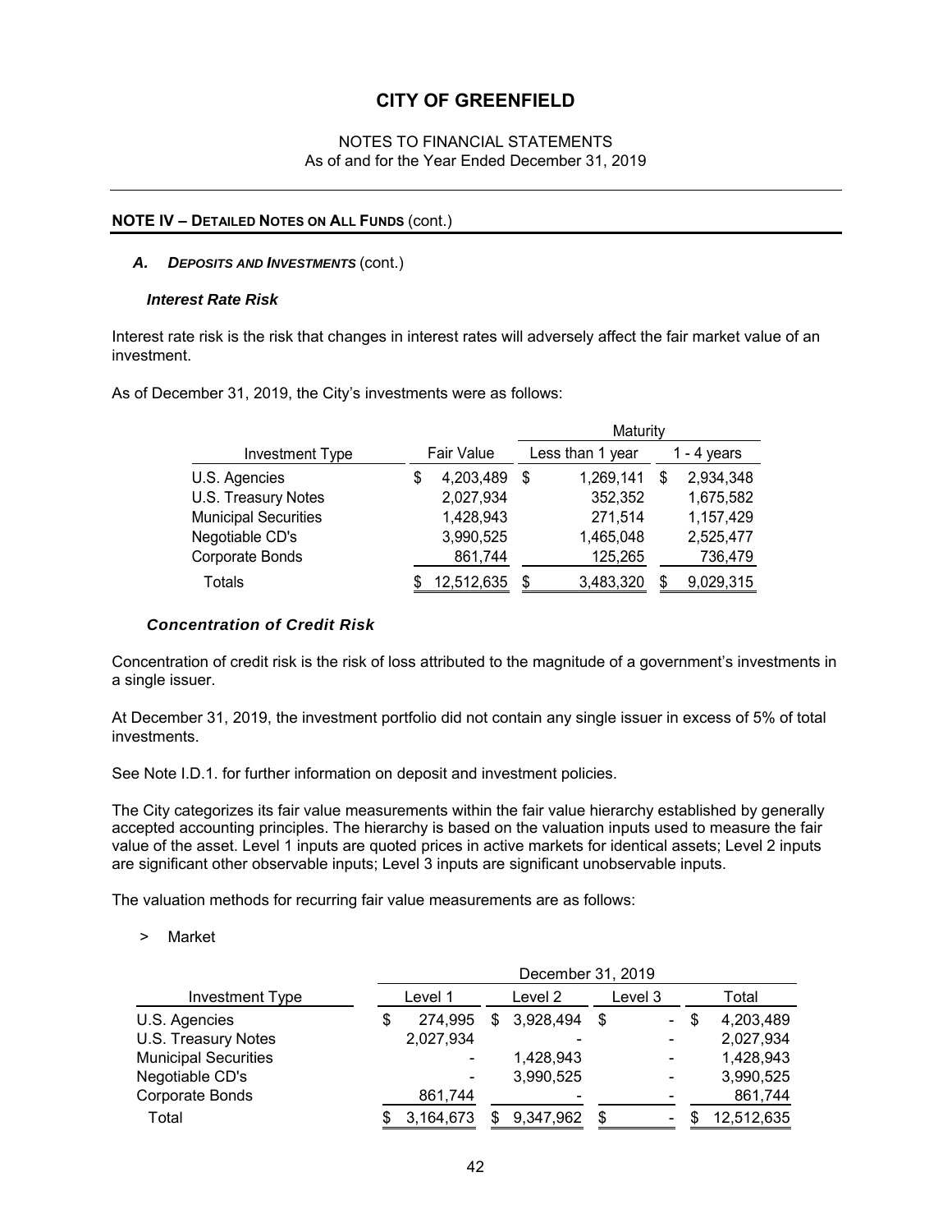# CITY OF GREENFIELD

NOTES TO FINANCIAL STATEMENTS
As of and for the Year Ended December 31, 2019

## NOTE IV – DETAILED NOTES ON ALL FUNDS (cont.)

### *A. DEPOSITS AND INVESTMENTS* (cont.)

#### *Interest Rate Risk*

Interest rate risk is the risk that changes in interest rates will adversely affect the fair market value of an investment.

As of December 31, 2019, the City's investments were as follows:

| | | Maturity | |
|---|---|---|---|
| Investment Type | Fair Value | Less than 1 year | 1 - 4 years |
| U.S. Agencies | $ 4,203,489 | $ 1,269,141 | $ 2,934,348 |
| U.S. Treasury Notes | 2,027,934 | 352,352 | 1,675,582 |
| Municipal Securities | 1,428,943 | 271,514 | 1,157,429 |
| Negotiable CD's | 3,990,525 | 1,465,048 | 2,525,477 |
| Corporate Bonds | 861,744 | 125,265 | 736,479 |
| Totals | $ 12,512,635 | $ 3,483,320 | $ 9,029,315 |

#### *Concentration of Credit Risk*

Concentration of credit risk is the risk of loss attributed to the magnitude of a government's investments in a single issuer.

At December 31, 2019, the investment portfolio did not contain any single issuer in excess of 5% of total investments.

See Note I.D.1. for further information on deposit and investment policies.

The City categorizes its fair value measurements within the fair value hierarchy established by generally accepted accounting principles. The hierarchy is based on the valuation inputs used to measure the fair value of the asset. Level 1 inputs are quoted prices in active markets for identical assets; Level 2 inputs are significant other observable inputs; Level 3 inputs are significant unobservable inputs.

The valuation methods for recurring fair value measurements are as follows:

> Market

| | December 31, 2019 | | | |
|---|---|---|---|---|
| Investment Type | Level 1 | Level 2 | Level 3 | Total |
| U.S. Agencies | $ 274,995 | $ 3,928,494 | $ - | $ 4,203,489 |
| U.S. Treasury Notes | 2,027,934 | - | - | 2,027,934 |
| Municipal Securities | - | 1,428,943 | - | 1,428,943 |
| Negotiable CD's | - | 3,990,525 | - | 3,990,525 |
| Corporate Bonds | 861,744 | - | - | 861,744 |
| Total | $ 3,164,673 | $ 9,347,962 | $ - | $ 12,512,635 |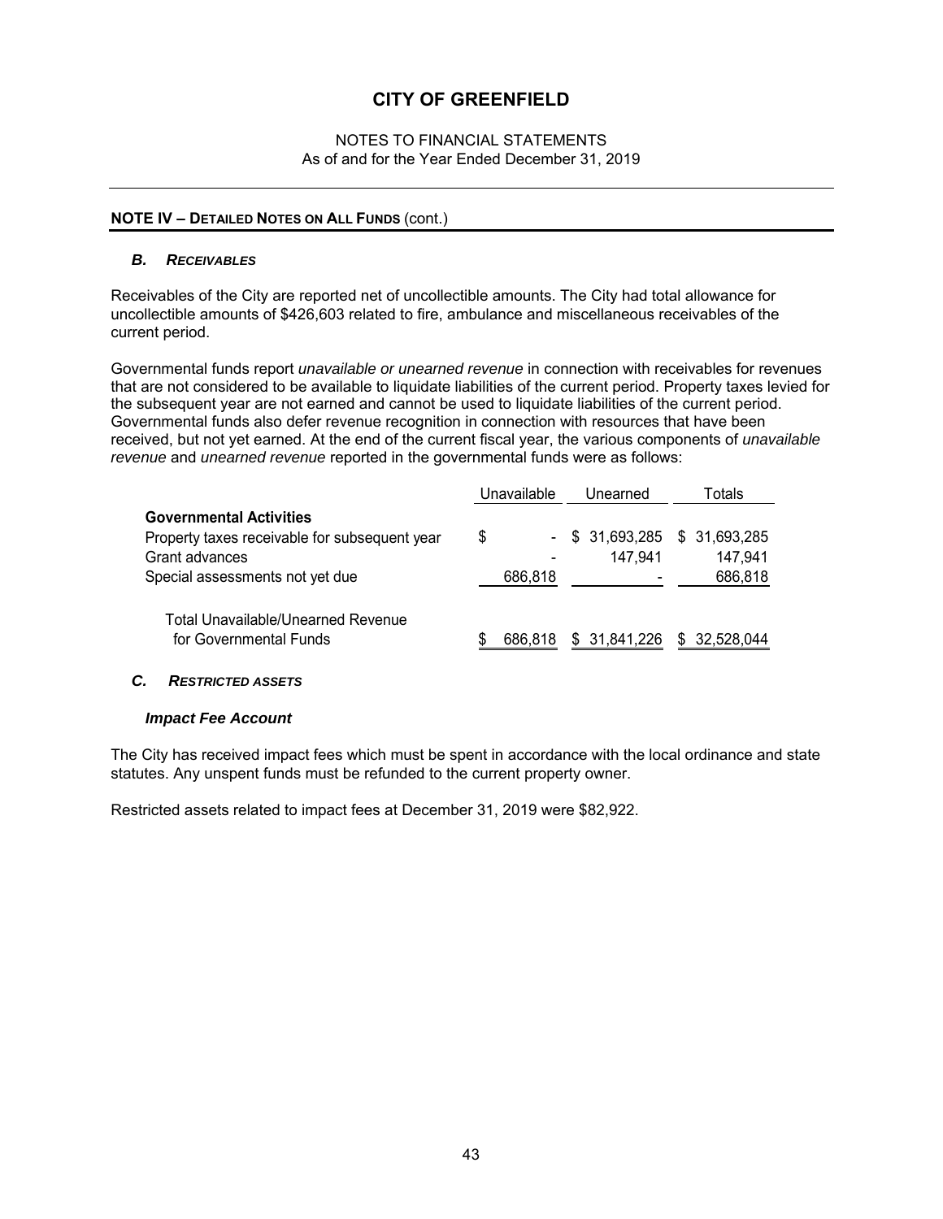# CITY OF GREENFIELD

NOTES TO FINANCIAL STATEMENTS
As of and for the Year Ended December 31, 2019

## NOTE IV – DETAILED NOTES ON ALL FUNDS (cont.)

### *B. RECEIVABLES*

Receivables of the City are reported net of uncollectible amounts. The City had total allowance for uncollectible amounts of $426,603 related to fire, ambulance and miscellaneous receivables of the current period.

Governmental funds report *unavailable or unearned revenue* in connection with receivables for revenues that are not considered to be available to liquidate liabilities of the current period. Property taxes levied for the subsequent year are not earned and cannot be used to liquidate liabilities of the current period. Governmental funds also defer revenue recognition in connection with resources that have been received, but not yet earned. At the end of the current fiscal year, the various components of *unavailable revenue* and *unearned revenue* reported in the governmental funds were as follows:

| | Unavailable | Unearned | Totals |
|---|---|---|---|
| **Governmental Activities** | | | |
| Property taxes receivable for subsequent year | $ - | $ 31,693,285 | $ 31,693,285 |
| Grant advances | - | 147,941 | 147,941 |
| Special assessments not yet due | 686,818 | - | 686,818 |
| Total Unavailable/Unearned Revenue for Governmental Funds | $ 686,818 | $ 31,841,226 | $ 32,528,044 |

### *C. RESTRICTED ASSETS*

#### *Impact Fee Account*

The City has received impact fees which must be spent in accordance with the local ordinance and state statutes. Any unspent funds must be refunded to the current property owner.

Restricted assets related to impact fees at December 31, 2019 were $82,922.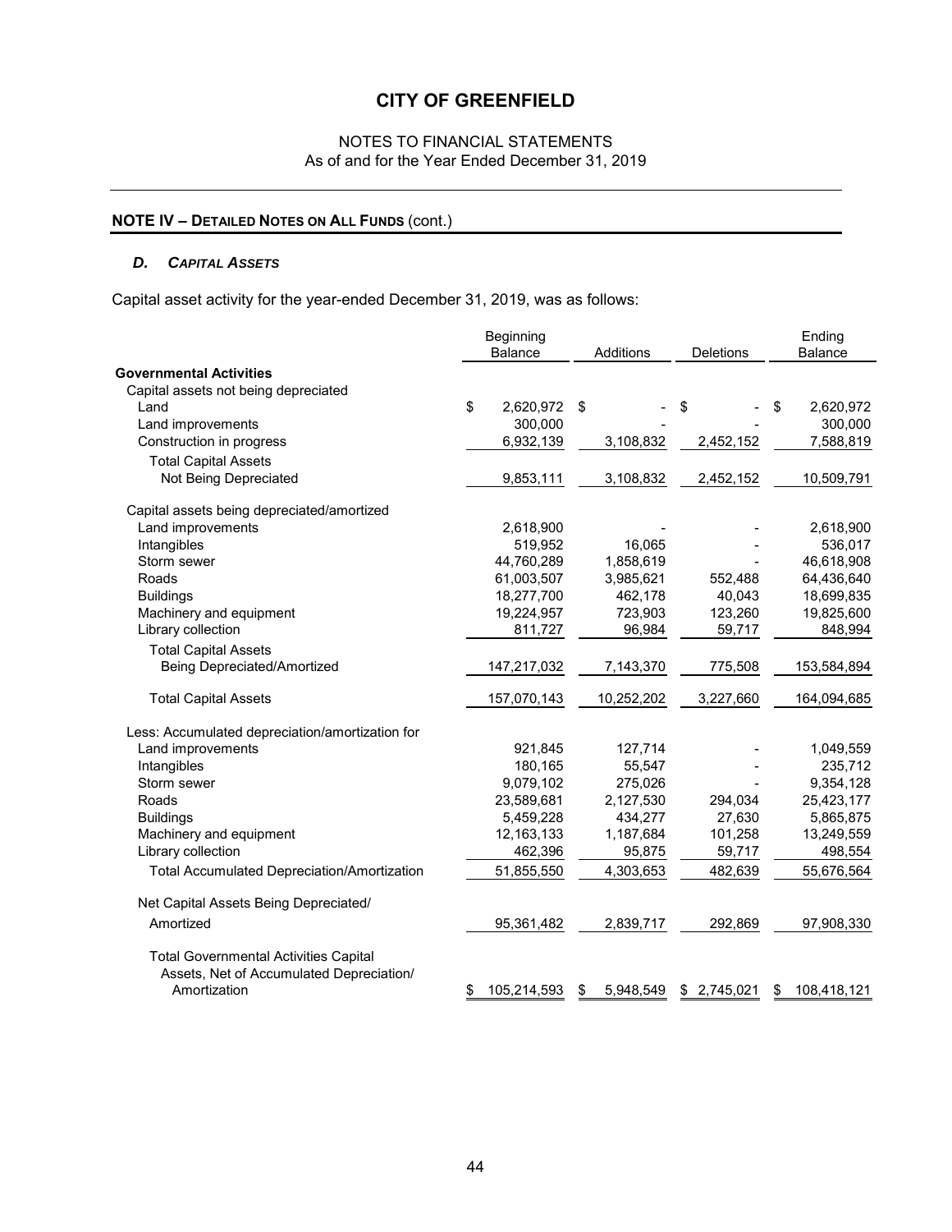# CITY OF GREENFIELD

NOTES TO FINANCIAL STATEMENTS
As of and for the Year Ended December 31, 2019

## NOTE IV – DETAILED NOTES ON ALL FUNDS (cont.)

### *D. CAPITAL ASSETS*

Capital asset activity for the year-ended December 31, 2019, was as follows:

| | Beginning Balance | Additions | Deletions | Ending Balance |
|---|---|---|---|---|
| **Governmental Activities** | | | | |
| Capital assets not being depreciated | | | | |
| Land | $ 2,620,972 | $ - | $ - | $ 2,620,972 |
| Land improvements | 300,000 | - | - | 300,000 |
| Construction in progress | 6,932,139 | 3,108,832 | 2,452,152 | 7,588,819 |
| Total Capital Assets Not Being Depreciated | 9,853,111 | 3,108,832 | 2,452,152 | 10,509,791 |
| Capital assets being depreciated/amortized | | | | |
| Land improvements | 2,618,900 | - | - | 2,618,900 |
| Intangibles | 519,952 | 16,065 | - | 536,017 |
| Storm sewer | 44,760,289 | 1,858,619 | - | 46,618,908 |
| Roads | 61,003,507 | 3,985,621 | 552,488 | 64,436,640 |
| Buildings | 18,277,700 | 462,178 | 40,043 | 18,699,835 |
| Machinery and equipment | 19,224,957 | 723,903 | 123,260 | 19,825,600 |
| Library collection | 811,727 | 96,984 | 59,717 | 848,994 |
| Total Capital Assets Being Depreciated/Amortized | 147,217,032 | 7,143,370 | 775,508 | 153,584,894 |
| Total Capital Assets | 157,070,143 | 10,252,202 | 3,227,660 | 164,094,685 |
| Less: Accumulated depreciation/amortization for | | | | |
| Land improvements | 921,845 | 127,714 | - | 1,049,559 |
| Intangibles | 180,165 | 55,547 | - | 235,712 |
| Storm sewer | 9,079,102 | 275,026 | - | 9,354,128 |
| Roads | 23,589,681 | 2,127,530 | 294,034 | 25,423,177 |
| Buildings | 5,459,228 | 434,277 | 27,630 | 5,865,875 |
| Machinery and equipment | 12,163,133 | 1,187,684 | 101,258 | 13,249,559 |
| Library collection | 462,396 | 95,875 | 59,717 | 498,554 |
| Total Accumulated Depreciation/Amortization | 51,855,550 | 4,303,653 | 482,639 | 55,676,564 |
| Net Capital Assets Being Depreciated/ Amortized | 95,361,482 | 2,839,717 | 292,869 | 97,908,330 |
| Total Governmental Activities Capital Assets, Net of Accumulated Depreciation/ Amortization | $ 105,214,593 | $ 5,948,549 | $ 2,745,021 | $ 108,418,121 |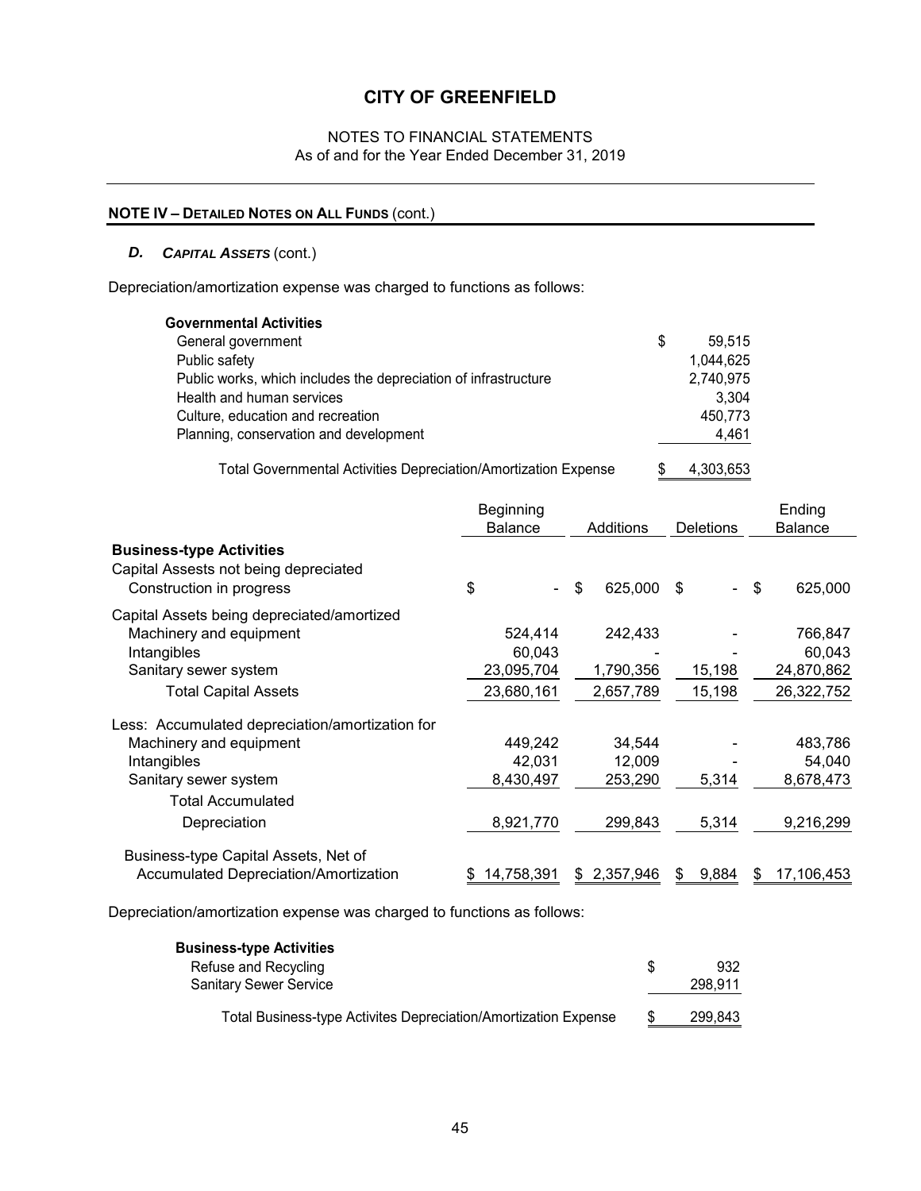# CITY OF GREENFIELD

NOTES TO FINANCIAL STATEMENTS
As of and for the Year Ended December 31, 2019

## NOTE IV – DETAILED NOTES ON ALL FUNDS (cont.)

### *D. CAPITAL ASSETS* (cont.)

Depreciation/amortization expense was charged to functions as follows:

| Governmental Activities | |
|---|---|
| General government | $ 59,515 |
| Public safety | 1,044,625 |
| Public works, which includes the depreciation of infrastructure | 2,740,975 |
| Health and human services | 3,304 |
| Culture, education and recreation | 450,773 |
| Planning, conservation and development | 4,461 |
| Total Governmental Activities Depreciation/Amortization Expense | $ 4,303,653 |

| | Beginning Balance | Additions | Deletions | Ending Balance |
|---|---|---|---|---|
| **Business-type Activities** | | | | |
| Capital Assests not being depreciated | | | | |
| Construction in progress | $ - | $ 625,000 | $ - | $ 625,000 |
| Capital Assets being depreciated/amortized | | | | |
| Machinery and equipment | 524,414 | 242,433 | - | 766,847 |
| Intangibles | 60,043 | - | - | 60,043 |
| Sanitary sewer system | 23,095,704 | 1,790,356 | 15,198 | 24,870,862 |
| Total Capital Assets | 23,680,161 | 2,657,789 | 15,198 | 26,322,752 |
| Less: Accumulated depreciation/amortization for | | | | |
| Machinery and equipment | 449,242 | 34,544 | - | 483,786 |
| Intangibles | 42,031 | 12,009 | - | 54,040 |
| Sanitary sewer system | 8,430,497 | 253,290 | 5,314 | 8,678,473 |
| Total Accumulated Depreciation | 8,921,770 | 299,843 | 5,314 | 9,216,299 |
| Business-type Capital Assets, Net of Accumulated Depreciation/Amortization | $ 14,758,391 | $ 2,357,946 | $ 9,884 | $ 17,106,453 |

Depreciation/amortization expense was charged to functions as follows:

| Business-type Activities | |
|---|---|
| Refuse and Recycling | $ 932 |
| Sanitary Sewer Service | 298,911 |
| Total Business-type Activites Depreciation/Amortization Expense | $ 299,843 |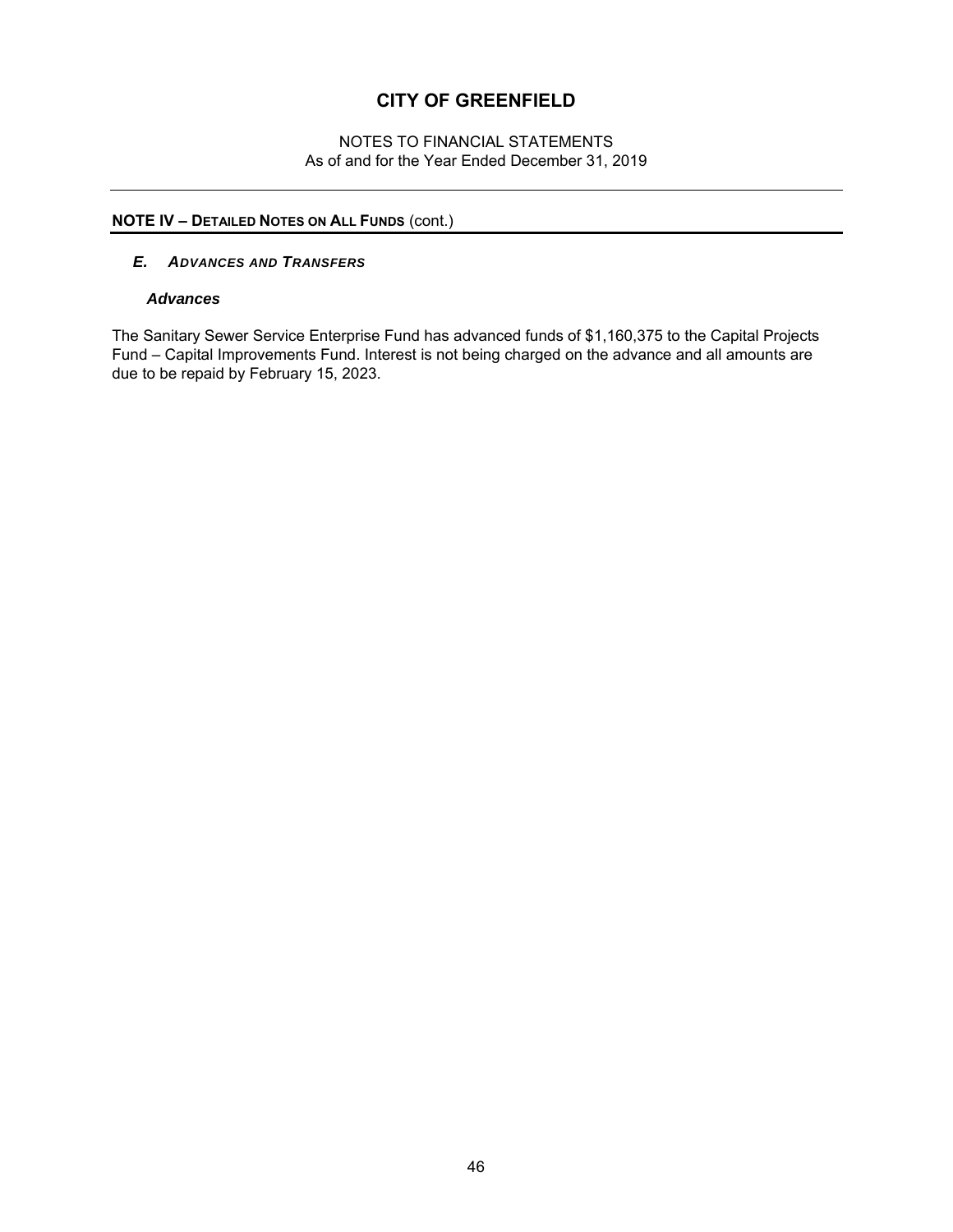## NOTE IV – DETAILED NOTES ON ALL FUNDS (cont.)

### *E. ADVANCES AND TRANSFERS*

#### *Advances*

The Sanitary Sewer Service Enterprise Fund has advanced funds of $1,160,375 to the Capital Projects Fund – Capital Improvements Fund. Interest is not being charged on the advance and all amounts are due to be repaid by February 15, 2023.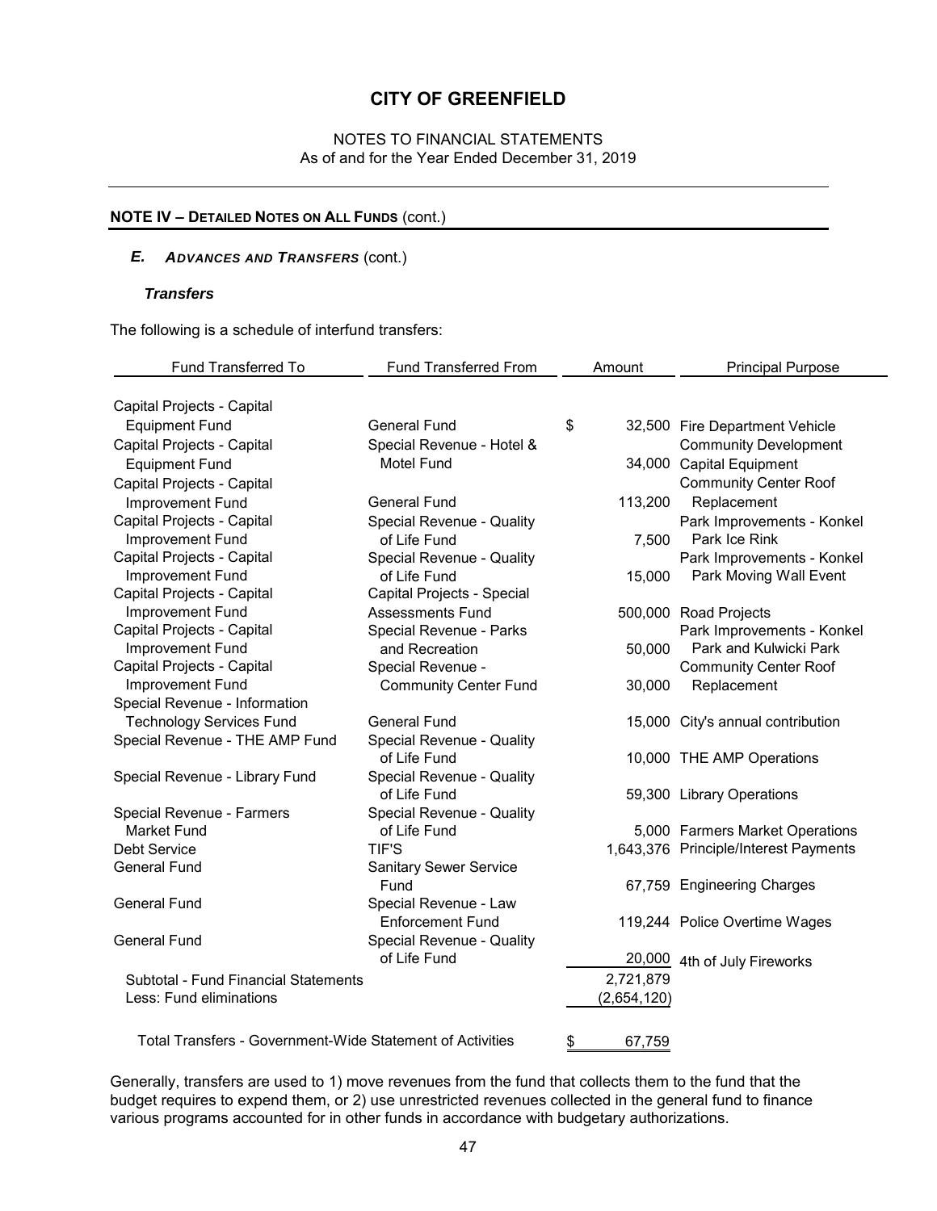# CITY OF GREENFIELD

NOTES TO FINANCIAL STATEMENTS
As of and for the Year Ended December 31, 2019

## NOTE IV – DETAILED NOTES ON ALL FUNDS (cont.)

### *E. ADVANCES AND TRANSFERS* (cont.)

#### *Transfers*

The following is a schedule of interfund transfers:

| Fund Transferred To | Fund Transferred From | Amount | Principal Purpose |
|---|---|---|---|
| Capital Projects - Capital Equipment Fund | General Fund | $ 32,500 | Fire Department Vehicle |
| Capital Projects - Capital Equipment Fund | Special Revenue - Hotel & Motel Fund | 34,000 | Community Development Capital Equipment |
| Capital Projects - Capital Improvement Fund | General Fund | 113,200 | Community Center Roof Replacement |
| Capital Projects - Capital Improvement Fund | Special Revenue - Quality of Life Fund | 7,500 | Park Improvements - Konkel Park Ice Rink |
| Capital Projects - Capital Improvement Fund | Special Revenue - Quality of Life Fund | 15,000 | Park Improvements - Konkel Park Moving Wall Event |
| Capital Projects - Capital Improvement Fund | Capital Projects - Special Assessments Fund | 500,000 | Road Projects |
| Capital Projects - Capital Improvement Fund | Special Revenue - Parks and Recreation | 50,000 | Park Improvements - Konkel Park and Kulwicki Park |
| Capital Projects - Capital Improvement Fund | Special Revenue - Community Center Fund | 30,000 | Community Center Roof Replacement |
| Special Revenue - Information Technology Services Fund | General Fund | 15,000 | City's annual contribution |
| Special Revenue - THE AMP Fund | Special Revenue - Quality of Life Fund | 10,000 | THE AMP Operations |
| Special Revenue - Library Fund | Special Revenue - Quality of Life Fund | 59,300 | Library Operations |
| Special Revenue - Farmers Market Fund | Special Revenue - Quality of Life Fund | 5,000 | Farmers Market Operations |
| Debt Service | TIF'S | 1,643,376 | Principle/Interest Payments |
| General Fund | Sanitary Sewer Service Fund | 67,759 | Engineering Charges |
| General Fund | Special Revenue - Law Enforcement Fund | 119,244 | Police Overtime Wages |
| General Fund | Special Revenue - Quality of Life Fund | 20,000 | 4th of July Fireworks |
| Subtotal - Fund Financial Statements | | 2,721,879 | |
| Less: Fund eliminations | | (2,654,120) | |
| Total Transfers - Government-Wide Statement of Activities | | $ 67,759 | |

Generally, transfers are used to 1) move revenues from the fund that collects them to the fund that the budget requires to expend them, or 2) use unrestricted revenues collected in the general fund to finance various programs accounted for in other funds in accordance with budgetary authorizations.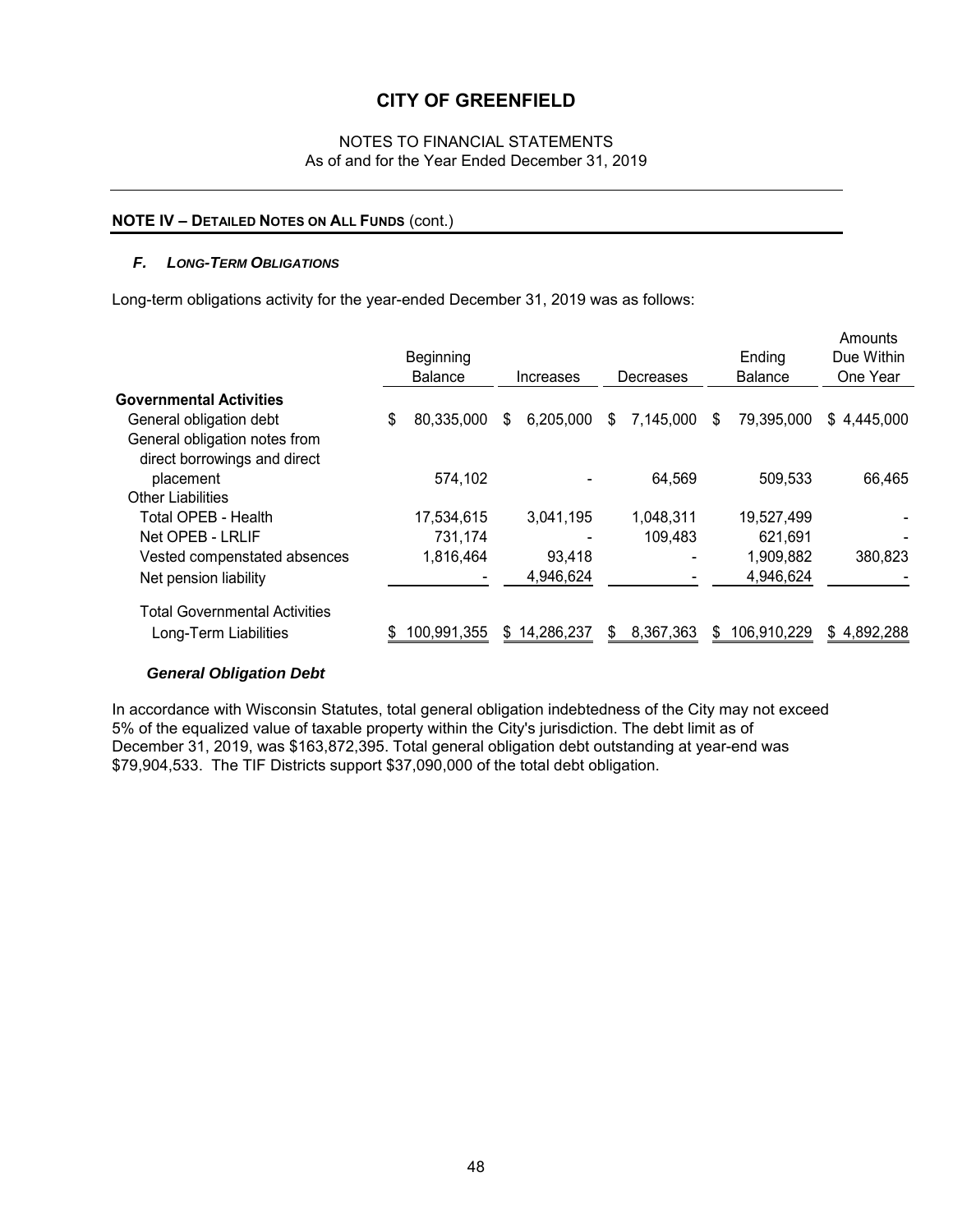# CITY OF GREENFIELD

NOTES TO FINANCIAL STATEMENTS
As of and for the Year Ended December 31, 2019

## NOTE IV – DETAILED NOTES ON ALL FUNDS (cont.)

### *F. LONG-TERM OBLIGATIONS*

Long-term obligations activity for the year-ended December 31, 2019 was as follows:

| | Beginning Balance | Increases | Decreases | Ending Balance | Amounts Due Within One Year |
|---|---|---|---|---|---|
| **Governmental Activities** | | | | | |
| General obligation debt | $ 80,335,000 | $ 6,205,000 | $ 7,145,000 | $ 79,395,000 | $ 4,445,000 |
| General obligation notes from direct borrowings and direct placement | 574,102 | - | 64,569 | 509,533 | 66,465 |
| Other Liabilities | | | | | |
| Total OPEB - Health | 17,534,615 | 3,041,195 | 1,048,311 | 19,527,499 | - |
| Net OPEB - LRLIF | 731,174 | - | 109,483 | 621,691 | - |
| Vested compenstated absences | 1,816,464 | 93,418 | - | 1,909,882 | 380,823 |
| Net pension liability | - | 4,946,624 | - | 4,946,624 | - |
| Total Governmental Activities Long-Term Liabilities | $ 100,991,355 | $ 14,286,237 | $ 8,367,363 | $ 106,910,229 | $ 4,892,288 |

#### *General Obligation Debt*

In accordance with Wisconsin Statutes, total general obligation indebtedness of the City may not exceed 5% of the equalized value of taxable property within the City's jurisdiction. The debt limit as of December 31, 2019, was $163,872,395. Total general obligation debt outstanding at year-end was $79,904,533. The TIF Districts support $37,090,000 of the total debt obligation.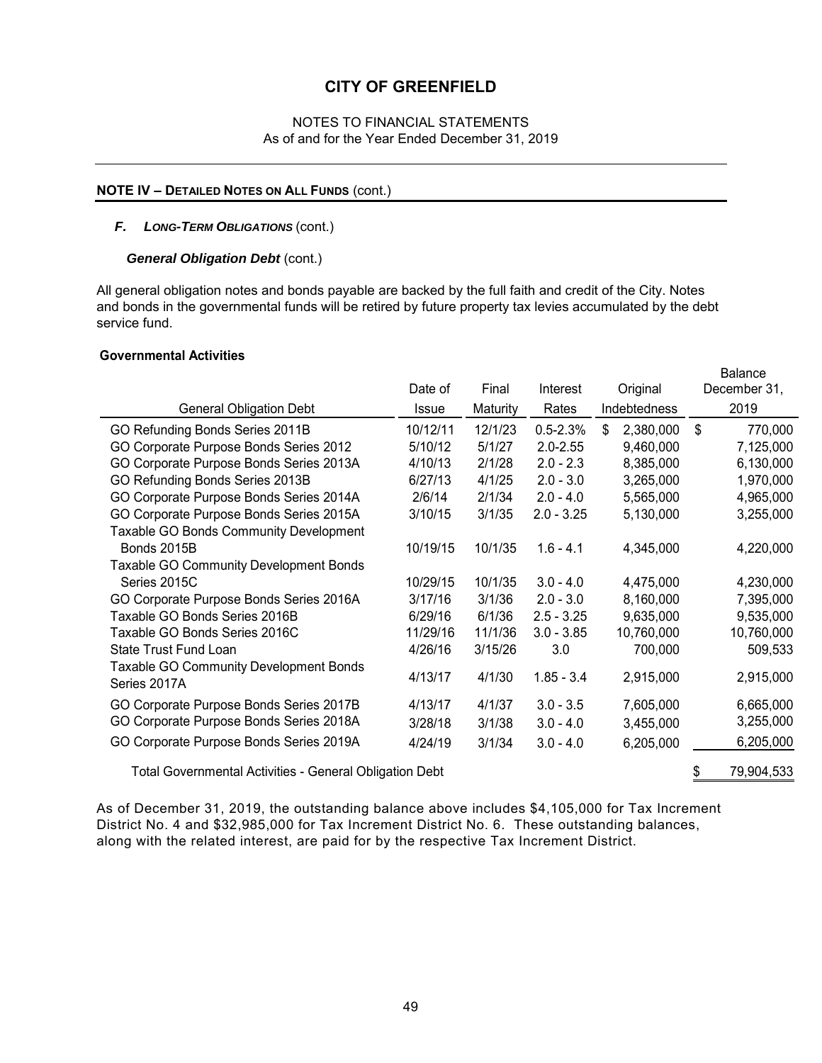# CITY OF GREENFIELD

NOTES TO FINANCIAL STATEMENTS
As of and for the Year Ended December 31, 2019

**NOTE IV – DETAILED NOTES ON ALL FUNDS** (cont.)

***F. LONG-TERM OBLIGATIONS*** (cont.)

***General Obligation Debt*** (cont.)

All general obligation notes and bonds payable are backed by the full faith and credit of the City. Notes and bonds in the governmental funds will be retired by future property tax levies accumulated by the debt service fund.

**Governmental Activities**

| General Obligation Debt | Date of Issue | Final Maturity | Interest Rates | Original Indebtedness | Balance December 31, 2019 |
|---|---|---|---|---|---|
| GO Refunding Bonds Series 2011B | 10/12/11 | 12/1/23 | 0.5-2.3% | $ 2,380,000 | $ 770,000 |
| GO Corporate Purpose Bonds Series 2012 | 5/10/12 | 5/1/27 | 2.0-2.55 | 9,460,000 | 7,125,000 |
| GO Corporate Purpose Bonds Series 2013A | 4/10/13 | 2/1/28 | 2.0 - 2.3 | 8,385,000 | 6,130,000 |
| GO Refunding Bonds Series 2013B | 6/27/13 | 4/1/25 | 2.0 - 3.0 | 3,265,000 | 1,970,000 |
| GO Corporate Purpose Bonds Series 2014A | 2/6/14 | 2/1/34 | 2.0 - 4.0 | 5,565,000 | 4,965,000 |
| GO Corporate Purpose Bonds Series 2015A | 3/10/15 | 3/1/35 | 2.0 - 3.25 | 5,130,000 | 3,255,000 |
| Taxable GO Bonds Community Development Bonds 2015B | 10/19/15 | 10/1/35 | 1.6 - 4.1 | 4,345,000 | 4,220,000 |
| Taxable GO Community Development Bonds Series 2015C | 10/29/15 | 10/1/35 | 3.0 - 4.0 | 4,475,000 | 4,230,000 |
| GO Corporate Purpose Bonds Series 2016A | 3/17/16 | 3/1/36 | 2.0 - 3.0 | 8,160,000 | 7,395,000 |
| Taxable GO Bonds Series 2016B | 6/29/16 | 6/1/36 | 2.5 - 3.25 | 9,635,000 | 9,535,000 |
| Taxable GO Bonds Series 2016C | 11/29/16 | 11/1/36 | 3.0 - 3.85 | 10,760,000 | 10,760,000 |
| State Trust Fund Loan | 4/26/16 | 3/15/26 | 3.0 | 700,000 | 509,533 |
| Taxable GO Community Development Bonds Series 2017A | 4/13/17 | 4/1/30 | 1.85 - 3.4 | 2,915,000 | 2,915,000 |
| GO Corporate Purpose Bonds Series 2017B | 4/13/17 | 4/1/37 | 3.0 - 3.5 | 7,605,000 | 6,665,000 |
| GO Corporate Purpose Bonds Series 2018A | 3/28/18 | 3/1/38 | 3.0 - 4.0 | 3,455,000 | 3,255,000 |
| GO Corporate Purpose Bonds Series 2019A | 4/24/19 | 3/1/34 | 3.0 - 4.0 | 6,205,000 | 6,205,000 |
| Total Governmental Activities - General Obligation Debt | | | | | $ 79,904,533 |

As of December 31, 2019, the outstanding balance above includes $4,105,000 for Tax Increment District No. 4 and $32,985,000 for Tax Increment District No. 6. These outstanding balances, along with the related interest, are paid for by the respective Tax Increment District.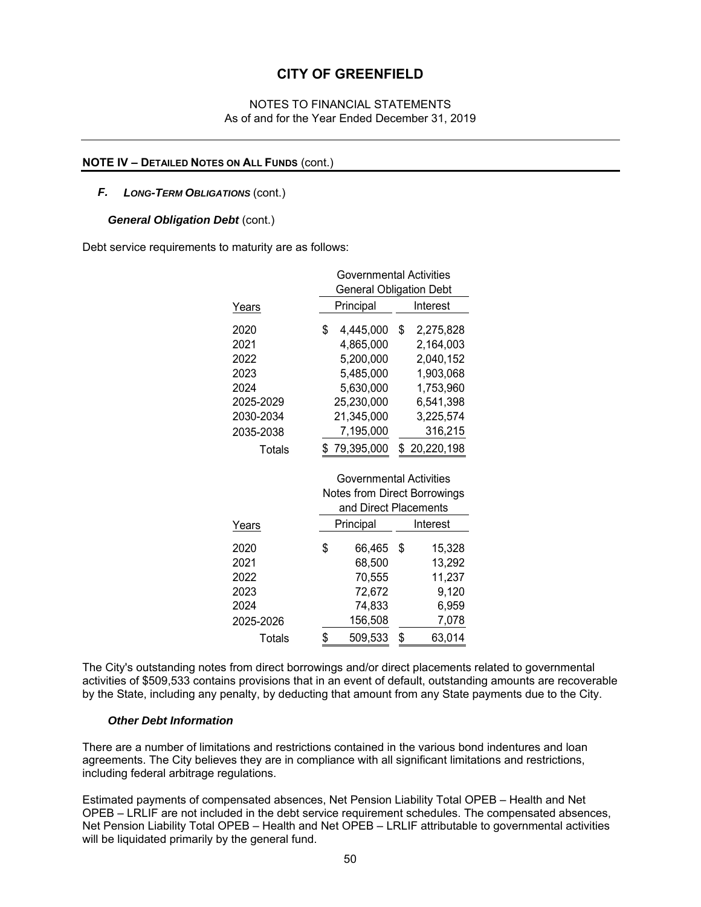# CITY OF GREENFIELD

NOTES TO FINANCIAL STATEMENTS
As of and for the Year Ended December 31, 2019

## NOTE IV – DETAILED NOTES ON ALL FUNDS (cont.)

### *F. LONG-TERM OBLIGATIONS* (cont.)

#### *General Obligation Debt* (cont.)

Debt service requirements to maturity are as follows:

| | Governmental Activities General Obligation Debt | |
|---|---|---|
| Years | Principal | Interest |
| 2020 | $ 4,445,000 | $ 2,275,828 |
| 2021 | 4,865,000 | 2,164,003 |
| 2022 | 5,200,000 | 2,040,152 |
| 2023 | 5,485,000 | 1,903,068 |
| 2024 | 5,630,000 | 1,753,960 |
| 2025-2029 | 25,230,000 | 6,541,398 |
| 2030-2034 | 21,345,000 | 3,225,574 |
| 2035-2038 | 7,195,000 | 316,215 |
| Totals | $ 79,395,000 | $ 20,220,198 |

| | Governmental Activities Notes from Direct Borrowings and Direct Placements | |
|---|---|---|
| Years | Principal | Interest |
| 2020 | $ 66,465 | $ 15,328 |
| 2021 | 68,500 | 13,292 |
| 2022 | 70,555 | 11,237 |
| 2023 | 72,672 | 9,120 |
| 2024 | 74,833 | 6,959 |
| 2025-2026 | 156,508 | 7,078 |
| Totals | $ 509,533 | $ 63,014 |

The City's outstanding notes from direct borrowings and/or direct placements related to governmental activities of $509,533 contains provisions that in an event of default, outstanding amounts are recoverable by the State, including any penalty, by deducting that amount from any State payments due to the City.

#### *Other Debt Information*

There are a number of limitations and restrictions contained in the various bond indentures and loan agreements. The City believes they are in compliance with all significant limitations and restrictions, including federal arbitrage regulations.

Estimated payments of compensated absences, Net Pension Liability Total OPEB – Health and Net OPEB – LRLIF are not included in the debt service requirement schedules. The compensated absences, Net Pension Liability Total OPEB – Health and Net OPEB – LRLIF attributable to governmental activities will be liquidated primarily by the general fund.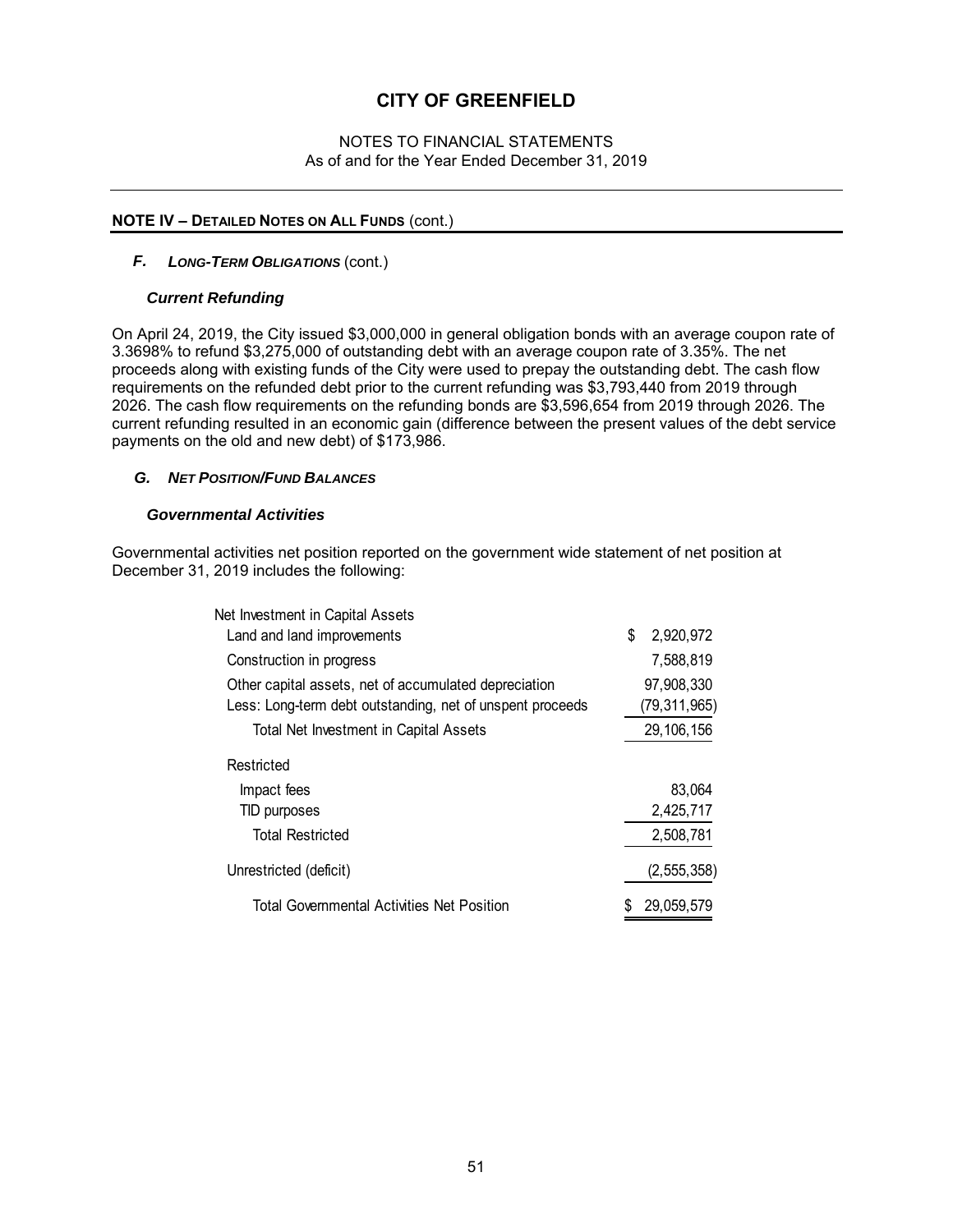# CITY OF GREENFIELD

NOTES TO FINANCIAL STATEMENTS
As of and for the Year Ended December 31, 2019

## NOTE IV – DETAILED NOTES ON ALL FUNDS (cont.)

### F. LONG-TERM OBLIGATIONS (cont.)

#### *Current Refunding*

On April 24, 2019, the City issued $3,000,000 in general obligation bonds with an average coupon rate of 3.3698% to refund $3,275,000 of outstanding debt with an average coupon rate of 3.35%. The net proceeds along with existing funds of the City were used to prepay the outstanding debt. The cash flow requirements on the refunded debt prior to the current refunding was $3,793,440 from 2019 through 2026. The cash flow requirements on the refunding bonds are $3,596,654 from 2019 through 2026. The current refunding resulted in an economic gain (difference between the present values of the debt service payments on the old and new debt) of $173,986.

### G. NET POSITION/FUND BALANCES

#### *Governmental Activities*

Governmental activities net position reported on the government wide statement of net position at December 31, 2019 includes the following:

| | |
|---|---|
| Net Investment in Capital Assets | |
| Land and land improvements | $ 2,920,972 |
| Construction in progress | 7,588,819 |
| Other capital assets, net of accumulated depreciation | 97,908,330 |
| Less: Long-term debt outstanding, net of unspent proceeds | (79,311,965) |
| Total Net Investment in Capital Assets | 29,106,156 |
| Restricted | |
| Impact fees | 83,064 |
| TID purposes | 2,425,717 |
| Total Restricted | 2,508,781 |
| Unrestricted (deficit) | (2,555,358) |
| Total Governmental Activities Net Position | $ 29,059,579 |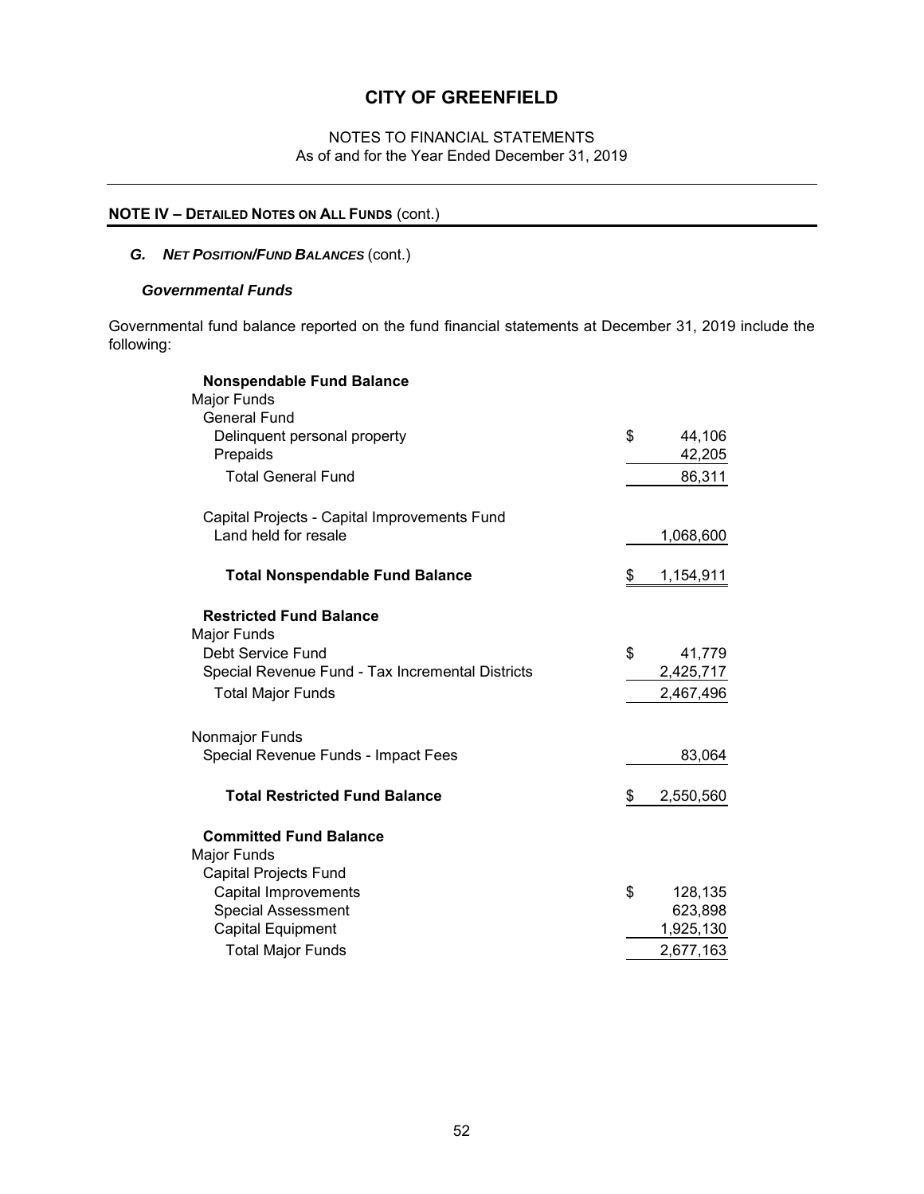# CITY OF GREENFIELD

NOTES TO FINANCIAL STATEMENTS
As of and for the Year Ended December 31, 2019

## NOTE IV – DETAILED NOTES ON ALL FUNDS (cont.)

### *G. NET POSITION/FUND BALANCES (cont.)*

#### *Governmental Funds*

Governmental fund balance reported on the fund financial statements at December 31, 2019 include the following:

| | |
|---|---|
| **Nonspendable Fund Balance** | |
| Major Funds | |
| General Fund | |
| Delinquent personal property | $ 44,106 |
| Prepaids | 42,205 |
| Total General Fund | 86,311 |
| | |
| Capital Projects - Capital Improvements Fund | |
| Land held for resale | 1,068,600 |
| | |
| **Total Nonspendable Fund Balance** | $ 1,154,911 |
| | |
| **Restricted Fund Balance** | |
| Major Funds | |
| Debt Service Fund | $ 41,779 |
| Special Revenue Fund - Tax Incremental Districts | 2,425,717 |
| Total Major Funds | 2,467,496 |
| | |
| Nonmajor Funds | |
| Special Revenue Funds - Impact Fees | 83,064 |
| | |
| **Total Restricted Fund Balance** | $ 2,550,560 |
| | |
| **Committed Fund Balance** | |
| Major Funds | |
| Capital Projects Fund | |
| Capital Improvements | $ 128,135 |
| Special Assessment | 623,898 |
| Capital Equipment | 1,925,130 |
| Total Major Funds | 2,677,163 |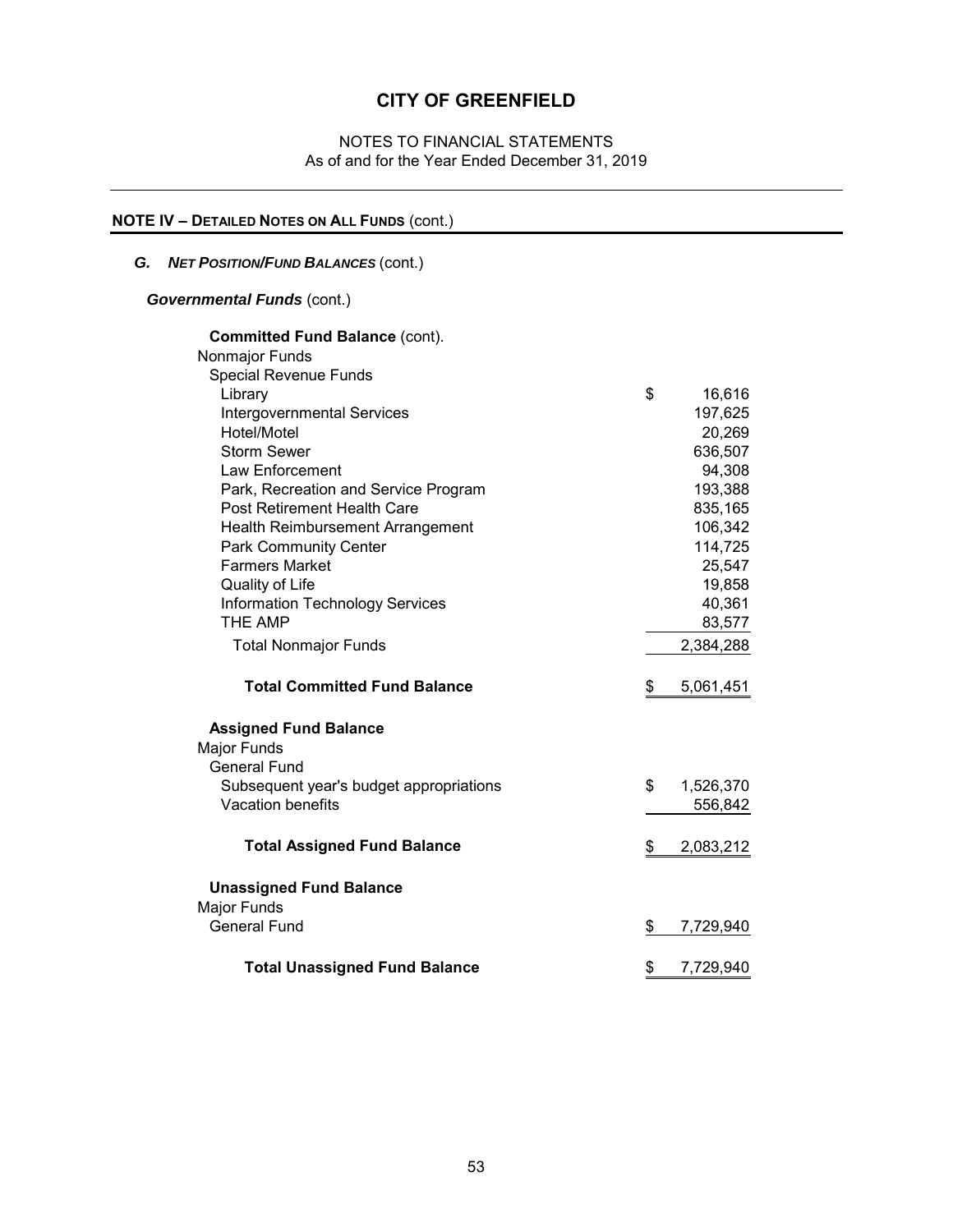# CITY OF GREENFIELD

NOTES TO FINANCIAL STATEMENTS
As of and for the Year Ended December 31, 2019

## NOTE IV – DETAILED NOTES ON ALL FUNDS (cont.)

### *G. NET POSITION/FUND BALANCES* (cont.)

***Governmental Funds*** (cont.)

| | |
|---|---|
| **Committed Fund Balance** (cont). | |
| Nonmajor Funds | |
| Special Revenue Funds | |
| Library | $ 16,616 |
| Intergovernmental Services | 197,625 |
| Hotel/Motel | 20,269 |
| Storm Sewer | 636,507 |
| Law Enforcement | 94,308 |
| Park, Recreation and Service Program | 193,388 |
| Post Retirement Health Care | 835,165 |
| Health Reimbursement Arrangement | 106,342 |
| Park Community Center | 114,725 |
| Farmers Market | 25,547 |
| Quality of Life | 19,858 |
| Information Technology Services | 40,361 |
| THE AMP | 83,577 |
| Total Nonmajor Funds | 2,384,288 |
| **Total Committed Fund Balance** | $ 5,061,451 |
| **Assigned Fund Balance** | |
| Major Funds | |
| General Fund | |
| Subsequent year's budget appropriations | $ 1,526,370 |
| Vacation benefits | 556,842 |
| **Total Assigned Fund Balance** | $ 2,083,212 |
| **Unassigned Fund Balance** | |
| Major Funds | |
| General Fund | $ 7,729,940 |
| **Total Unassigned Fund Balance** | $ 7,729,940 |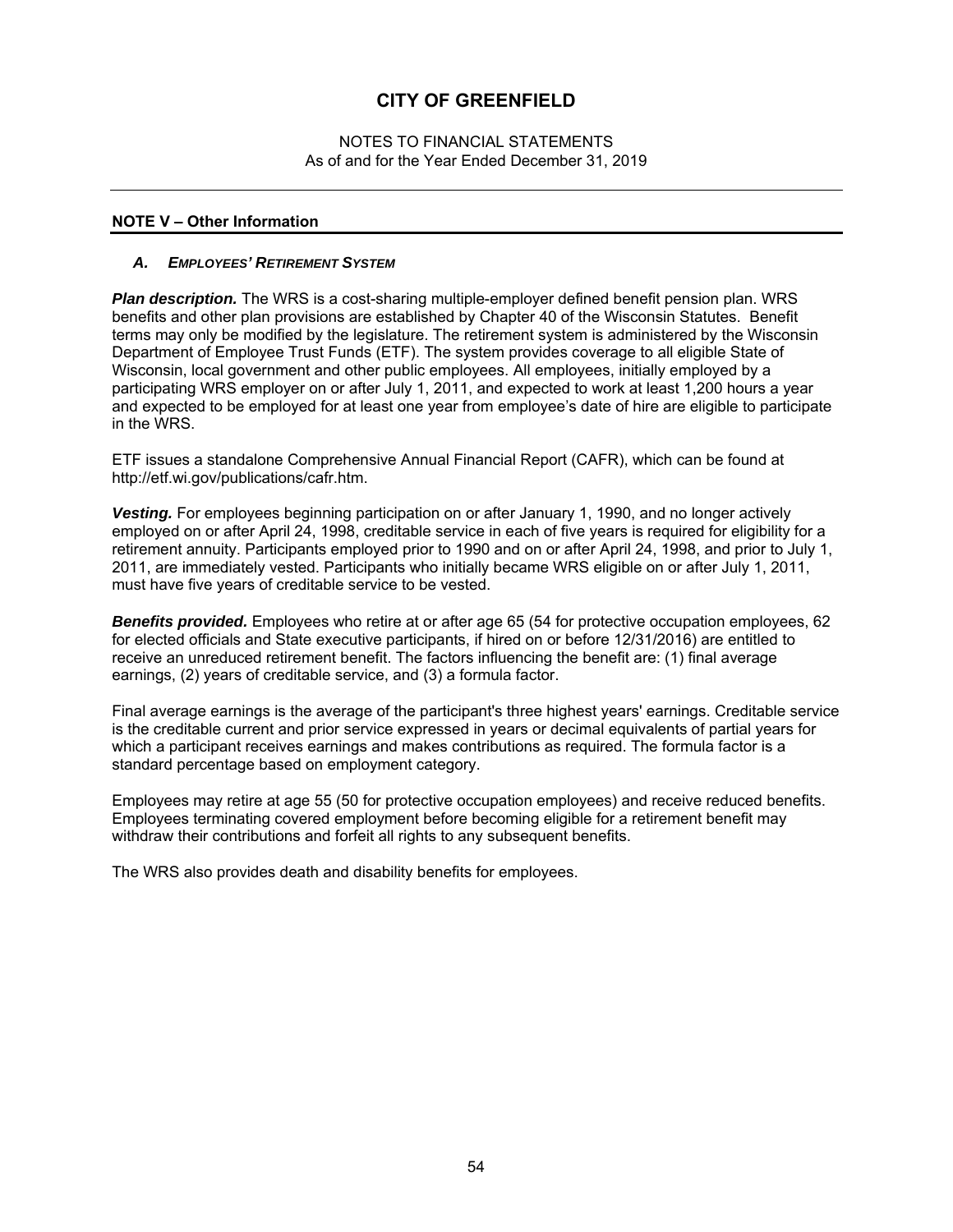# CITY OF GREENFIELD

NOTES TO FINANCIAL STATEMENTS
As of and for the Year Ended December 31, 2019

## NOTE V – Other Information

### *A. EMPLOYEES' RETIREMENT SYSTEM*

***Plan description.*** The WRS is a cost-sharing multiple-employer defined benefit pension plan. WRS benefits and other plan provisions are established by Chapter 40 of the Wisconsin Statutes. Benefit terms may only be modified by the legislature. The retirement system is administered by the Wisconsin Department of Employee Trust Funds (ETF). The system provides coverage to all eligible State of Wisconsin, local government and other public employees. All employees, initially employed by a participating WRS employer on or after July 1, 2011, and expected to work at least 1,200 hours a year and expected to be employed for at least one year from employee's date of hire are eligible to participate in the WRS.

ETF issues a standalone Comprehensive Annual Financial Report (CAFR), which can be found at http://etf.wi.gov/publications/cafr.htm.

***Vesting.*** For employees beginning participation on or after January 1, 1990, and no longer actively employed on or after April 24, 1998, creditable service in each of five years is required for eligibility for a retirement annuity. Participants employed prior to 1990 and on or after April 24, 1998, and prior to July 1, 2011, are immediately vested. Participants who initially became WRS eligible on or after July 1, 2011, must have five years of creditable service to be vested.

***Benefits provided.*** Employees who retire at or after age 65 (54 for protective occupation employees, 62 for elected officials and State executive participants, if hired on or before 12/31/2016) are entitled to receive an unreduced retirement benefit. The factors influencing the benefit are: (1) final average earnings, (2) years of creditable service, and (3) a formula factor.

Final average earnings is the average of the participant's three highest years' earnings. Creditable service is the creditable current and prior service expressed in years or decimal equivalents of partial years for which a participant receives earnings and makes contributions as required. The formula factor is a standard percentage based on employment category.

Employees may retire at age 55 (50 for protective occupation employees) and receive reduced benefits. Employees terminating covered employment before becoming eligible for a retirement benefit may withdraw their contributions and forfeit all rights to any subsequent benefits.

The WRS also provides death and disability benefits for employees.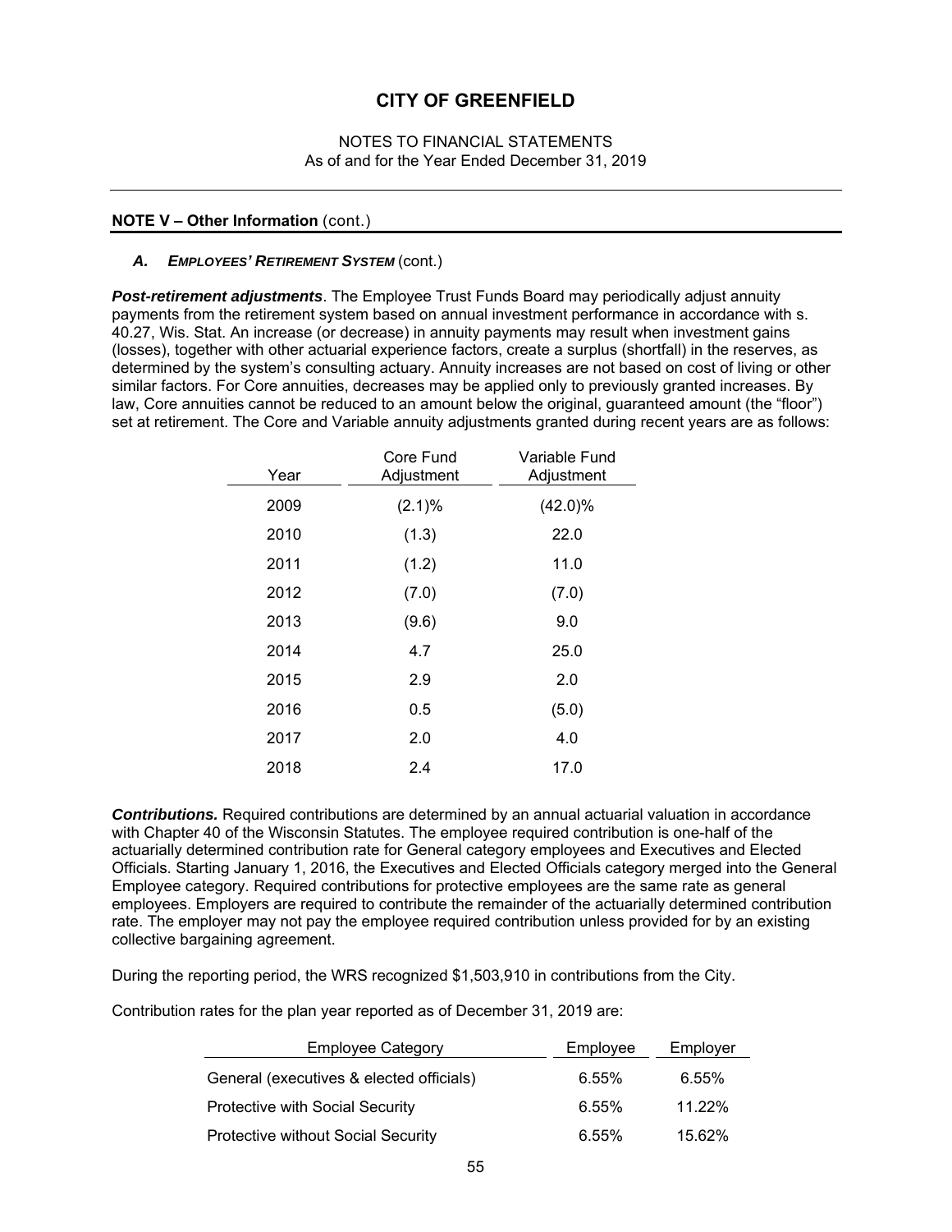# CITY OF GREENFIELD

NOTES TO FINANCIAL STATEMENTS
As of and for the Year Ended December 31, 2019

**NOTE V – Other Information** (cont.)

### *A. EMPLOYEES' RETIREMENT SYSTEM* (cont.)

***Post-retirement adjustments***. The Employee Trust Funds Board may periodically adjust annuity payments from the retirement system based on annual investment performance in accordance with s. 40.27, Wis. Stat. An increase (or decrease) in annuity payments may result when investment gains (losses), together with other actuarial experience factors, create a surplus (shortfall) in the reserves, as determined by the system's consulting actuary. Annuity increases are not based on cost of living or other similar factors. For Core annuities, decreases may be applied only to previously granted increases. By law, Core annuities cannot be reduced to an amount below the original, guaranteed amount (the "floor") set at retirement. The Core and Variable annuity adjustments granted during recent years are as follows:

| Year | Core Fund Adjustment | Variable Fund Adjustment |
|---|---|---|
| 2009 | (2.1)% | (42.0)% |
| 2010 | (1.3) | 22.0 |
| 2011 | (1.2) | 11.0 |
| 2012 | (7.0) | (7.0) |
| 2013 | (9.6) | 9.0 |
| 2014 | 4.7 | 25.0 |
| 2015 | 2.9 | 2.0 |
| 2016 | 0.5 | (5.0) |
| 2017 | 2.0 | 4.0 |
| 2018 | 2.4 | 17.0 |

***Contributions.*** Required contributions are determined by an annual actuarial valuation in accordance with Chapter 40 of the Wisconsin Statutes. The employee required contribution is one-half of the actuarially determined contribution rate for General category employees and Executives and Elected Officials. Starting January 1, 2016, the Executives and Elected Officials category merged into the General Employee category. Required contributions for protective employees are the same rate as general employees. Employers are required to contribute the remainder of the actuarially determined contribution rate. The employer may not pay the employee required contribution unless provided for by an existing collective bargaining agreement.

During the reporting period, the WRS recognized $1,503,910 in contributions from the City.

Contribution rates for the plan year reported as of December 31, 2019 are:

| Employee Category | Employee | Employer |
|---|---|---|
| General (executives & elected officials) | 6.55% | 6.55% |
| Protective with Social Security | 6.55% | 11.22% |
| Protective without Social Security | 6.55% | 15.62% |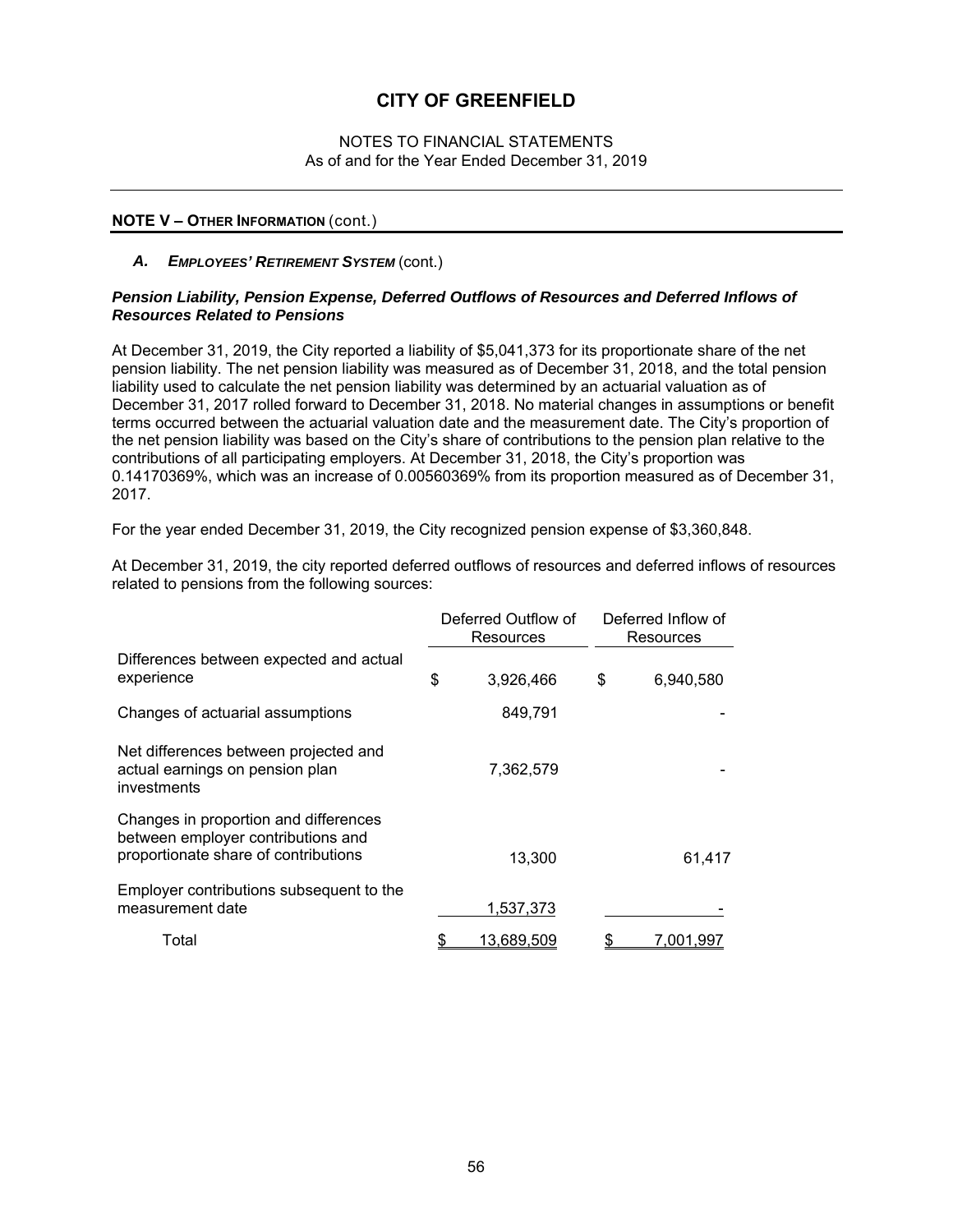# CITY OF GREENFIELD

NOTES TO FINANCIAL STATEMENTS
As of and for the Year Ended December 31, 2019

## NOTE V – OTHER INFORMATION (cont.)

### A. *EMPLOYEES' RETIREMENT SYSTEM* (cont.)

***Pension Liability, Pension Expense, Deferred Outflows of Resources and Deferred Inflows of Resources Related to Pensions***

At December 31, 2019, the City reported a liability of $5,041,373 for its proportionate share of the net pension liability. The net pension liability was measured as of December 31, 2018, and the total pension liability used to calculate the net pension liability was determined by an actuarial valuation as of December 31, 2017 rolled forward to December 31, 2018. No material changes in assumptions or benefit terms occurred between the actuarial valuation date and the measurement date. The City's proportion of the net pension liability was based on the City's share of contributions to the pension plan relative to the contributions of all participating employers. At December 31, 2018, the City's proportion was 0.14170369%, which was an increase of 0.00560369% from its proportion measured as of December 31, 2017.

For the year ended December 31, 2019, the City recognized pension expense of $3,360,848.

At December 31, 2019, the city reported deferred outflows of resources and deferred inflows of resources related to pensions from the following sources:

| | Deferred Outflow of Resources | Deferred Inflow of Resources |
|---|---|---|
| Differences between expected and actual experience | $ 3,926,466 | $ 6,940,580 |
| Changes of actuarial assumptions | 849,791 | - |
| Net differences between projected and actual earnings on pension plan investments | 7,362,579 | - |
| Changes in proportion and differences between employer contributions and proportionate share of contributions | 13,300 | 61,417 |
| Employer contributions subsequent to the measurement date | 1,537,373 | - |
| Total | $ 13,689,509 | $ 7,001,997 |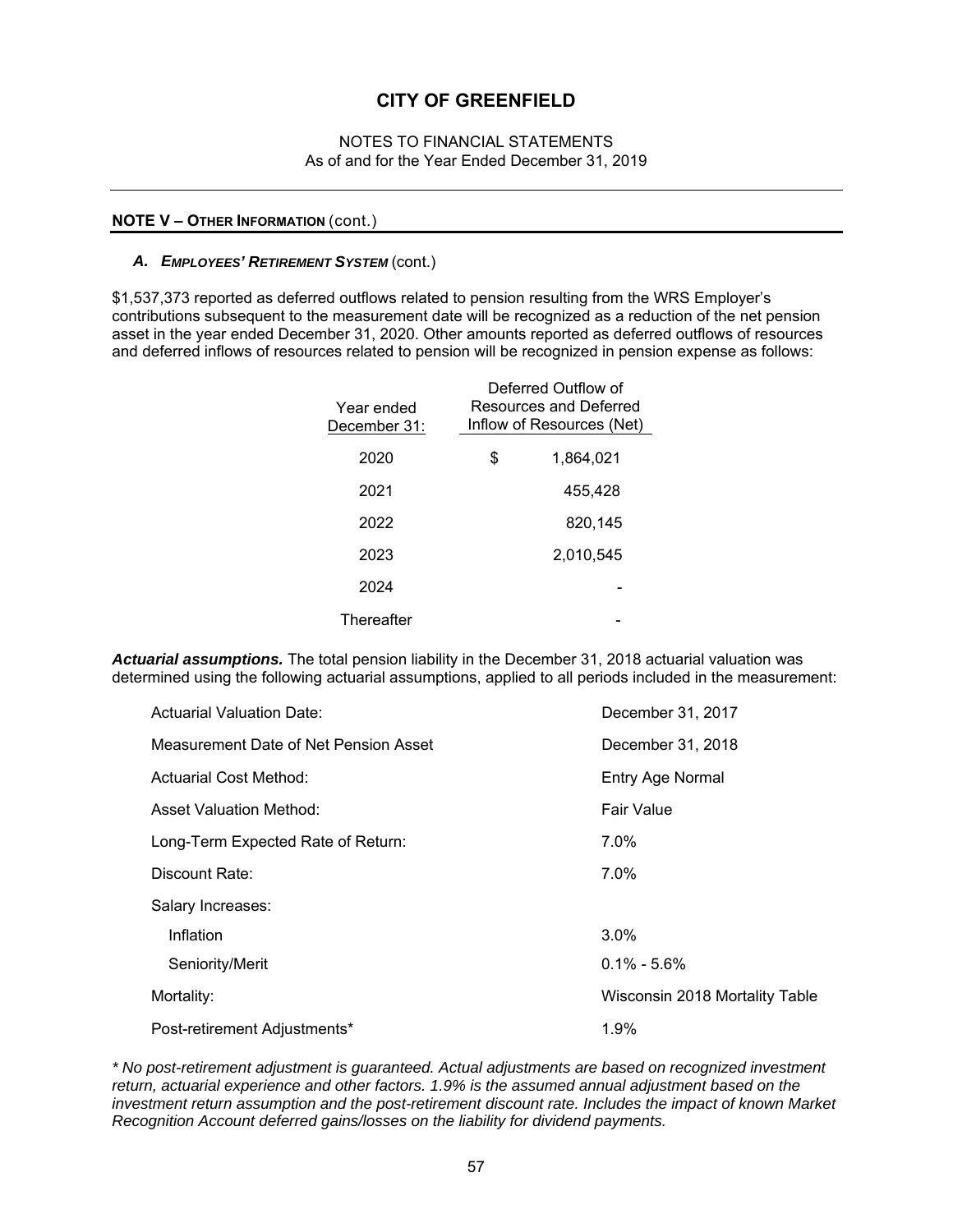## CITY OF GREENFIELD

NOTES TO FINANCIAL STATEMENTS
As of and for the Year Ended December 31, 2019

### NOTE V – OTHER INFORMATION (cont.)

#### *A. EMPLOYEES' RETIREMENT SYSTEM* (cont.)

$1,537,373 reported as deferred outflows related to pension resulting from the WRS Employer's contributions subsequent to the measurement date will be recognized as a reduction of the net pension asset in the year ended December 31, 2020. Other amounts reported as deferred outflows of resources and deferred inflows of resources related to pension will be recognized in pension expense as follows:

| Year ended December 31: | Deferred Outflow of Resources and Deferred Inflow of Resources (Net) |
|---|---|
| 2020 | $ 1,864,021 |
| 2021 | 455,428 |
| 2022 | 820,145 |
| 2023 | 2,010,545 |
| 2024 | - |
| Thereafter | - |

***Actuarial assumptions.*** The total pension liability in the December 31, 2018 actuarial valuation was determined using the following actuarial assumptions, applied to all periods included in the measurement:

| | |
|---|---|
| Actuarial Valuation Date: | December 31, 2017 |
| Measurement Date of Net Pension Asset | December 31, 2018 |
| Actuarial Cost Method: | Entry Age Normal |
| Asset Valuation Method: | Fair Value |
| Long-Term Expected Rate of Return: | 7.0% |
| Discount Rate: | 7.0% |
| Salary Increases: | |
| Inflation | 3.0% |
| Seniority/Merit | 0.1% - 5.6% |
| Mortality: | Wisconsin 2018 Mortality Table |
| Post-retirement Adjustments* | 1.9% |

*\* No post-retirement adjustment is guaranteed. Actual adjustments are based on recognized investment return, actuarial experience and other factors. 1.9% is the assumed annual adjustment based on the investment return assumption and the post-retirement discount rate. Includes the impact of known Market Recognition Account deferred gains/losses on the liability for dividend payments.*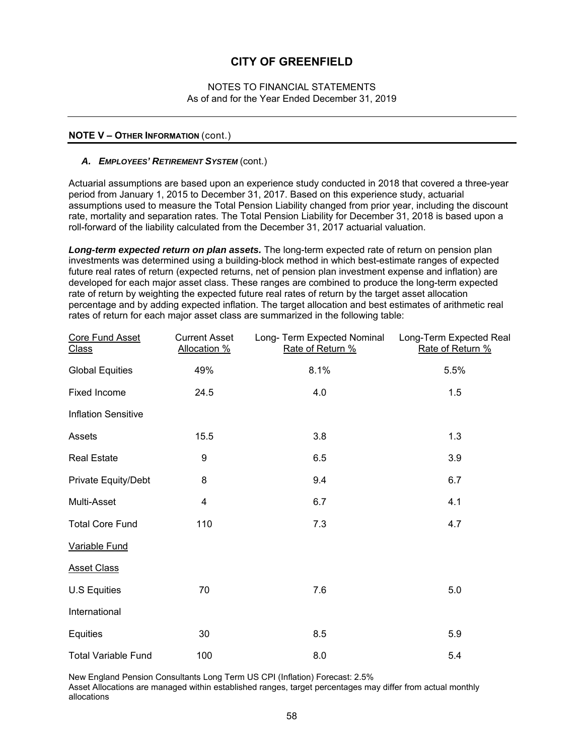# CITY OF GREENFIELD

NOTES TO FINANCIAL STATEMENTS
As of and for the Year Ended December 31, 2019

**NOTE V – OTHER INFORMATION** (cont.)

***A. EMPLOYEES' RETIREMENT SYSTEM*** (cont.)

Actuarial assumptions are based upon an experience study conducted in 2018 that covered a three-year period from January 1, 2015 to December 31, 2017. Based on this experience study, actuarial assumptions used to measure the Total Pension Liability changed from prior year, including the discount rate, mortality and separation rates. The Total Pension Liability for December 31, 2018 is based upon a roll-forward of the liability calculated from the December 31, 2017 actuarial valuation.

***Long-term expected return on plan assets.*** The long-term expected rate of return on pension plan investments was determined using a building-block method in which best-estimate ranges of expected future real rates of return (expected returns, net of pension plan investment expense and inflation) are developed for each major asset class. These ranges are combined to produce the long-term expected rate of return by weighting the expected future real rates of return by the target asset allocation percentage and by adding expected inflation. The target allocation and best estimates of arithmetic real rates of return for each major asset class are summarized in the following table:

| Core Fund Asset Class | Current Asset Allocation % | Long- Term Expected Nominal Rate of Return % | Long-Term Expected Real Rate of Return % |
|---|---|---|---|
| Global Equities | 49% | 8.1% | 5.5% |
| Fixed Income | 24.5 | 4.0 | 1.5 |
| Inflation Sensitive | | | |
| Assets | 15.5 | 3.8 | 1.3 |
| Real Estate | 9 | 6.5 | 3.9 |
| Private Equity/Debt | 8 | 9.4 | 6.7 |
| Multi-Asset | 4 | 6.7 | 4.1 |
| Total Core Fund | 110 | 7.3 | 4.7 |
| Variable Fund | | | |
| Asset Class | | | |
| U.S Equities | 70 | 7.6 | 5.0 |
| International | | | |
| Equities | 30 | 8.5 | 5.9 |
| Total Variable Fund | 100 | 8.0 | 5.4 |

New England Pension Consultants Long Term US CPI (Inflation) Forecast: 2.5%
Asset Allocations are managed within established ranges, target percentages may differ from actual monthly allocations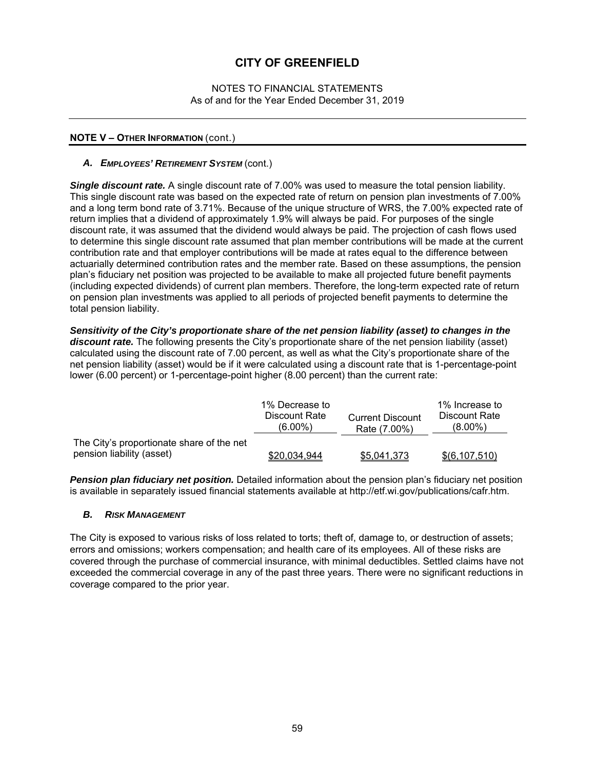# CITY OF GREENFIELD

NOTES TO FINANCIAL STATEMENTS
As of and for the Year Ended December 31, 2019

## NOTE V – OTHER INFORMATION (cont.)

### *A. EMPLOYEES' RETIREMENT SYSTEM* (cont.)

***Single discount rate.*** A single discount rate of 7.00% was used to measure the total pension liability. This single discount rate was based on the expected rate of return on pension plan investments of 7.00% and a long term bond rate of 3.71%. Because of the unique structure of WRS, the 7.00% expected rate of return implies that a dividend of approximately 1.9% will always be paid. For purposes of the single discount rate, it was assumed that the dividend would always be paid. The projection of cash flows used to determine this single discount rate assumed that plan member contributions will be made at the current contribution rate and that employer contributions will be made at rates equal to the difference between actuarially determined contribution rates and the member rate. Based on these assumptions, the pension plan's fiduciary net position was projected to be available to make all projected future benefit payments (including expected dividends) of current plan members. Therefore, the long-term expected rate of return on pension plan investments was applied to all periods of projected benefit payments to determine the total pension liability.

***Sensitivity of the City's proportionate share of the net pension liability (asset) to changes in the discount rate.*** The following presents the City's proportionate share of the net pension liability (asset) calculated using the discount rate of 7.00 percent, as well as what the City's proportionate share of the net pension liability (asset) would be if it were calculated using a discount rate that is 1-percentage-point lower (6.00 percent) or 1-percentage-point higher (8.00 percent) than the current rate:

| | 1% Decrease to Discount Rate (6.00%) | Current Discount Rate (7.00%) | 1% Increase to Discount Rate (8.00%) |
|---|---|---|---|
| The City's proportionate share of the net pension liability (asset) | $20,034,944 | $5,041,373 | $(6,107,510) |

***Pension plan fiduciary net position.*** Detailed information about the pension plan's fiduciary net position is available in separately issued financial statements available at http://etf.wi.gov/publications/cafr.htm.

### *B. RISK MANAGEMENT*

The City is exposed to various risks of loss related to torts; theft of, damage to, or destruction of assets; errors and omissions; workers compensation; and health care of its employees. All of these risks are covered through the purchase of commercial insurance, with minimal deductibles. Settled claims have not exceeded the commercial coverage in any of the past three years. There were no significant reductions in coverage compared to the prior year.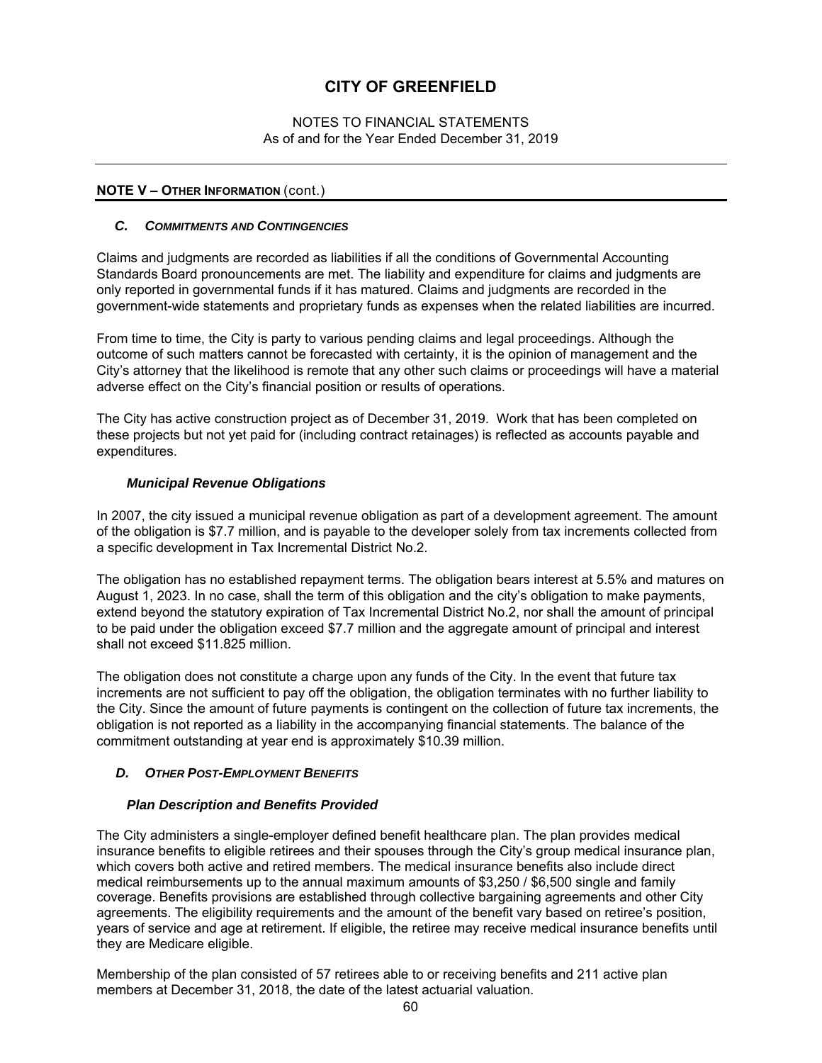## NOTE V – OTHER INFORMATION (cont.)

### *C. COMMITMENTS AND CONTINGENCIES*

Claims and judgments are recorded as liabilities if all the conditions of Governmental Accounting Standards Board pronouncements are met. The liability and expenditure for claims and judgments are only reported in governmental funds if it has matured. Claims and judgments are recorded in the government-wide statements and proprietary funds as expenses when the related liabilities are incurred.

From time to time, the City is party to various pending claims and legal proceedings. Although the outcome of such matters cannot be forecasted with certainty, it is the opinion of management and the City's attorney that the likelihood is remote that any other such claims or proceedings will have a material adverse effect on the City's financial position or results of operations.

The City has active construction project as of December 31, 2019. Work that has been completed on these projects but not yet paid for (including contract retainages) is reflected as accounts payable and expenditures.

#### *Municipal Revenue Obligations*

In 2007, the city issued a municipal revenue obligation as part of a development agreement. The amount of the obligation is $7.7 million, and is payable to the developer solely from tax increments collected from a specific development in Tax Incremental District No.2.

The obligation has no established repayment terms. The obligation bears interest at 5.5% and matures on August 1, 2023. In no case, shall the term of this obligation and the city's obligation to make payments, extend beyond the statutory expiration of Tax Incremental District No.2, nor shall the amount of principal to be paid under the obligation exceed $7.7 million and the aggregate amount of principal and interest shall not exceed $11.825 million.

The obligation does not constitute a charge upon any funds of the City. In the event that future tax increments are not sufficient to pay off the obligation, the obligation terminates with no further liability to the City. Since the amount of future payments is contingent on the collection of future tax increments, the obligation is not reported as a liability in the accompanying financial statements. The balance of the commitment outstanding at year end is approximately $10.39 million.

### *D. OTHER POST-EMPLOYMENT BENEFITS*

#### *Plan Description and Benefits Provided*

The City administers a single-employer defined benefit healthcare plan. The plan provides medical insurance benefits to eligible retirees and their spouses through the City's group medical insurance plan, which covers both active and retired members. The medical insurance benefits also include direct medical reimbursements up to the annual maximum amounts of $3,250 / $6,500 single and family coverage. Benefits provisions are established through collective bargaining agreements and other City agreements. The eligibility requirements and the amount of the benefit vary based on retiree's position, years of service and age at retirement. If eligible, the retiree may receive medical insurance benefits until they are Medicare eligible.

Membership of the plan consisted of 57 retirees able to or receiving benefits and 211 active plan members at December 31, 2018, the date of the latest actuarial valuation.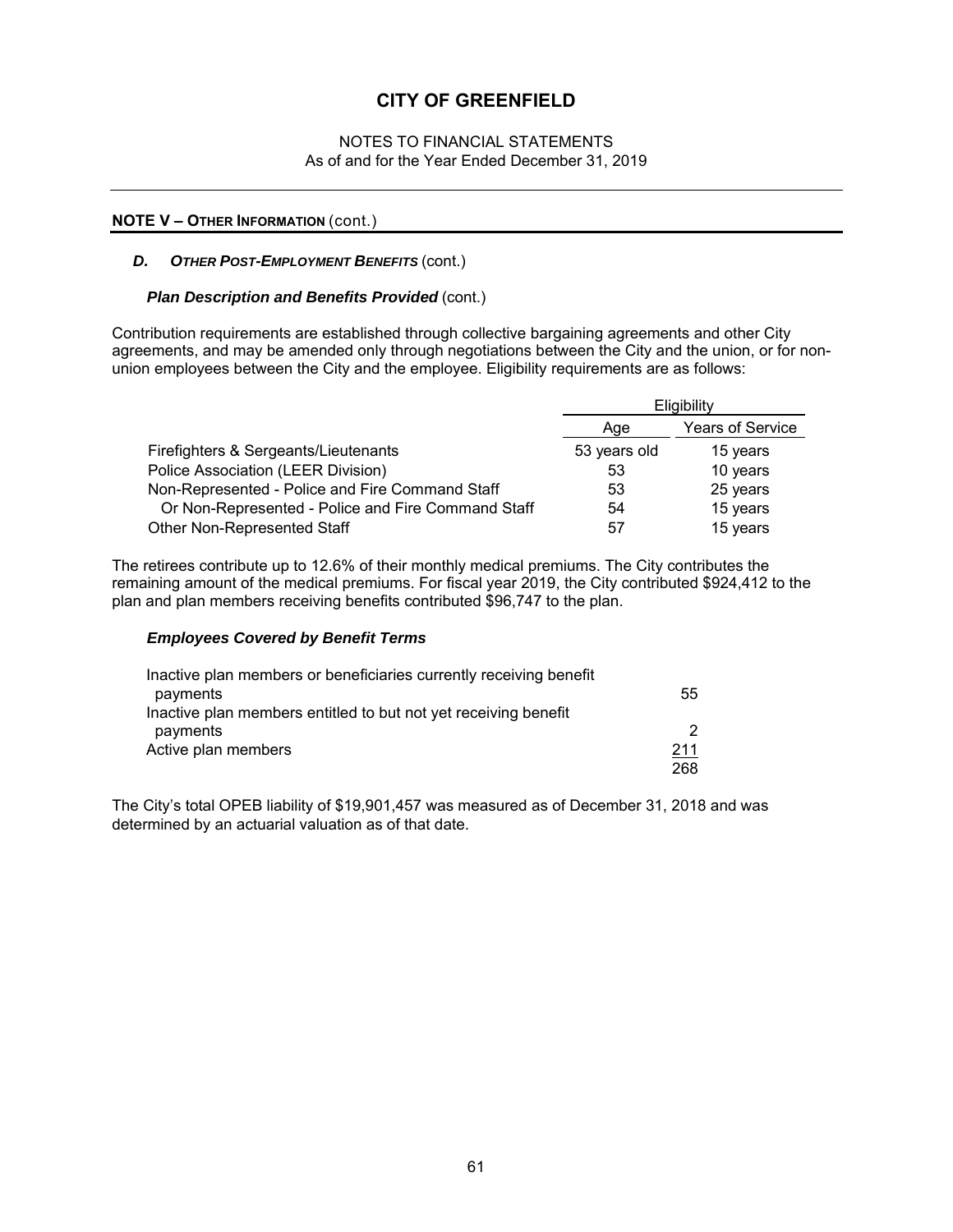## NOTE V – OTHER INFORMATION (cont.)

### *D. OTHER POST-EMPLOYMENT BENEFITS* (cont.)

#### *Plan Description and Benefits Provided* (cont.)

Contribution requirements are established through collective bargaining agreements and other City agreements, and may be amended only through negotiations between the City and the union, or for non-union employees between the City and the employee. Eligibility requirements are as follows:

| | Eligibility | |
|---|---|---|
| | Age | Years of Service |
| Firefighters & Sergeants/Lieutenants | 53 years old | 15 years |
| Police Association (LEER Division) | 53 | 10 years |
| Non-Represented - Police and Fire Command Staff | 53 | 25 years |
| Or Non-Represented - Police and Fire Command Staff | 54 | 15 years |
| Other Non-Represented Staff | 57 | 15 years |

The retirees contribute up to 12.6% of their monthly medical premiums. The City contributes the remaining amount of the medical premiums. For fiscal year 2019, the City contributed $924,412 to the plan and plan members receiving benefits contributed $96,747 to the plan.

#### *Employees Covered by Benefit Terms*

| | |
|---|---|
| Inactive plan members or beneficiaries currently receiving benefit payments | 55 |
| Inactive plan members entitled to but not yet receiving benefit payments | 2 |
| Active plan members | 211 |
| | 268 |

The City's total OPEB liability of $19,901,457 was measured as of December 31, 2018 and was determined by an actuarial valuation as of that date.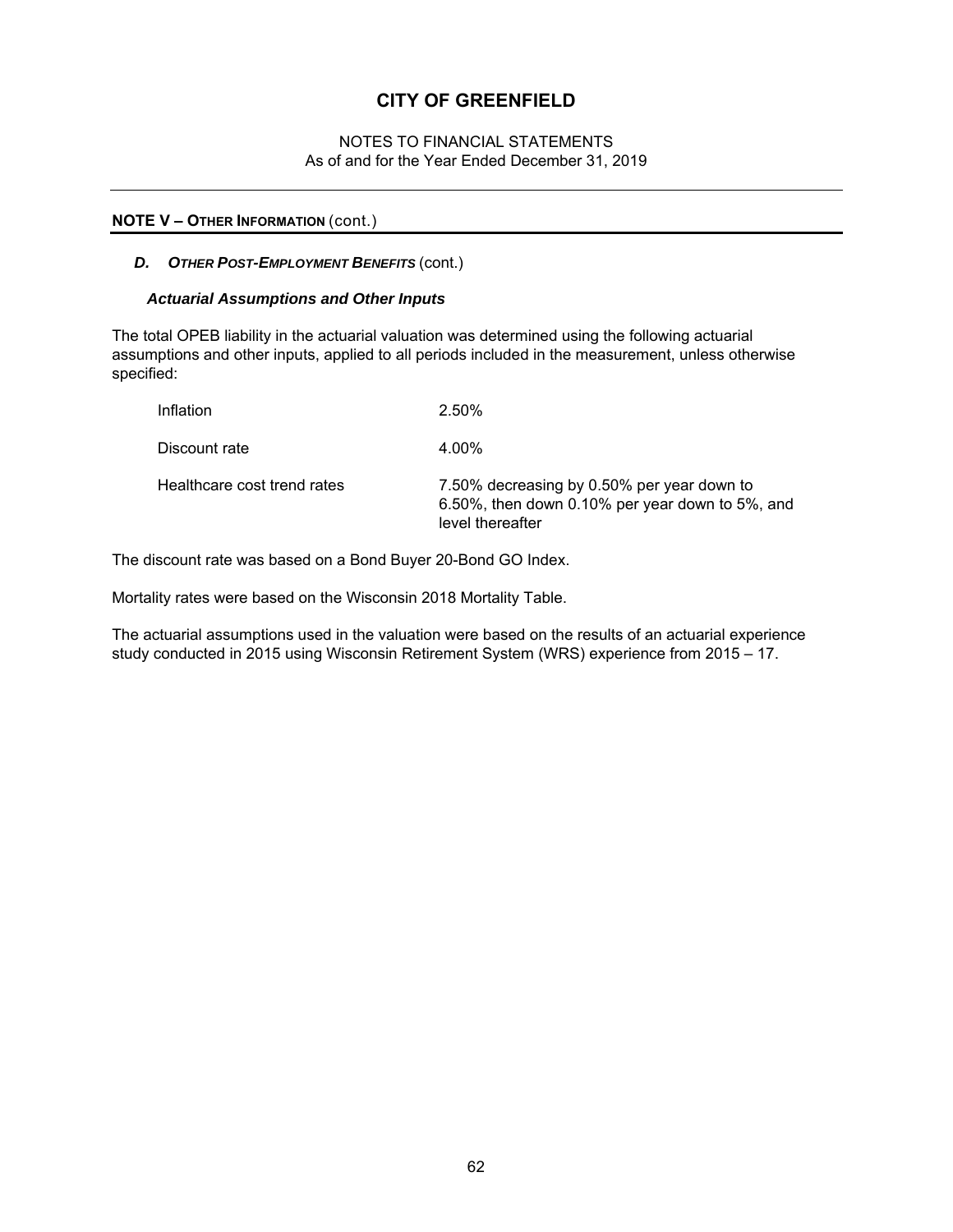**NOTE V – OTHER INFORMATION** (cont.)

***D. OTHER POST-EMPLOYMENT BENEFITS*** (cont.)

***Actuarial Assumptions and Other Inputs***

The total OPEB liability in the actuarial valuation was determined using the following actuarial assumptions and other inputs, applied to all periods included in the measurement, unless otherwise specified:

| | |
|---|---|
| Inflation | 2.50% |
| Discount rate | 4.00% |
| Healthcare cost trend rates | 7.50% decreasing by 0.50% per year down to 6.50%, then down 0.10% per year down to 5%, and level thereafter |

The discount rate was based on a Bond Buyer 20-Bond GO Index.

Mortality rates were based on the Wisconsin 2018 Mortality Table.

The actuarial assumptions used in the valuation were based on the results of an actuarial experience study conducted in 2015 using Wisconsin Retirement System (WRS) experience from 2015 – 17.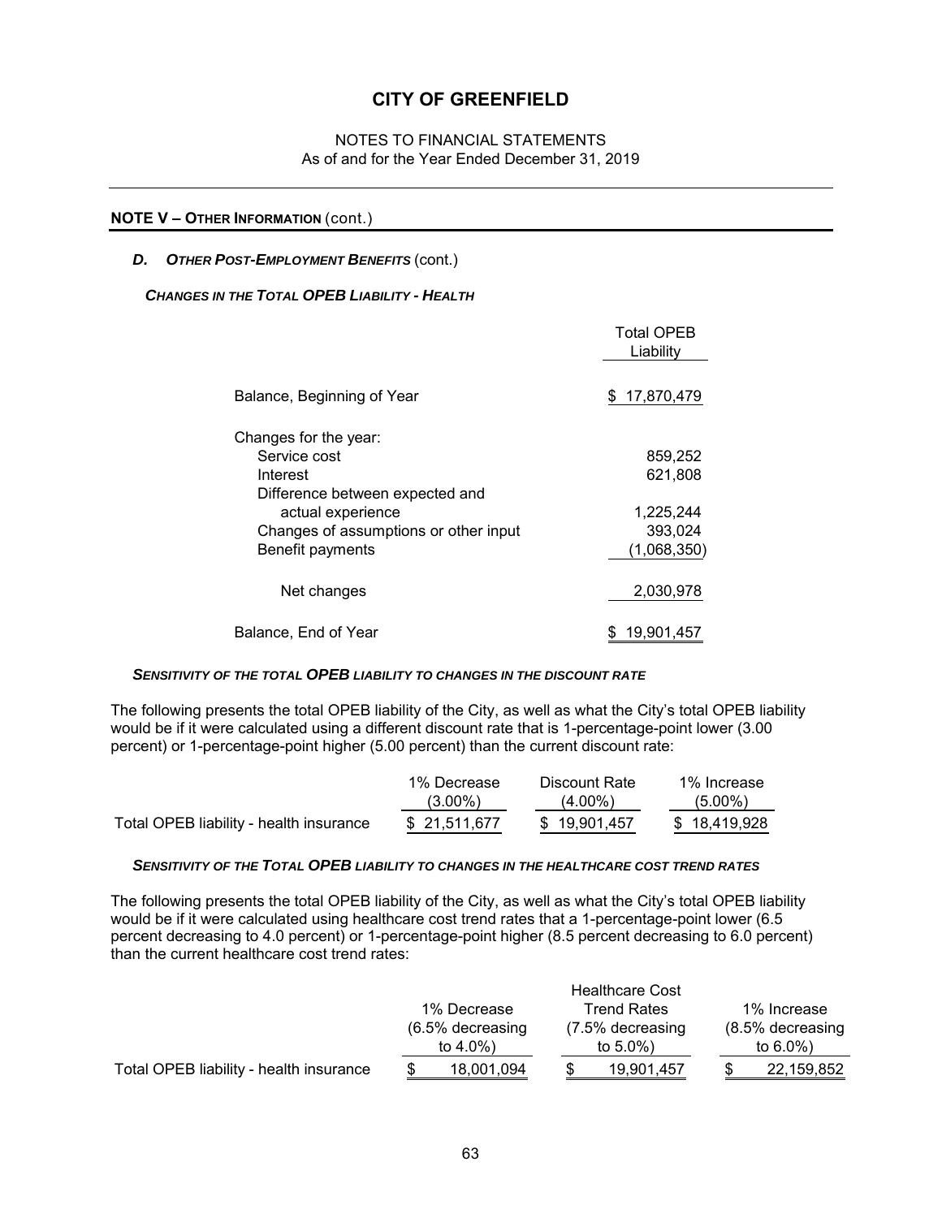# CITY OF GREENFIELD

NOTES TO FINANCIAL STATEMENTS
As of and for the Year Ended December 31, 2019

**NOTE V – OTHER INFORMATION** (cont.)

***D. OTHER POST-EMPLOYMENT BENEFITS*** (cont.)

***CHANGES IN THE TOTAL OPEB LIABILITY - HEALTH***

| | Total OPEB Liability |
|---|---|
| Balance, Beginning of Year | $ 17,870,479 |
| Changes for the year: | |
| Service cost | 859,252 |
| Interest | 621,808 |
| Difference between expected and actual experience | 1,225,244 |
| Changes of assumptions or other input | 393,024 |
| Benefit payments | (1,068,350) |
| Net changes | 2,030,978 |
| Balance, End of Year | $ 19,901,457 |

***SENSITIVITY OF THE TOTAL OPEB LIABILITY TO CHANGES IN THE DISCOUNT RATE***

The following presents the total OPEB liability of the City, as well as what the City's total OPEB liability would be if it were calculated using a different discount rate that is 1-percentage-point lower (3.00 percent) or 1-percentage-point higher (5.00 percent) than the current discount rate:

| | 1% Decrease (3.00%) | Discount Rate (4.00%) | 1% Increase (5.00%) |
|---|---|---|---|
| Total OPEB liability - health insurance | $ 21,511,677 | $ 19,901,457 | $ 18,419,928 |

***SENSITIVITY OF THE TOTAL OPEB LIABILITY TO CHANGES IN THE HEALTHCARE COST TREND RATES***

The following presents the total OPEB liability of the City, as well as what the City's total OPEB liability would be if it were calculated using healthcare cost trend rates that a 1-percentage-point lower (6.5 percent decreasing to 4.0 percent) or 1-percentage-point higher (8.5 percent decreasing to 6.0 percent) than the current healthcare cost trend rates:

| | 1% Decrease (6.5% decreasing to 4.0%) | Healthcare Cost Trend Rates (7.5% decreasing to 5.0%) | 1% Increase (8.5% decreasing to 6.0%) |
|---|---|---|---|
| Total OPEB liability - health insurance | $ 18,001,094 | $ 19,901,457 | $ 22,159,852 |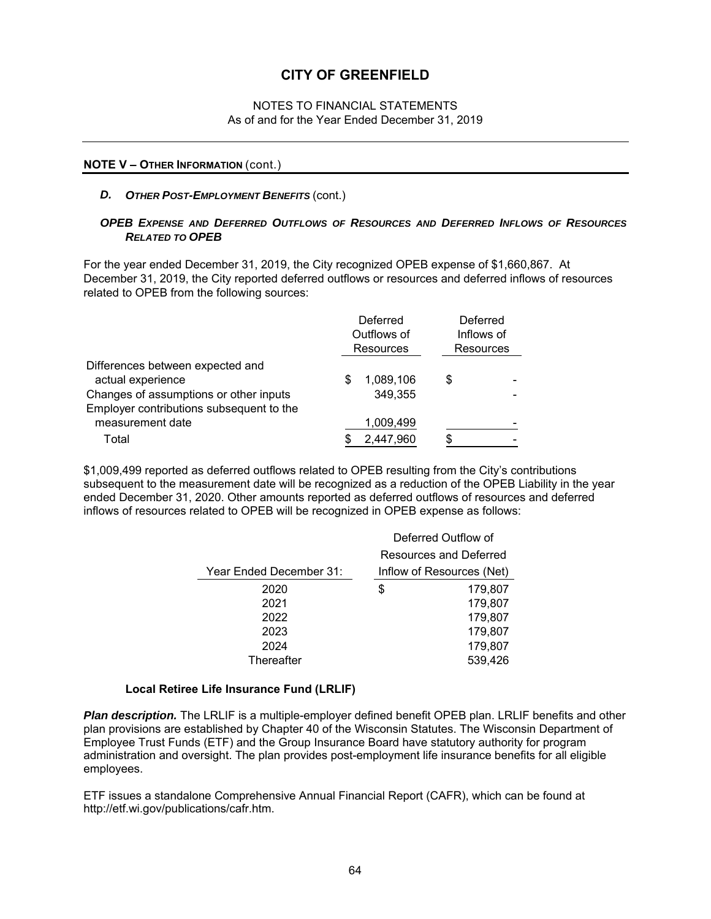# CITY OF GREENFIELD

NOTES TO FINANCIAL STATEMENTS
As of and for the Year Ended December 31, 2019

## NOTE V – OTHER INFORMATION (cont.)

### *D. OTHER POST-EMPLOYMENT BENEFITS* (cont.)

***OPEB EXPENSE AND DEFERRED OUTFLOWS OF RESOURCES AND DEFERRED INFLOWS OF RESOURCES RELATED TO OPEB***

For the year ended December 31, 2019, the City recognized OPEB expense of $1,660,867. At December 31, 2019, the City reported deferred outflows or resources and deferred inflows of resources related to OPEB from the following sources:

| | Deferred Outflows of Resources | Deferred Inflows of Resources |
|---|---|---|
| Differences between expected and actual experience | $ 1,089,106 | $ - |
| Changes of assumptions or other inputs | 349,355 | - |
| Employer contributions subsequent to the measurement date | 1,009,499 | - |
| Total | $ 2,447,960 | $ - |

$1,009,499 reported as deferred outflows related to OPEB resulting from the City's contributions subsequent to the measurement date will be recognized as a reduction of the OPEB Liability in the year ended December 31, 2020. Other amounts reported as deferred outflows of resources and deferred inflows of resources related to OPEB will be recognized in OPEB expense as follows:

| Year Ended December 31: | Deferred Outflow of Resources and Deferred Inflow of Resources (Net) |
|---|---|
| 2020 | $ 179,807 |
| 2021 | 179,807 |
| 2022 | 179,807 |
| 2023 | 179,807 |
| 2024 | 179,807 |
| Thereafter | 539,426 |

**Local Retiree Life Insurance Fund (LRLIF)**

***Plan description.*** The LRLIF is a multiple-employer defined benefit OPEB plan. LRLIF benefits and other plan provisions are established by Chapter 40 of the Wisconsin Statutes. The Wisconsin Department of Employee Trust Funds (ETF) and the Group Insurance Board have statutory authority for program administration and oversight. The plan provides post-employment life insurance benefits for all eligible employees.

ETF issues a standalone Comprehensive Annual Financial Report (CAFR), which can be found at http://etf.wi.gov/publications/cafr.htm.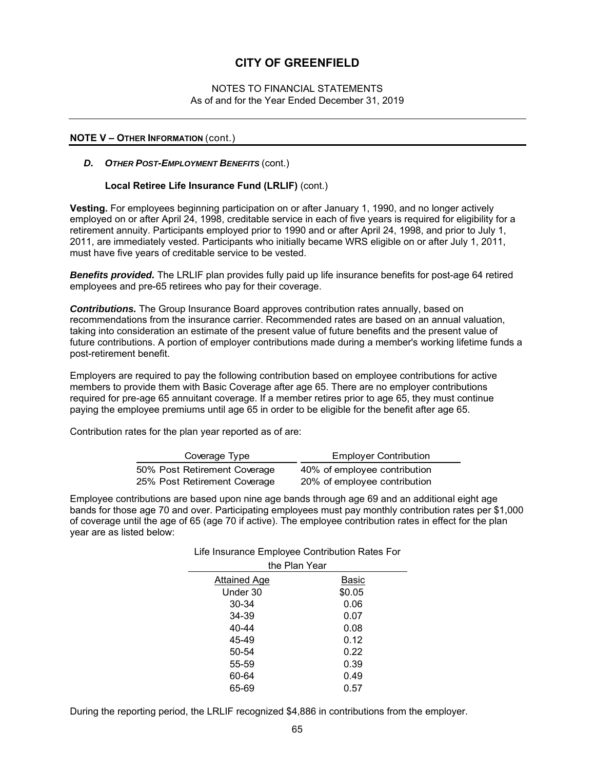# CITY OF GREENFIELD

NOTES TO FINANCIAL STATEMENTS
As of and for the Year Ended December 31, 2019

## NOTE V – OTHER INFORMATION (cont.)

### *D. OTHER POST-EMPLOYMENT BENEFITS* (cont.)

#### Local Retiree Life Insurance Fund (LRLIF) (cont.)

**Vesting.** For employees beginning participation on or after January 1, 1990, and no longer actively employed on or after April 24, 1998, creditable service in each of five years is required for eligibility for a retirement annuity. Participants employed prior to 1990 and or after April 24, 1998, and prior to July 1, 2011, are immediately vested. Participants who initially became WRS eligible on or after July 1, 2011, must have five years of creditable service to be vested.

***Benefits provided.*** The LRLIF plan provides fully paid up life insurance benefits for post-age 64 retired employees and pre-65 retirees who pay for their coverage.

***Contributions.*** The Group Insurance Board approves contribution rates annually, based on recommendations from the insurance carrier. Recommended rates are based on an annual valuation, taking into consideration an estimate of the present value of future benefits and the present value of future contributions. A portion of employer contributions made during a member's working lifetime funds a post-retirement benefit.

Employers are required to pay the following contribution based on employee contributions for active members to provide them with Basic Coverage after age 65. There are no employer contributions required for pre-age 65 annuitant coverage. If a member retires prior to age 65, they must continue paying the employee premiums until age 65 in order to be eligible for the benefit after age 65.

Contribution rates for the plan year reported as of are:

| Coverage Type | Employer Contribution |
|---|---|
| 50% Post Retirement Coverage | 40% of employee contribution |
| 25% Post Retirement Coverage | 20% of employee contribution |

Employee contributions are based upon nine age bands through age 69 and an additional eight age bands for those age 70 and over. Participating employees must pay monthly contribution rates per $1,000 of coverage until the age of 65 (age 70 if active). The employee contribution rates in effect for the plan year are as listed below:

| Life Insurance Employee Contribution Rates For the Plan Year | |
|---|---|
| Attained Age | Basic |
| Under 30 | $0.05 |
| 30-34 | 0.06 |
| 34-39 | 0.07 |
| 40-44 | 0.08 |
| 45-49 | 0.12 |
| 50-54 | 0.22 |
| 55-59 | 0.39 |
| 60-64 | 0.49 |
| 65-69 | 0.57 |

During the reporting period, the LRLIF recognized $4,886 in contributions from the employer.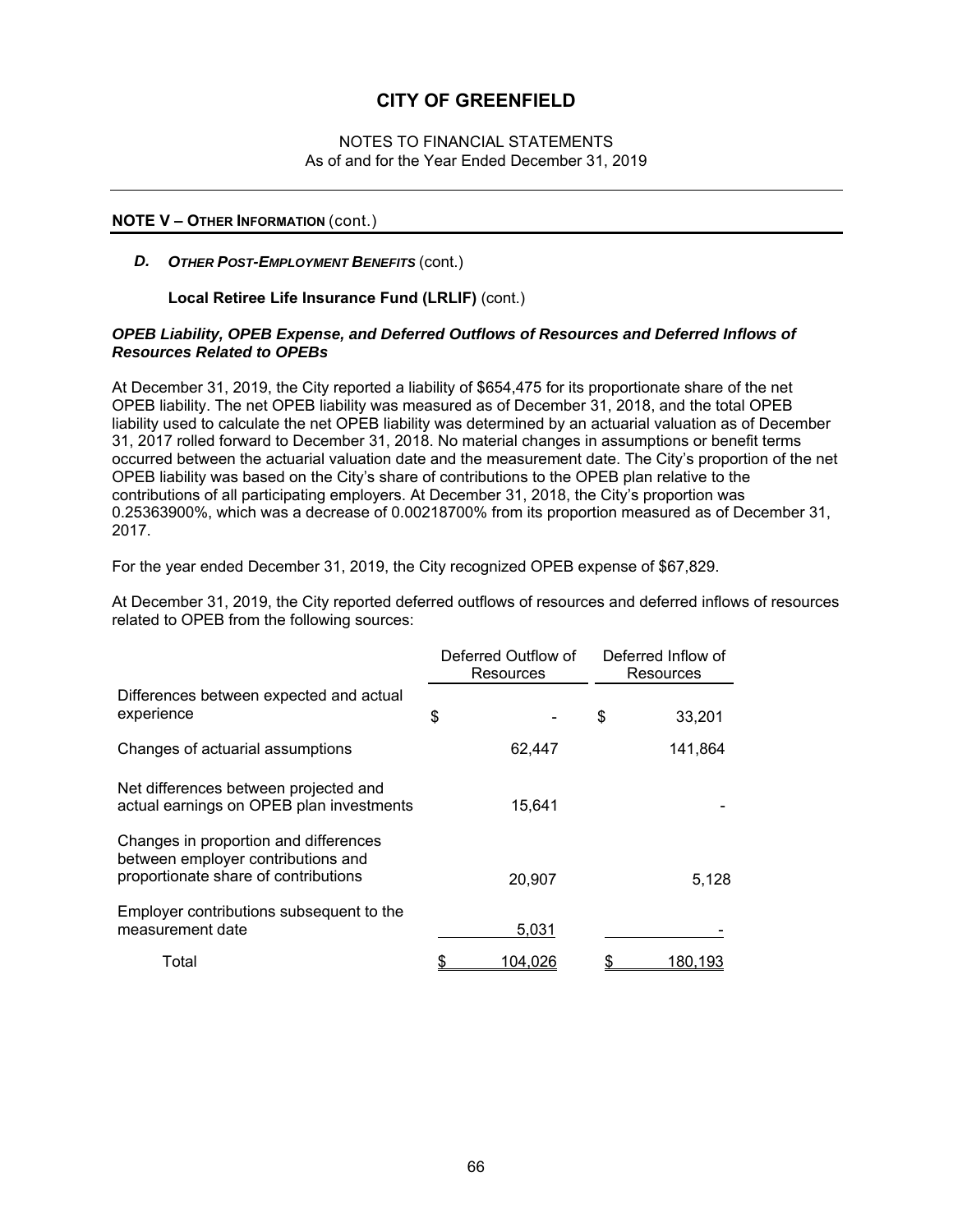# CITY OF GREENFIELD

NOTES TO FINANCIAL STATEMENTS
As of and for the Year Ended December 31, 2019

## NOTE V – OTHER INFORMATION (cont.)

### *D. OTHER POST-EMPLOYMENT BENEFITS* (cont.)

**Local Retiree Life Insurance Fund (LRLIF)** (cont.)

***OPEB Liability, OPEB Expense, and Deferred Outflows of Resources and Deferred Inflows of Resources Related to OPEBs***

At December 31, 2019, the City reported a liability of $654,475 for its proportionate share of the net OPEB liability. The net OPEB liability was measured as of December 31, 2018, and the total OPEB liability used to calculate the net OPEB liability was determined by an actuarial valuation as of December 31, 2017 rolled forward to December 31, 2018. No material changes in assumptions or benefit terms occurred between the actuarial valuation date and the measurement date. The City's proportion of the net OPEB liability was based on the City's share of contributions to the OPEB plan relative to the contributions of all participating employers. At December 31, 2018, the City's proportion was 0.25363900%, which was a decrease of 0.00218700% from its proportion measured as of December 31, 2017.

For the year ended December 31, 2019, the City recognized OPEB expense of $67,829.

At December 31, 2019, the City reported deferred outflows of resources and deferred inflows of resources related to OPEB from the following sources:

| | Deferred Outflow of Resources | Deferred Inflow of Resources |
|---|---|---|
| Differences between expected and actual experience | $ - | $ 33,201 |
| Changes of actuarial assumptions | 62,447 | 141,864 |
| Net differences between projected and actual earnings on OPEB plan investments | 15,641 | - |
| Changes in proportion and differences between employer contributions and proportionate share of contributions | 20,907 | 5,128 |
| Employer contributions subsequent to the measurement date | 5,031 | - |
| Total | $ 104,026 | $ 180,193 |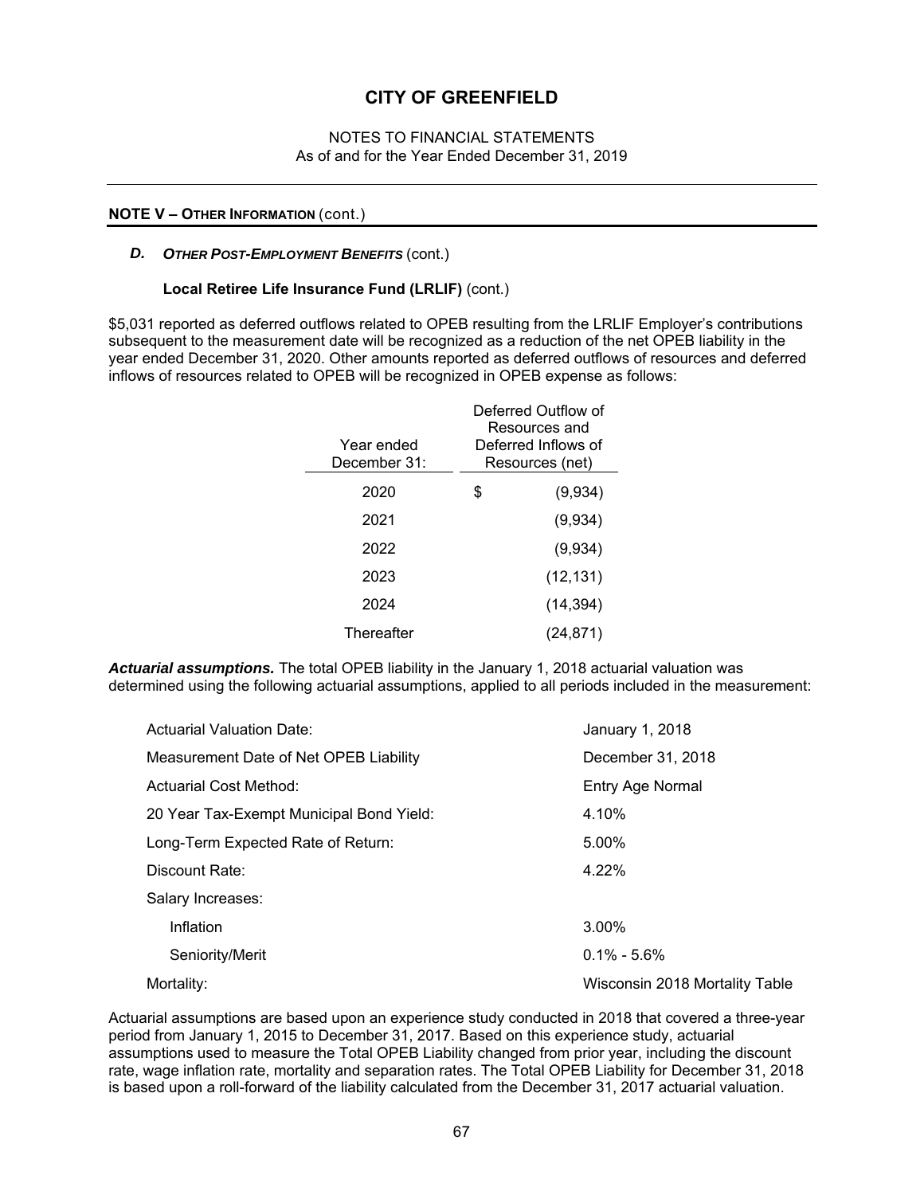# CITY OF GREENFIELD

NOTES TO FINANCIAL STATEMENTS
As of and for the Year Ended December 31, 2019

**NOTE V – OTHER INFORMATION** (cont.)

### *D. OTHER POST-EMPLOYMENT BENEFITS* (cont.)

**Local Retiree Life Insurance Fund (LRLIF)** (cont.)

\$5,031 reported as deferred outflows related to OPEB resulting from the LRLIF Employer's contributions subsequent to the measurement date will be recognized as a reduction of the net OPEB liability in the year ended December 31, 2020. Other amounts reported as deferred outflows of resources and deferred inflows of resources related to OPEB will be recognized in OPEB expense as follows:

| Year ended December 31: | Deferred Outflow of Resources and Deferred Inflows of Resources (net) |
|---|---|
| 2020 | $ (9,934) |
| 2021 | (9,934) |
| 2022 | (9,934) |
| 2023 | (12,131) |
| 2024 | (14,394) |
| Thereafter | (24,871) |

***Actuarial assumptions.*** The total OPEB liability in the January 1, 2018 actuarial valuation was determined using the following actuarial assumptions, applied to all periods included in the measurement:

| | |
|---|---|
| Actuarial Valuation Date: | January 1, 2018 |
| Measurement Date of Net OPEB Liability | December 31, 2018 |
| Actuarial Cost Method: | Entry Age Normal |
| 20 Year Tax-Exempt Municipal Bond Yield: | 4.10% |
| Long-Term Expected Rate of Return: | 5.00% |
| Discount Rate: | 4.22% |
| Salary Increases: | |
| Inflation | 3.00% |
| Seniority/Merit | 0.1% - 5.6% |
| Mortality: | Wisconsin 2018 Mortality Table |

Actuarial assumptions are based upon an experience study conducted in 2018 that covered a three-year period from January 1, 2015 to December 31, 2017. Based on this experience study, actuarial assumptions used to measure the Total OPEB Liability changed from prior year, including the discount rate, wage inflation rate, mortality and separation rates. The Total OPEB Liability for December 31, 2018 is based upon a roll-forward of the liability calculated from the December 31, 2017 actuarial valuation.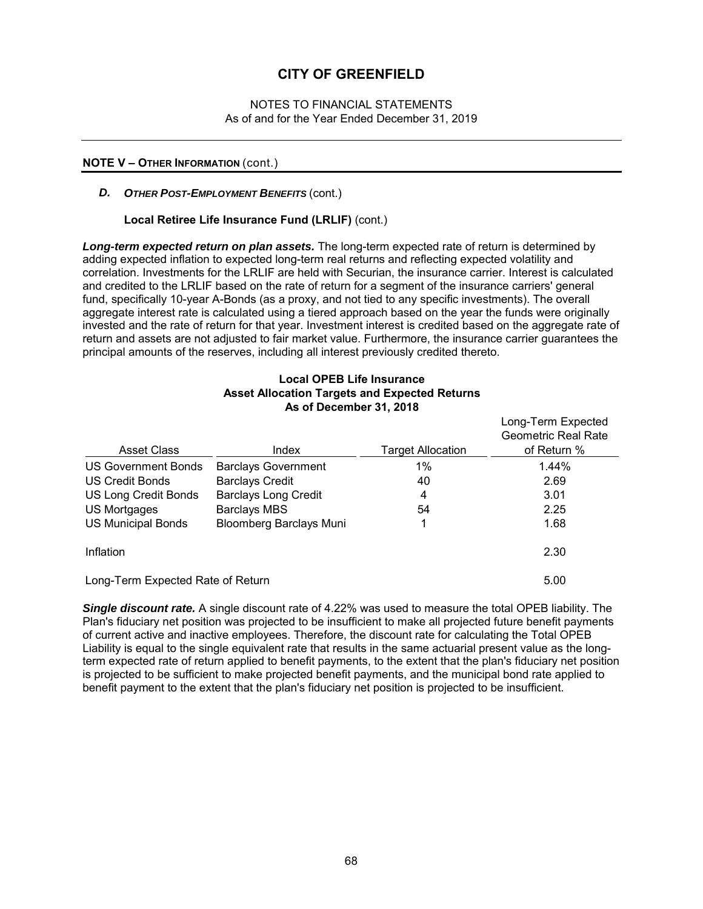# CITY OF GREENFIELD

NOTES TO FINANCIAL STATEMENTS
As of and for the Year Ended December 31, 2019

## NOTE V – OTHER INFORMATION (cont.)

### D. *OTHER POST-EMPLOYMENT BENEFITS* (cont.)

**Local Retiree Life Insurance Fund (LRLIF)** (cont.)

***Long-term expected return on plan assets.*** The long-term expected rate of return is determined by adding expected inflation to expected long-term real returns and reflecting expected volatility and correlation. Investments for the LRLIF are held with Securian, the insurance carrier. Interest is calculated and credited to the LRLIF based on the rate of return for a segment of the insurance carriers' general fund, specifically 10-year A-Bonds (as a proxy, and not tied to any specific investments). The overall aggregate interest rate is calculated using a tiered approach based on the year the funds were originally invested and the rate of return for that year. Investment interest is credited based on the aggregate rate of return and assets are not adjusted to fair market value. Furthermore, the insurance carrier guarantees the principal amounts of the reserves, including all interest previously credited thereto.

**Local OPEB Life Insurance**
**Asset Allocation Targets and Expected Returns**
**As of December 31, 2018**

| Asset Class | Index | Target Allocation | Long-Term Expected Geometric Real Rate of Return % |
|---|---|---|---|
| US Government Bonds | Barclays Government | 1% | 1.44% |
| US Credit Bonds | Barclays Credit | 40 | 2.69 |
| US Long Credit Bonds | Barclays Long Credit | 4 | 3.01 |
| US Mortgages | Barclays MBS | 54 | 2.25 |
| US Municipal Bonds | Bloomberg Barclays Muni | 1 | 1.68 |
| Inflation | | | 2.30 |
| Long-Term Expected Rate of Return | | | 5.00 |

***Single discount rate.*** A single discount rate of 4.22% was used to measure the total OPEB liability. The Plan's fiduciary net position was projected to be insufficient to make all projected future benefit payments of current active and inactive employees. Therefore, the discount rate for calculating the Total OPEB Liability is equal to the single equivalent rate that results in the same actuarial present value as the long-term expected rate of return applied to benefit payments, to the extent that the plan's fiduciary net position is projected to be sufficient to make projected benefit payments, and the municipal bond rate applied to benefit payment to the extent that the plan's fiduciary net position is projected to be insufficient.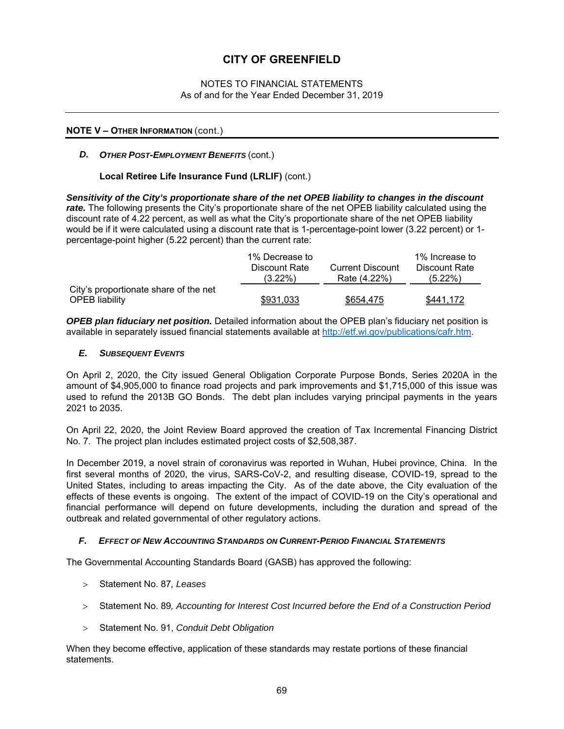# CITY OF GREENFIELD

NOTES TO FINANCIAL STATEMENTS
As of and for the Year Ended December 31, 2019

## NOTE V – OTHER INFORMATION (cont.)

### D. *OTHER POST-EMPLOYMENT BENEFITS* (cont.)

**Local Retiree Life Insurance Fund (LRLIF)** (cont.)

***Sensitivity of the City's proportionate share of the net OPEB liability to changes in the discount rate.*** The following presents the City's proportionate share of the net OPEB liability calculated using the discount rate of 4.22 percent, as well as what the City's proportionate share of the net OPEB liability would be if it were calculated using a discount rate that is 1-percentage-point lower (3.22 percent) or 1-percentage-point higher (5.22 percent) than the current rate:

| | 1% Decrease to Discount Rate (3.22%) | Current Discount Rate (4.22%) | 1% Increase to Discount Rate (5.22%) |
|---|---|---|---|
| City's proportionate share of the net OPEB liability | $931,033 | $654,475 | $441,172 |

***OPEB plan fiduciary net position.*** Detailed information about the OPEB plan's fiduciary net position is available in separately issued financial statements available at http://etf.wi.gov/publications/cafr.htm.

### E. *SUBSEQUENT EVENTS*

On April 2, 2020, the City issued General Obligation Corporate Purpose Bonds, Series 2020A in the amount of $4,905,000 to finance road projects and park improvements and $1,715,000 of this issue was used to refund the 2013B GO Bonds. The debt plan includes varying principal payments in the years 2021 to 2035.

On April 22, 2020, the Joint Review Board approved the creation of Tax Incremental Financing District No. 7. The project plan includes estimated project costs of $2,508,387.

In December 2019, a novel strain of coronavirus was reported in Wuhan, Hubei province, China. In the first several months of 2020, the virus, SARS-CoV-2, and resulting disease, COVID-19, spread to the United States, including to areas impacting the City. As of the date above, the City evaluation of the effects of these events is ongoing. The extent of the impact of COVID-19 on the City's operational and financial performance will depend on future developments, including the duration and spread of the outbreak and related governmental of other regulatory actions.

### F. *EFFECT OF NEW ACCOUNTING STANDARDS ON CURRENT-PERIOD FINANCIAL STATEMENTS*

The Governmental Accounting Standards Board (GASB) has approved the following:

- Statement No. 87*, Leases*
- Statement No. 89*, Accounting for Interest Cost Incurred before the End of a Construction Period*
- Statement No. 91, *Conduit Debt Obligation*

When they become effective, application of these standards may restate portions of these financial statements.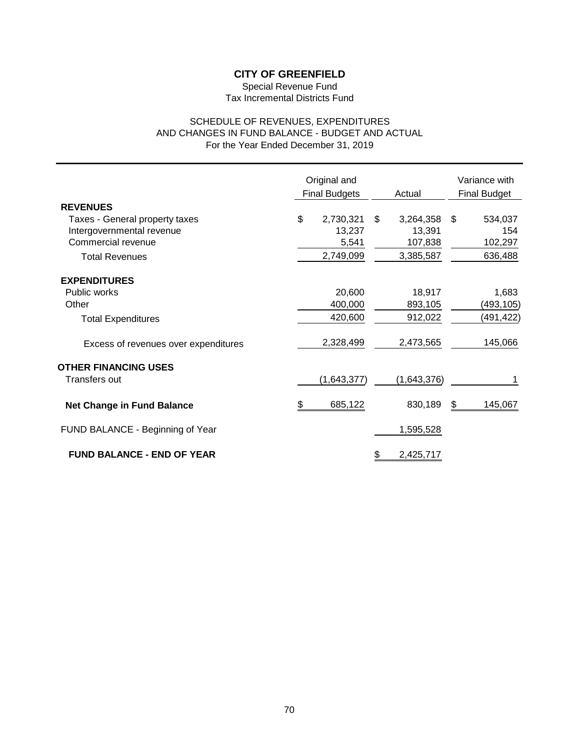# CITY OF GREENFIELD

Special Revenue Fund
Tax Incremental Districts Fund

SCHEDULE OF REVENUES, EXPENDITURES
AND CHANGES IN FUND BALANCE - BUDGET AND ACTUAL
For the Year Ended December 31, 2019

| | Original and Final Budgets | Actual | Variance with Final Budget |
|---|---|---|---|
| **REVENUES** | | | |
| Taxes - General property taxes | $ 2,730,321 | $ 3,264,358 | $ 534,037 |
| Intergovernmental revenue | 13,237 | 13,391 | 154 |
| Commercial revenue | 5,541 | 107,838 | 102,297 |
| Total Revenues | 2,749,099 | 3,385,587 | 636,488 |
| **EXPENDITURES** | | | |
| Public works | 20,600 | 18,917 | 1,683 |
| Other | 400,000 | 893,105 | (493,105) |
| Total Expenditures | 420,600 | 912,022 | (491,422) |
| Excess of revenues over expenditures | 2,328,499 | 2,473,565 | 145,066 |
| **OTHER FINANCING USES** | | | |
| Transfers out | (1,643,377) | (1,643,376) | 1 |
| **Net Change in Fund Balance** | $ 685,122 | 830,189 | $ 145,067 |
| FUND BALANCE - Beginning of Year | | 1,595,528 | |
| **FUND BALANCE - END OF YEAR** | | $ 2,425,717 | |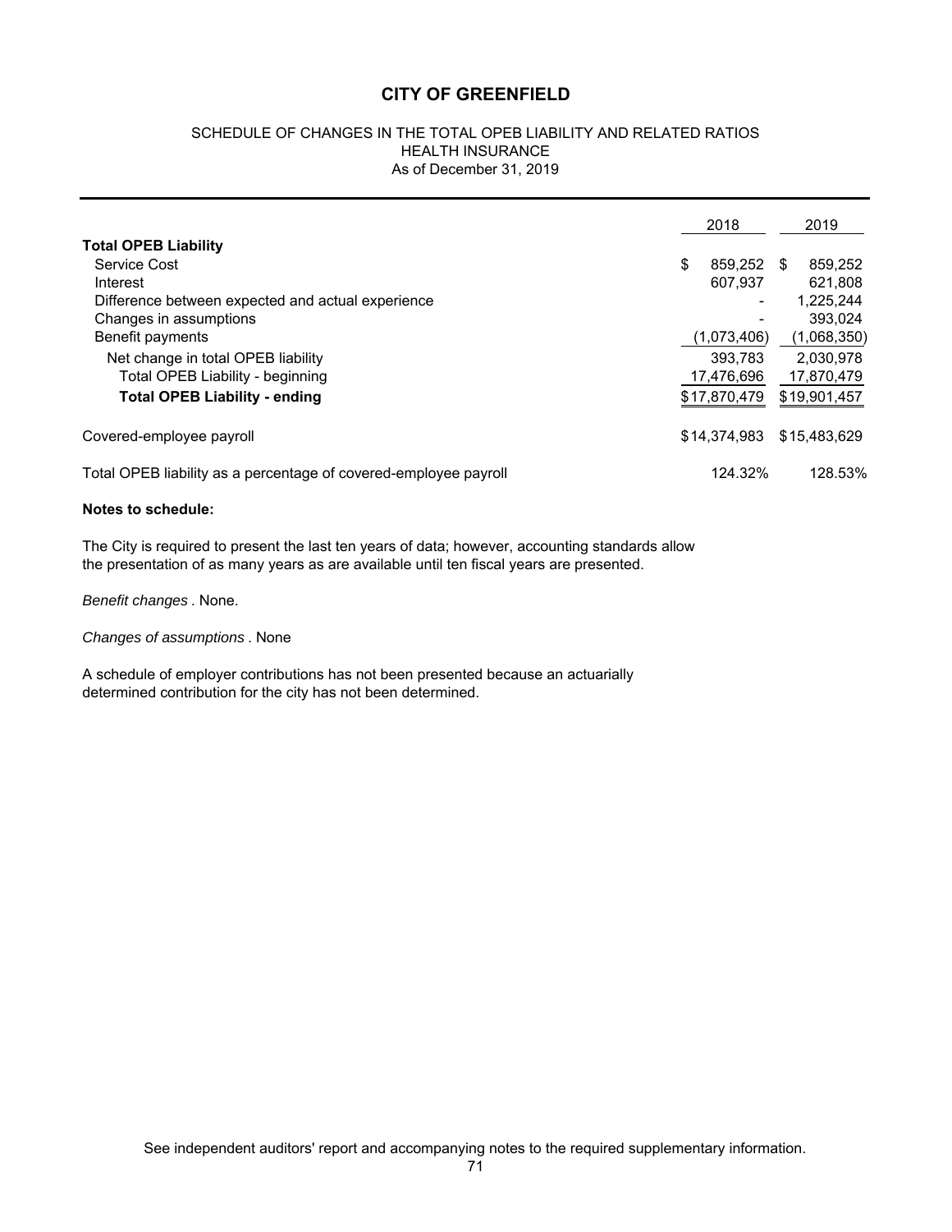# CITY OF GREENFIELD

## SCHEDULE OF CHANGES IN THE TOTAL OPEB LIABILITY AND RELATED RATIOS
## HEALTH INSURANCE
## As of December 31, 2019

| | 2018 | 2019 |
|---|---|---|
| **Total OPEB Liability** | | |
| Service Cost | $ 859,252 | $ 859,252 |
| Interest | 607,937 | 621,808 |
| Difference between expected and actual experience | - | 1,225,244 |
| Changes in assumptions | - | 393,024 |
| Benefit payments | (1,073,406) | (1,068,350) |
| Net change in total OPEB liability | 393,783 | 2,030,978 |
| Total OPEB Liability - beginning | 17,476,696 | 17,870,479 |
| **Total OPEB Liability - ending** | $17,870,479 | $19,901,457 |
| Covered-employee payroll | $14,374,983 | $15,483,629 |
| Total OPEB liability as a percentage of covered-employee payroll | 124.32% | 128.53% |

**Notes to schedule:**

The City is required to present the last ten years of data; however, accounting standards allow the presentation of as many years as are available until ten fiscal years are presented.

*Benefit changes* . None.

*Changes of assumptions* . None

A schedule of employer contributions has not been presented because an actuarially determined contribution for the city has not been determined.

See independent auditors' report and accompanying notes to the required supplementary information.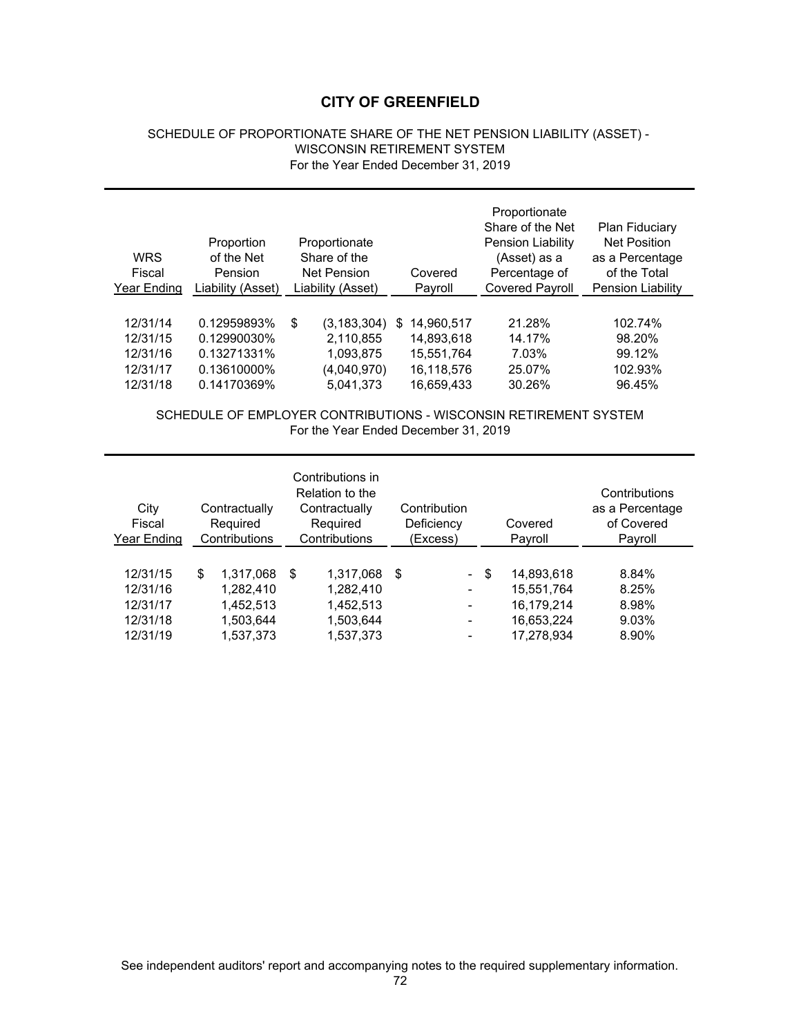# CITY OF GREENFIELD

SCHEDULE OF PROPORTIONATE SHARE OF THE NET PENSION LIABILITY (ASSET) - WISCONSIN RETIREMENT SYSTEM
For the Year Ended December 31, 2019

| WRS Fiscal Year Ending | Proportion of the Net Pension Liability (Asset) | Proportionate Share of the Net Pension Liability (Asset) | Covered Payroll | Proportionate Share of the Net Pension Liability (Asset) as a Percentage of Covered Payroll | Plan Fiduciary Net Position as a Percentage of the Total Pension Liability |
|---|---|---|---|---|---|
| 12/31/14 | 0.12959893% | $ (3,183,304) | $ 14,960,517 | 21.28% | 102.74% |
| 12/31/15 | 0.12990030% | 2,110,855 | 14,893,618 | 14.17% | 98.20% |
| 12/31/16 | 0.13271331% | 1,093,875 | 15,551,764 | 7.03% | 99.12% |
| 12/31/17 | 0.13610000% | (4,040,970) | 16,118,576 | 25.07% | 102.93% |
| 12/31/18 | 0.14170369% | 5,041,373 | 16,659,433 | 30.26% | 96.45% |

SCHEDULE OF EMPLOYER CONTRIBUTIONS - WISCONSIN RETIREMENT SYSTEM
For the Year Ended December 31, 2019

| City Fiscal Year Ending | Contractually Required Contributions | Contributions in Relation to the Contractually Required Contributions | Contribution Deficiency (Excess) | Covered Payroll | Contributions as a Percentage of Covered Payroll |
|---|---|---|---|---|---|
| 12/31/15 | $ 1,317,068 | $ 1,317,068 | $ - | $ 14,893,618 | 8.84% |
| 12/31/16 | 1,282,410 | 1,282,410 | - | 15,551,764 | 8.25% |
| 12/31/17 | 1,452,513 | 1,452,513 | - | 16,179,214 | 8.98% |
| 12/31/18 | 1,503,644 | 1,503,644 | - | 16,653,224 | 9.03% |
| 12/31/19 | 1,537,373 | 1,537,373 | - | 17,278,934 | 8.90% |

See independent auditors' report and accompanying notes to the required supplementary information.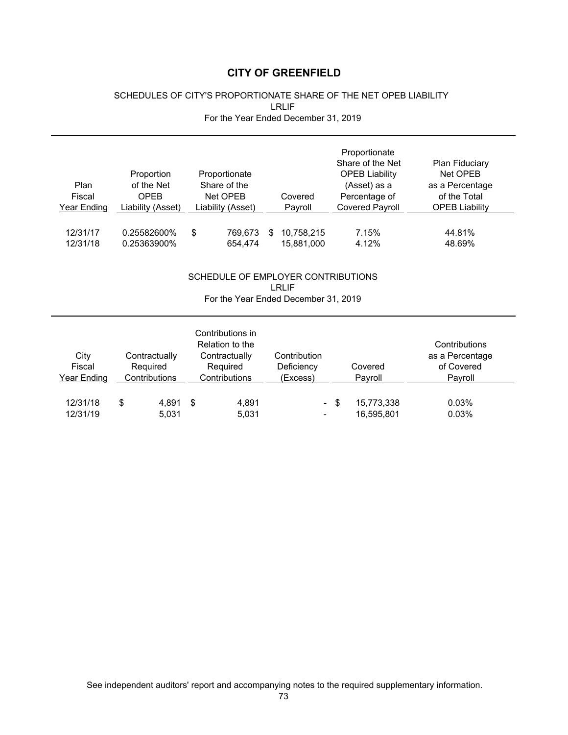# CITY OF GREENFIELD

## SCHEDULES OF CITY'S PROPORTIONATE SHARE OF THE NET OPEB LIABILITY

LRLIF

For the Year Ended December 31, 2019

| Plan Fiscal Year Ending | Proportion of the Net OPEB Liability (Asset) | Proportionate Share of the Net OPEB Liability (Asset) | Covered Payroll | Proportionate Share of the Net OPEB Liability (Asset) as a Percentage of Covered Payroll | Plan Fiduciary Net OPEB as a Percentage of the Total OPEB Liability |
|---|---|---|---|---|---|
| 12/31/17 | 0.25582600% | $ 769,673 | $ 10,758,215 | 7.15% | 44.81% |
| 12/31/18 | 0.25363900% | 654,474 | 15,881,000 | 4.12% | 48.69% |

## SCHEDULE OF EMPLOYER CONTRIBUTIONS

LRLIF

For the Year Ended December 31, 2019

| City Fiscal Year Ending | Contractually Required Contributions | Contributions in Relation to the Contractually Required Contributions | Contribution Deficiency (Excess) | Covered Payroll | Contributions as a Percentage of Covered Payroll |
|---|---|---|---|---|---|
| 12/31/18 | $ 4,891 | $ 4,891 | - | $ 15,773,338 | 0.03% |
| 12/31/19 | 5,031 | 5,031 | - | 16,595,801 | 0.03% |

See independent auditors' report and accompanying notes to the required supplementary information.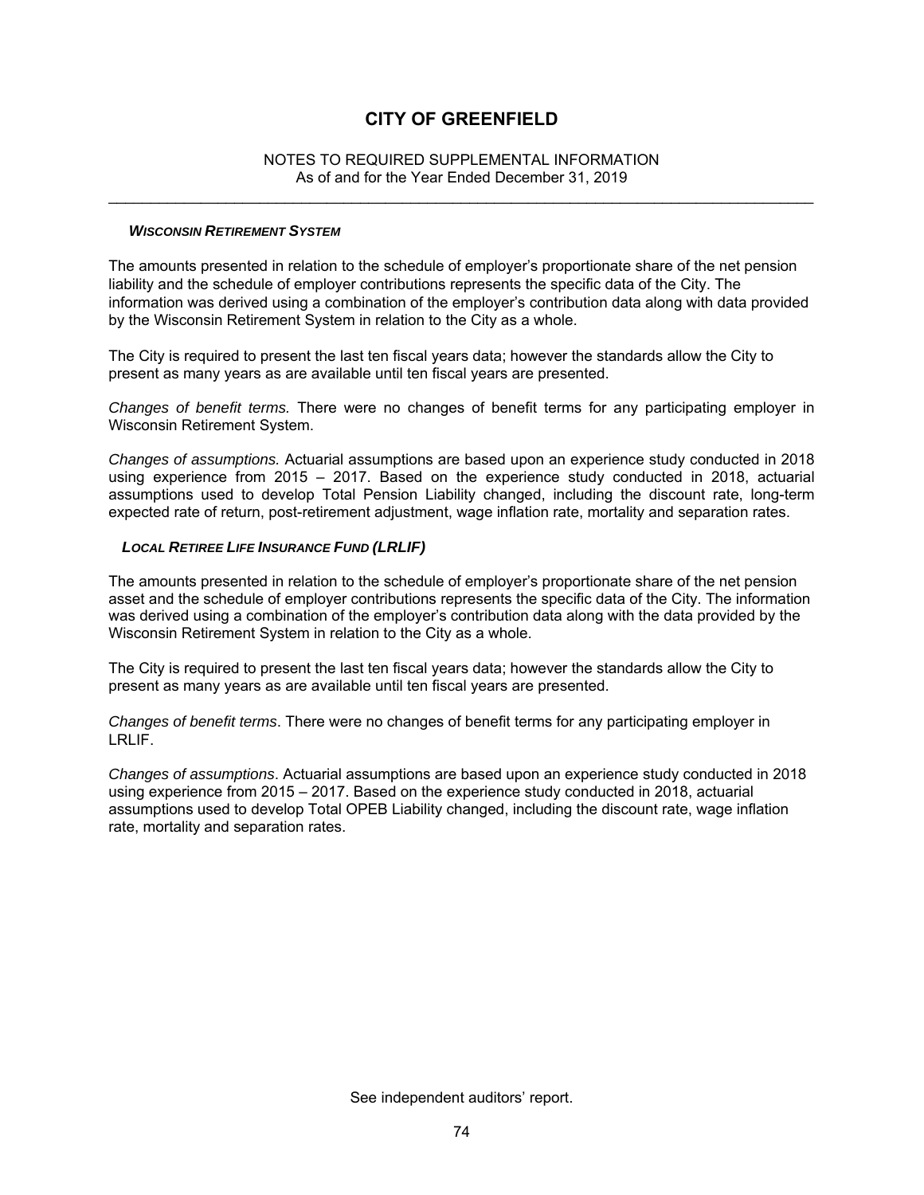# CITY OF GREENFIELD

NOTES TO REQUIRED SUPPLEMENTAL INFORMATION
As of and for the Year Ended December 31, 2019

### *WISCONSIN RETIREMENT SYSTEM*

The amounts presented in relation to the schedule of employer's proportionate share of the net pension liability and the schedule of employer contributions represents the specific data of the City. The information was derived using a combination of the employer's contribution data along with data provided by the Wisconsin Retirement System in relation to the City as a whole.

The City is required to present the last ten fiscal years data; however the standards allow the City to present as many years as are available until ten fiscal years are presented.

*Changes of benefit terms.* There were no changes of benefit terms for any participating employer in Wisconsin Retirement System.

*Changes of assumptions.* Actuarial assumptions are based upon an experience study conducted in 2018 using experience from 2015 – 2017. Based on the experience study conducted in 2018, actuarial assumptions used to develop Total Pension Liability changed, including the discount rate, long-term expected rate of return, post-retirement adjustment, wage inflation rate, mortality and separation rates.

### *LOCAL RETIREE LIFE INSURANCE FUND (LRLIF)*

The amounts presented in relation to the schedule of employer's proportionate share of the net pension asset and the schedule of employer contributions represents the specific data of the City. The information was derived using a combination of the employer's contribution data along with the data provided by the Wisconsin Retirement System in relation to the City as a whole.

The City is required to present the last ten fiscal years data; however the standards allow the City to present as many years as are available until ten fiscal years are presented.

*Changes of benefit terms*. There were no changes of benefit terms for any participating employer in LRLIF.

*Changes of assumptions*. Actuarial assumptions are based upon an experience study conducted in 2018 using experience from 2015 – 2017. Based on the experience study conducted in 2018, actuarial assumptions used to develop Total OPEB Liability changed, including the discount rate, wage inflation rate, mortality and separation rates.

See independent auditors' report.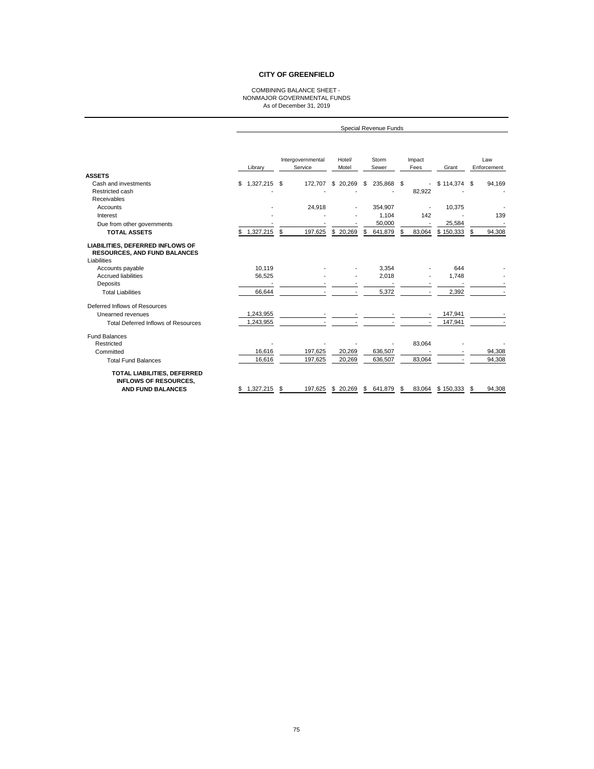# CITY OF GREENFIELD

COMBINING BALANCE SHEET -
NONMAJOR GOVERNMENTAL FUNDS
As of December 31, 2019

| | Special Revenue Funds | | | | | | |
|---|---|---|---|---|---|---|---|
| | Library | Intergovernmental Service | Hotel/ Motel | Storm Sewer | Impact Fees | Grant | Law Enforcement |
| **ASSETS** | | | | | | | |
| Cash and investments | $ 1,327,215 | $ 172,707 | $ 20,269 | $ 235,868 | $ - | $ 114,374 | $ 94,169 |
| Restricted cash | - | - | - | - | 82,922 | - | - |
| Receivables | | | | | | | |
| Accounts | - | 24,918 | - | 354,907 | - | 10,375 | - |
| Interest | - | - | - | 1,104 | 142 | - | 139 |
| Due from other governments | - | - | - | 50,000 | - | 25,584 | - |
| **TOTAL ASSETS** | $ 1,327,215 | $ 197,625 | $ 20,269 | $ 641,879 | $ 83,064 | $ 150,333 | $ 94,308 |
| **LIABILITIES, DEFERRED INFLOWS OF RESOURCES, AND FUND BALANCES** | | | | | | | |
| Liabilities | | | | | | | |
| Accounts payable | 10,119 | - | - | 3,354 | - | 644 | - |
| Accrued liabilities | 56,525 | - | - | 2,018 | - | 1,748 | - |
| Deposits | - | - | - | - | - | - | - |
| Total Liabilities | 66,644 | - | - | 5,372 | - | 2,392 | - |
| Deferred Inflows of Resources | | | | | | | |
| Unearned revenues | 1,243,955 | - | - | - | - | 147,941 | - |
| Total Deferred Inflows of Resources | 1,243,955 | - | - | - | - | 147,941 | - |
| Fund Balances | | | | | | | |
| Restricted | - | - | - | - | 83,064 | - | - |
| Committed | 16,616 | 197,625 | 20,269 | 636,507 | - | - | 94,308 |
| Total Fund Balances | 16,616 | 197,625 | 20,269 | 636,507 | 83,064 | - | 94,308 |
| **TOTAL LIABILITIES, DEFERRED INFLOWS OF RESOURCES, AND FUND BALANCES** | $ 1,327,215 | $ 197,625 | $ 20,269 | $ 641,879 | $ 83,064 | $ 150,333 | $ 94,308 |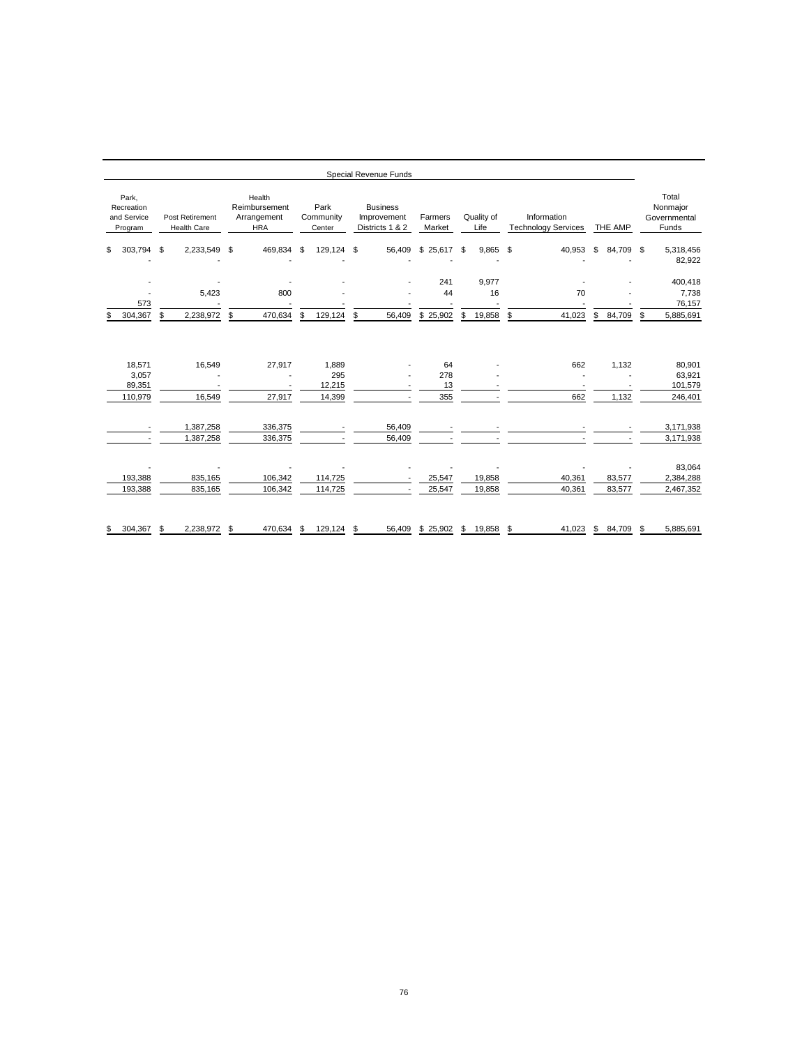| Special Revenue Funds | | | | | | | | | |
|---|---|---|---|---|---|---|---|---|---|
| Park, Recreation and Service Program | Post Retirement Health Care | Health Reimbursement Arrangement HRA | Park Community Center | Business Improvement Districts 1 & 2 | Farmers Market | Quality of Life | Information Technology Services | THE AMP | Total Nonmajor Governmental Funds |
| $ 303,794 | $ 2,233,549 | $ 469,834 | $ 129,124 | $ 56,409 | $ 25,617 | $ 9,865 | $ 40,953 | $ 84,709 | $ 5,318,456 |
| - | - | - | - | - | - | - | - | - | 82,922 |
| - | - | - | - | - | 241 | 9,977 | - | - | 400,418 |
| - | 5,423 | 800 | - | - | 44 | 16 | 70 | - | 7,738 |
| 573 | - | - | - | - | - | - | - | - | 76,157 |
| $ 304,367 | $ 2,238,972 | $ 470,634 | $ 129,124 | $ 56,409 | $ 25,902 | $ 19,858 | $ 41,023 | $ 84,709 | $ 5,885,691 |
| | | | | | | | | | |
| 18,571 | 16,549 | 27,917 | 1,889 | - | 64 | - | 662 | 1,132 | 80,901 |
| 3,057 | - | - | 295 | - | 278 | - | - | - | 63,921 |
| 89,351 | - | - | 12,215 | - | 13 | - | - | - | 101,579 |
| 110,979 | 16,549 | 27,917 | 14,399 | - | 355 | - | 662 | 1,132 | 246,401 |
| | | | | | | | | | |
| - | 1,387,258 | 336,375 | - | 56,409 | - | - | - | - | 3,171,938 |
| - | 1,387,258 | 336,375 | - | 56,409 | - | - | - | - | 3,171,938 |
| | | | | | | | | | |
| - | - | - | - | - | - | - | - | - | 83,064 |
| 193,388 | 835,165 | 106,342 | 114,725 | - | 25,547 | 19,858 | 40,361 | 83,577 | 2,384,288 |
| 193,388 | 835,165 | 106,342 | 114,725 | - | 25,547 | 19,858 | 40,361 | 83,577 | 2,467,352 |
| | | | | | | | | | |
| $ 304,367 | $ 2,238,972 | $ 470,634 | $ 129,124 | $ 56,409 | $ 25,902 | $ 19,858 | $ 41,023 | $ 84,709 | $ 5,885,691 |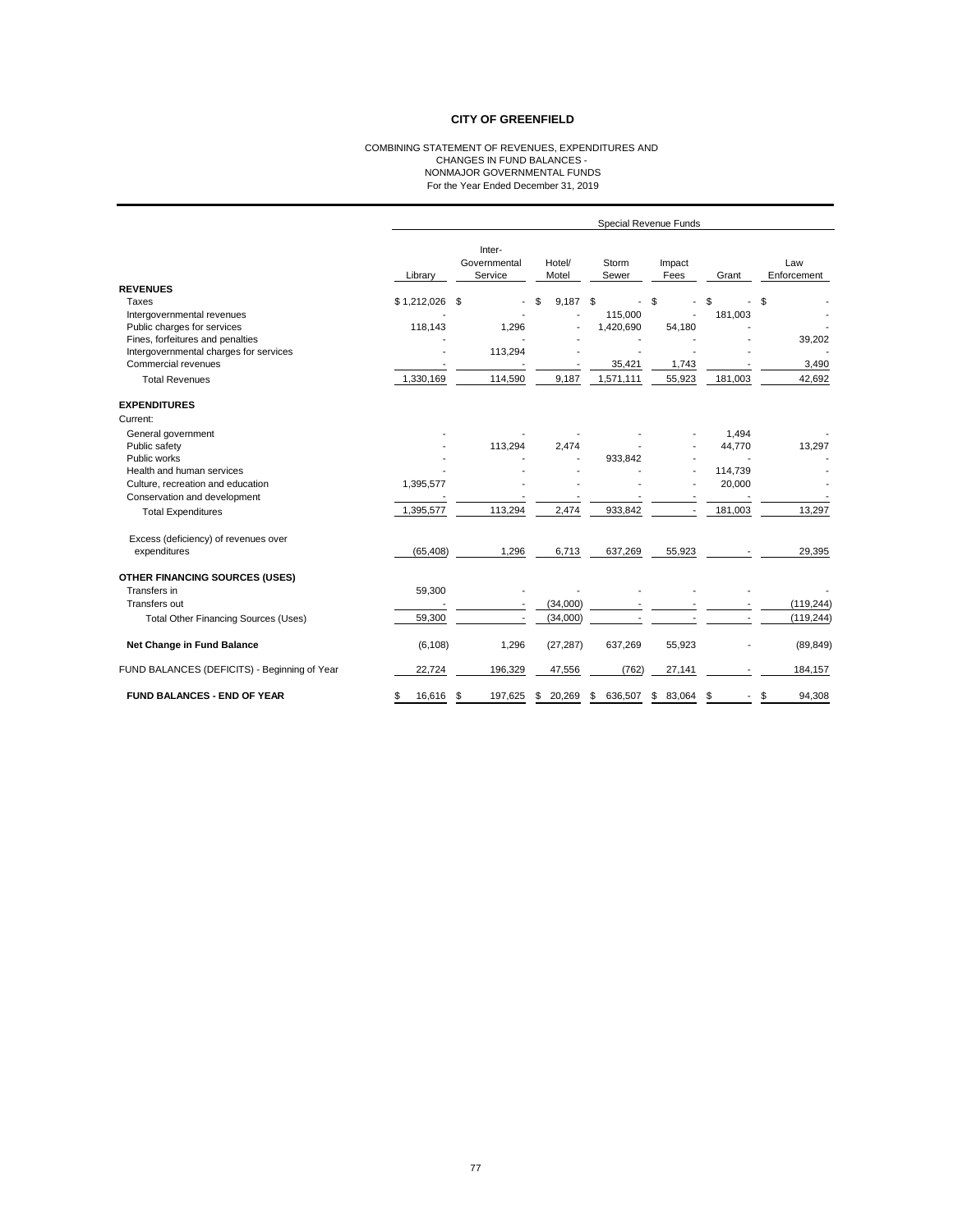# CITY OF GREENFIELD

COMBINING STATEMENT OF REVENUES, EXPENDITURES AND
CHANGES IN FUND BALANCES -
NONMAJOR GOVERNMENTAL FUNDS
For the Year Ended December 31, 2019

| | Special Revenue Funds | | | | | | |
|---|---|---|---|---|---|---|---|
| | Library | Inter-Governmental Service | Hotel/ Motel | Storm Sewer | Impact Fees | Grant | Law Enforcement |
| **REVENUES** | | | | | | | |
| Taxes | $ 1,212,026 | $ - | $ 9,187 | $ - | $ - | $ - | $ - |
| Intergovernmental revenues | - | - | - | 115,000 | - | 181,003 | - |
| Public charges for services | 118,143 | 1,296 | - | 1,420,690 | 54,180 | - | - |
| Fines, forfeitures and penalties | - | - | - | - | - | - | 39,202 |
| Intergovernmental charges for services | - | 113,294 | - | - | - | - | - |
| Commercial revenues | - | - | - | 35,421 | 1,743 | - | 3,490 |
| Total Revenues | 1,330,169 | 114,590 | 9,187 | 1,571,111 | 55,923 | 181,003 | 42,692 |
| **EXPENDITURES** | | | | | | | |
| Current: | | | | | | | |
| General government | - | - | - | - | - | 1,494 | - |
| Public safety | - | 113,294 | 2,474 | - | - | 44,770 | 13,297 |
| Public works | - | - | - | 933,842 | - | - | - |
| Health and human services | - | - | - | - | - | 114,739 | - |
| Culture, recreation and education | 1,395,577 | - | - | - | - | 20,000 | - |
| Conservation and development | - | - | - | - | - | - | - |
| Total Expenditures | 1,395,577 | 113,294 | 2,474 | 933,842 | - | 181,003 | 13,297 |
| Excess (deficiency) of revenues over expenditures | (65,408) | 1,296 | 6,713 | 637,269 | 55,923 | - | 29,395 |
| **OTHER FINANCING SOURCES (USES)** | | | | | | | |
| Transfers in | 59,300 | - | - | - | - | - | - |
| Transfers out | - | - | (34,000) | - | - | - | (119,244) |
| Total Other Financing Sources (Uses) | 59,300 | - | (34,000) | - | - | - | (119,244) |
| **Net Change in Fund Balance** | (6,108) | 1,296 | (27,287) | 637,269 | 55,923 | - | (89,849) |
| FUND BALANCES (DEFICITS) - Beginning of Year | 22,724 | 196,329 | 47,556 | (762) | 27,141 | - | 184,157 |
| **FUND BALANCES - END OF YEAR** | $ 16,616 | $ 197,625 | $ 20,269 | $ 636,507 | $ 83,064 | $ - | $ 94,308 |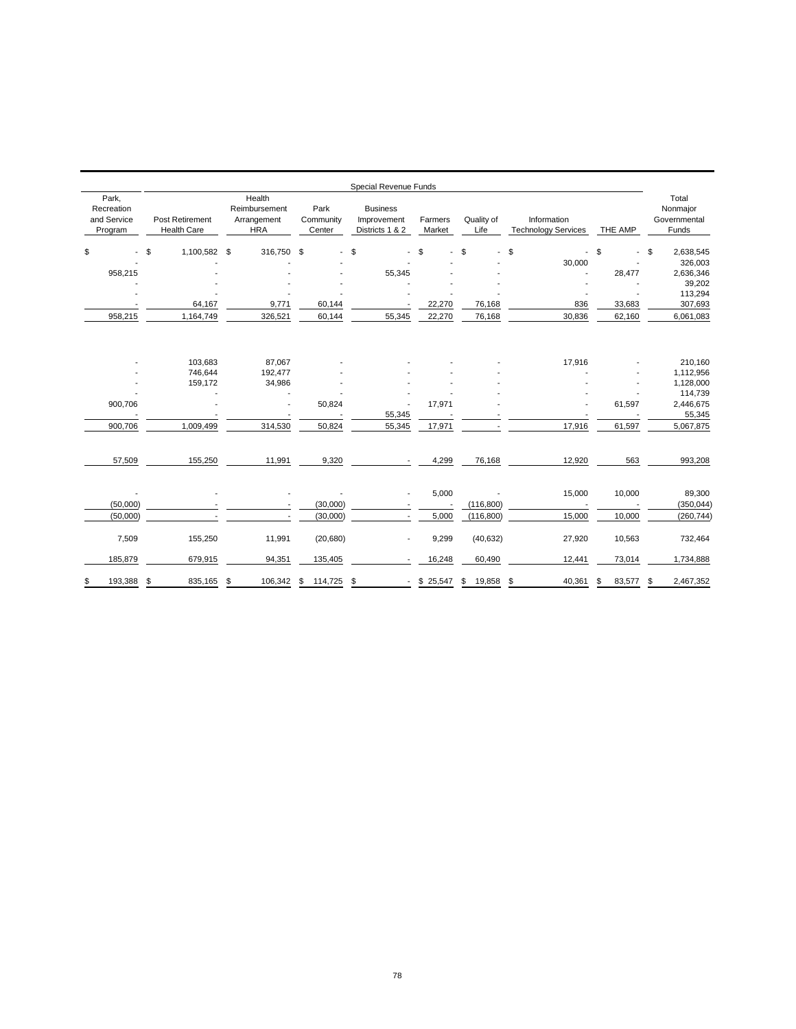| Park, Recreation and Service Program | Special Revenue Funds Post Retirement Health Care | Health Reimbursement Arrangement HRA | Park Community Center | Business Improvement Districts 1 & 2 | Farmers Market | Quality of Life | Information Technology Services | THE AMP | Total Nonmajor Governmental Funds |
|---|---|---|---|---|---|---|---|---|---|
| $ - | $ 1,100,582 | $ 316,750 | $ - | $ - | $ - | $ - | $ - | $ - | $ 2,638,545 |
| - | - | - | - | - | - | - | 30,000 | - | 326,003 |
| 958,215 | - | - | - | 55,345 | - | - | - | 28,477 | 2,636,346 |
| - | - | - | - | - | - | - | - | - | 39,202 |
| - | - | - | - | - | - | - | - | - | 113,294 |
| - | 64,167 | 9,771 | 60,144 | - | 22,270 | 76,168 | 836 | 33,683 | 307,693 |
| 958,215 | 1,164,749 | 326,521 | 60,144 | 55,345 | 22,270 | 76,168 | 30,836 | 62,160 | 6,061,083 |
| | | | | | | | | | |
| - | 103,683 | 87,067 | - | - | - | - | 17,916 | - | 210,160 |
| - | 746,644 | 192,477 | - | - | - | - | - | - | 1,112,956 |
| - | 159,172 | 34,986 | - | - | - | - | - | - | 1,128,000 |
| - | - | - | - | - | - | - | - | - | 114,739 |
| 900,706 | - | - | 50,824 | - | 17,971 | - | - | 61,597 | 2,446,675 |
| - | - | - | - | 55,345 | - | - | - | - | 55,345 |
| 900,706 | 1,009,499 | 314,530 | 50,824 | 55,345 | 17,971 | - | 17,916 | 61,597 | 5,067,875 |
| | | | | | | | | | |
| 57,509 | 155,250 | 11,991 | 9,320 | - | 4,299 | 76,168 | 12,920 | 563 | 993,208 |
| | | | | | | | | | |
| - | - | - | - | - | 5,000 | - | 15,000 | 10,000 | 89,300 |
| (50,000) | - | - | (30,000) | - | - | (116,800) | - | - | (350,044) |
| (50,000) | - | - | (30,000) | - | 5,000 | (116,800) | 15,000 | 10,000 | (260,744) |
| | | | | | | | | | |
| 7,509 | 155,250 | 11,991 | (20,680) | - | 9,299 | (40,632) | 27,920 | 10,563 | 732,464 |
| | | | | | | | | | |
| 185,879 | 679,915 | 94,351 | 135,405 | - | 16,248 | 60,490 | 12,441 | 73,014 | 1,734,888 |
| | | | | | | | | | |
| $ 193,388 | $ 835,165 | $ 106,342 | $ 114,725 | $ - | $ 25,547 | $ 19,858 | $ 40,361 | $ 83,577 | $ 2,467,352 |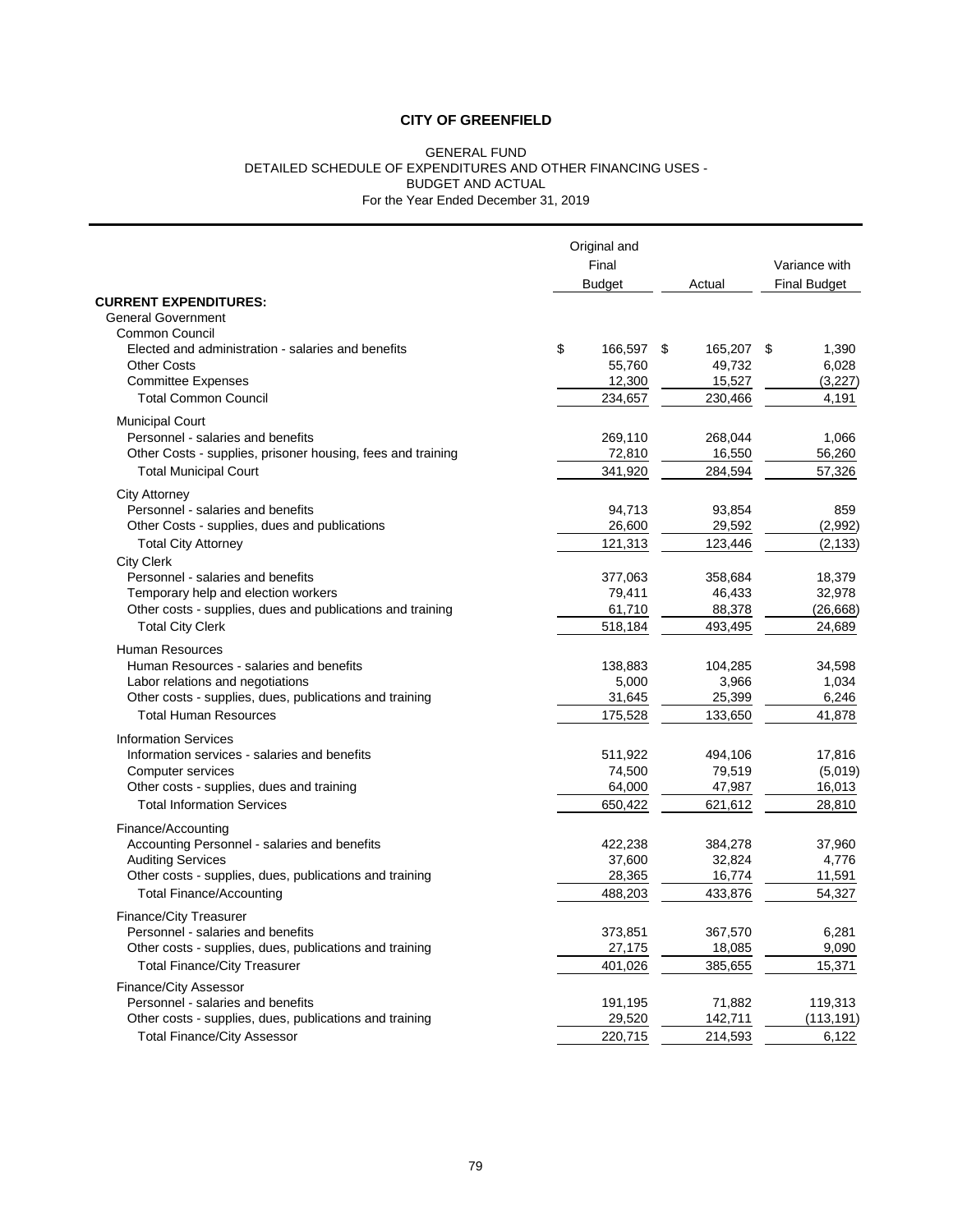**CITY OF GREENFIELD**

GENERAL FUND
DETAILED SCHEDULE OF EXPENDITURES AND OTHER FINANCING USES -
BUDGET AND ACTUAL
For the Year Ended December 31, 2019

| | Original and Final Budget | Actual | Variance with Final Budget |
|---|---|---|---|
| **CURRENT EXPENDITURES:** | | | |
| General Government | | | |
| Common Council | | | |
| Elected and administration - salaries and benefits | $ 166,597 | $ 165,207 | $ 1,390 |
| Other Costs | 55,760 | 49,732 | 6,028 |
| Committee Expenses | 12,300 | 15,527 | (3,227) |
| Total Common Council | 234,657 | 230,466 | 4,191 |
| Municipal Court | | | |
| Personnel - salaries and benefits | 269,110 | 268,044 | 1,066 |
| Other Costs - supplies, prisoner housing, fees and training | 72,810 | 16,550 | 56,260 |
| Total Municipal Court | 341,920 | 284,594 | 57,326 |
| City Attorney | | | |
| Personnel - salaries and benefits | 94,713 | 93,854 | 859 |
| Other Costs - supplies, dues and publications | 26,600 | 29,592 | (2,992) |
| Total City Attorney | 121,313 | 123,446 | (2,133) |
| City Clerk | | | |
| Personnel - salaries and benefits | 377,063 | 358,684 | 18,379 |
| Temporary help and election workers | 79,411 | 46,433 | 32,978 |
| Other costs - supplies, dues and publications and training | 61,710 | 88,378 | (26,668) |
| Total City Clerk | 518,184 | 493,495 | 24,689 |
| Human Resources | | | |
| Human Resources - salaries and benefits | 138,883 | 104,285 | 34,598 |
| Labor relations and negotiations | 5,000 | 3,966 | 1,034 |
| Other costs - supplies, dues, publications and training | 31,645 | 25,399 | 6,246 |
| Total Human Resources | 175,528 | 133,650 | 41,878 |
| Information Services | | | |
| Information services - salaries and benefits | 511,922 | 494,106 | 17,816 |
| Computer services | 74,500 | 79,519 | (5,019) |
| Other costs - supplies, dues and training | 64,000 | 47,987 | 16,013 |
| Total Information Services | 650,422 | 621,612 | 28,810 |
| Finance/Accounting | | | |
| Accounting Personnel - salaries and benefits | 422,238 | 384,278 | 37,960 |
| Auditing Services | 37,600 | 32,824 | 4,776 |
| Other costs - supplies, dues, publications and training | 28,365 | 16,774 | 11,591 |
| Total Finance/Accounting | 488,203 | 433,876 | 54,327 |
| Finance/City Treasurer | | | |
| Personnel - salaries and benefits | 373,851 | 367,570 | 6,281 |
| Other costs - supplies, dues, publications and training | 27,175 | 18,085 | 9,090 |
| Total Finance/City Treasurer | 401,026 | 385,655 | 15,371 |
| Finance/City Assessor | | | |
| Personnel - salaries and benefits | 191,195 | 71,882 | 119,313 |
| Other costs - supplies, dues, publications and training | 29,520 | 142,711 | (113,191) |
| Total Finance/City Assessor | 220,715 | 214,593 | 6,122 |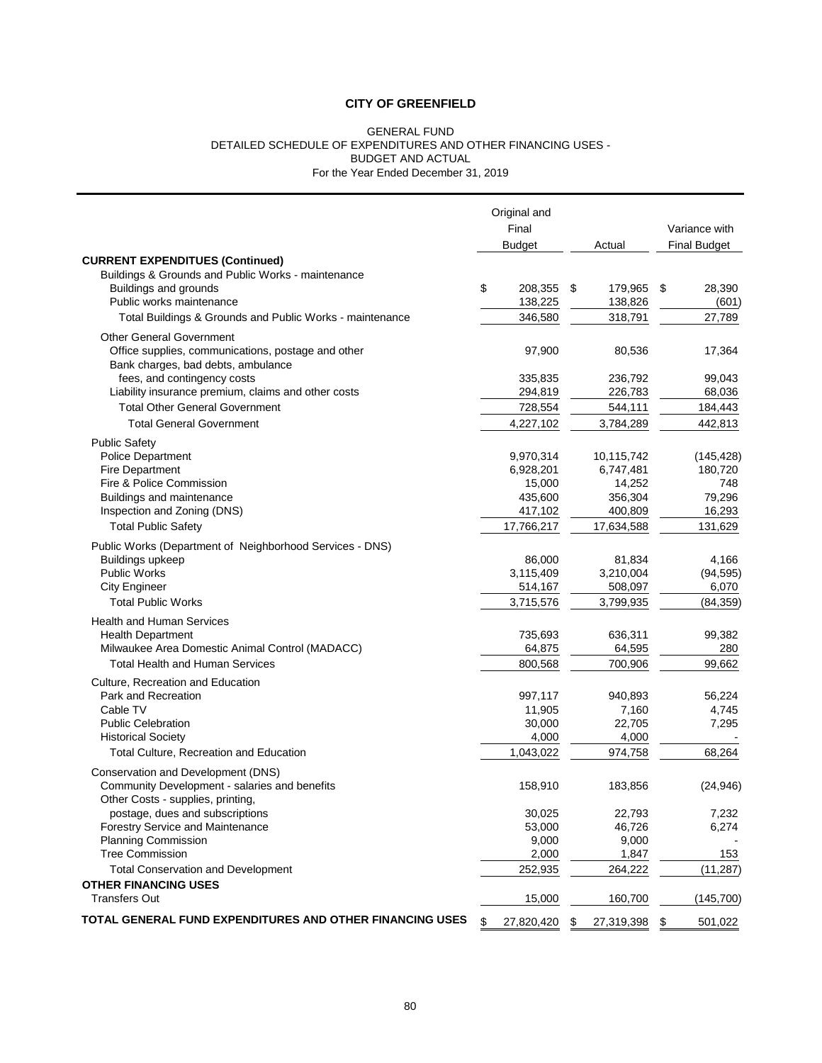**CITY OF GREENFIELD**

GENERAL FUND
DETAILED SCHEDULE OF EXPENDITURES AND OTHER FINANCING USES -
BUDGET AND ACTUAL
For the Year Ended December 31, 2019

| | Original and Final Budget | Actual | Variance with Final Budget |
|---|---|---|---|
| **CURRENT EXPENDITURES (Continued)** | | | |
| Buildings & Grounds and Public Works - maintenance | | | |
| Buildings and grounds | $ 208,355 | $ 179,965 | $ 28,390 |
| Public works maintenance | 138,225 | 138,826 | (601) |
| Total Buildings & Grounds and Public Works - maintenance | 346,580 | 318,791 | 27,789 |
| Other General Government | | | |
| Office supplies, communications, postage and other | 97,900 | 80,536 | 17,364 |
| Bank charges, bad debts, ambulance fees, and contingency costs | 335,835 | 236,792 | 99,043 |
| Liability insurance premium, claims and other costs | 294,819 | 226,783 | 68,036 |
| Total Other General Government | 728,554 | 544,111 | 184,443 |
| Total General Government | 4,227,102 | 3,784,289 | 442,813 |
| Public Safety | | | |
| Police Department | 9,970,314 | 10,115,742 | (145,428) |
| Fire Department | 6,928,201 | 6,747,481 | 180,720 |
| Fire & Police Commission | 15,000 | 14,252 | 748 |
| Buildings and maintenance | 435,600 | 356,304 | 79,296 |
| Inspection and Zoning (DNS) | 417,102 | 400,809 | 16,293 |
| Total Public Safety | 17,766,217 | 17,634,588 | 131,629 |
| Public Works (Department of Neighborhood Services - DNS) | | | |
| Buildings upkeep | 86,000 | 81,834 | 4,166 |
| Public Works | 3,115,409 | 3,210,004 | (94,595) |
| City Engineer | 514,167 | 508,097 | 6,070 |
| Total Public Works | 3,715,576 | 3,799,935 | (84,359) |
| Health and Human Services | | | |
| Health Department | 735,693 | 636,311 | 99,382 |
| Milwaukee Area Domestic Animal Control (MADACC) | 64,875 | 64,595 | 280 |
| Total Health and Human Services | 800,568 | 700,906 | 99,662 |
| Culture, Recreation and Education | | | |
| Park and Recreation | 997,117 | 940,893 | 56,224 |
| Cable TV | 11,905 | 7,160 | 4,745 |
| Public Celebration | 30,000 | 22,705 | 7,295 |
| Historical Society | 4,000 | 4,000 | - |
| Total Culture, Recreation and Education | 1,043,022 | 974,758 | 68,264 |
| Conservation and Development (DNS) | | | |
| Community Development - salaries and benefits | 158,910 | 183,856 | (24,946) |
| Other Costs - supplies, printing, postage, dues and subscriptions | 30,025 | 22,793 | 7,232 |
| Forestry Service and Maintenance | 53,000 | 46,726 | 6,274 |
| Planning Commission | 9,000 | 9,000 | - |
| Tree Commission | 2,000 | 1,847 | 153 |
| Total Conservation and Development | 252,935 | 264,222 | (11,287) |
| **OTHER FINANCING USES** | | | |
| Transfers Out | 15,000 | 160,700 | (145,700) |
| **TOTAL GENERAL FUND EXPENDITURES AND OTHER FINANCING USES** | $ 27,820,420 | $ 27,319,398 | $ 501,022 |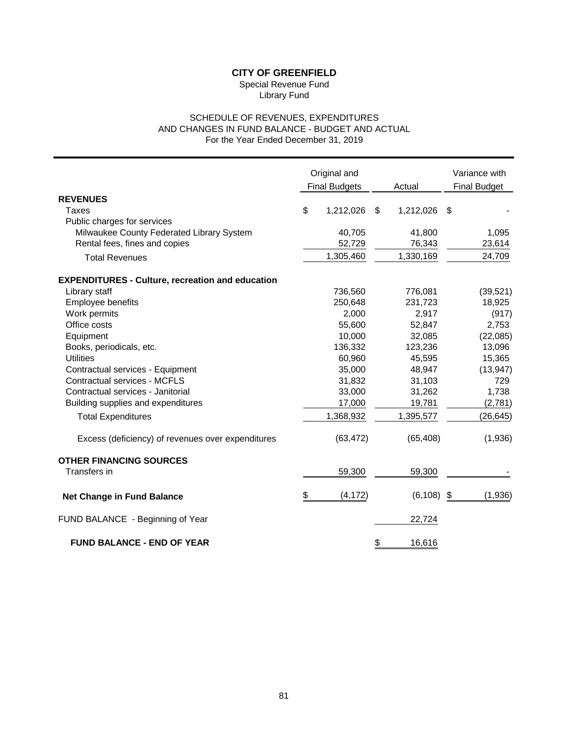# CITY OF GREENFIELD

Special Revenue Fund
Library Fund

SCHEDULE OF REVENUES, EXPENDITURES AND CHANGES IN FUND BALANCE - BUDGET AND ACTUAL
For the Year Ended December 31, 2019

| | Original and Final Budgets | Actual | Variance with Final Budget |
|---|---|---|---|
| **REVENUES** | | | |
| Taxes | $ 1,212,026 | $ 1,212,026 | $ - |
| Public charges for services | | | |
| Milwaukee County Federated Library System | 40,705 | 41,800 | 1,095 |
| Rental fees, fines and copies | 52,729 | 76,343 | 23,614 |
| Total Revenues | 1,305,460 | 1,330,169 | 24,709 |
| **EXPENDITURES - Culture, recreation and education** | | | |
| Library staff | 736,560 | 776,081 | (39,521) |
| Employee benefits | 250,648 | 231,723 | 18,925 |
| Work permits | 2,000 | 2,917 | (917) |
| Office costs | 55,600 | 52,847 | 2,753 |
| Equipment | 10,000 | 32,085 | (22,085) |
| Books, periodicals, etc. | 136,332 | 123,236 | 13,096 |
| Utilities | 60,960 | 45,595 | 15,365 |
| Contractual services - Equipment | 35,000 | 48,947 | (13,947) |
| Contractual services - MCFLS | 31,832 | 31,103 | 729 |
| Contractual services - Janitorial | 33,000 | 31,262 | 1,738 |
| Building supplies and expenditures | 17,000 | 19,781 | (2,781) |
| Total Expenditures | 1,368,932 | 1,395,577 | (26,645) |
| Excess (deficiency) of revenues over expenditures | (63,472) | (65,408) | (1,936) |
| **OTHER FINANCING SOURCES** | | | |
| Transfers in | 59,300 | 59,300 | - |
| **Net Change in Fund Balance** | $ (4,172) | (6,108) | $ (1,936) |
| FUND BALANCE - Beginning of Year | | 22,724 | |
| **FUND BALANCE - END OF YEAR** | | $ 16,616 | |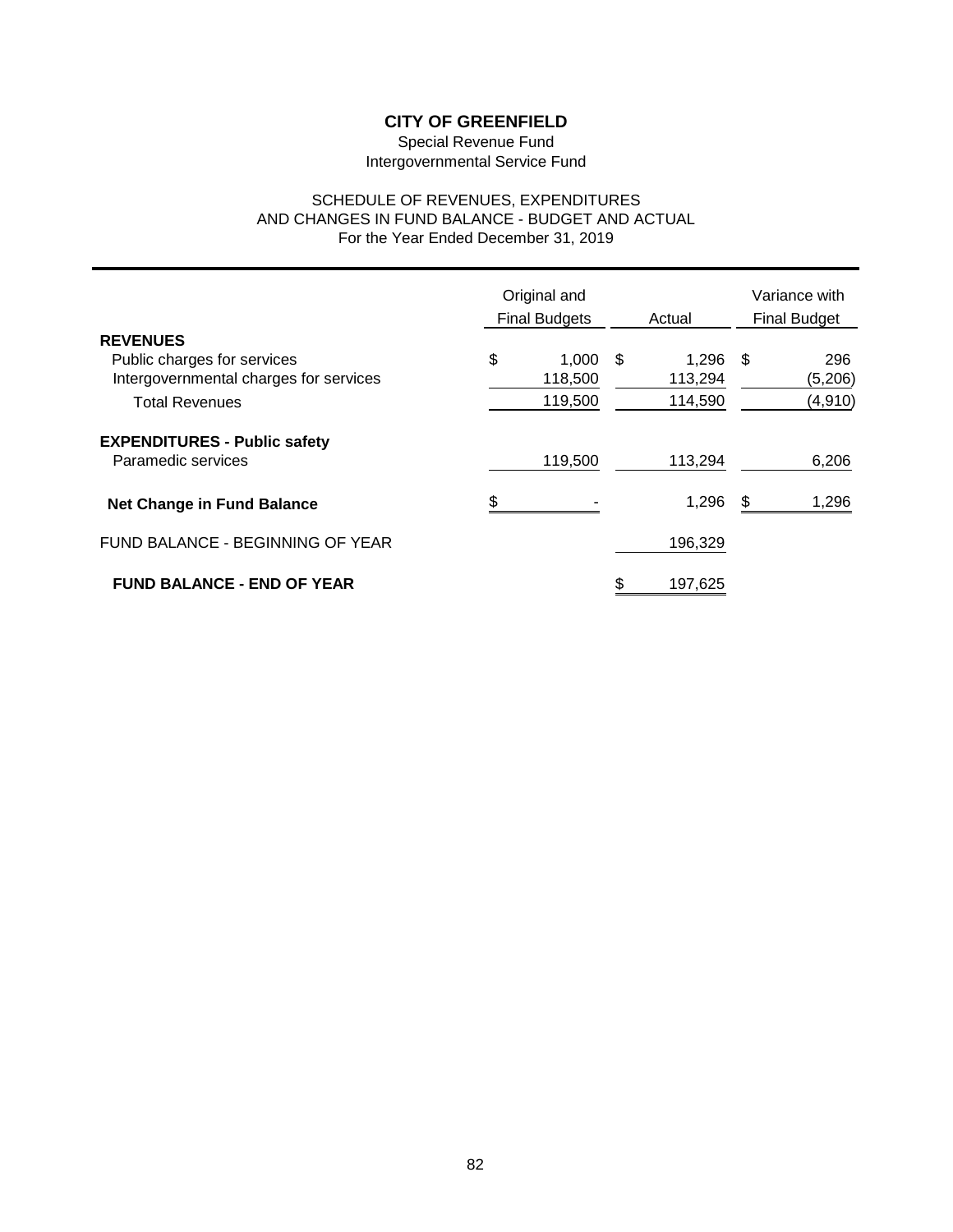# CITY OF GREENFIELD

Special Revenue Fund
Intergovernmental Service Fund

SCHEDULE OF REVENUES, EXPENDITURES
AND CHANGES IN FUND BALANCE - BUDGET AND ACTUAL
For the Year Ended December 31, 2019

| | Original and Final Budgets | Actual | Variance with Final Budget |
|---|---|---|---|
| **REVENUES** | | | |
| Public charges for services | $ 1,000 | $ 1,296 | $ 296 |
| Intergovernmental charges for services | 118,500 | 113,294 | (5,206) |
| Total Revenues | 119,500 | 114,590 | (4,910) |
| **EXPENDITURES - Public safety** | | | |
| Paramedic services | 119,500 | 113,294 | 6,206 |
| **Net Change in Fund Balance** | $ - | 1,296 | $ 1,296 |
| FUND BALANCE - BEGINNING OF YEAR | | 196,329 | |
| **FUND BALANCE - END OF YEAR** | | $ 197,625 | |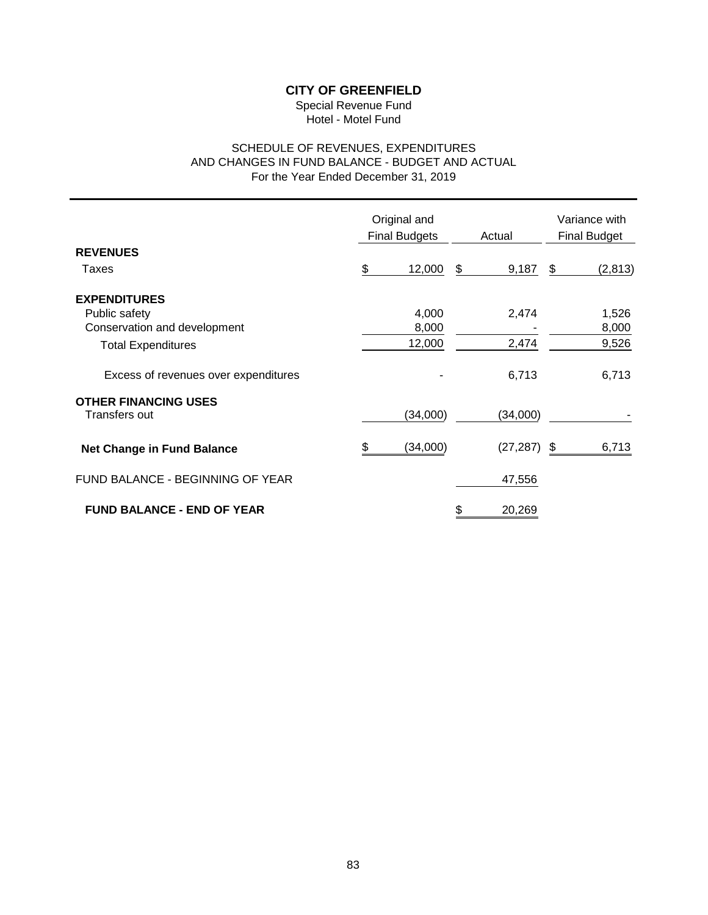# CITY OF GREENFIELD

Special Revenue Fund
Hotel - Motel Fund

SCHEDULE OF REVENUES, EXPENDITURES
AND CHANGES IN FUND BALANCE - BUDGET AND ACTUAL
For the Year Ended December 31, 2019

| | Original and Final Budgets | Actual | Variance with Final Budget |
|---|---|---|---|
| **REVENUES** | | | |
| Taxes | $ 12,000 | $ 9,187 | $ (2,813) |
| **EXPENDITURES** | | | |
| Public safety | 4,000 | 2,474 | 1,526 |
| Conservation and development | 8,000 | - | 8,000 |
| Total Expenditures | 12,000 | 2,474 | 9,526 |
| Excess of revenues over expenditures | - | 6,713 | 6,713 |
| **OTHER FINANCING USES** | | | |
| Transfers out | (34,000) | (34,000) | - |
| **Net Change in Fund Balance** | $ (34,000) | (27,287) | $ 6,713 |
| FUND BALANCE - BEGINNING OF YEAR | | 47,556 | |
| **FUND BALANCE - END OF YEAR** | | $ 20,269 | |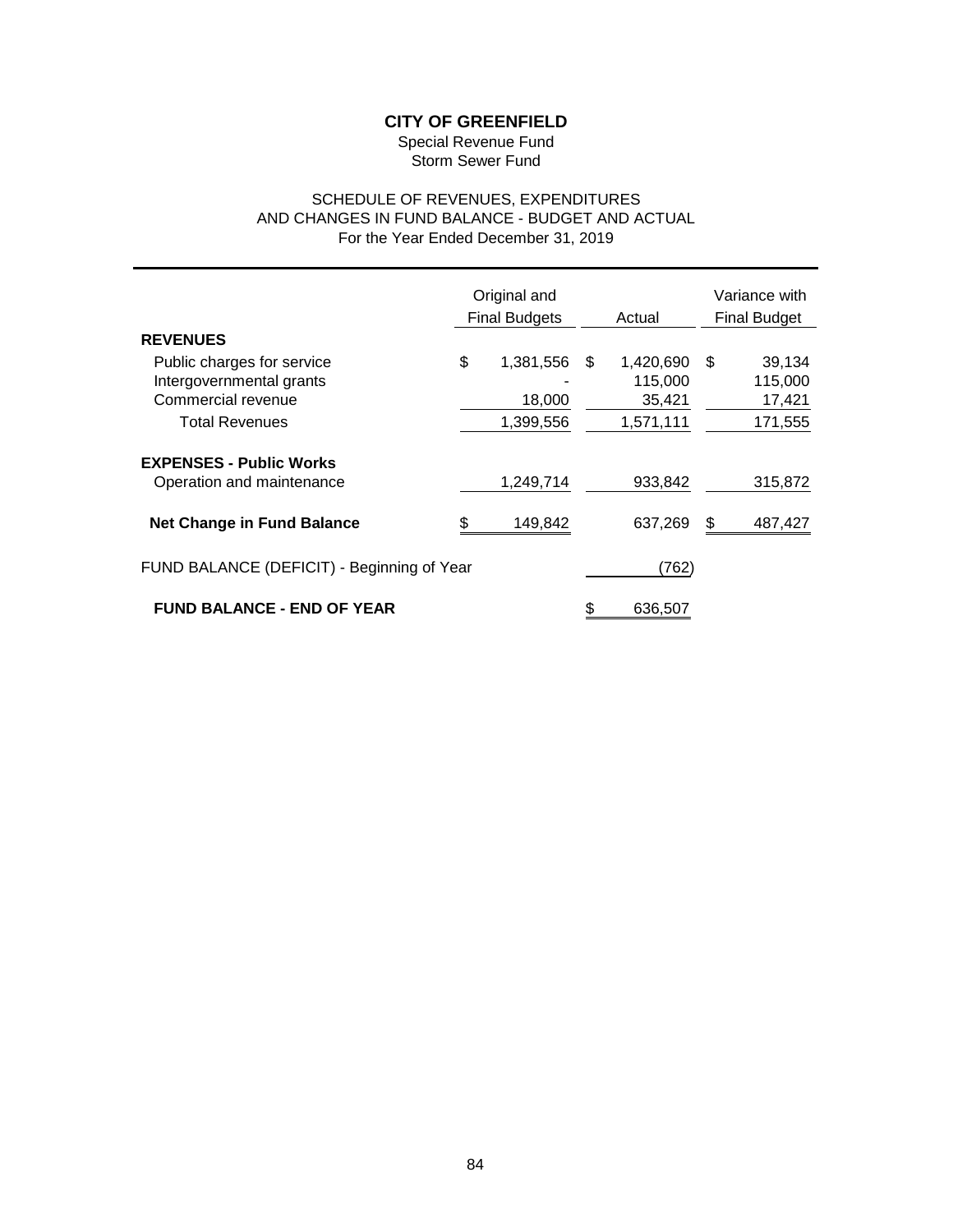# CITY OF GREENFIELD

Special Revenue Fund
Storm Sewer Fund

SCHEDULE OF REVENUES, EXPENDITURES
AND CHANGES IN FUND BALANCE - BUDGET AND ACTUAL
For the Year Ended December 31, 2019

| | Original and Final Budgets | Actual | Variance with Final Budget |
|---|---|---|---|
| **REVENUES** | | | |
| Public charges for service | $ 1,381,556 | $ 1,420,690 | $ 39,134 |
| Intergovernmental grants | - | 115,000 | 115,000 |
| Commercial revenue | 18,000 | 35,421 | 17,421 |
| Total Revenues | 1,399,556 | 1,571,111 | 171,555 |
| **EXPENSES - Public Works** | | | |
| Operation and maintenance | 1,249,714 | 933,842 | 315,872 |
| **Net Change in Fund Balance** | $ 149,842 | 637,269 | $ 487,427 |
| FUND BALANCE (DEFICIT) - Beginning of Year | | (762) | |
| **FUND BALANCE - END OF YEAR** | | $ 636,507 | |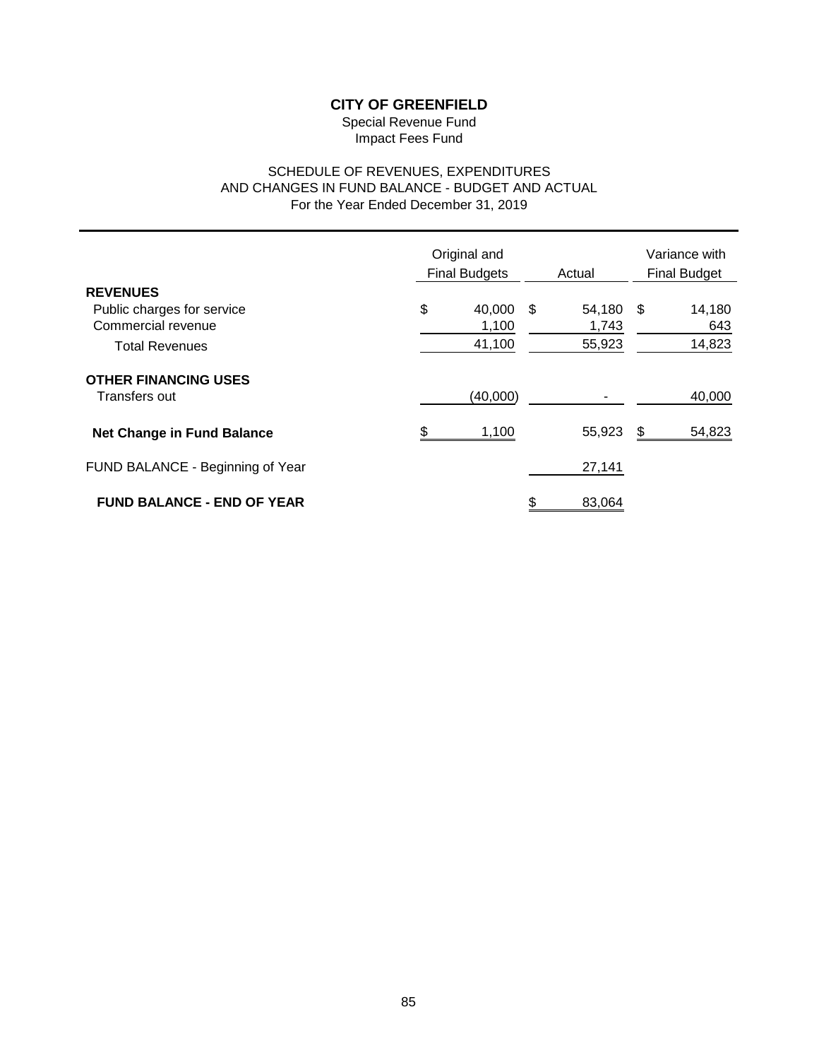# CITY OF GREENFIELD

Special Revenue Fund
Impact Fees Fund

SCHEDULE OF REVENUES, EXPENDITURES
AND CHANGES IN FUND BALANCE - BUDGET AND ACTUAL
For the Year Ended December 31, 2019

| | Original and Final Budgets | Actual | Variance with Final Budget |
|---|---|---|---|
| **REVENUES** | | | |
| Public charges for service | $ 40,000 | $ 54,180 | $ 14,180 |
| Commercial revenue | 1,100 | 1,743 | 643 |
| Total Revenues | 41,100 | 55,923 | 14,823 |
| **OTHER FINANCING USES** | | | |
| Transfers out | (40,000) | - | 40,000 |
| **Net Change in Fund Balance** | $ 1,100 | 55,923 | $ 54,823 |
| FUND BALANCE - Beginning of Year | | 27,141 | |
| **FUND BALANCE - END OF YEAR** | | $ 83,064 | |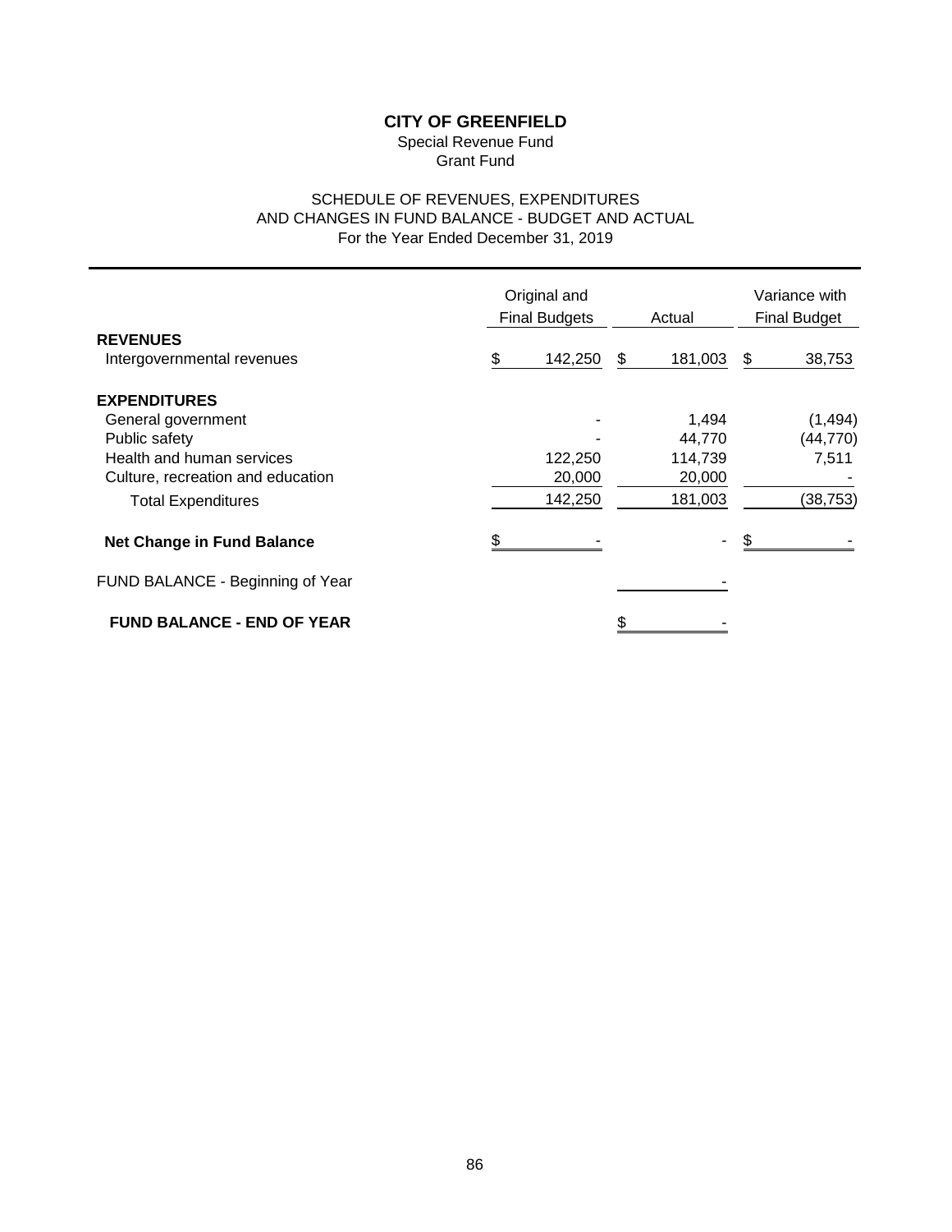# CITY OF GREENFIELD

Special Revenue Fund
Grant Fund

SCHEDULE OF REVENUES, EXPENDITURES
AND CHANGES IN FUND BALANCE - BUDGET AND ACTUAL
For the Year Ended December 31, 2019

| | Original and Final Budgets | Actual | Variance with Final Budget |
|---|---|---|---|
| **REVENUES** | | | |
| Intergovernmental revenues | $ 142,250 | $ 181,003 | $ 38,753 |
| **EXPENDITURES** | | | |
| General government | - | 1,494 | (1,494) |
| Public safety | - | 44,770 | (44,770) |
| Health and human services | 122,250 | 114,739 | 7,511 |
| Culture, recreation and education | 20,000 | 20,000 | - |
| Total Expenditures | 142,250 | 181,003 | (38,753) |
| **Net Change in Fund Balance** | $ - | - | $ - |
| FUND BALANCE - Beginning of Year | | - | |
| **FUND BALANCE - END OF YEAR** | | $ - | |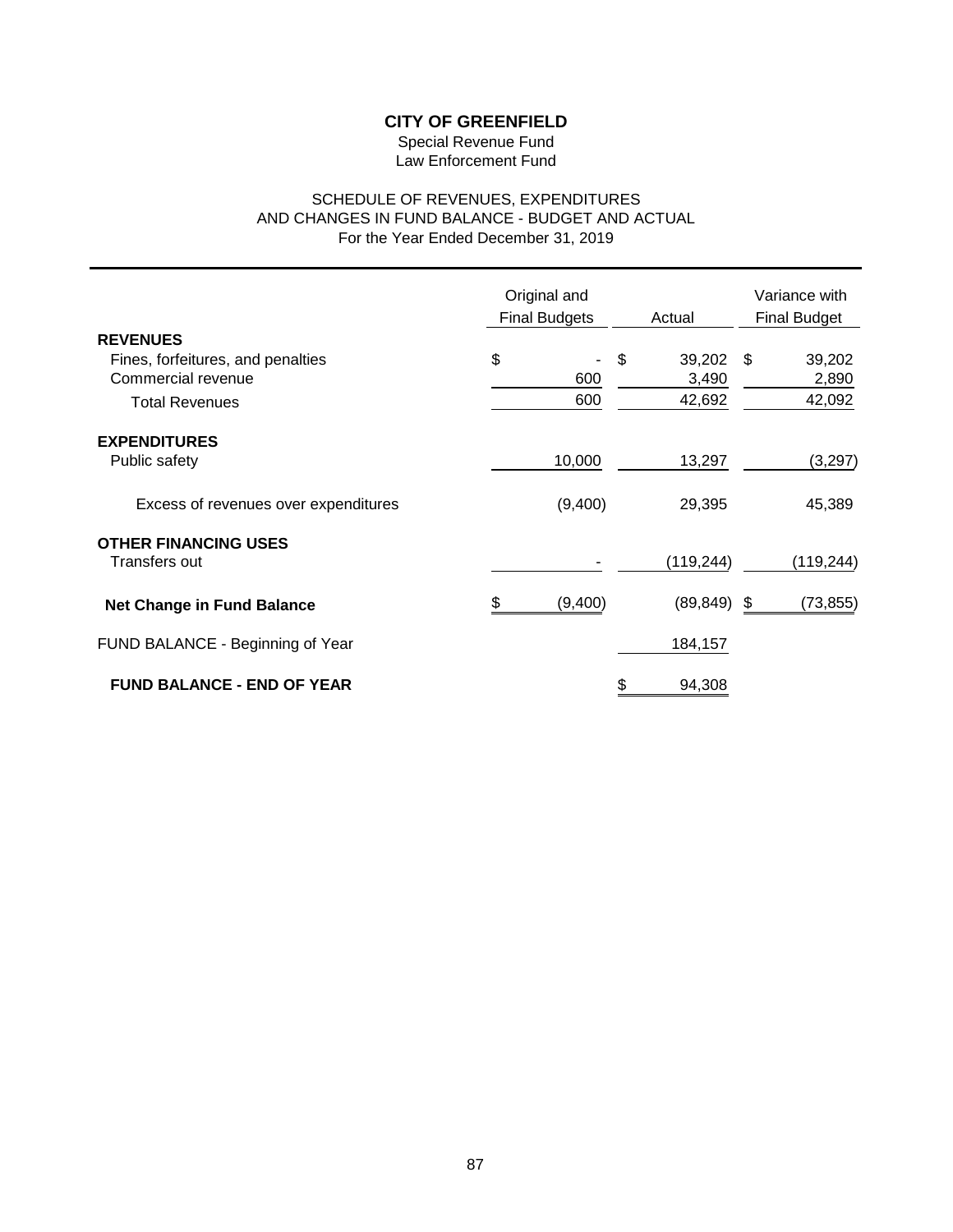# CITY OF GREENFIELD

Special Revenue Fund
Law Enforcement Fund

SCHEDULE OF REVENUES, EXPENDITURES
AND CHANGES IN FUND BALANCE - BUDGET AND ACTUAL
For the Year Ended December 31, 2019

| | Original and Final Budgets | Actual | Variance with Final Budget |
|---|---|---|---|
| **REVENUES** | | | |
| Fines, forfeitures, and penalties | $ - | $ 39,202 | $ 39,202 |
| Commercial revenue | 600 | 3,490 | 2,890 |
| Total Revenues | 600 | 42,692 | 42,092 |
| **EXPENDITURES** | | | |
| Public safety | 10,000 | 13,297 | (3,297) |
| Excess of revenues over expenditures | (9,400) | 29,395 | 45,389 |
| **OTHER FINANCING USES** | | | |
| Transfers out | - | (119,244) | (119,244) |
| **Net Change in Fund Balance** | $ (9,400) | (89,849) | $ (73,855) |
| FUND BALANCE - Beginning of Year | | 184,157 | |
| **FUND BALANCE - END OF YEAR** | | $ 94,308 | |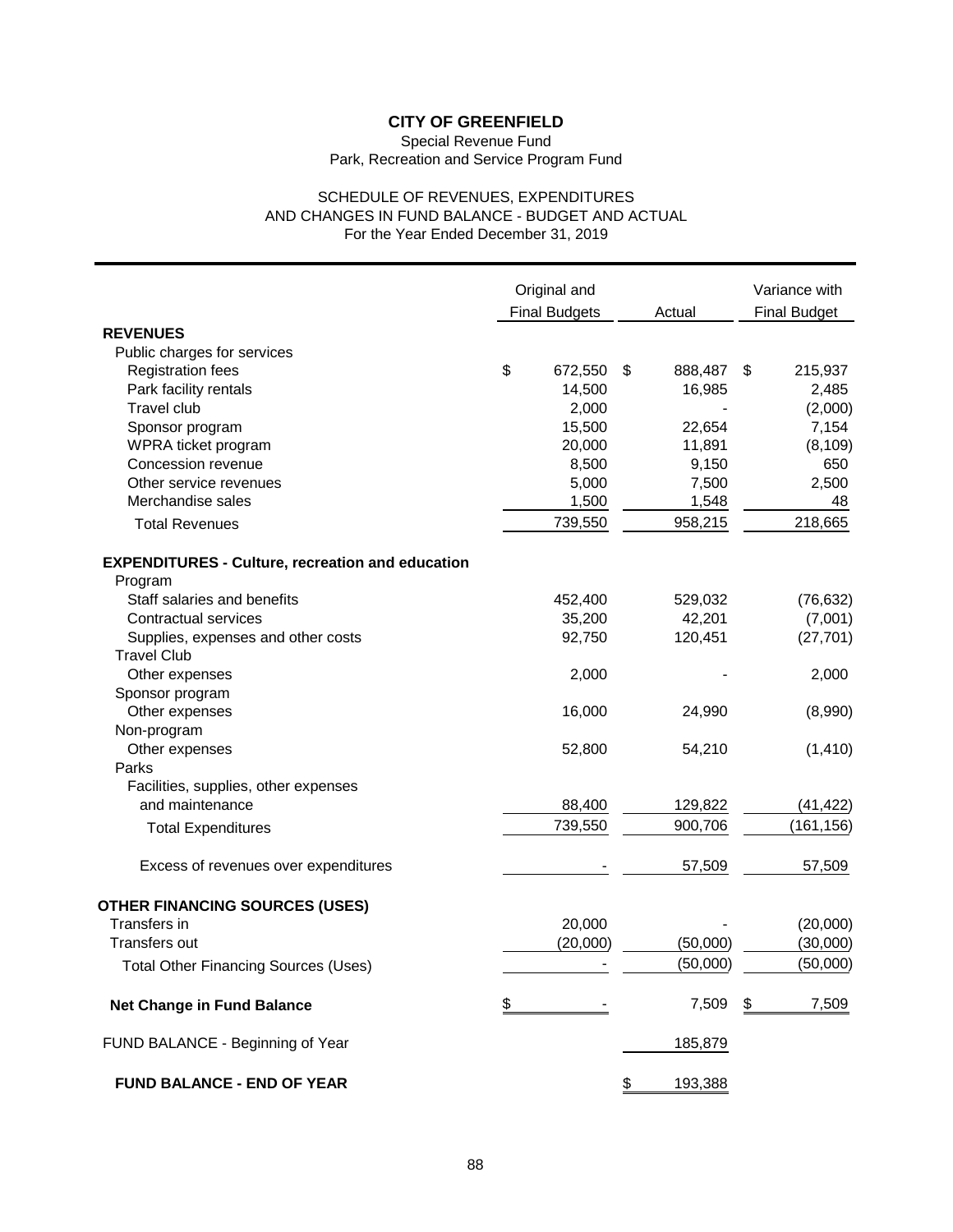# CITY OF GREENFIELD

Special Revenue Fund
Park, Recreation and Service Program Fund

SCHEDULE OF REVENUES, EXPENDITURES
AND CHANGES IN FUND BALANCE - BUDGET AND ACTUAL
For the Year Ended December 31, 2019

| | Original and Final Budgets | Actual | Variance with Final Budget |
|---|---|---|---|
| **REVENUES** | | | |
| Public charges for services | | | |
| Registration fees | $ 672,550 | $ 888,487 | $ 215,937 |
| Park facility rentals | 14,500 | 16,985 | 2,485 |
| Travel club | 2,000 | - | (2,000) |
| Sponsor program | 15,500 | 22,654 | 7,154 |
| WPRA ticket program | 20,000 | 11,891 | (8,109) |
| Concession revenue | 8,500 | 9,150 | 650 |
| Other service revenues | 5,000 | 7,500 | 2,500 |
| Merchandise sales | 1,500 | 1,548 | 48 |
| Total Revenues | 739,550 | 958,215 | 218,665 |
| **EXPENDITURES - Culture, recreation and education** | | | |
| Program | | | |
| Staff salaries and benefits | 452,400 | 529,032 | (76,632) |
| Contractual services | 35,200 | 42,201 | (7,001) |
| Supplies, expenses and other costs | 92,750 | 120,451 | (27,701) |
| Travel Club | | | |
| Other expenses | 2,000 | - | 2,000 |
| Sponsor program | | | |
| Other expenses | 16,000 | 24,990 | (8,990) |
| Non-program | | | |
| Other expenses | 52,800 | 54,210 | (1,410) |
| Parks | | | |
| Facilities, supplies, other expenses and maintenance | 88,400 | 129,822 | (41,422) |
| Total Expenditures | 739,550 | 900,706 | (161,156) |
| Excess of revenues over expenditures | - | 57,509 | 57,509 |
| **OTHER FINANCING SOURCES (USES)** | | | |
| Transfers in | 20,000 | - | (20,000) |
| Transfers out | (20,000) | (50,000) | (30,000) |
| Total Other Financing Sources (Uses) | - | (50,000) | (50,000) |
| **Net Change in Fund Balance** | $ - | 7,509 | $ 7,509 |
| FUND BALANCE - Beginning of Year | | 185,879 | |
| **FUND BALANCE - END OF YEAR** | | $ 193,388 | |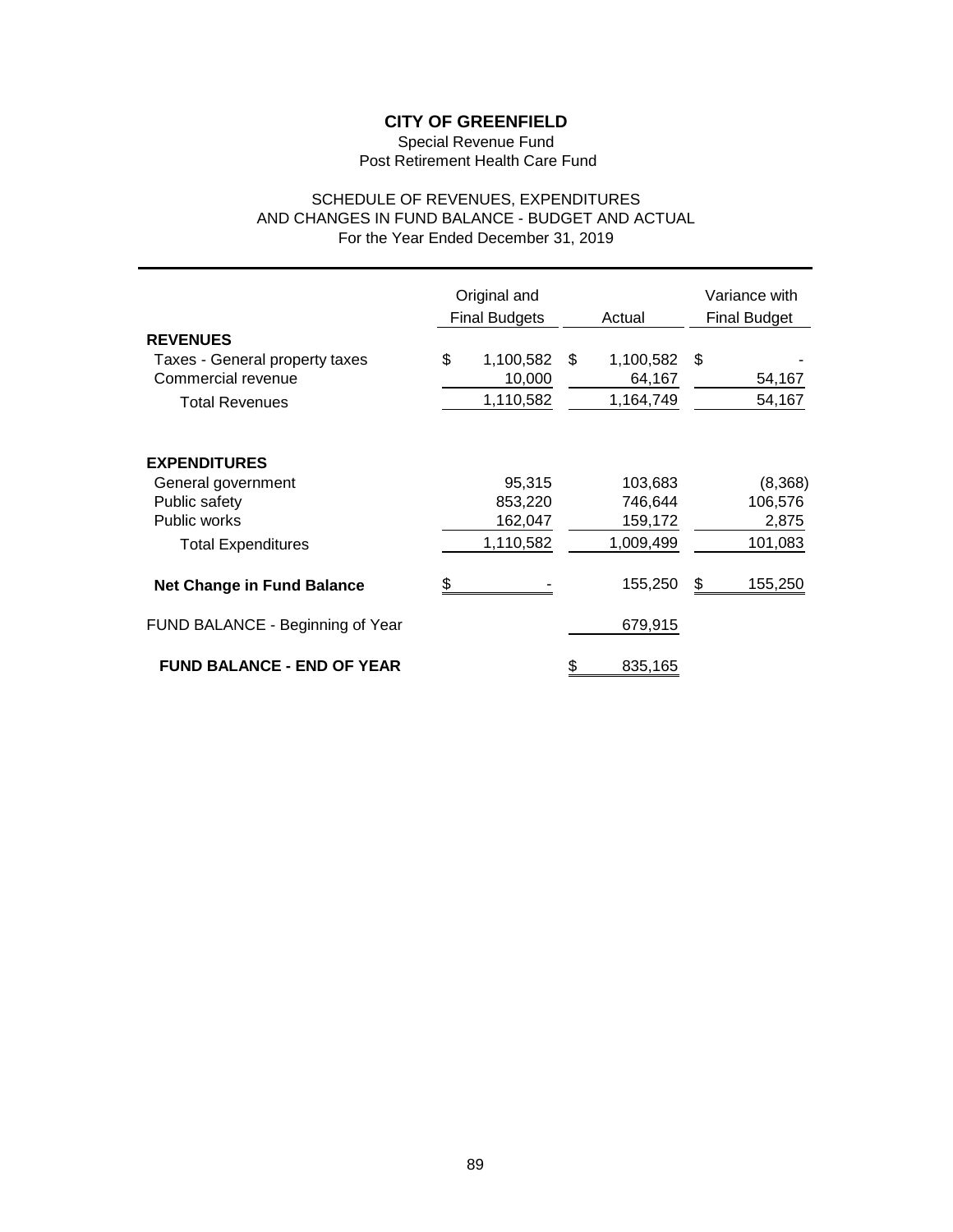# CITY OF GREENFIELD

Special Revenue Fund
Post Retirement Health Care Fund

SCHEDULE OF REVENUES, EXPENDITURES
AND CHANGES IN FUND BALANCE - BUDGET AND ACTUAL
For the Year Ended December 31, 2019

| | Original and Final Budgets | Actual | Variance with Final Budget |
|---|---|---|---|
| **REVENUES** | | | |
| Taxes - General property taxes | $ 1,100,582 | $ 1,100,582 | $ - |
| Commercial revenue | 10,000 | 64,167 | 54,167 |
| Total Revenues | 1,110,582 | 1,164,749 | 54,167 |
| **EXPENDITURES** | | | |
| General government | 95,315 | 103,683 | (8,368) |
| Public safety | 853,220 | 746,644 | 106,576 |
| Public works | 162,047 | 159,172 | 2,875 |
| Total Expenditures | 1,110,582 | 1,009,499 | 101,083 |
| **Net Change in Fund Balance** | $ - | 155,250 | $ 155,250 |
| FUND BALANCE - Beginning of Year | | 679,915 | |
| **FUND BALANCE - END OF YEAR** | | $ 835,165 | |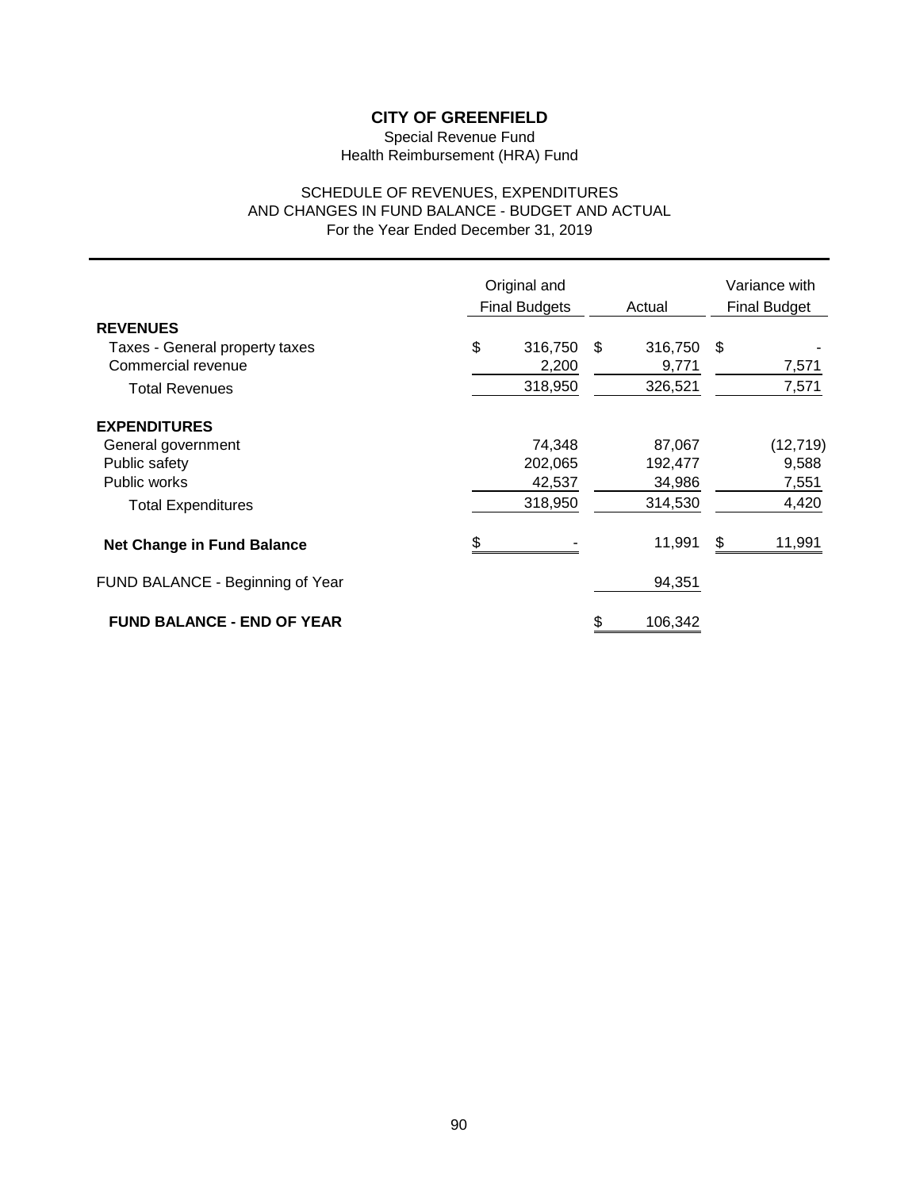# CITY OF GREENFIELD

Special Revenue Fund
Health Reimbursement (HRA) Fund

SCHEDULE OF REVENUES, EXPENDITURES
AND CHANGES IN FUND BALANCE - BUDGET AND ACTUAL
For the Year Ended December 31, 2019

| | Original and Final Budgets | Actual | Variance with Final Budget |
|---|---|---|---|
| **REVENUES** | | | |
| Taxes - General property taxes | $ 316,750 | $ 316,750 | $ - |
| Commercial revenue | 2,200 | 9,771 | 7,571 |
| Total Revenues | 318,950 | 326,521 | 7,571 |
| **EXPENDITURES** | | | |
| General government | 74,348 | 87,067 | (12,719) |
| Public safety | 202,065 | 192,477 | 9,588 |
| Public works | 42,537 | 34,986 | 7,551 |
| Total Expenditures | 318,950 | 314,530 | 4,420 |
| **Net Change in Fund Balance** | $ - | 11,991 | $ 11,991 |
| FUND BALANCE - Beginning of Year | | 94,351 | |
| **FUND BALANCE - END OF YEAR** | | $ 106,342 | |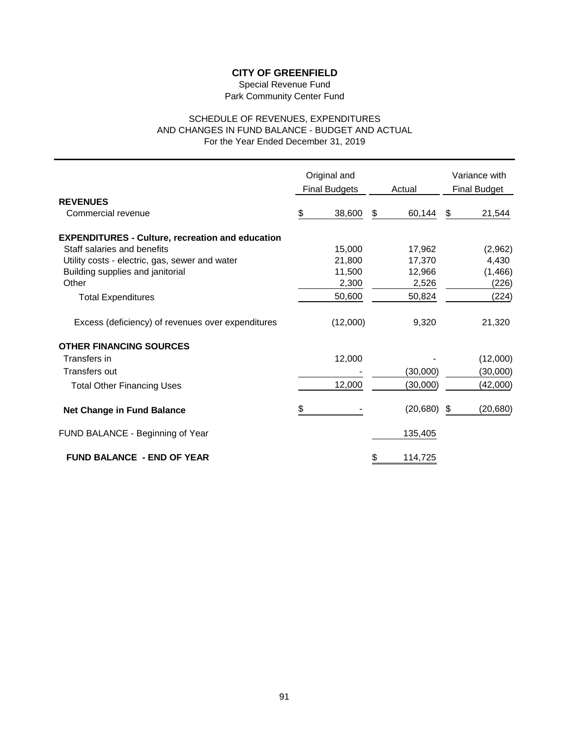**CITY OF GREENFIELD**

Special Revenue Fund

Park Community Center Fund

SCHEDULE OF REVENUES, EXPENDITURES
AND CHANGES IN FUND BALANCE - BUDGET AND ACTUAL
For the Year Ended December 31, 2019

| | Original and Final Budgets | Actual | Variance with Final Budget |
|---|---|---|---|
| **REVENUES** | | | |
| Commercial revenue | $ 38,600 | $ 60,144 | $ 21,544 |
| **EXPENDITURES - Culture, recreation and education** | | | |
| Staff salaries and benefits | 15,000 | 17,962 | (2,962) |
| Utility costs - electric, gas, sewer and water | 21,800 | 17,370 | 4,430 |
| Building supplies and janitorial | 11,500 | 12,966 | (1,466) |
| Other | 2,300 | 2,526 | (226) |
| Total Expenditures | 50,600 | 50,824 | (224) |
| Excess (deficiency) of revenues over expenditures | (12,000) | 9,320 | 21,320 |
| **OTHER FINANCING SOURCES** | | | |
| Transfers in | 12,000 | - | (12,000) |
| Transfers out | - | (30,000) | (30,000) |
| Total Other Financing Uses | 12,000 | (30,000) | (42,000) |
| **Net Change in Fund Balance** | $ - | (20,680) | $ (20,680) |
| FUND BALANCE - Beginning of Year | | 135,405 | |
| **FUND BALANCE - END OF YEAR** | | $ 114,725 | |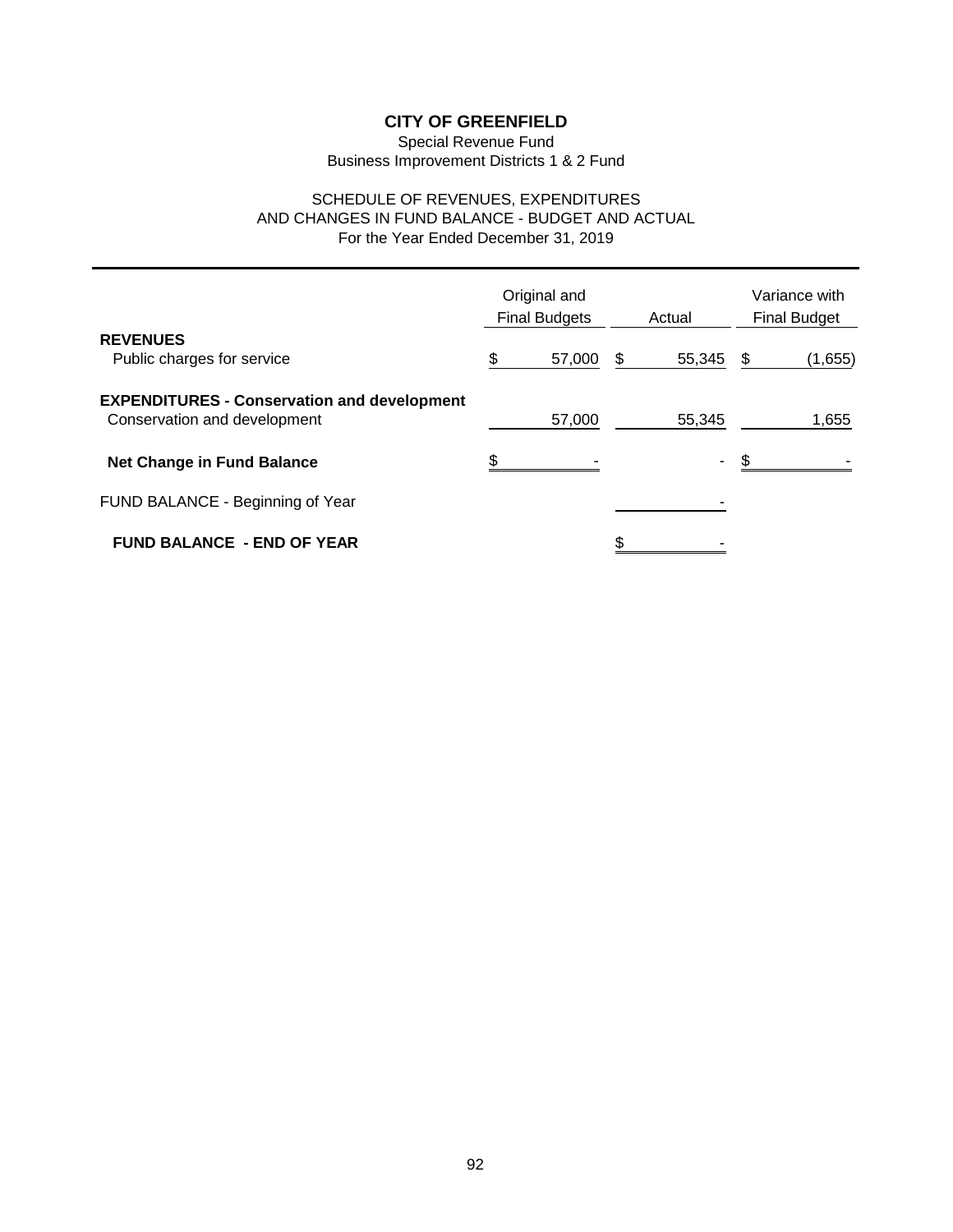# CITY OF GREENFIELD

Special Revenue Fund
Business Improvement Districts 1 & 2 Fund

SCHEDULE OF REVENUES, EXPENDITURES
AND CHANGES IN FUND BALANCE - BUDGET AND ACTUAL
For the Year Ended December 31, 2019

| | Original and Final Budgets | Actual | Variance with Final Budget |
|---|---|---|---|
| **REVENUES** | | | |
| Public charges for service | $ 57,000 | $ 55,345 | $ (1,655) |
| **EXPENDITURES - Conservation and development** | | | |
| Conservation and development | 57,000 | 55,345 | 1,655 |
| **Net Change in Fund Balance** | $ - | - | $ - |
| FUND BALANCE - Beginning of Year | | - | |
| **FUND BALANCE - END OF YEAR** | | $ - | |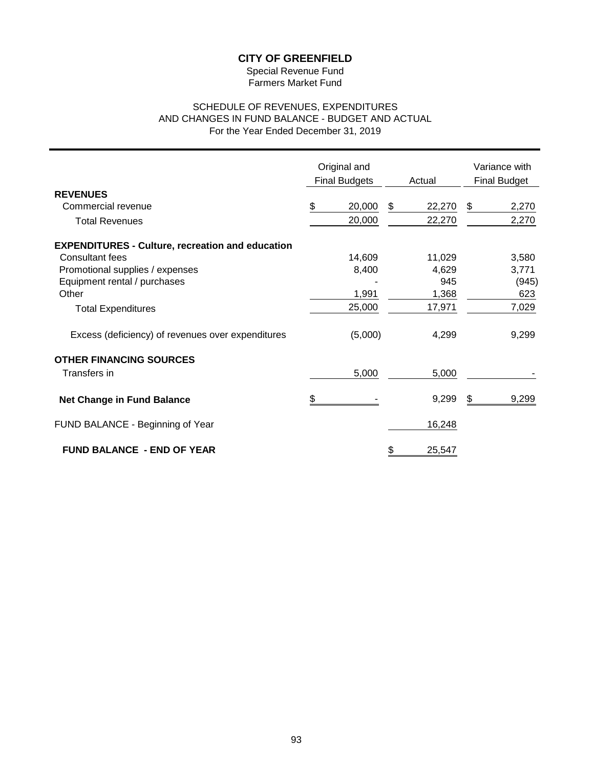# CITY OF GREENFIELD

Special Revenue Fund
Farmers Market Fund

SCHEDULE OF REVENUES, EXPENDITURES
AND CHANGES IN FUND BALANCE - BUDGET AND ACTUAL
For the Year Ended December 31, 2019

| | Original and Final Budgets | Actual | Variance with Final Budget |
|---|---|---|---|
| **REVENUES** | | | |
| Commercial revenue | $ 20,000 | $ 22,270 | $ 2,270 |
| Total Revenues | 20,000 | 22,270 | 2,270 |
| **EXPENDITURES - Culture, recreation and education** | | | |
| Consultant fees | 14,609 | 11,029 | 3,580 |
| Promotional supplies / expenses | 8,400 | 4,629 | 3,771 |
| Equipment rental / purchases | - | 945 | (945) |
| Other | 1,991 | 1,368 | 623 |
| Total Expenditures | 25,000 | 17,971 | 7,029 |
| Excess (deficiency) of revenues over expenditures | (5,000) | 4,299 | 9,299 |
| **OTHER FINANCING SOURCES** | | | |
| Transfers in | 5,000 | 5,000 | - |
| **Net Change in Fund Balance** | $ - | 9,299 | $ 9,299 |
| FUND BALANCE - Beginning of Year | | 16,248 | |
| **FUND BALANCE - END OF YEAR** | | $ 25,547 | |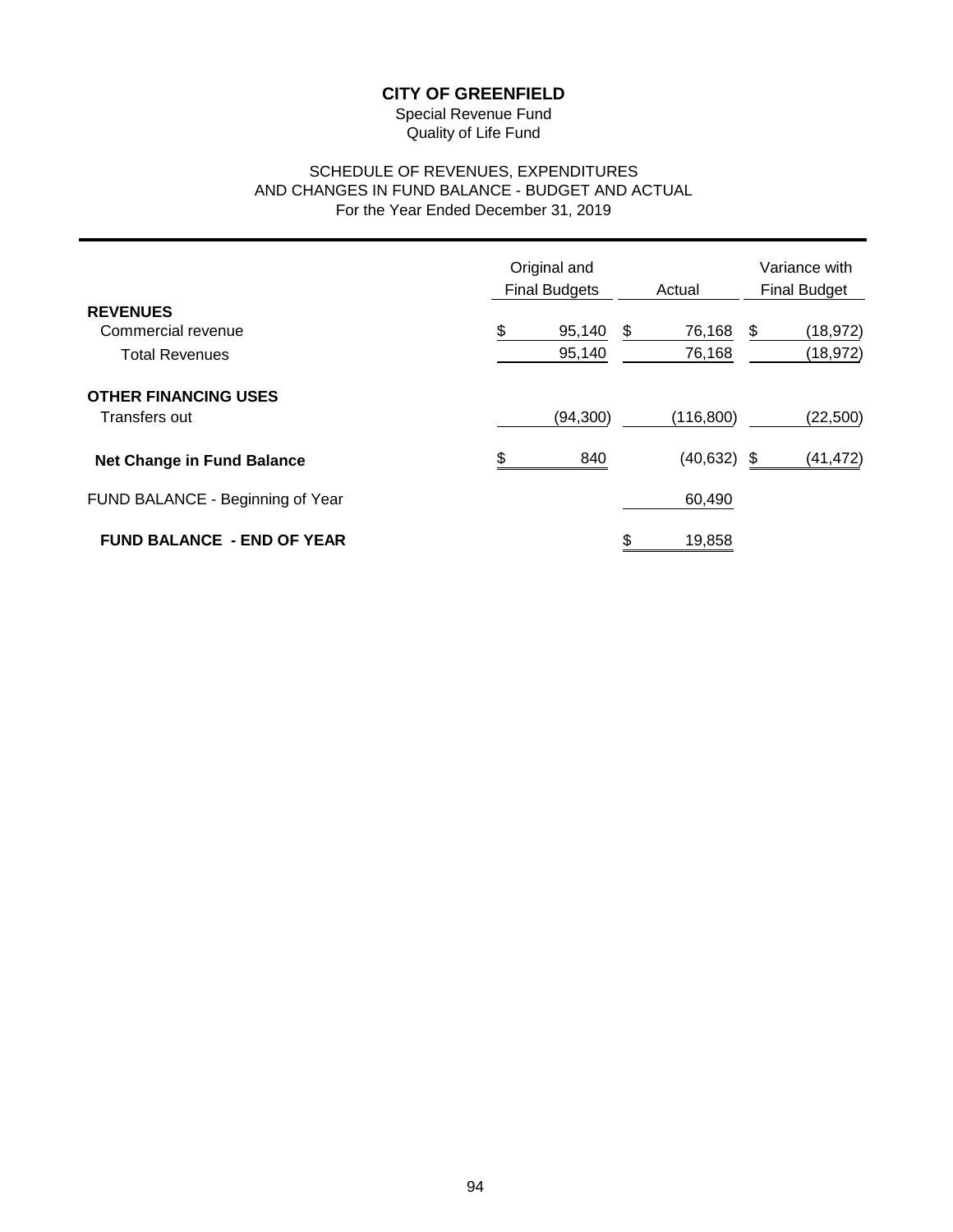# CITY OF GREENFIELD

Special Revenue Fund
Quality of Life Fund

SCHEDULE OF REVENUES, EXPENDITURES
AND CHANGES IN FUND BALANCE - BUDGET AND ACTUAL
For the Year Ended December 31, 2019

| | Original and Final Budgets | Actual | Variance with Final Budget |
|---|---|---|---|
| **REVENUES** | | | |
| Commercial revenue | $ 95,140 | $ 76,168 | $ (18,972) |
| Total Revenues | 95,140 | 76,168 | (18,972) |
| **OTHER FINANCING USES** | | | |
| Transfers out | (94,300) | (116,800) | (22,500) |
| **Net Change in Fund Balance** | $ 840 | (40,632) | $ (41,472) |
| FUND BALANCE - Beginning of Year | | 60,490 | |
| **FUND BALANCE - END OF YEAR** | | $ 19,858 | |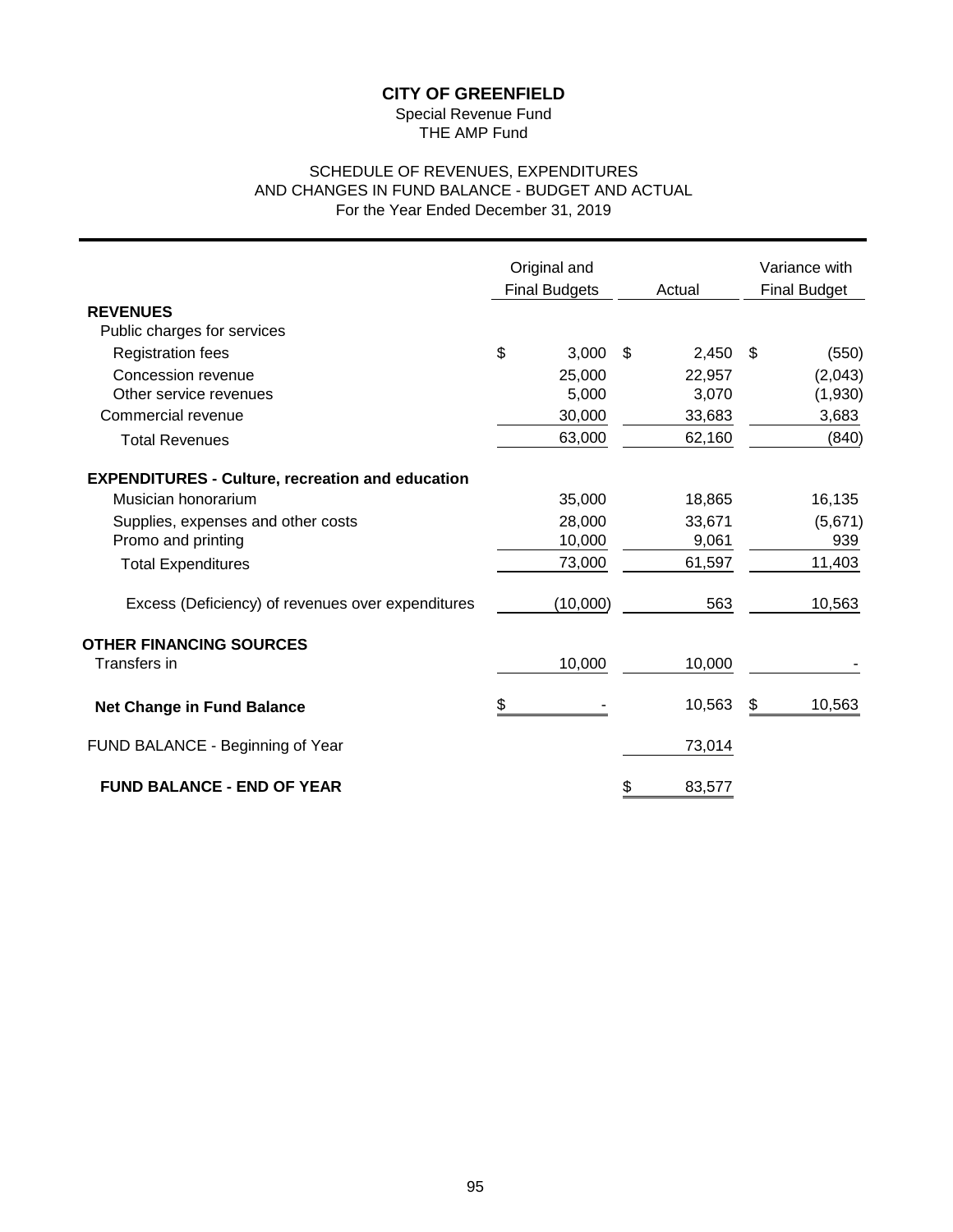# CITY OF GREENFIELD

Special Revenue Fund
THE AMP Fund

SCHEDULE OF REVENUES, EXPENDITURES
AND CHANGES IN FUND BALANCE - BUDGET AND ACTUAL
For the Year Ended December 31, 2019

| | Original and Final Budgets | Actual | Variance with Final Budget |
|---|---|---|---|
| **REVENUES** | | | |
| Public charges for services | | | |
| Registration fees | $ 3,000 | $ 2,450 | $ (550) |
| Concession revenue | 25,000 | 22,957 | (2,043) |
| Other service revenues | 5,000 | 3,070 | (1,930) |
| Commercial revenue | 30,000 | 33,683 | 3,683 |
| Total Revenues | 63,000 | 62,160 | (840) |
| **EXPENDITURES - Culture, recreation and education** | | | |
| Musician honorarium | 35,000 | 18,865 | 16,135 |
| Supplies, expenses and other costs | 28,000 | 33,671 | (5,671) |
| Promo and printing | 10,000 | 9,061 | 939 |
| Total Expenditures | 73,000 | 61,597 | 11,403 |
| Excess (Deficiency) of revenues over expenditures | (10,000) | 563 | 10,563 |
| **OTHER FINANCING SOURCES** | | | |
| Transfers in | 10,000 | 10,000 | - |
| **Net Change in Fund Balance** | $ - | 10,563 | $ 10,563 |
| FUND BALANCE - Beginning of Year | | 73,014 | |
| **FUND BALANCE - END OF YEAR** | | $ 83,577 | |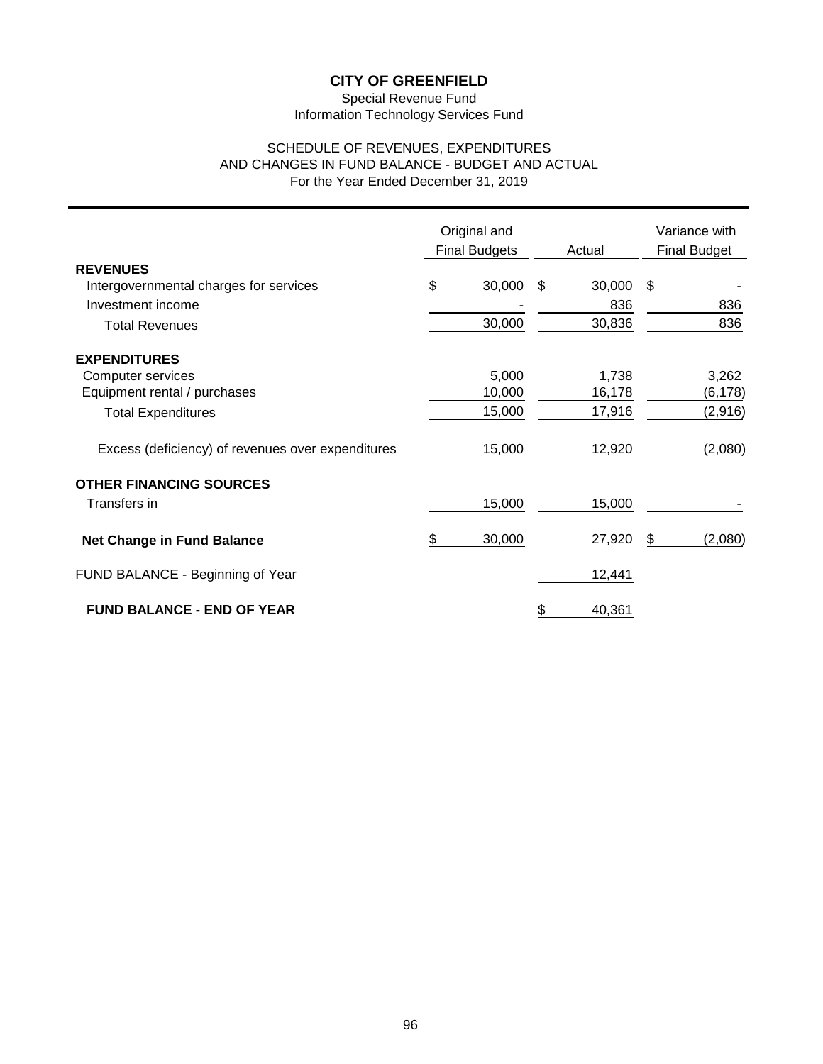# CITY OF GREENFIELD

Special Revenue Fund
Information Technology Services Fund

SCHEDULE OF REVENUES, EXPENDITURES
AND CHANGES IN FUND BALANCE - BUDGET AND ACTUAL
For the Year Ended December 31, 2019

| | Original and Final Budgets | Actual | Variance with Final Budget |
|---|---|---|---|
| **REVENUES** | | | |
| Intergovernmental charges for services | $ 30,000 | $ 30,000 | $ - |
| Investment income | - | 836 | 836 |
| Total Revenues | 30,000 | 30,836 | 836 |
| **EXPENDITURES** | | | |
| Computer services | 5,000 | 1,738 | 3,262 |
| Equipment rental / purchases | 10,000 | 16,178 | (6,178) |
| Total Expenditures | 15,000 | 17,916 | (2,916) |
| Excess (deficiency) of revenues over expenditures | 15,000 | 12,920 | (2,080) |
| **OTHER FINANCING SOURCES** | | | |
| Transfers in | 15,000 | 15,000 | - |
| **Net Change in Fund Balance** | $ 30,000 | 27,920 | $ (2,080) |
| FUND BALANCE - Beginning of Year | | 12,441 | |
| **FUND BALANCE - END OF YEAR** | | $ 40,361 | |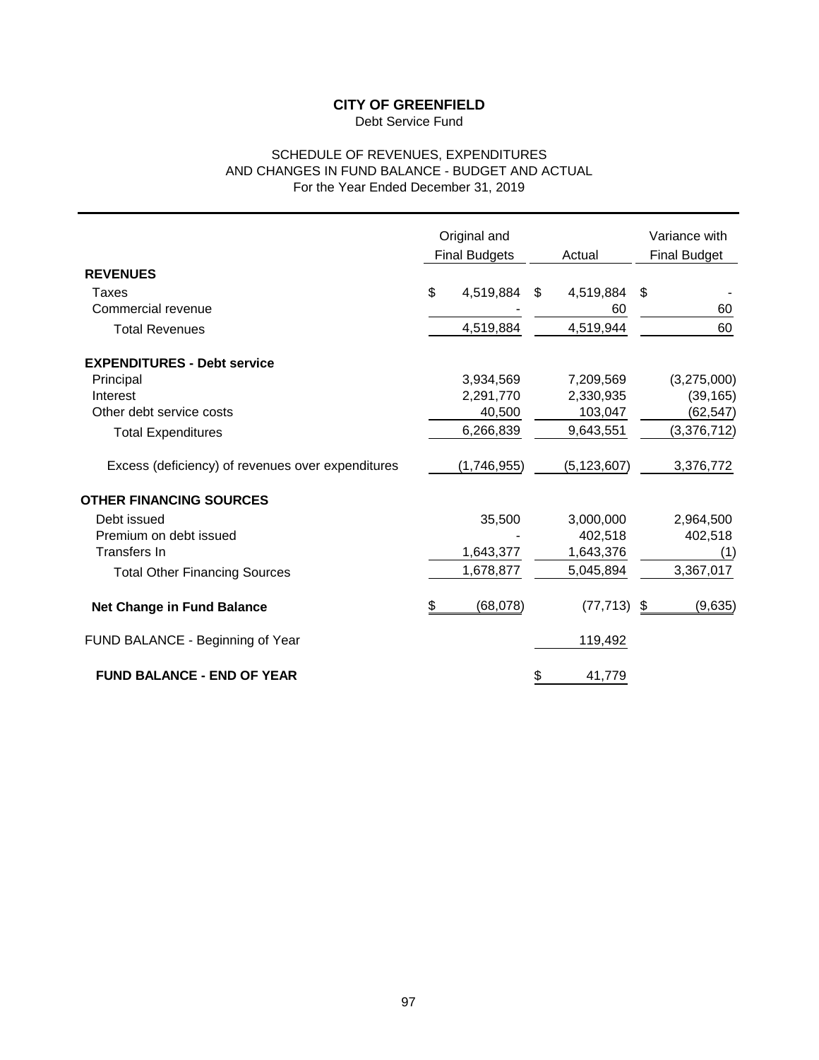**CITY OF GREENFIELD**

Debt Service Fund

SCHEDULE OF REVENUES, EXPENDITURES
AND CHANGES IN FUND BALANCE - BUDGET AND ACTUAL
For the Year Ended December 31, 2019

| | Original and Final Budgets | Actual | Variance with Final Budget |
|---|---|---|---|
| **REVENUES** | | | |
| Taxes | $ 4,519,884 | $ 4,519,884 | $ - |
| Commercial revenue | - | 60 | 60 |
| Total Revenues | 4,519,884 | 4,519,944 | 60 |
| **EXPENDITURES - Debt service** | | | |
| Principal | 3,934,569 | 7,209,569 | (3,275,000) |
| Interest | 2,291,770 | 2,330,935 | (39,165) |
| Other debt service costs | 40,500 | 103,047 | (62,547) |
| Total Expenditures | 6,266,839 | 9,643,551 | (3,376,712) |
| Excess (deficiency) of revenues over expenditures | (1,746,955) | (5,123,607) | 3,376,772 |
| **OTHER FINANCING SOURCES** | | | |
| Debt issued | 35,500 | 3,000,000 | 2,964,500 |
| Premium on debt issued | - | 402,518 | 402,518 |
| Transfers In | 1,643,377 | 1,643,376 | (1) |
| Total Other Financing Sources | 1,678,877 | 5,045,894 | 3,367,017 |
| **Net Change in Fund Balance** | $ (68,078) | (77,713) | $ (9,635) |
| FUND BALANCE - Beginning of Year | | 119,492 | |
| **FUND BALANCE - END OF YEAR** | | $ 41,779 | |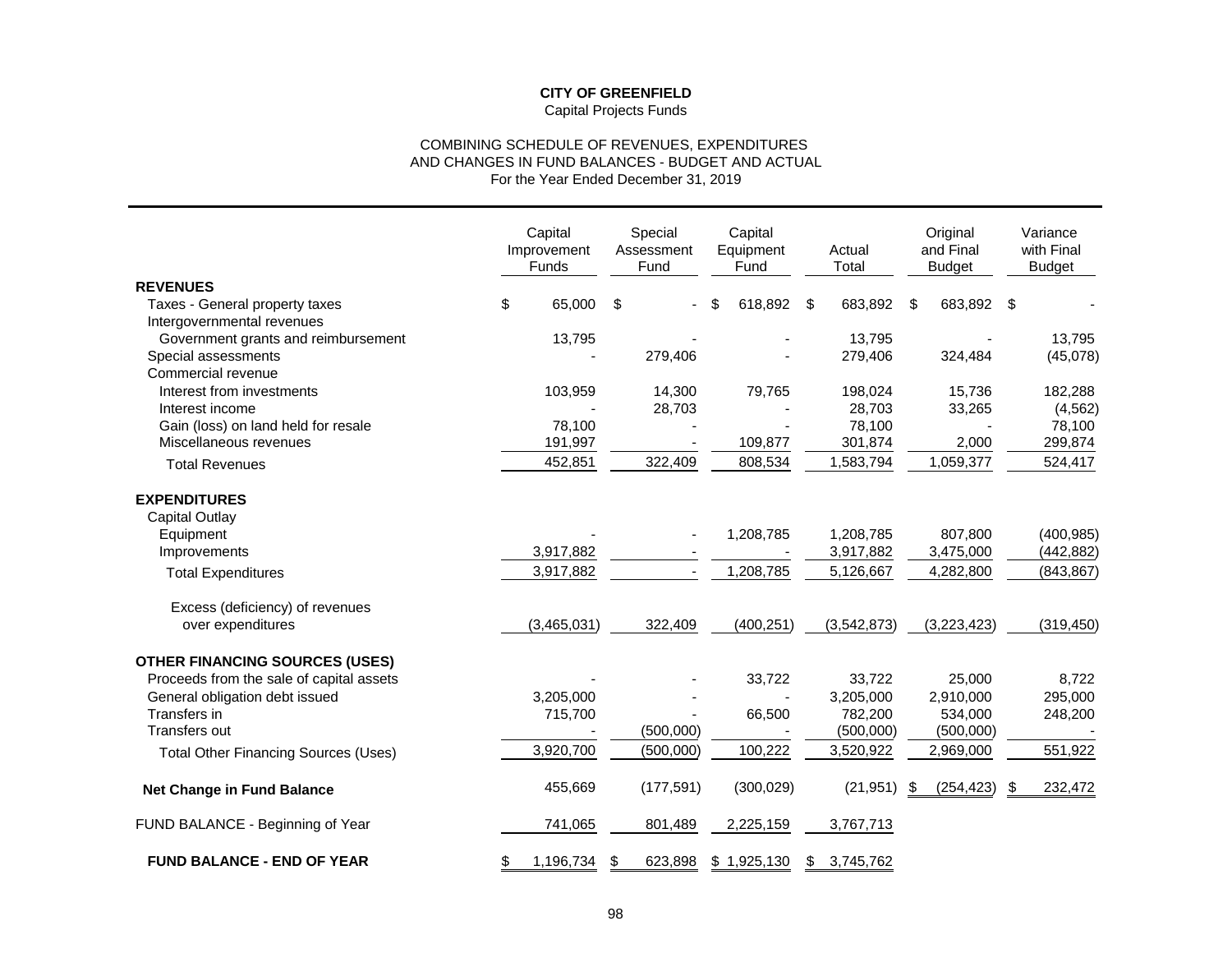**CITY OF GREENFIELD**
Capital Projects Funds

COMBINING SCHEDULE OF REVENUES, EXPENDITURES
AND CHANGES IN FUND BALANCES - BUDGET AND ACTUAL
For the Year Ended December 31, 2019

| | Capital Improvement Funds | Special Assessment Fund | Capital Equipment Fund | Actual Total | Original and Final Budget | Variance with Final Budget |
|---|---|---|---|---|---|---|
| **REVENUES** | | | | | | |
| Taxes - General property taxes | $ 65,000 | $ - | $ 618,892 | $ 683,892 | $ 683,892 | $ - |
| Intergovernmental revenues | | | | | | |
| Government grants and reimbursement | 13,795 | - | - | 13,795 | - | 13,795 |
| Special assessments | - | 279,406 | - | 279,406 | 324,484 | (45,078) |
| Commercial revenue | | | | | | |
| Interest from investments | 103,959 | 14,300 | 79,765 | 198,024 | 15,736 | 182,288 |
| Interest income | - | 28,703 | - | 28,703 | 33,265 | (4,562) |
| Gain (loss) on land held for resale | 78,100 | - | - | 78,100 | - | 78,100 |
| Miscellaneous revenues | 191,997 | - | 109,877 | 301,874 | 2,000 | 299,874 |
| Total Revenues | 452,851 | 322,409 | 808,534 | 1,583,794 | 1,059,377 | 524,417 |
| **EXPENDITURES** | | | | | | |
| Capital Outlay | | | | | | |
| Equipment | - | - | 1,208,785 | 1,208,785 | 807,800 | (400,985) |
| Improvements | 3,917,882 | - | - | 3,917,882 | 3,475,000 | (442,882) |
| Total Expenditures | 3,917,882 | - | 1,208,785 | 5,126,667 | 4,282,800 | (843,867) |
| Excess (deficiency) of revenues over expenditures | (3,465,031) | 322,409 | (400,251) | (3,542,873) | (3,223,423) | (319,450) |
| **OTHER FINANCING SOURCES (USES)** | | | | | | |
| Proceeds from the sale of capital assets | - | - | 33,722 | 33,722 | 25,000 | 8,722 |
| General obligation debt issued | 3,205,000 | - | - | 3,205,000 | 2,910,000 | 295,000 |
| Transfers in | 715,700 | - | 66,500 | 782,200 | 534,000 | 248,200 |
| Transfers out | - | (500,000) | - | (500,000) | (500,000) | - |
| Total Other Financing Sources (Uses) | 3,920,700 | (500,000) | 100,222 | 3,520,922 | 2,969,000 | 551,922 |
| **Net Change in Fund Balance** | 455,669 | (177,591) | (300,029) | (21,951) | $ (254,423) | $ 232,472 |
| FUND BALANCE - Beginning of Year | 741,065 | 801,489 | 2,225,159 | 3,767,713 | | |
| **FUND BALANCE - END OF YEAR** | $ 1,196,734 | $ 623,898 | $ 1,925,130 | $ 3,745,762 | | |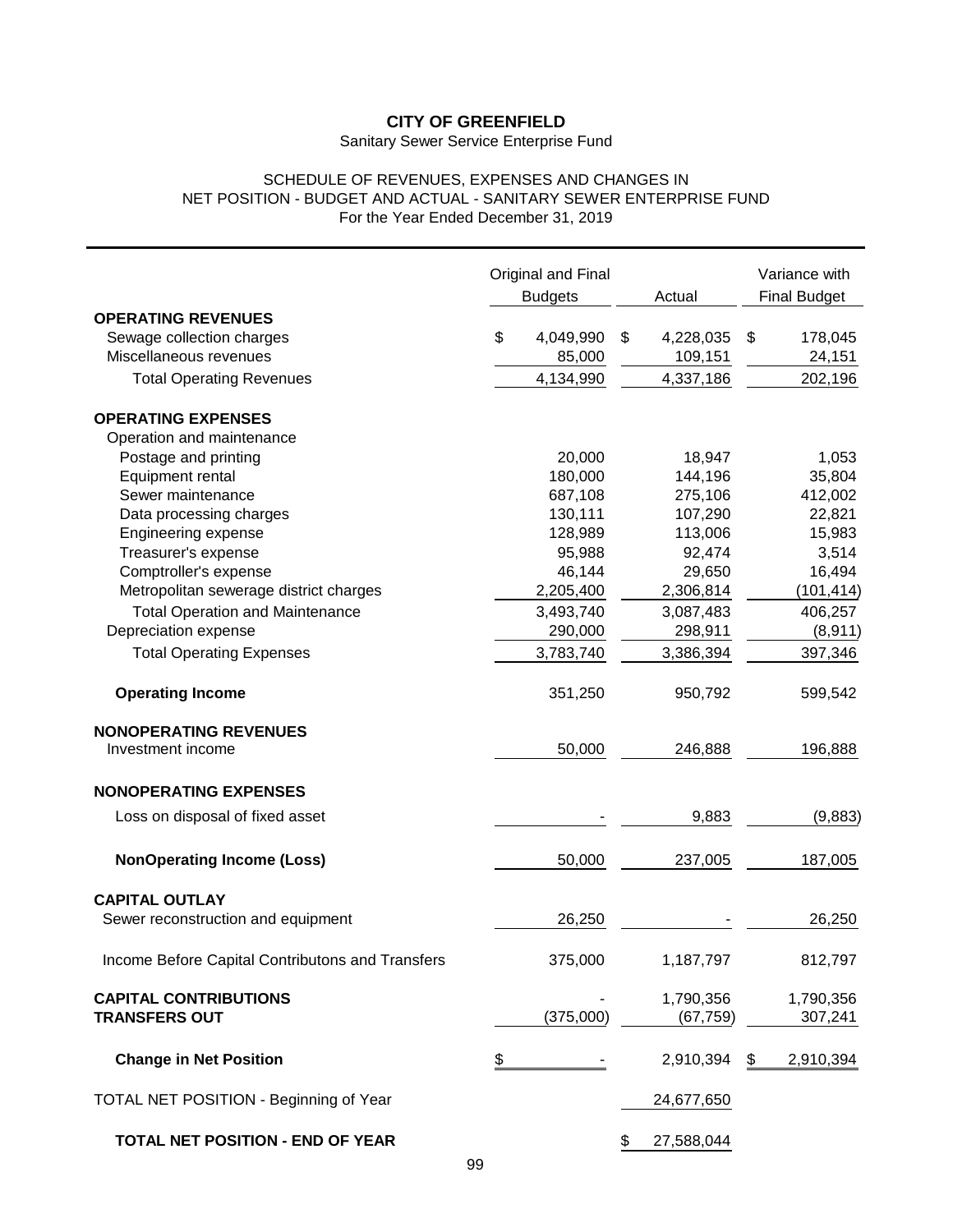# CITY OF GREENFIELD

Sanitary Sewer Service Enterprise Fund

SCHEDULE OF REVENUES, EXPENSES AND CHANGES IN
NET POSITION - BUDGET AND ACTUAL - SANITARY SEWER ENTERPRISE FUND
For the Year Ended December 31, 2019

| | Original and Final Budgets | Actual | Variance with Final Budget |
|---|---|---|---|
| **OPERATING REVENUES** | | | |
| Sewage collection charges | $ 4,049,990 | $ 4,228,035 | $ 178,045 |
| Miscellaneous revenues | 85,000 | 109,151 | 24,151 |
| Total Operating Revenues | 4,134,990 | 4,337,186 | 202,196 |
| **OPERATING EXPENSES** | | | |
| Operation and maintenance | | | |
| Postage and printing | 20,000 | 18,947 | 1,053 |
| Equipment rental | 180,000 | 144,196 | 35,804 |
| Sewer maintenance | 687,108 | 275,106 | 412,002 |
| Data processing charges | 130,111 | 107,290 | 22,821 |
| Engineering expense | 128,989 | 113,006 | 15,983 |
| Treasurer's expense | 95,988 | 92,474 | 3,514 |
| Comptroller's expense | 46,144 | 29,650 | 16,494 |
| Metropolitan sewerage district charges | 2,205,400 | 2,306,814 | (101,414) |
| Total Operation and Maintenance | 3,493,740 | 3,087,483 | 406,257 |
| Depreciation expense | 290,000 | 298,911 | (8,911) |
| Total Operating Expenses | 3,783,740 | 3,386,394 | 397,346 |
| **Operating Income** | 351,250 | 950,792 | 599,542 |
| **NONOPERATING REVENUES** | | | |
| Investment income | 50,000 | 246,888 | 196,888 |
| **NONOPERATING EXPENSES** | | | |
| Loss on disposal of fixed asset | - | 9,883 | (9,883) |
| **NonOperating Income (Loss)** | 50,000 | 237,005 | 187,005 |
| **CAPITAL OUTLAY** | | | |
| Sewer reconstruction and equipment | 26,250 | - | 26,250 |
| Income Before Capital Contributons and Transfers | 375,000 | 1,187,797 | 812,797 |
| **CAPITAL CONTRIBUTIONS** | - | 1,790,356 | 1,790,356 |
| **TRANSFERS OUT** | (375,000) | (67,759) | 307,241 |
| **Change in Net Position** | $ - | 2,910,394 | $ 2,910,394 |
| TOTAL NET POSITION - Beginning of Year | | 24,677,650 | |
| **TOTAL NET POSITION - END OF YEAR** | | $ 27,588,044 | |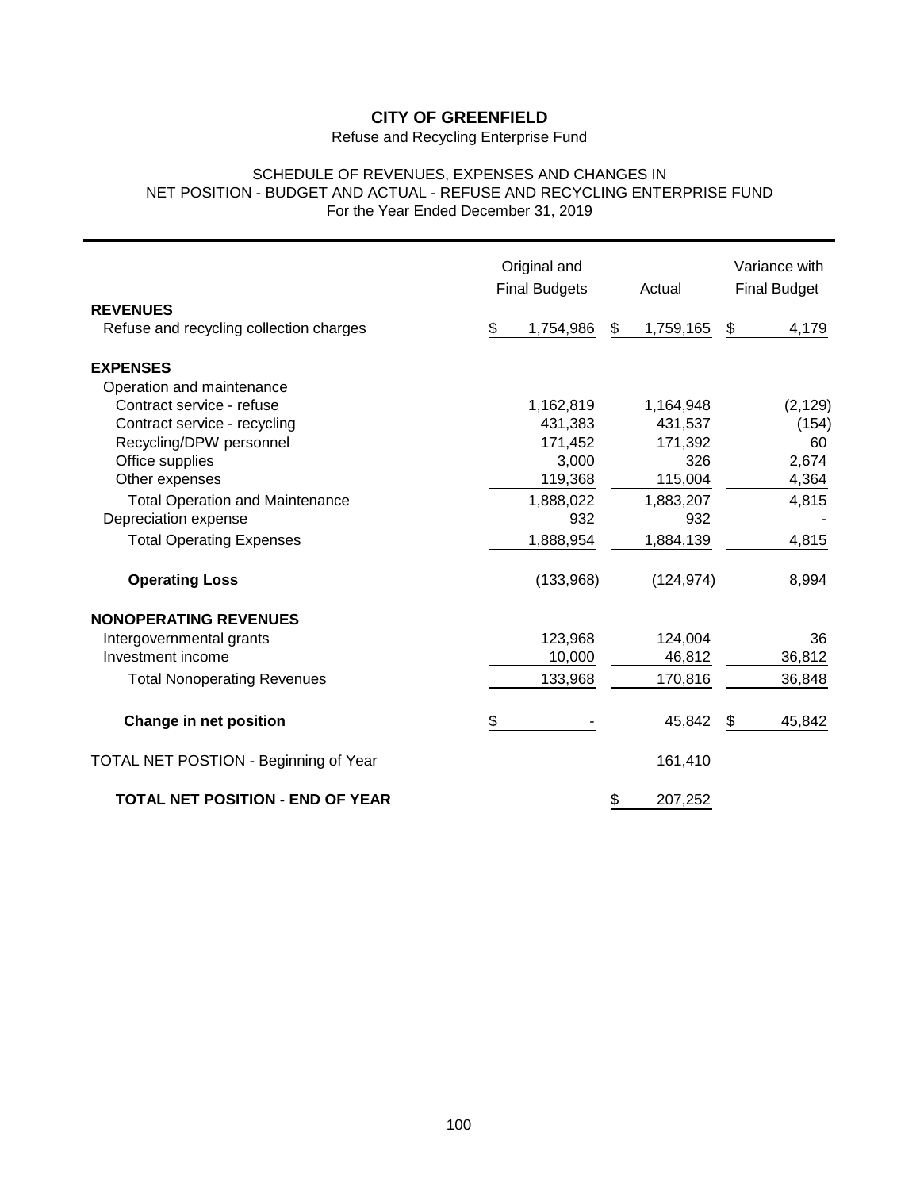# CITY OF GREENFIELD

Refuse and Recycling Enterprise Fund

SCHEDULE OF REVENUES, EXPENSES AND CHANGES IN
NET POSITION - BUDGET AND ACTUAL - REFUSE AND RECYCLING ENTERPRISE FUND
For the Year Ended December 31, 2019

| | Original and Final Budgets | Actual | Variance with Final Budget |
|---|---|---|---|
| **REVENUES** | | | |
| Refuse and recycling collection charges | $ 1,754,986 | $ 1,759,165 | $ 4,179 |
| **EXPENSES** | | | |
| Operation and maintenance | | | |
| Contract service - refuse | 1,162,819 | 1,164,948 | (2,129) |
| Contract service - recycling | 431,383 | 431,537 | (154) |
| Recycling/DPW personnel | 171,452 | 171,392 | 60 |
| Office supplies | 3,000 | 326 | 2,674 |
| Other expenses | 119,368 | 115,004 | 4,364 |
| Total Operation and Maintenance | 1,888,022 | 1,883,207 | 4,815 |
| Depreciation expense | 932 | 932 | - |
| Total Operating Expenses | 1,888,954 | 1,884,139 | 4,815 |
| **Operating Loss** | (133,968) | (124,974) | 8,994 |
| **NONOPERATING REVENUES** | | | |
| Intergovernmental grants | 123,968 | 124,004 | 36 |
| Investment income | 10,000 | 46,812 | 36,812 |
| Total Nonoperating Revenues | 133,968 | 170,816 | 36,848 |
| **Change in net position** | $ - | 45,842 | $ 45,842 |
| TOTAL NET POSTION - Beginning of Year | | 161,410 | |
| **TOTAL NET POSITION - END OF YEAR** | | $ 207,252 | |